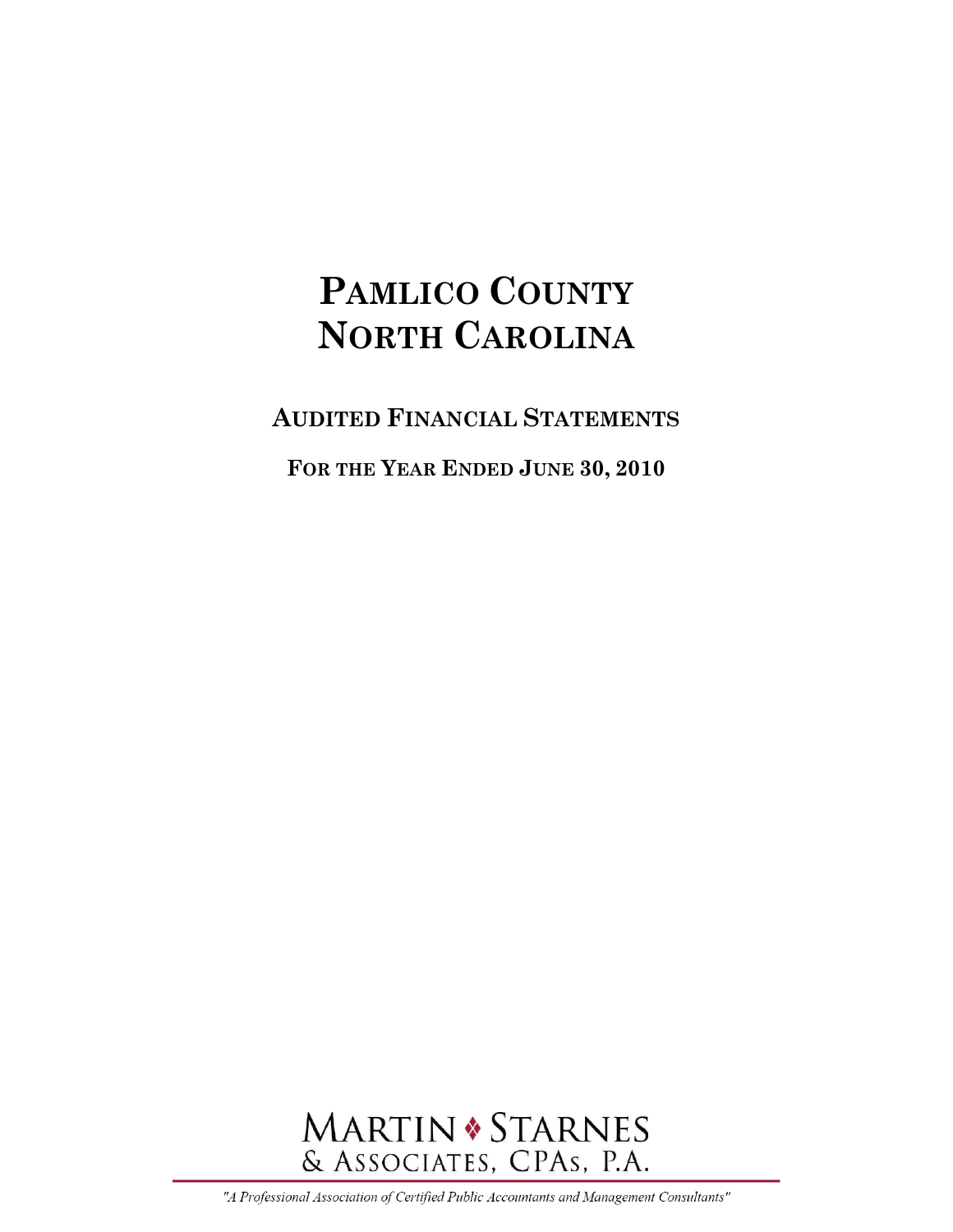# PAMLICO COUNTY
# NORTH CAROLINA

## AUDITED FINANCIAL STATEMENTS

### FOR THE YEAR ENDED JUNE 30, 2010

MARTIN ❖ STARNES
& ASSOCIATES, CPAs, P.A.

*"A Professional Association of Certified Public Accountants and Management Consultants"*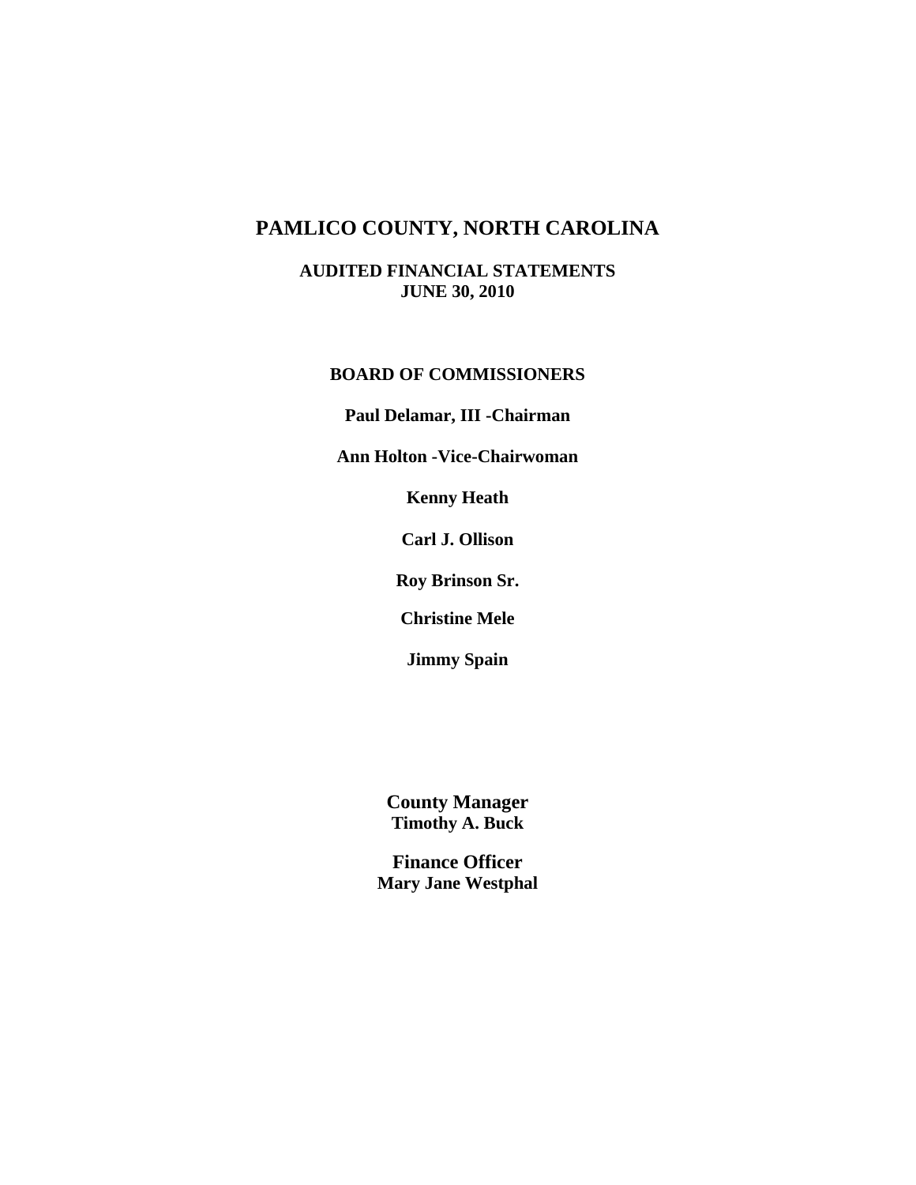# PAMLICO COUNTY, NORTH CAROLINA

**AUDITED FINANCIAL STATEMENTS**
**JUNE 30, 2010**

**BOARD OF COMMISSIONERS**

**Paul Delamar, III -Chairman**

**Ann Holton -Vice-Chairwoman**

**Kenny Heath**

**Carl J. Ollison**

**Roy Brinson Sr.**

**Christine Mele**

**Jimmy Spain**

**County Manager**
**Timothy A. Buck**

**Finance Officer**
**Mary Jane Westphal**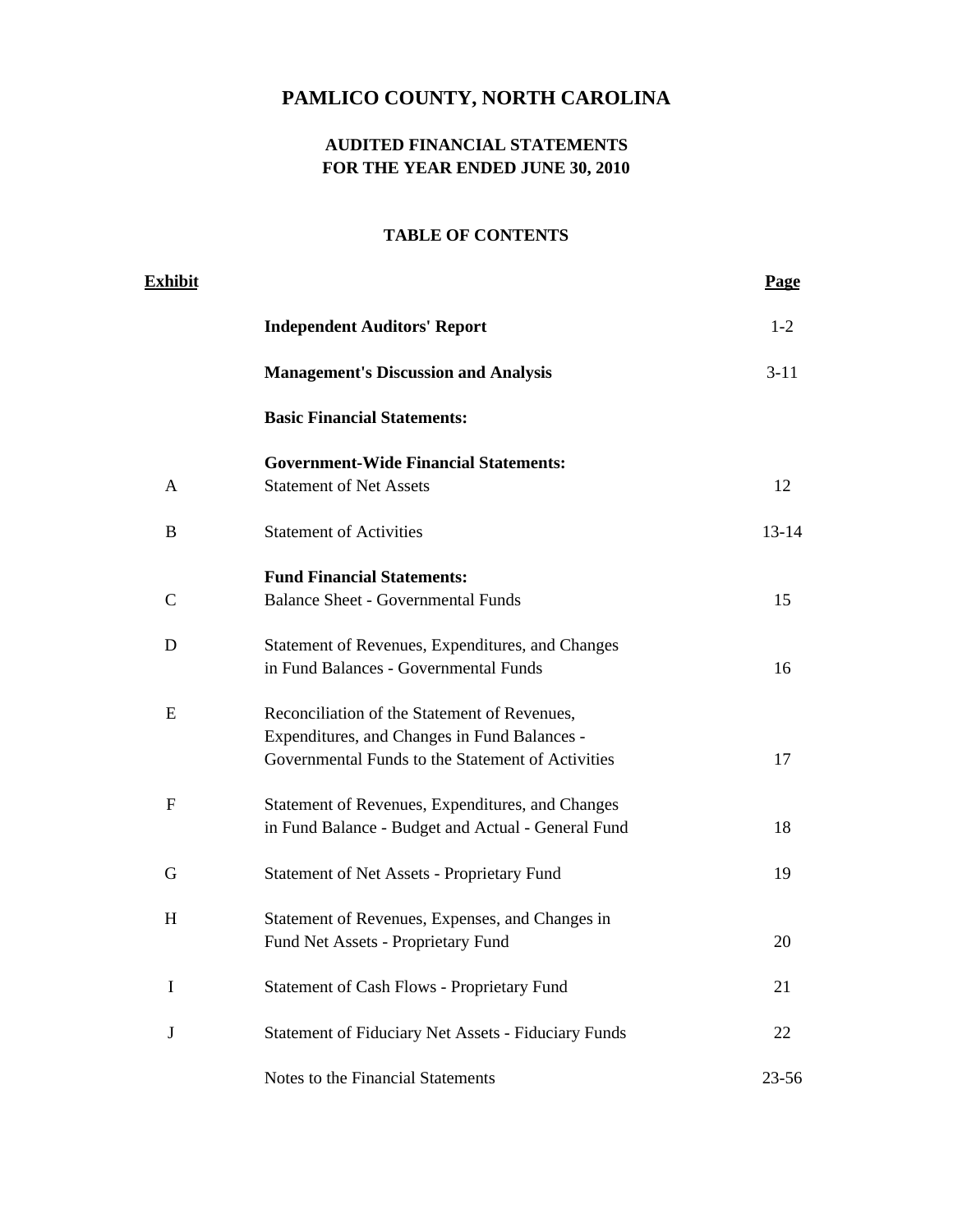# PAMLICO COUNTY, NORTH CAROLINA

## AUDITED FINANCIAL STATEMENTS
## FOR THE YEAR ENDED JUNE 30, 2010

### TABLE OF CONTENTS

| Exhibit | | Page |
|---|---|---|
| | **Independent Auditors' Report** | 1-2 |
| | **Management's Discussion and Analysis** | 3-11 |
| | **Basic Financial Statements:** | |
| | **Government-Wide Financial Statements:** | |
| A | Statement of Net Assets | 12 |
| B | Statement of Activities | 13-14 |
| | **Fund Financial Statements:** | |
| C | Balance Sheet - Governmental Funds | 15 |
| D | Statement of Revenues, Expenditures, and Changes in Fund Balances - Governmental Funds | 16 |
| E | Reconciliation of the Statement of Revenues, Expenditures, and Changes in Fund Balances - Governmental Funds to the Statement of Activities | 17 |
| F | Statement of Revenues, Expenditures, and Changes in Fund Balance - Budget and Actual - General Fund | 18 |
| G | Statement of Net Assets - Proprietary Fund | 19 |
| H | Statement of Revenues, Expenses, and Changes in Fund Net Assets - Proprietary Fund | 20 |
| I | Statement of Cash Flows - Proprietary Fund | 21 |
| J | Statement of Fiduciary Net Assets - Fiduciary Funds | 22 |
| | Notes to the Financial Statements | 23-56 |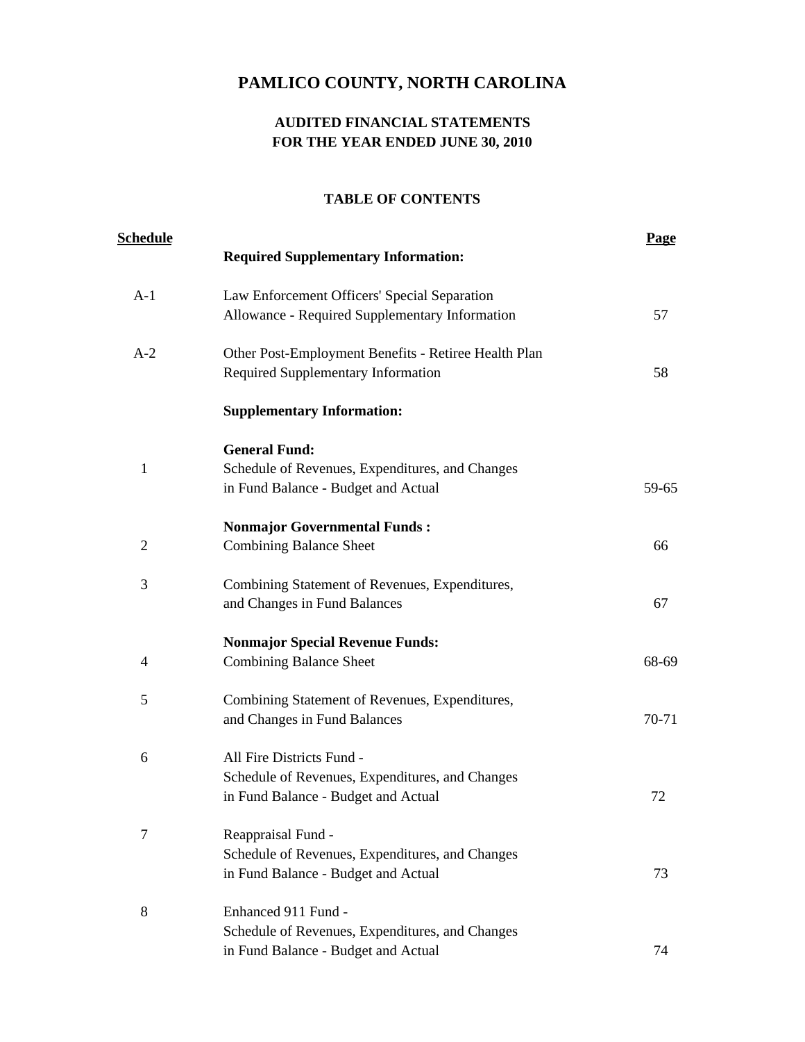# PAMLICO COUNTY, NORTH CAROLINA

## AUDITED FINANCIAL STATEMENTS
## FOR THE YEAR ENDED JUNE 30, 2010

### TABLE OF CONTENTS

| Schedule | | Page |
|---|---|---|
| | **Required Supplementary Information:** | |
| A-1 | Law Enforcement Officers' Special Separation Allowance - Required Supplementary Information | 57 |
| A-2 | Other Post-Employment Benefits - Retiree Health Plan Required Supplementary Information | 58 |
| | **Supplementary Information:** | |
| | **General Fund:** | |
| 1 | Schedule of Revenues, Expenditures, and Changes in Fund Balance - Budget and Actual | 59-65 |
| | **Nonmajor Governmental Funds :** | |
| 2 | Combining Balance Sheet | 66 |
| 3 | Combining Statement of Revenues, Expenditures, and Changes in Fund Balances | 67 |
| | **Nonmajor Special Revenue Funds:** | |
| 4 | Combining Balance Sheet | 68-69 |
| 5 | Combining Statement of Revenues, Expenditures, and Changes in Fund Balances | 70-71 |
| 6 | All Fire Districts Fund - Schedule of Revenues, Expenditures, and Changes in Fund Balance - Budget and Actual | 72 |
| 7 | Reappraisal Fund - Schedule of Revenues, Expenditures, and Changes in Fund Balance - Budget and Actual | 73 |
| 8 | Enhanced 911 Fund - Schedule of Revenues, Expenditures, and Changes in Fund Balance - Budget and Actual | 74 |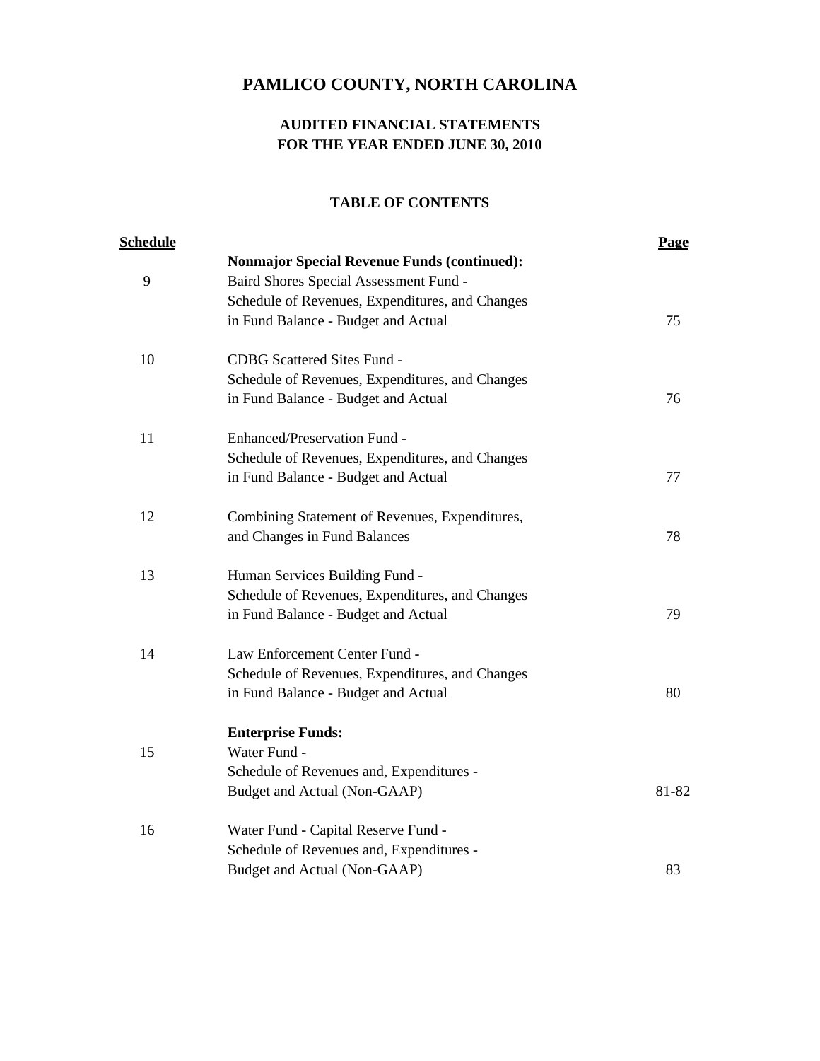# PAMLICO COUNTY, NORTH CAROLINA

## AUDITED FINANCIAL STATEMENTS
## FOR THE YEAR ENDED JUNE 30, 2010

### TABLE OF CONTENTS

| Schedule | | Page |
|---|---|---|
| | **Nonmajor Special Revenue Funds (continued):** | |
| 9 | Baird Shores Special Assessment Fund - Schedule of Revenues, Expenditures, and Changes in Fund Balance - Budget and Actual | 75 |
| 10 | CDBG Scattered Sites Fund - Schedule of Revenues, Expenditures, and Changes in Fund Balance - Budget and Actual | 76 |
| 11 | Enhanced/Preservation Fund - Schedule of Revenues, Expenditures, and Changes in Fund Balance - Budget and Actual | 77 |
| 12 | Combining Statement of Revenues, Expenditures, and Changes in Fund Balances | 78 |
| 13 | Human Services Building Fund - Schedule of Revenues, Expenditures, and Changes in Fund Balance - Budget and Actual | 79 |
| 14 | Law Enforcement Center Fund - Schedule of Revenues, Expenditures, and Changes in Fund Balance - Budget and Actual | 80 |
| | **Enterprise Funds:** | |
| 15 | Water Fund - Schedule of Revenues and, Expenditures - Budget and Actual (Non-GAAP) | 81-82 |
| 16 | Water Fund - Capital Reserve Fund - Schedule of Revenues and, Expenditures - Budget and Actual (Non-GAAP) | 83 |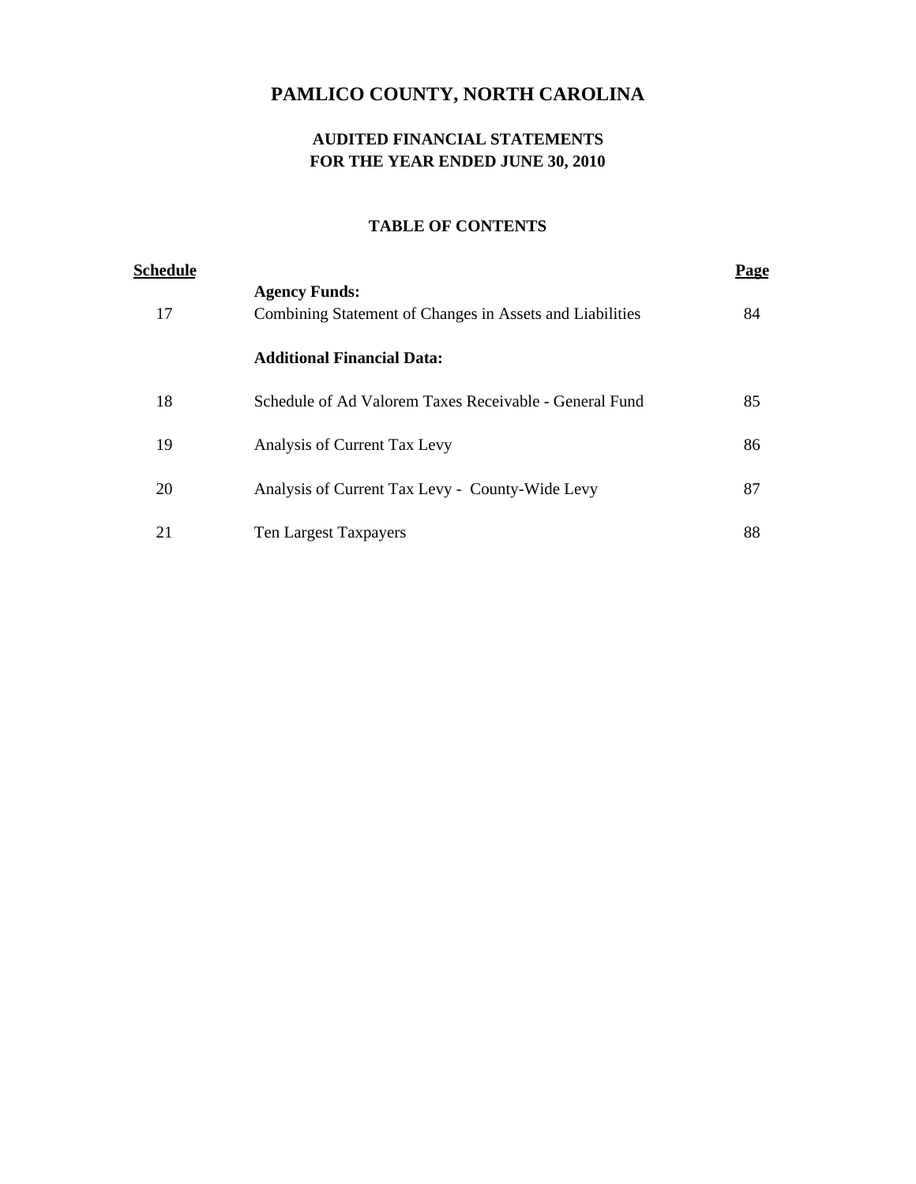# PAMLICO COUNTY, NORTH CAROLINA

## AUDITED FINANCIAL STATEMENTS
## FOR THE YEAR ENDED JUNE 30, 2010

### TABLE OF CONTENTS

| Schedule | | Page |
|---|---|---|
| | **Agency Funds:** | |
| 17 | Combining Statement of Changes in Assets and Liabilities | 84 |
| | **Additional Financial Data:** | |
| 18 | Schedule of Ad Valorem Taxes Receivable - General Fund | 85 |
| 19 | Analysis of Current Tax Levy | 86 |
| 20 | Analysis of Current Tax Levy - County-Wide Levy | 87 |
| 21 | Ten Largest Taxpayers | 88 |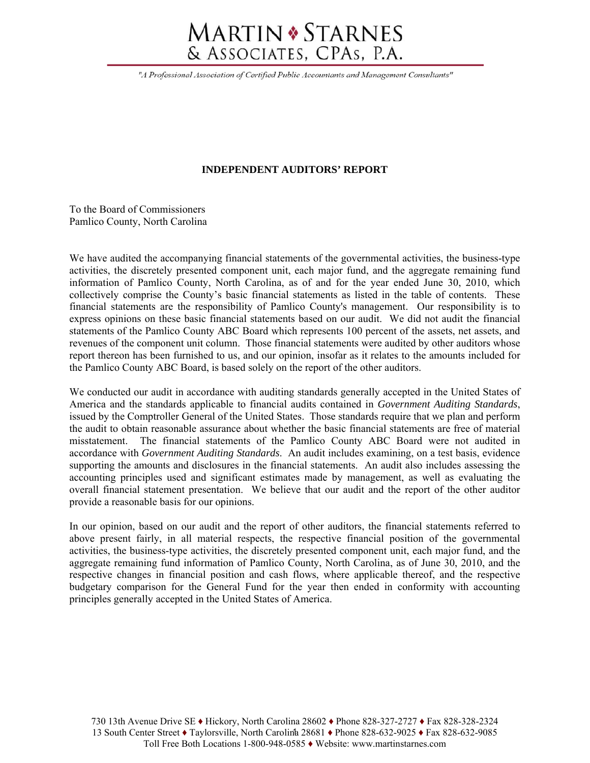# MARTIN ♦ STARNES & ASSOCIATES, CPAs, P.A.

*"A Professional Association of Certified Public Accountants and Management Consultants"*

## INDEPENDENT AUDITORS' REPORT

To the Board of Commissioners
Pamlico County, North Carolina

We have audited the accompanying financial statements of the governmental activities, the business-type activities, the discretely presented component unit, each major fund, and the aggregate remaining fund information of Pamlico County, North Carolina, as of and for the year ended June 30, 2010, which collectively comprise the County's basic financial statements as listed in the table of contents. These financial statements are the responsibility of Pamlico County's management. Our responsibility is to express opinions on these basic financial statements based on our audit. We did not audit the financial statements of the Pamlico County ABC Board which represents 100 percent of the assets, net assets, and revenues of the component unit column. Those financial statements were audited by other auditors whose report thereon has been furnished to us, and our opinion, insofar as it relates to the amounts included for the Pamlico County ABC Board, is based solely on the report of the other auditors.

We conducted our audit in accordance with auditing standards generally accepted in the United States of America and the standards applicable to financial audits contained in *Government Auditing Standards*, issued by the Comptroller General of the United States. Those standards require that we plan and perform the audit to obtain reasonable assurance about whether the basic financial statements are free of material misstatement. The financial statements of the Pamlico County ABC Board were not audited in accordance with *Government Auditing Standards*. An audit includes examining, on a test basis, evidence supporting the amounts and disclosures in the financial statements. An audit also includes assessing the accounting principles used and significant estimates made by management, as well as evaluating the overall financial statement presentation. We believe that our audit and the report of the other auditor provide a reasonable basis for our opinions.

In our opinion, based on our audit and the report of other auditors, the financial statements referred to above present fairly, in all material respects, the respective financial position of the governmental activities, the business-type activities, the discretely presented component unit, each major fund, and the aggregate remaining fund information of Pamlico County, North Carolina, as of June 30, 2010, and the respective changes in financial position and cash flows, where applicable thereof, and the respective budgetary comparison for the General Fund for the year then ended in conformity with accounting principles generally accepted in the United States of America.

730 13th Avenue Drive SE ♦ Hickory, North Carolina 28602 ♦ Phone 828-327-2727 ♦ Fax 828-328-2324
13 South Center Street ♦ Taylorsville, North Carolina 28681 ♦ Phone 828-632-9025 ♦ Fax 828-632-9085
Toll Free Both Locations 1-800-948-0585 ♦ Website: www.martinstarnes.com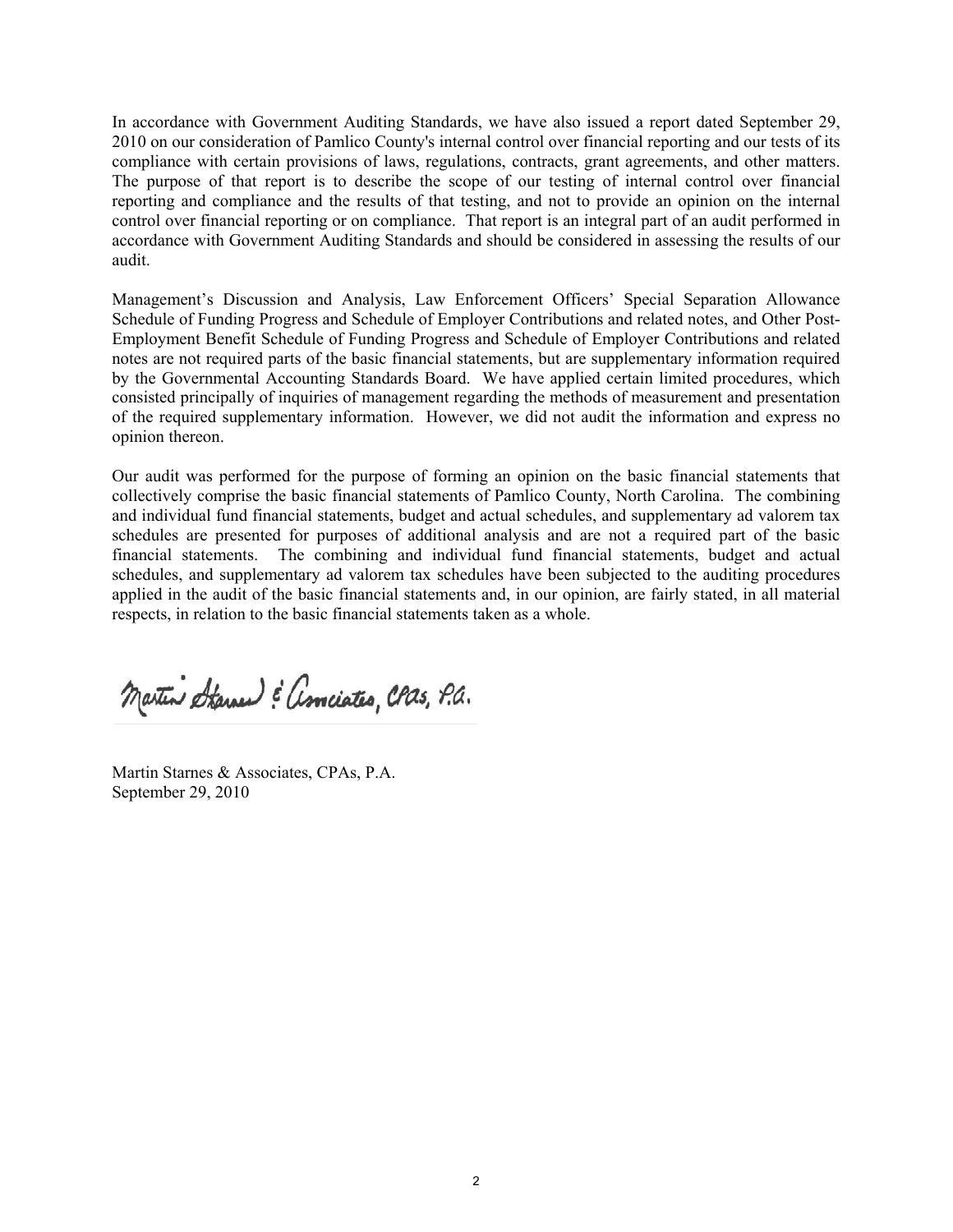In accordance with Government Auditing Standards, we have also issued a report dated September 29, 2010 on our consideration of Pamlico County's internal control over financial reporting and our tests of its compliance with certain provisions of laws, regulations, contracts, grant agreements, and other matters. The purpose of that report is to describe the scope of our testing of internal control over financial reporting and compliance and the results of that testing, and not to provide an opinion on the internal control over financial reporting or on compliance. That report is an integral part of an audit performed in accordance with Government Auditing Standards and should be considered in assessing the results of our audit.

Management's Discussion and Analysis, Law Enforcement Officers' Special Separation Allowance Schedule of Funding Progress and Schedule of Employer Contributions and related notes, and Other Post-Employment Benefit Schedule of Funding Progress and Schedule of Employer Contributions and related notes are not required parts of the basic financial statements, but are supplementary information required by the Governmental Accounting Standards Board. We have applied certain limited procedures, which consisted principally of inquiries of management regarding the methods of measurement and presentation of the required supplementary information. However, we did not audit the information and express no opinion thereon.

Our audit was performed for the purpose of forming an opinion on the basic financial statements that collectively comprise the basic financial statements of Pamlico County, North Carolina. The combining and individual fund financial statements, budget and actual schedules, and supplementary ad valorem tax schedules are presented for purposes of additional analysis and are not a required part of the basic financial statements. The combining and individual fund financial statements, budget and actual schedules, and supplementary ad valorem tax schedules have been subjected to the auditing procedures applied in the audit of the basic financial statements and, in our opinion, are fairly stated, in all material respects, in relation to the basic financial statements taken as a whole.

Martin Starnes & Associates, CPAs, P.A.

Martin Starnes & Associates, CPAs, P.A.
September 29, 2010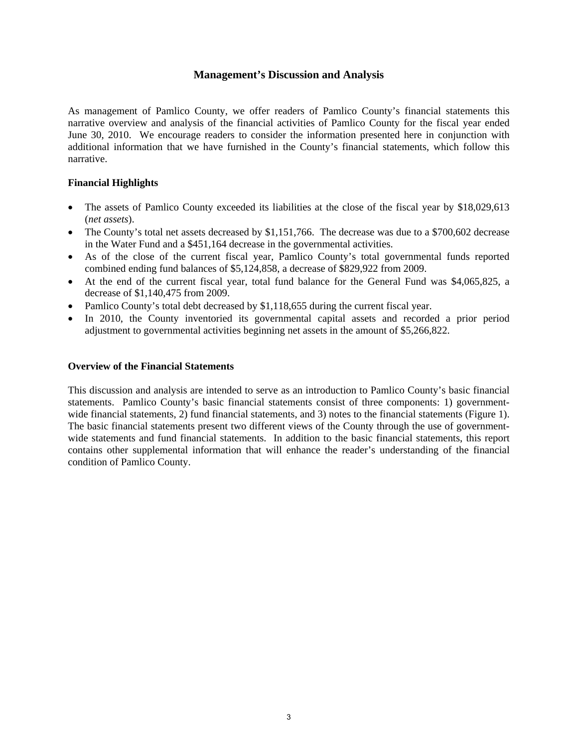# Management's Discussion and Analysis

As management of Pamlico County, we offer readers of Pamlico County's financial statements this narrative overview and analysis of the financial activities of Pamlico County for the fiscal year ended June 30, 2010. We encourage readers to consider the information presented here in conjunction with additional information that we have furnished in the County's financial statements, which follow this narrative.

## Financial Highlights

- The assets of Pamlico County exceeded its liabilities at the close of the fiscal year by $18,029,613 (*net assets*).
- The County's total net assets decreased by $1,151,766. The decrease was due to a $700,602 decrease in the Water Fund and a $451,164 decrease in the governmental activities.
- As of the close of the current fiscal year, Pamlico County's total governmental funds reported combined ending fund balances of $5,124,858, a decrease of $829,922 from 2009.
- At the end of the current fiscal year, total fund balance for the General Fund was $4,065,825, a decrease of $1,140,475 from 2009.
- Pamlico County's total debt decreased by $1,118,655 during the current fiscal year.
- In 2010, the County inventoried its governmental capital assets and recorded a prior period adjustment to governmental activities beginning net assets in the amount of $5,266,822.

## Overview of the Financial Statements

This discussion and analysis are intended to serve as an introduction to Pamlico County's basic financial statements. Pamlico County's basic financial statements consist of three components: 1) government-wide financial statements, 2) fund financial statements, and 3) notes to the financial statements (Figure 1). The basic financial statements present two different views of the County through the use of government-wide statements and fund financial statements. In addition to the basic financial statements, this report contains other supplemental information that will enhance the reader's understanding of the financial condition of Pamlico County.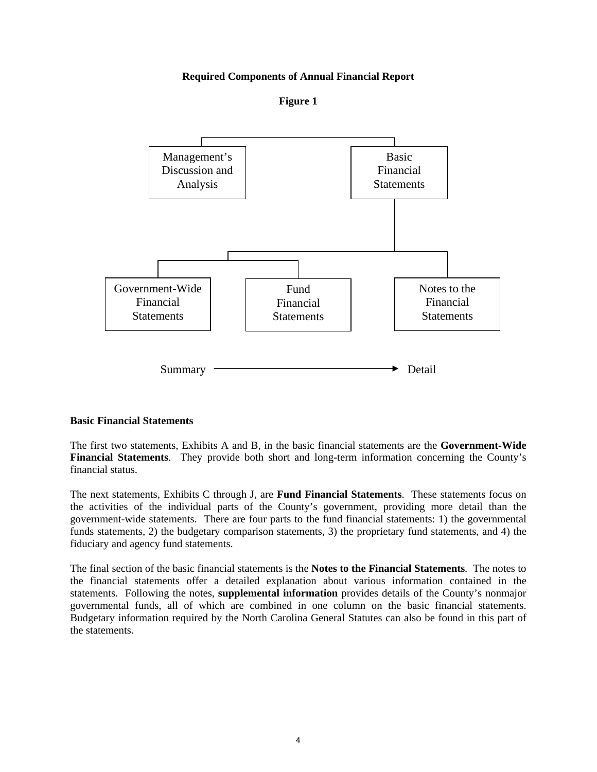**Required Components of Annual Financial Report**

**Figure 1**

Management's Discussion and Analysis

Basic Financial Statements

Government-Wide Financial Statements

Fund Financial Statements

Notes to the Financial Statements

Summary → Detail

**Basic Financial Statements**

The first two statements, Exhibits A and B, in the basic financial statements are the **Government-Wide Financial Statements**. They provide both short and long-term information concerning the County's financial status.

The next statements, Exhibits C through J, are **Fund Financial Statements**. These statements focus on the activities of the individual parts of the County's government, providing more detail than the government-wide statements. There are four parts to the fund financial statements: 1) the governmental funds statements, 2) the budgetary comparison statements, 3) the proprietary fund statements, and 4) the fiduciary and agency fund statements.

The final section of the basic financial statements is the **Notes to the Financial Statements**. The notes to the financial statements offer a detailed explanation about various information contained in the statements. Following the notes, **supplemental information** provides details of the County's nonmajor governmental funds, all of which are combined in one column on the basic financial statements. Budgetary information required by the North Carolina General Statutes can also be found in this part of the statements.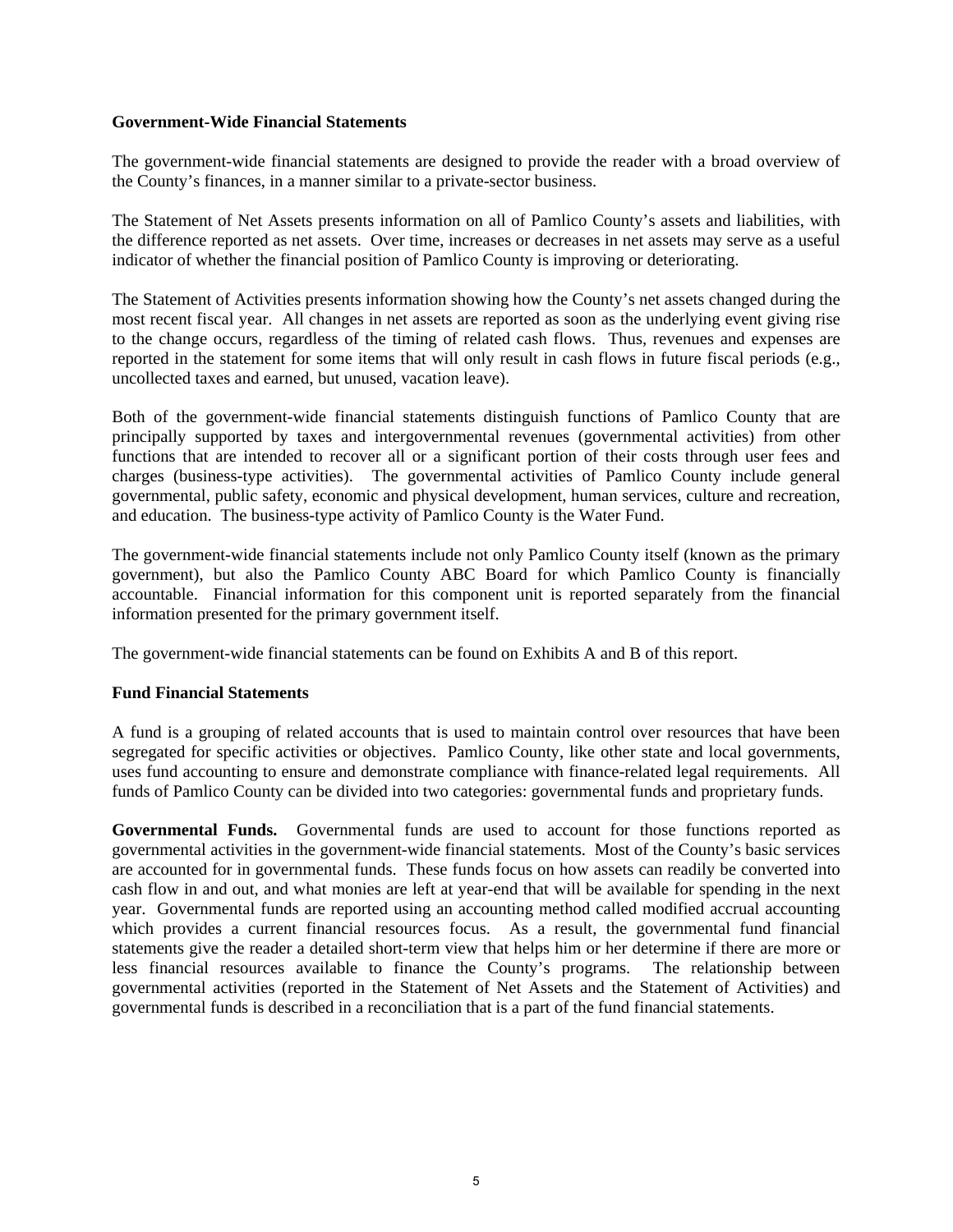## Government-Wide Financial Statements

The government-wide financial statements are designed to provide the reader with a broad overview of the County's finances, in a manner similar to a private-sector business.

The Statement of Net Assets presents information on all of Pamlico County's assets and liabilities, with the difference reported as net assets. Over time, increases or decreases in net assets may serve as a useful indicator of whether the financial position of Pamlico County is improving or deteriorating.

The Statement of Activities presents information showing how the County's net assets changed during the most recent fiscal year. All changes in net assets are reported as soon as the underlying event giving rise to the change occurs, regardless of the timing of related cash flows. Thus, revenues and expenses are reported in the statement for some items that will only result in cash flows in future fiscal periods (e.g., uncollected taxes and earned, but unused, vacation leave).

Both of the government-wide financial statements distinguish functions of Pamlico County that are principally supported by taxes and intergovernmental revenues (governmental activities) from other functions that are intended to recover all or a significant portion of their costs through user fees and charges (business-type activities). The governmental activities of Pamlico County include general governmental, public safety, economic and physical development, human services, culture and recreation, and education. The business-type activity of Pamlico County is the Water Fund.

The government-wide financial statements include not only Pamlico County itself (known as the primary government), but also the Pamlico County ABC Board for which Pamlico County is financially accountable. Financial information for this component unit is reported separately from the financial information presented for the primary government itself.

The government-wide financial statements can be found on Exhibits A and B of this report.

## Fund Financial Statements

A fund is a grouping of related accounts that is used to maintain control over resources that have been segregated for specific activities or objectives. Pamlico County, like other state and local governments, uses fund accounting to ensure and demonstrate compliance with finance-related legal requirements. All funds of Pamlico County can be divided into two categories: governmental funds and proprietary funds.

**Governmental Funds.** Governmental funds are used to account for those functions reported as governmental activities in the government-wide financial statements. Most of the County's basic services are accounted for in governmental funds. These funds focus on how assets can readily be converted into cash flow in and out, and what monies are left at year-end that will be available for spending in the next year. Governmental funds are reported using an accounting method called modified accrual accounting which provides a current financial resources focus. As a result, the governmental fund financial statements give the reader a detailed short-term view that helps him or her determine if there are more or less financial resources available to finance the County's programs. The relationship between governmental activities (reported in the Statement of Net Assets and the Statement of Activities) and governmental funds is described in a reconciliation that is a part of the fund financial statements.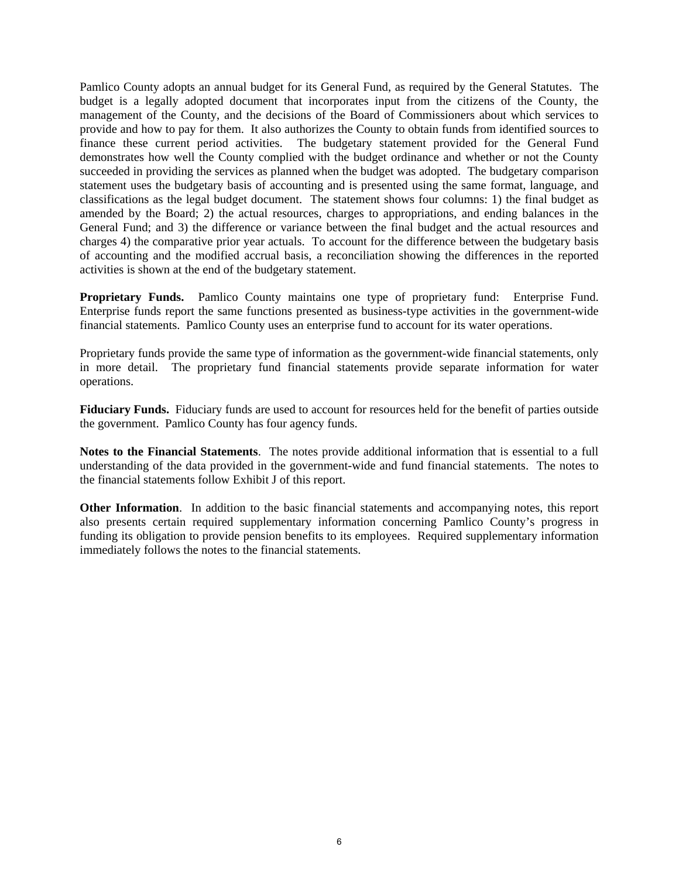Pamlico County adopts an annual budget for its General Fund, as required by the General Statutes. The budget is a legally adopted document that incorporates input from the citizens of the County, the management of the County, and the decisions of the Board of Commissioners about which services to provide and how to pay for them. It also authorizes the County to obtain funds from identified sources to finance these current period activities. The budgetary statement provided for the General Fund demonstrates how well the County complied with the budget ordinance and whether or not the County succeeded in providing the services as planned when the budget was adopted. The budgetary comparison statement uses the budgetary basis of accounting and is presented using the same format, language, and classifications as the legal budget document. The statement shows four columns: 1) the final budget as amended by the Board; 2) the actual resources, charges to appropriations, and ending balances in the General Fund; and 3) the difference or variance between the final budget and the actual resources and charges 4) the comparative prior year actuals. To account for the difference between the budgetary basis of accounting and the modified accrual basis, a reconciliation showing the differences in the reported activities is shown at the end of the budgetary statement.

**Proprietary Funds.** Pamlico County maintains one type of proprietary fund: Enterprise Fund. Enterprise funds report the same functions presented as business-type activities in the government-wide financial statements. Pamlico County uses an enterprise fund to account for its water operations.

Proprietary funds provide the same type of information as the government-wide financial statements, only in more detail. The proprietary fund financial statements provide separate information for water operations.

**Fiduciary Funds.** Fiduciary funds are used to account for resources held for the benefit of parties outside the government. Pamlico County has four agency funds.

**Notes to the Financial Statements**. The notes provide additional information that is essential to a full understanding of the data provided in the government-wide and fund financial statements. The notes to the financial statements follow Exhibit J of this report.

**Other Information**. In addition to the basic financial statements and accompanying notes, this report also presents certain required supplementary information concerning Pamlico County's progress in funding its obligation to provide pension benefits to its employees. Required supplementary information immediately follows the notes to the financial statements.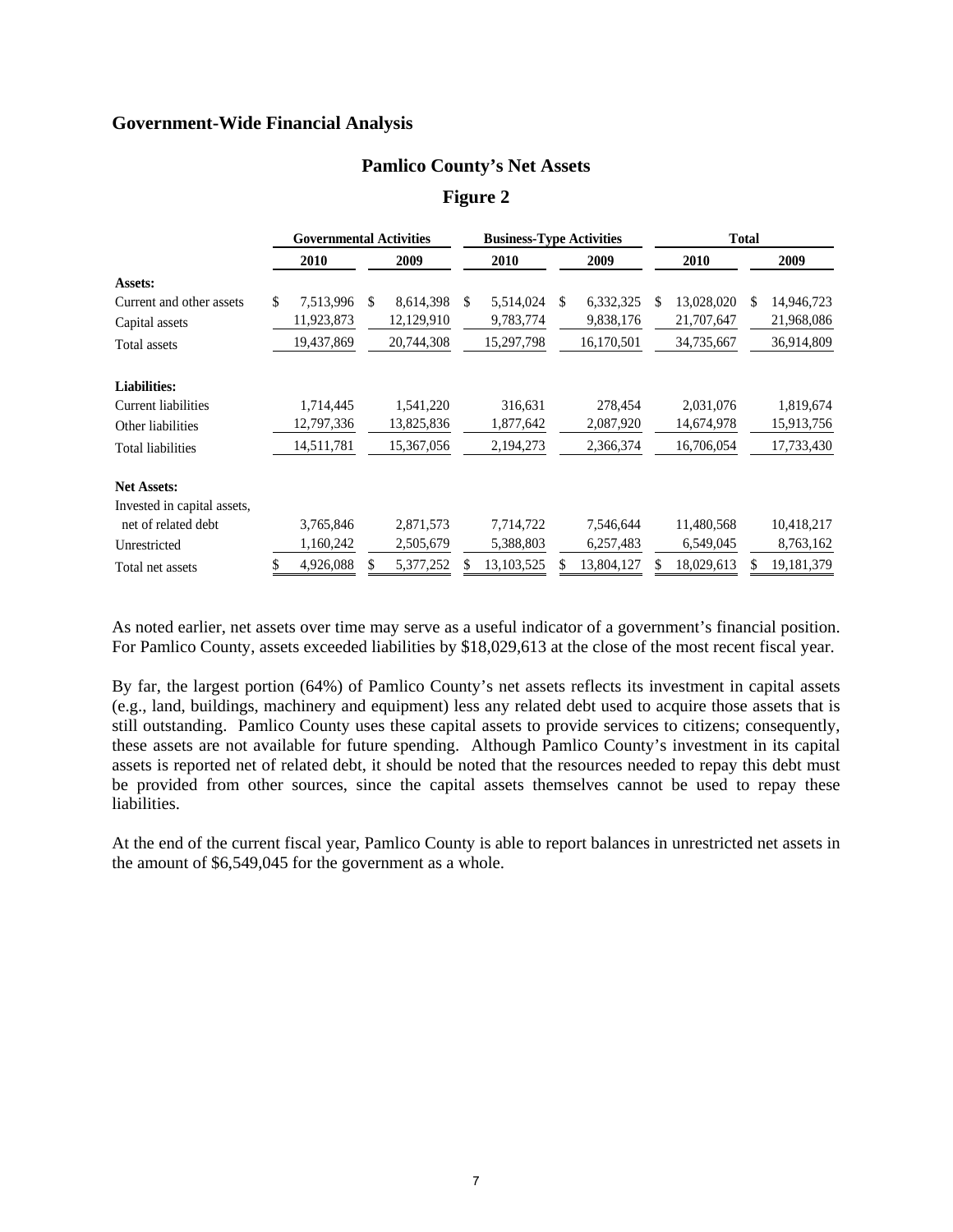## Government-Wide Financial Analysis

### Pamlico County's Net Assets

### Figure 2

| | Governmental Activities | | Business-Type Activities | | Total | |
|---|---|---|---|---|---|---|
| | 2010 | 2009 | 2010 | 2009 | 2010 | 2009 |
| **Assets:** | | | | | | |
| Current and other assets | $ 7,513,996 | $ 8,614,398 | $ 5,514,024 | $ 6,332,325 | $ 13,028,020 | $ 14,946,723 |
| Capital assets | 11,923,873 | 12,129,910 | 9,783,774 | 9,838,176 | 21,707,647 | 21,968,086 |
| Total assets | 19,437,869 | 20,744,308 | 15,297,798 | 16,170,501 | 34,735,667 | 36,914,809 |
| **Liabilities:** | | | | | | |
| Current liabilities | 1,714,445 | 1,541,220 | 316,631 | 278,454 | 2,031,076 | 1,819,674 |
| Other liabilities | 12,797,336 | 13,825,836 | 1,877,642 | 2,087,920 | 14,674,978 | 15,913,756 |
| Total liabilities | 14,511,781 | 15,367,056 | 2,194,273 | 2,366,374 | 16,706,054 | 17,733,430 |
| **Net Assets:** | | | | | | |
| Invested in capital assets, net of related debt | 3,765,846 | 2,871,573 | 7,714,722 | 7,546,644 | 11,480,568 | 10,418,217 |
| Unrestricted | 1,160,242 | 2,505,679 | 5,388,803 | 6,257,483 | 6,549,045 | 8,763,162 |
| Total net assets | $ 4,926,088 | $ 5,377,252 | $ 13,103,525 | $ 13,804,127 | $ 18,029,613 | $ 19,181,379 |

As noted earlier, net assets over time may serve as a useful indicator of a government's financial position. For Pamlico County, assets exceeded liabilities by $18,029,613 at the close of the most recent fiscal year.

By far, the largest portion (64%) of Pamlico County's net assets reflects its investment in capital assets (e.g., land, buildings, machinery and equipment) less any related debt used to acquire those assets that is still outstanding. Pamlico County uses these capital assets to provide services to citizens; consequently, these assets are not available for future spending. Although Pamlico County's investment in its capital assets is reported net of related debt, it should be noted that the resources needed to repay this debt must be provided from other sources, since the capital assets themselves cannot be used to repay these liabilities.

At the end of the current fiscal year, Pamlico County is able to report balances in unrestricted net assets in the amount of $6,549,045 for the government as a whole.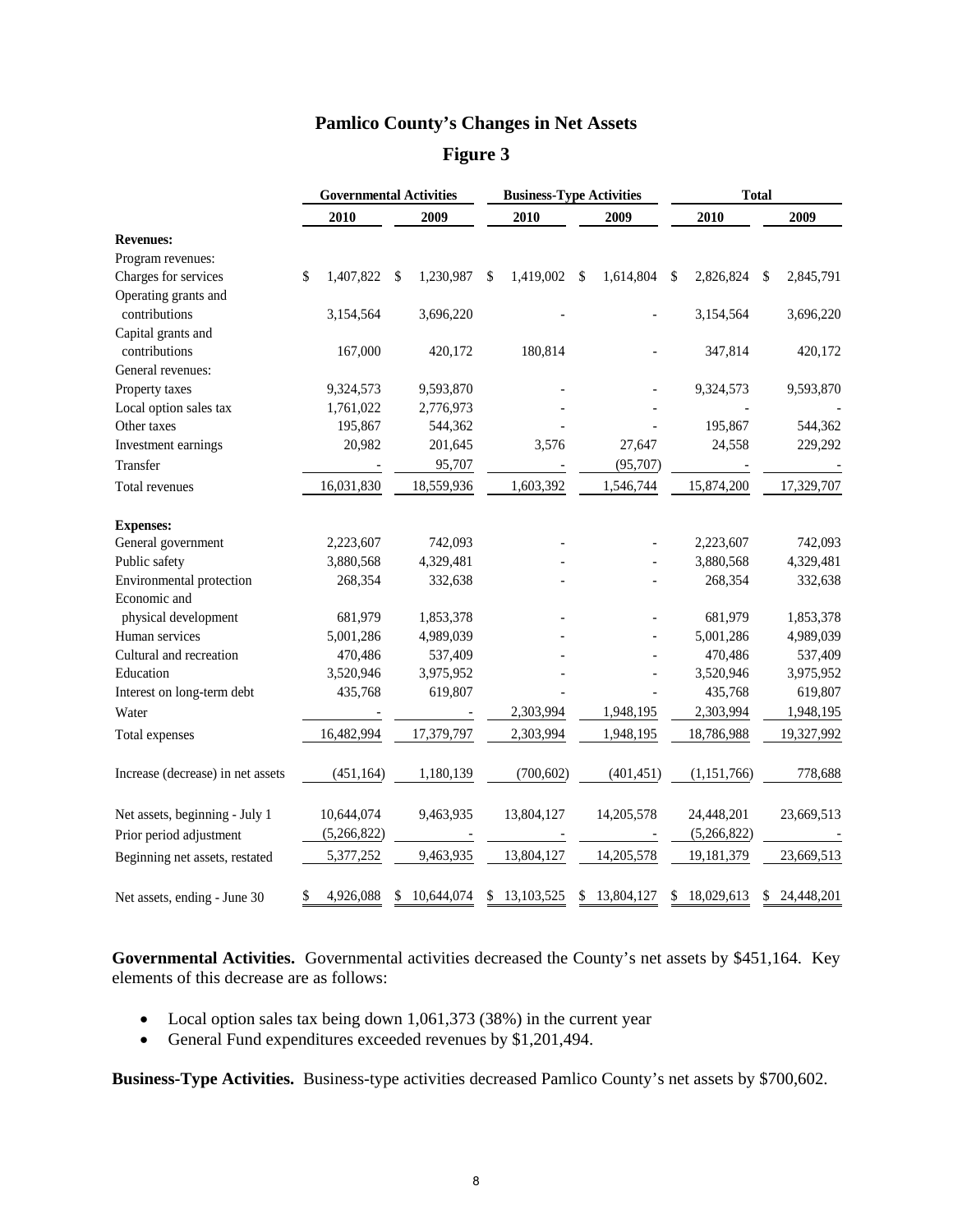# Pamlico County's Changes in Net Assets

## Figure 3

| | Governmental Activities | | Business-Type Activities | | Total | |
|---|---|---|---|---|---|---|
| | 2010 | 2009 | 2010 | 2009 | 2010 | 2009 |
| **Revenues:** | | | | | | |
| Program revenues: | | | | | | |
| Charges for services | $ 1,407,822 | $ 1,230,987 | $ 1,419,002 | $ 1,614,804 | $ 2,826,824 | $ 2,845,791 |
| Operating grants and contributions | 3,154,564 | 3,696,220 | - | - | 3,154,564 | 3,696,220 |
| Capital grants and contributions | 167,000 | 420,172 | 180,814 | - | 347,814 | 420,172 |
| General revenues: | | | | | | |
| Property taxes | 9,324,573 | 9,593,870 | - | - | 9,324,573 | 9,593,870 |
| Local option sales tax | 1,761,022 | 2,776,973 | - | - | - | - |
| Other taxes | 195,867 | 544,362 | - | - | 195,867 | 544,362 |
| Investment earnings | 20,982 | 201,645 | 3,576 | 27,647 | 24,558 | 229,292 |
| Transfer | - | 95,707 | - | (95,707) | - | - |
| Total revenues | 16,031,830 | 18,559,936 | 1,603,392 | 1,546,744 | 15,874,200 | 17,329,707 |
| **Expenses:** | | | | | | |
| General government | 2,223,607 | 742,093 | - | - | 2,223,607 | 742,093 |
| Public safety | 3,880,568 | 4,329,481 | - | - | 3,880,568 | 4,329,481 |
| Environmental protection | 268,354 | 332,638 | - | - | 268,354 | 332,638 |
| Economic and physical development | 681,979 | 1,853,378 | - | - | 681,979 | 1,853,378 |
| Human services | 5,001,286 | 4,989,039 | - | - | 5,001,286 | 4,989,039 |
| Cultural and recreation | 470,486 | 537,409 | - | - | 470,486 | 537,409 |
| Education | 3,520,946 | 3,975,952 | - | - | 3,520,946 | 3,975,952 |
| Interest on long-term debt | 435,768 | 619,807 | - | - | 435,768 | 619,807 |
| Water | - | - | 2,303,994 | 1,948,195 | 2,303,994 | 1,948,195 |
| Total expenses | 16,482,994 | 17,379,797 | 2,303,994 | 1,948,195 | 18,786,988 | 19,327,992 |
| Increase (decrease) in net assets | (451,164) | 1,180,139 | (700,602) | (401,451) | (1,151,766) | 778,688 |
| Net assets, beginning - July 1 | 10,644,074 | 9,463,935 | 13,804,127 | 14,205,578 | 24,448,201 | 23,669,513 |
| Prior period adjustment | (5,266,822) | - | - | - | (5,266,822) | - |
| Beginning net assets, restated | 5,377,252 | 9,463,935 | 13,804,127 | 14,205,578 | 19,181,379 | 23,669,513 |
| Net assets, ending - June 30 | $ 4,926,088 | $ 10,644,074 | $ 13,103,525 | $ 13,804,127 | $ 18,029,613 | $ 24,448,201 |

**Governmental Activities.** Governmental activities decreased the County's net assets by $451,164. Key elements of this decrease are as follows:

- Local option sales tax being down 1,061,373 (38%) in the current year
- General Fund expenditures exceeded revenues by $1,201,494.

**Business-Type Activities.** Business-type activities decreased Pamlico County's net assets by $700,602.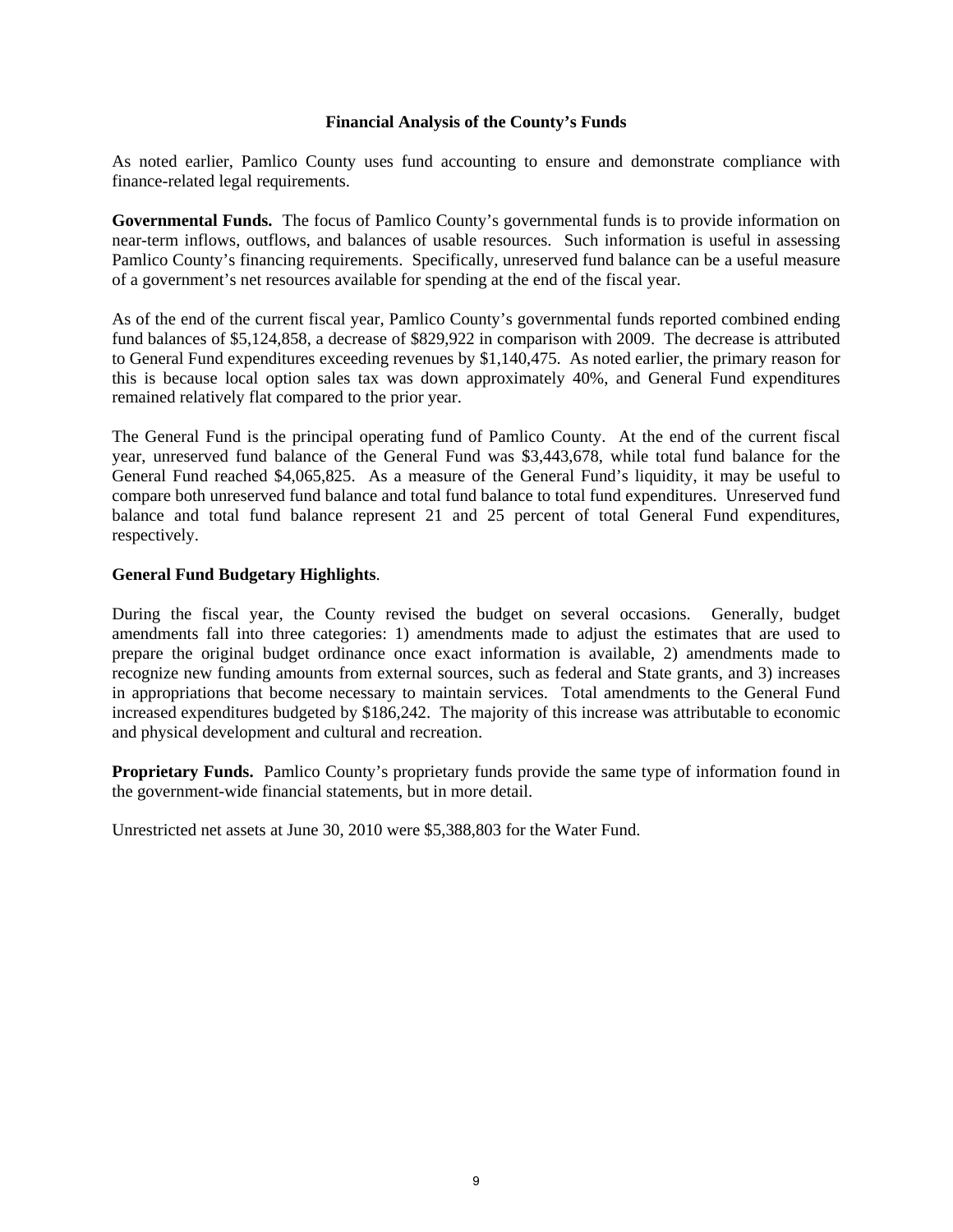## Financial Analysis of the County's Funds

As noted earlier, Pamlico County uses fund accounting to ensure and demonstrate compliance with finance-related legal requirements.

**Governmental Funds.** The focus of Pamlico County's governmental funds is to provide information on near-term inflows, outflows, and balances of usable resources. Such information is useful in assessing Pamlico County's financing requirements. Specifically, unreserved fund balance can be a useful measure of a government's net resources available for spending at the end of the fiscal year.

As of the end of the current fiscal year, Pamlico County's governmental funds reported combined ending fund balances of $5,124,858, a decrease of $829,922 in comparison with 2009. The decrease is attributed to General Fund expenditures exceeding revenues by $1,140,475. As noted earlier, the primary reason for this is because local option sales tax was down approximately 40%, and General Fund expenditures remained relatively flat compared to the prior year.

The General Fund is the principal operating fund of Pamlico County. At the end of the current fiscal year, unreserved fund balance of the General Fund was $3,443,678, while total fund balance for the General Fund reached $4,065,825. As a measure of the General Fund's liquidity, it may be useful to compare both unreserved fund balance and total fund balance to total fund expenditures. Unreserved fund balance and total fund balance represent 21 and 25 percent of total General Fund expenditures, respectively.

**General Fund Budgetary Highlights**.

During the fiscal year, the County revised the budget on several occasions. Generally, budget amendments fall into three categories: 1) amendments made to adjust the estimates that are used to prepare the original budget ordinance once exact information is available, 2) amendments made to recognize new funding amounts from external sources, such as federal and State grants, and 3) increases in appropriations that become necessary to maintain services. Total amendments to the General Fund increased expenditures budgeted by $186,242. The majority of this increase was attributable to economic and physical development and cultural and recreation.

**Proprietary Funds.** Pamlico County's proprietary funds provide the same type of information found in the government-wide financial statements, but in more detail.

Unrestricted net assets at June 30, 2010 were $5,388,803 for the Water Fund.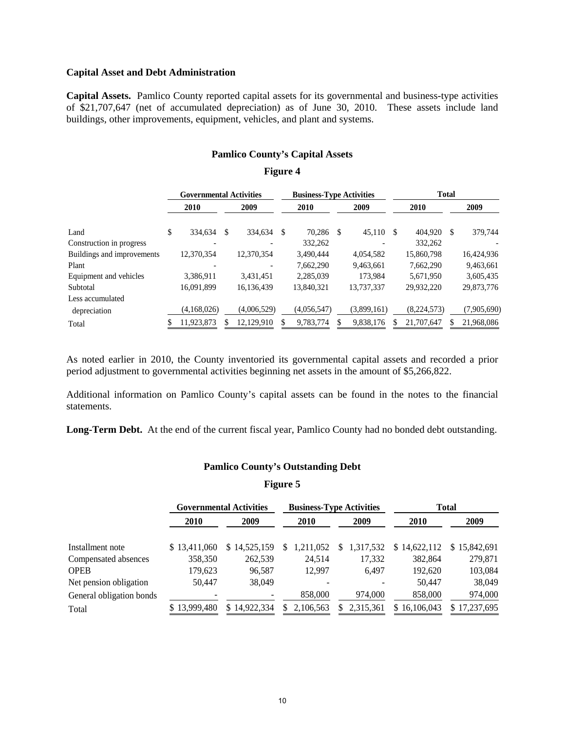**Capital Asset and Debt Administration**

**Capital Assets.** Pamlico County reported capital assets for its governmental and business-type activities of $21,707,647 (net of accumulated depreciation) as of June 30, 2010. These assets include land buildings, other improvements, equipment, vehicles, and plant and systems.

**Pamlico County's Capital Assets**

**Figure 4**

| | Governmental Activities | | Business-Type Activities | | Total | |
|---|---|---|---|---|---|---|
| | 2010 | 2009 | 2010 | 2009 | 2010 | 2009 |
| Land | $ 334,634 | $ 334,634 | $ 70,286 | $ 45,110 | $ 404,920 | $ 379,744 |
| Construction in progress | - | - | 332,262 | - | 332,262 | - |
| Buildings and improvements | 12,370,354 | 12,370,354 | 3,490,444 | 4,054,582 | 15,860,798 | 16,424,936 |
| Plant | - | - | 7,662,290 | 9,463,661 | 7,662,290 | 9,463,661 |
| Equipment and vehicles | 3,386,911 | 3,431,451 | 2,285,039 | 173,984 | 5,671,950 | 3,605,435 |
| Subtotal | 16,091,899 | 16,136,439 | 13,840,321 | 13,737,337 | 29,932,220 | 29,873,776 |
| Less accumulated depreciation | (4,168,026) | (4,006,529) | (4,056,547) | (3,899,161) | (8,224,573) | (7,905,690) |
| Total | $ 11,923,873 | $ 12,129,910 | $ 9,783,774 | $ 9,838,176 | $ 21,707,647 | $ 21,968,086 |

As noted earlier in 2010, the County inventoried its governmental capital assets and recorded a prior period adjustment to governmental activities beginning net assets in the amount of $5,266,822.

Additional information on Pamlico County's capital assets can be found in the notes to the financial statements.

**Long-Term Debt.** At the end of the current fiscal year, Pamlico County had no bonded debt outstanding.

**Pamlico County's Outstanding Debt**

**Figure 5**

| | Governmental Activities | | Business-Type Activities | | Total | |
|---|---|---|---|---|---|---|
| | 2010 | 2009 | 2010 | 2009 | 2010 | 2009 |
| Installment note | $ 13,411,060 | $ 14,525,159 | $ 1,211,052 | $ 1,317,532 | $ 14,622,112 | $ 15,842,691 |
| Compensated absences | 358,350 | 262,539 | 24,514 | 17,332 | 382,864 | 279,871 |
| OPEB | 179,623 | 96,587 | 12,997 | 6,497 | 192,620 | 103,084 |
| Net pension obligation | 50,447 | 38,049 | - | - | 50,447 | 38,049 |
| General obligation bonds | - | - | 858,000 | 974,000 | 858,000 | 974,000 |
| Total | $ 13,999,480 | $ 14,922,334 | $ 2,106,563 | $ 2,315,361 | $ 16,106,043 | $ 17,237,695 |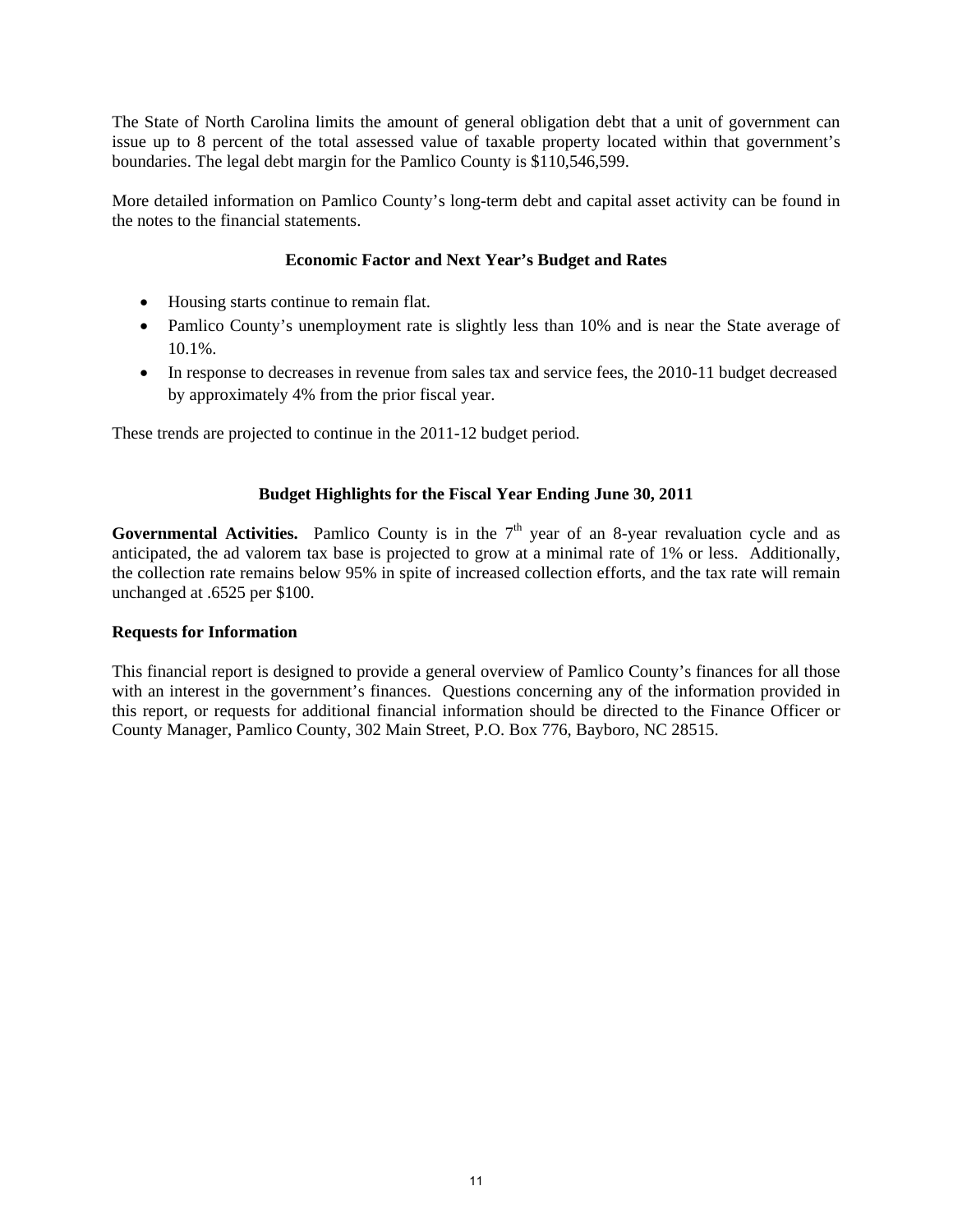The State of North Carolina limits the amount of general obligation debt that a unit of government can issue up to 8 percent of the total assessed value of taxable property located within that government's boundaries. The legal debt margin for the Pamlico County is $110,546,599.

More detailed information on Pamlico County's long-term debt and capital asset activity can be found in the notes to the financial statements.

### Economic Factor and Next Year's Budget and Rates

- Housing starts continue to remain flat.
- Pamlico County's unemployment rate is slightly less than 10% and is near the State average of 10.1%.
- In response to decreases in revenue from sales tax and service fees, the 2010-11 budget decreased by approximately 4% from the prior fiscal year.

These trends are projected to continue in the 2011-12 budget period.

### Budget Highlights for the Fiscal Year Ending June 30, 2011

**Governmental Activities.** Pamlico County is in the 7th year of an 8-year revaluation cycle and as anticipated, the ad valorem tax base is projected to grow at a minimal rate of 1% or less. Additionally, the collection rate remains below 95% in spite of increased collection efforts, and the tax rate will remain unchanged at .6525 per $100.

### Requests for Information

This financial report is designed to provide a general overview of Pamlico County's finances for all those with an interest in the government's finances. Questions concerning any of the information provided in this report, or requests for additional financial information should be directed to the Finance Officer or County Manager, Pamlico County, 302 Main Street, P.O. Box 776, Bayboro, NC 28515.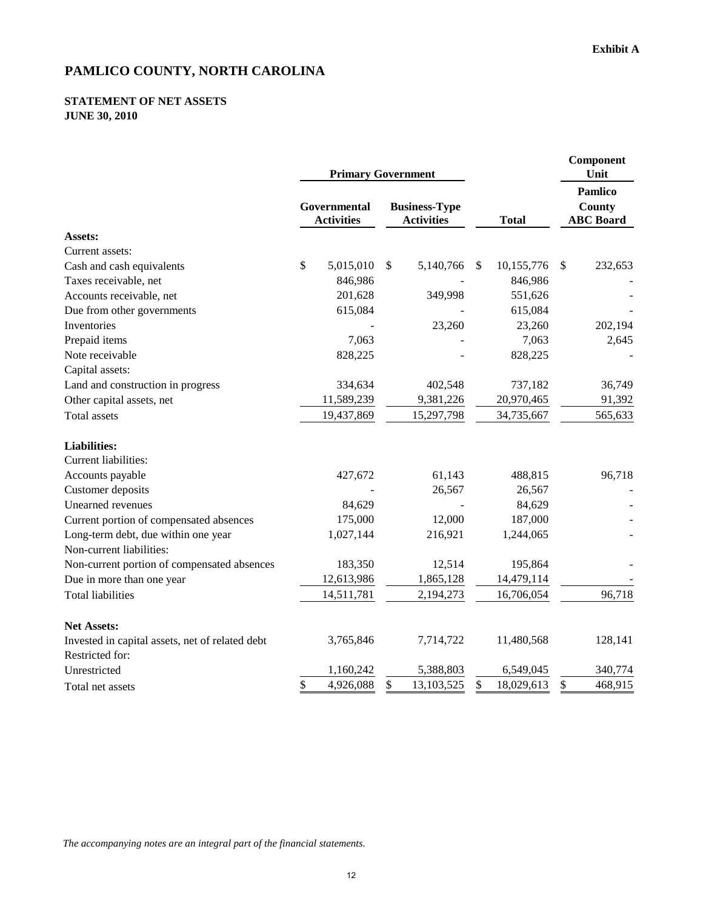Exhibit A

# PAMLICO COUNTY, NORTH CAROLINA

## STATEMENT OF NET ASSETS
## JUNE 30, 2010

| | Primary Government | | | Component Unit |
|---|---|---|---|---|
| | Governmental Activities | Business-Type Activities | Total | Pamlico County ABC Board |
| **Assets:** | | | | |
| Current assets: | | | | |
| Cash and cash equivalents | $ 5,015,010 | $ 5,140,766 | $ 10,155,776 | $ 232,653 |
| Taxes receivable, net | 846,986 | - | 846,986 | - |
| Accounts receivable, net | 201,628 | 349,998 | 551,626 | - |
| Due from other governments | 615,084 | - | 615,084 | - |
| Inventories | - | 23,260 | 23,260 | 202,194 |
| Prepaid items | 7,063 | - | 7,063 | 2,645 |
| Note receivable | 828,225 | - | 828,225 | - |
| Capital assets: | | | | |
| Land and construction in progress | 334,634 | 402,548 | 737,182 | 36,749 |
| Other capital assets, net | 11,589,239 | 9,381,226 | 20,970,465 | 91,392 |
| Total assets | 19,437,869 | 15,297,798 | 34,735,667 | 565,633 |
| **Liabilities:** | | | | |
| Current liabilities: | | | | |
| Accounts payable | 427,672 | 61,143 | 488,815 | 96,718 |
| Customer deposits | - | 26,567 | 26,567 | - |
| Unearned revenues | 84,629 | - | 84,629 | - |
| Current portion of compensated absences | 175,000 | 12,000 | 187,000 | - |
| Long-term debt, due within one year | 1,027,144 | 216,921 | 1,244,065 | - |
| Non-current liabilities: | | | | |
| Non-current portion of compensated absences | 183,350 | 12,514 | 195,864 | - |
| Due in more than one year | 12,613,986 | 1,865,128 | 14,479,114 | - |
| Total liabilities | 14,511,781 | 2,194,273 | 16,706,054 | 96,718 |
| **Net Assets:** | | | | |
| Invested in capital assets, net of related debt | 3,765,846 | 7,714,722 | 11,480,568 | 128,141 |
| Restricted for: | | | | |
| Unrestricted | 1,160,242 | 5,388,803 | 6,549,045 | 340,774 |
| Total net assets | $ 4,926,088 | $ 13,103,525 | $ 18,029,613 | $ 468,915 |

*The accompanying notes are an integral part of the financial statements.*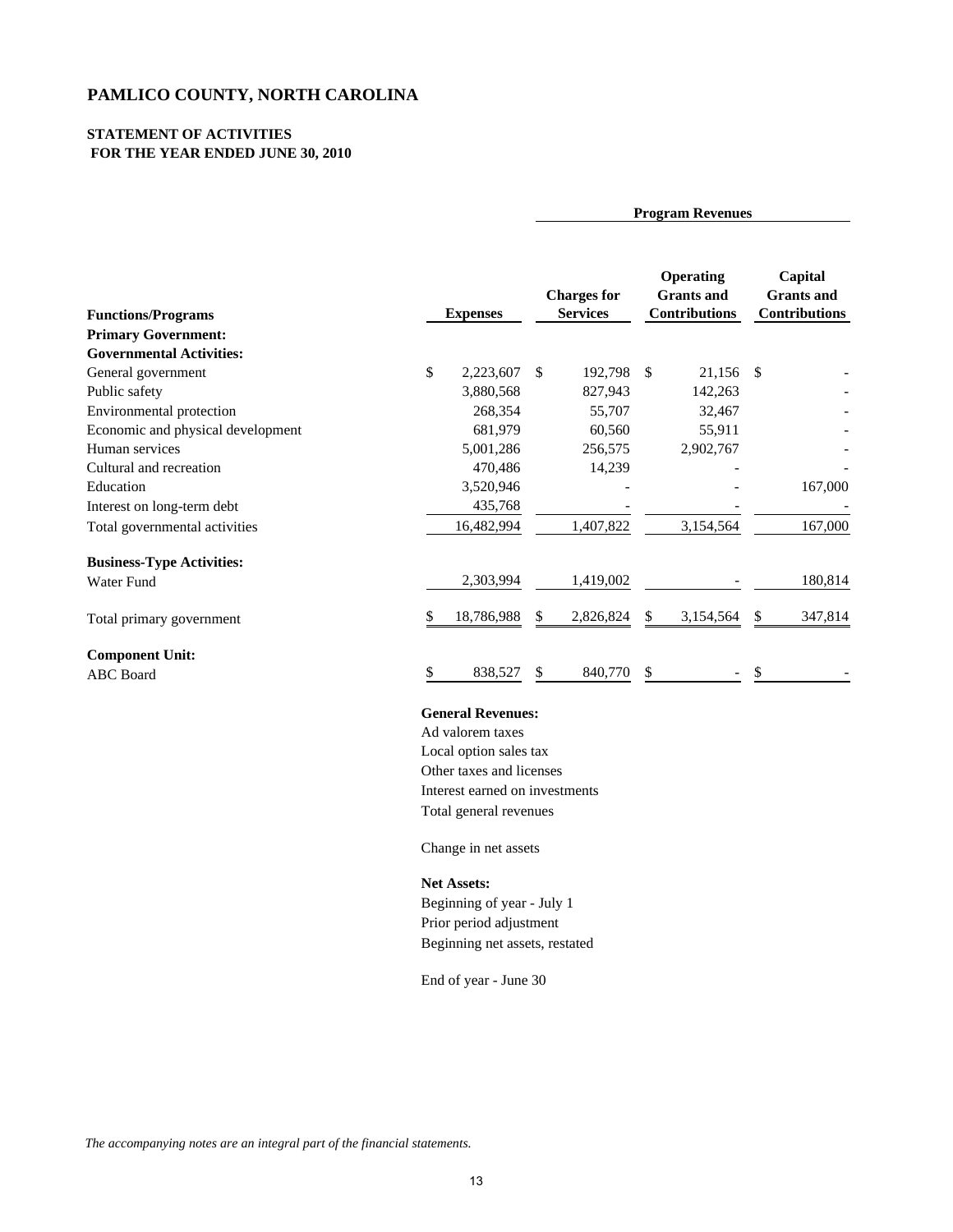# PAMLICO COUNTY, NORTH CAROLINA

## STATEMENT OF ACTIVITIES
## FOR THE YEAR ENDED JUNE 30, 2010

| | | Program Revenues | | |
|---|---|---|---|---|
| **Functions/Programs** | **Expenses** | **Charges for Services** | **Operating Grants and Contributions** | **Capital Grants and Contributions** |
| **Primary Government:** | | | | |
| **Governmental Activities:** | | | | |
| General government | $ 2,223,607 | $ 192,798 | $ 21,156 | $ - |
| Public safety | 3,880,568 | 827,943 | 142,263 | - |
| Environmental protection | 268,354 | 55,707 | 32,467 | - |
| Economic and physical development | 681,979 | 60,560 | 55,911 | - |
| Human services | 5,001,286 | 256,575 | 2,902,767 | - |
| Cultural and recreation | 470,486 | 14,239 | - | - |
| Education | 3,520,946 | - | - | 167,000 |
| Interest on long-term debt | 435,768 | - | - | - |
| Total governmental activities | 16,482,994 | 1,407,822 | 3,154,564 | 167,000 |
| **Business-Type Activities:** | | | | |
| Water Fund | 2,303,994 | 1,419,002 | - | 180,814 |
| Total primary government | $ 18,786,988 | $ 2,826,824 | $ 3,154,564 | $ 347,814 |
| **Component Unit:** | | | | |
| ABC Board | $ 838,527 | $ 840,770 | $ - | $ - |

**General Revenues:**

Ad valorem taxes

Local option sales tax

Other taxes and licenses

Interest earned on investments

Total general revenues

Change in net assets

**Net Assets:**

Beginning of year - July 1

Prior period adjustment

Beginning net assets, restated

End of year - June 30

*The accompanying notes are an integral part of the financial statements.*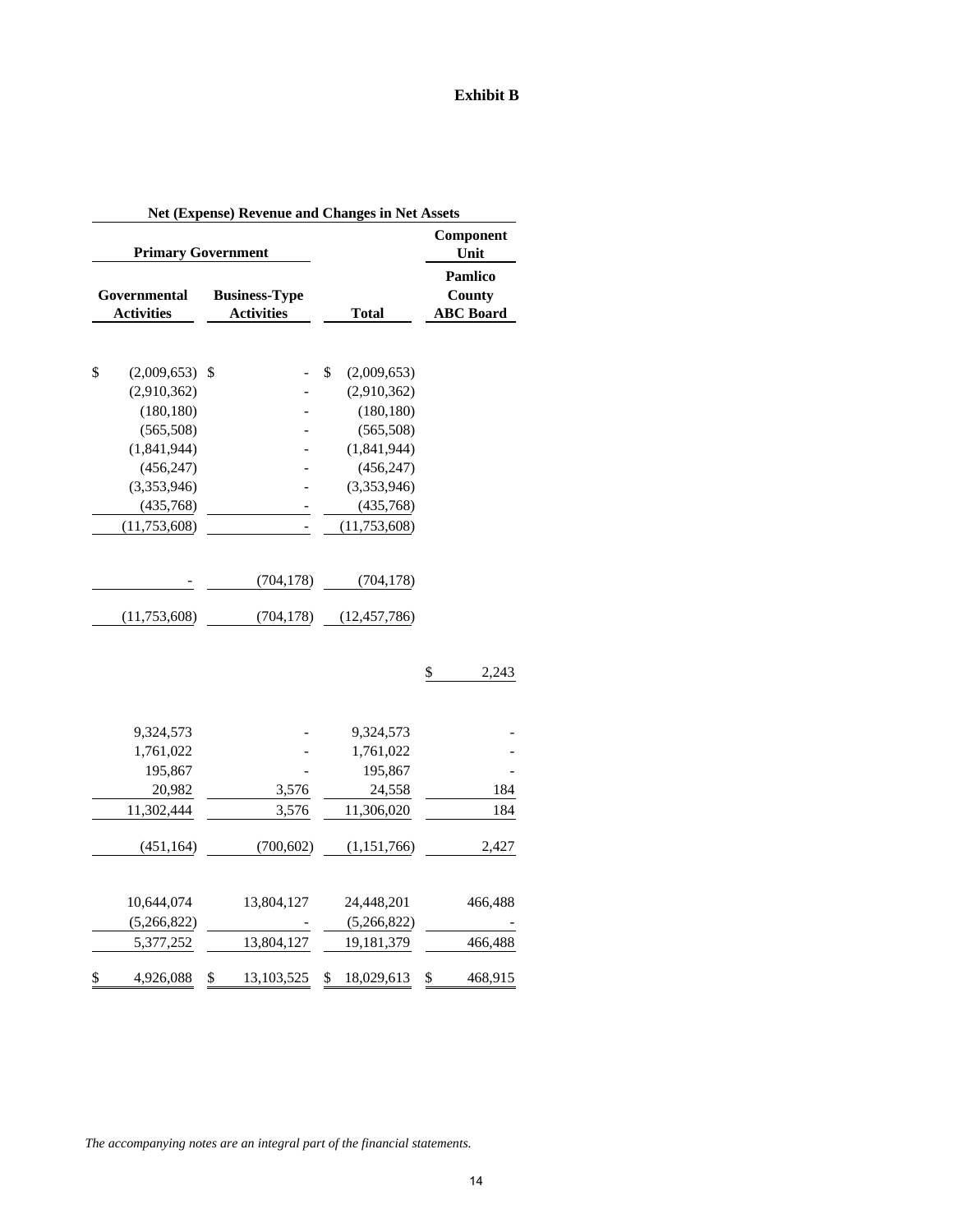**Exhibit B**

| Net (Expense) Revenue and Changes in Net Assets | | | |
|---|---|---|---|
| Primary Government | | | Component Unit |
| Governmental Activities | Business-Type Activities | Total | Pamlico County ABC Board |
| | | | |
| $ (2,009,653) | $ - | $ (2,009,653) | |
| (2,910,362) | - | (2,910,362) | |
| (180,180) | - | (180,180) | |
| (565,508) | - | (565,508) | |
| (1,841,944) | - | (1,841,944) | |
| (456,247) | - | (456,247) | |
| (3,353,946) | - | (3,353,946) | |
| (435,768) | - | (435,768) | |
| (11,753,608) | - | (11,753,608) | |
| | | | |
| - | (704,178) | (704,178) | |
| | | | |
| (11,753,608) | (704,178) | (12,457,786) | |
| | | | |
| | | | $ 2,243 |
| | | | |
| 9,324,573 | - | 9,324,573 | - |
| 1,761,022 | - | 1,761,022 | - |
| 195,867 | - | 195,867 | - |
| 20,982 | 3,576 | 24,558 | 184 |
| 11,302,444 | 3,576 | 11,306,020 | 184 |
| | | | |
| (451,164) | (700,602) | (1,151,766) | 2,427 |
| | | | |
| 10,644,074 | 13,804,127 | 24,448,201 | 466,488 |
| (5,266,822) | - | (5,266,822) | - |
| 5,377,252 | 13,804,127 | 19,181,379 | 466,488 |
| | | | |
| $ 4,926,088 | $ 13,103,525 | $ 18,029,613 | $ 468,915 |

*The accompanying notes are an integral part of the financial statements.*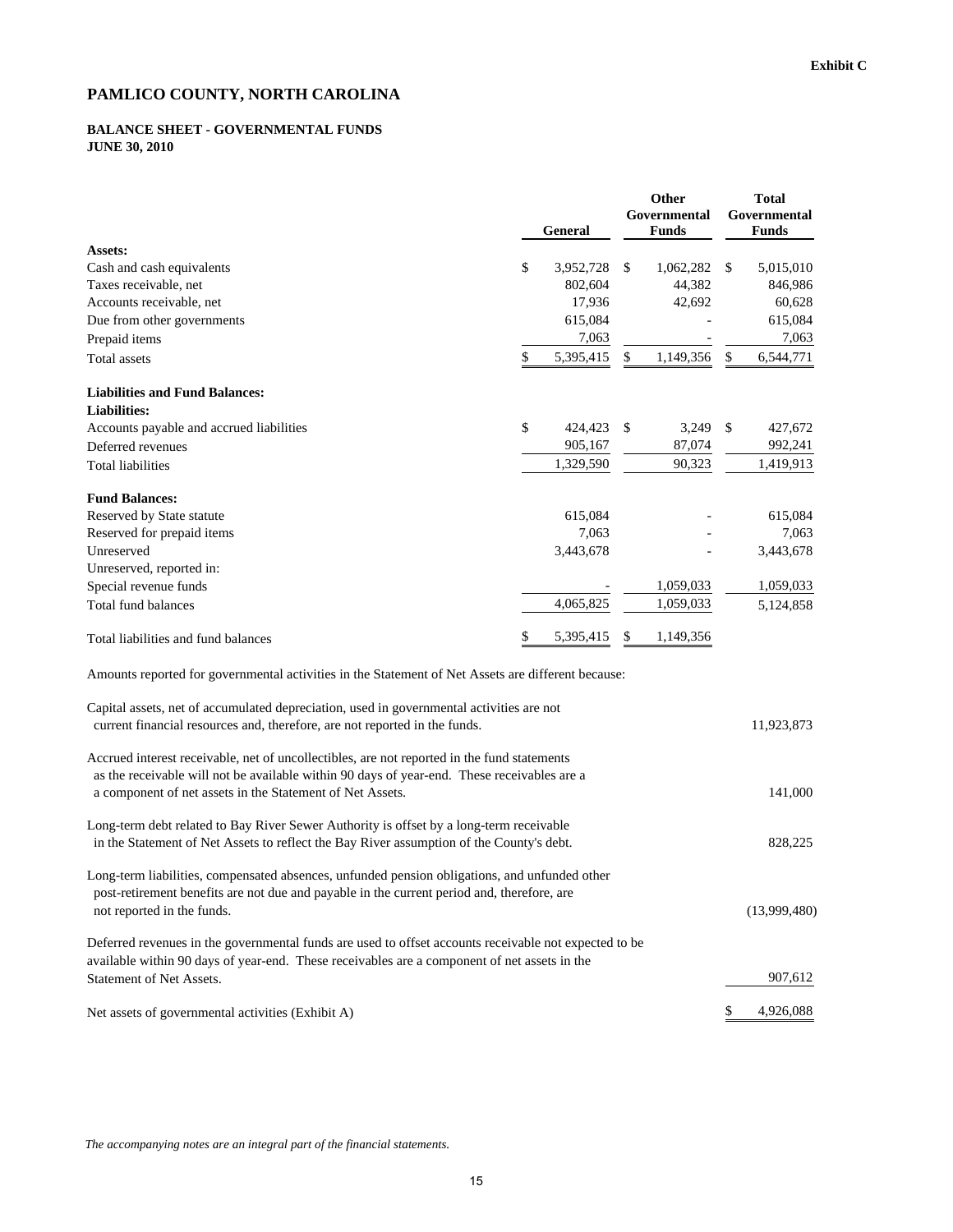Exhibit C

# PAMLICO COUNTY, NORTH CAROLINA

## BALANCE SHEET - GOVERNMENTAL FUNDS
## JUNE 30, 2010

| | General | Other Governmental Funds | Total Governmental Funds |
|---|---|---|---|
| **Assets:** | | | |
| Cash and cash equivalents | $ 3,952,728 | $ 1,062,282 | $ 5,015,010 |
| Taxes receivable, net | 802,604 | 44,382 | 846,986 |
| Accounts receivable, net | 17,936 | 42,692 | 60,628 |
| Due from other governments | 615,084 | - | 615,084 |
| Prepaid items | 7,063 | - | 7,063 |
| Total assets | $ 5,395,415 | $ 1,149,356 | $ 6,544,771 |
| **Liabilities and Fund Balances:** | | | |
| **Liabilities:** | | | |
| Accounts payable and accrued liabilities | $ 424,423 | $ 3,249 | $ 427,672 |
| Deferred revenues | 905,167 | 87,074 | 992,241 |
| Total liabilities | 1,329,590 | 90,323 | 1,419,913 |
| **Fund Balances:** | | | |
| Reserved by State statute | 615,084 | - | 615,084 |
| Reserved for prepaid items | 7,063 | - | 7,063 |
| Unreserved | 3,443,678 | - | 3,443,678 |
| Unreserved, reported in: | | | |
| Special revenue funds | - | 1,059,033 | 1,059,033 |
| Total fund balances | 4,065,825 | 1,059,033 | 5,124,858 |
| Total liabilities and fund balances | $ 5,395,415 | $ 1,149,356 | |

Amounts reported for governmental activities in the Statement of Net Assets are different because:

| | |
|---|---|
| Capital assets, net of accumulated depreciation, used in governmental activities are not current financial resources and, therefore, are not reported in the funds. | 11,923,873 |
| Accrued interest receivable, net of uncollectibles, are not reported in the fund statements as the receivable will not be available within 90 days of year-end. These receivables are a a component of net assets in the Statement of Net Assets. | 141,000 |
| Long-term debt related to Bay River Sewer Authority is offset by a long-term receivable in the Statement of Net Assets to reflect the Bay River assumption of the County's debt. | 828,225 |
| Long-term liabilities, compensated absences, unfunded pension obligations, and unfunded other post-retirement benefits are not due and payable in the current period and, therefore, are not reported in the funds. | (13,999,480) |
| Deferred revenues in the governmental funds are used to offset accounts receivable not expected to be available within 90 days of year-end. These receivables are a component of net assets in the Statement of Net Assets. | 907,612 |
| Net assets of governmental activities (Exhibit A) | $ 4,926,088 |

*The accompanying notes are an integral part of the financial statements.*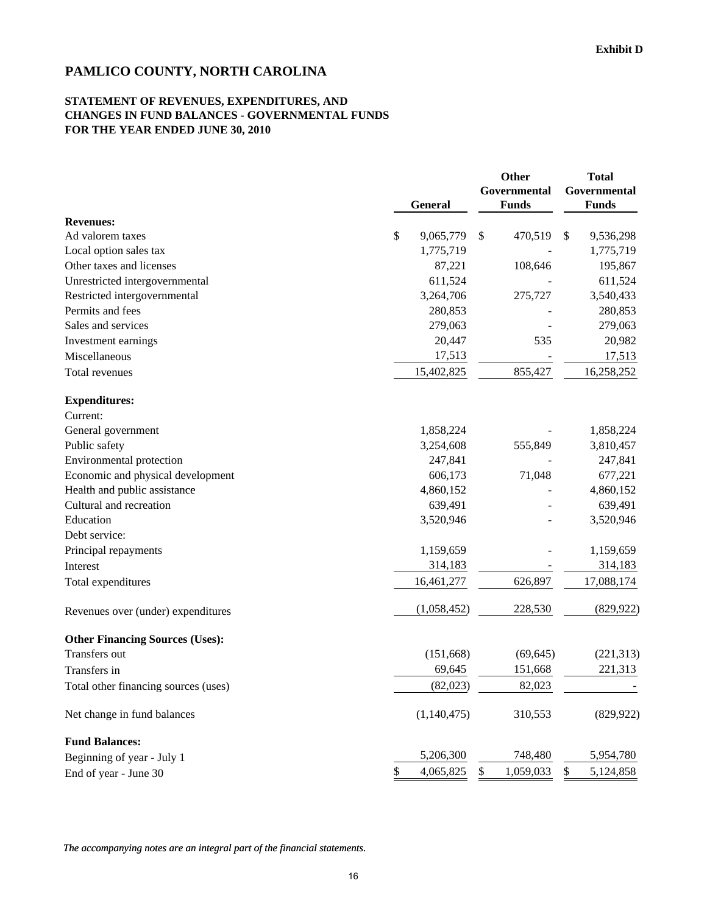Exhibit D

# PAMLICO COUNTY, NORTH CAROLINA

## STATEMENT OF REVENUES, EXPENDITURES, AND CHANGES IN FUND BALANCES - GOVERNMENTAL FUNDS FOR THE YEAR ENDED JUNE 30, 2010

| | General | Other Governmental Funds | Total Governmental Funds |
|---|---|---|---|
| **Revenues:** | | | |
| Ad valorem taxes | $ 9,065,779 | $ 470,519 | $ 9,536,298 |
| Local option sales tax | 1,775,719 | - | 1,775,719 |
| Other taxes and licenses | 87,221 | 108,646 | 195,867 |
| Unrestricted intergovernmental | 611,524 | - | 611,524 |
| Restricted intergovernmental | 3,264,706 | 275,727 | 3,540,433 |
| Permits and fees | 280,853 | - | 280,853 |
| Sales and services | 279,063 | - | 279,063 |
| Investment earnings | 20,447 | 535 | 20,982 |
| Miscellaneous | 17,513 | - | 17,513 |
| Total revenues | 15,402,825 | 855,427 | 16,258,252 |
| **Expenditures:** | | | |
| Current: | | | |
| General government | 1,858,224 | - | 1,858,224 |
| Public safety | 3,254,608 | 555,849 | 3,810,457 |
| Environmental protection | 247,841 | - | 247,841 |
| Economic and physical development | 606,173 | 71,048 | 677,221 |
| Health and public assistance | 4,860,152 | - | 4,860,152 |
| Cultural and recreation | 639,491 | - | 639,491 |
| Education | 3,520,946 | - | 3,520,946 |
| Debt service: | | | |
| Principal repayments | 1,159,659 | - | 1,159,659 |
| Interest | 314,183 | - | 314,183 |
| Total expenditures | 16,461,277 | 626,897 | 17,088,174 |
| Revenues over (under) expenditures | (1,058,452) | 228,530 | (829,922) |
| **Other Financing Sources (Uses):** | | | |
| Transfers out | (151,668) | (69,645) | (221,313) |
| Transfers in | 69,645 | 151,668 | 221,313 |
| Total other financing sources (uses) | (82,023) | 82,023 | - |
| Net change in fund balances | (1,140,475) | 310,553 | (829,922) |
| **Fund Balances:** | | | |
| Beginning of year - July 1 | 5,206,300 | 748,480 | 5,954,780 |
| End of year - June 30 | $ 4,065,825 | $ 1,059,033 | $ 5,124,858 |

*The accompanying notes are an integral part of the financial statements.*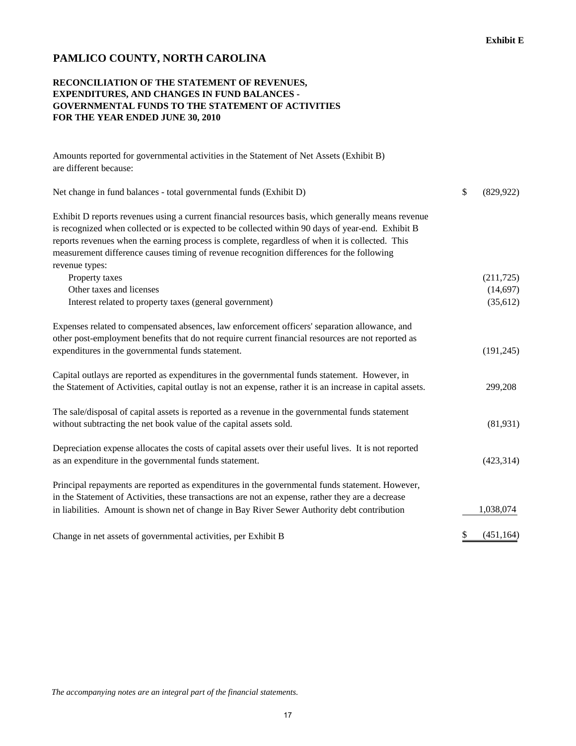Exhibit E

# PAMLICO COUNTY, NORTH CAROLINA

## RECONCILIATION OF THE STATEMENT OF REVENUES, EXPENDITURES, AND CHANGES IN FUND BALANCES - GOVERNMENTAL FUNDS TO THE STATEMENT OF ACTIVITIES FOR THE YEAR ENDED JUNE 30, 2010

Amounts reported for governmental activities in the Statement of Net Assets (Exhibit B) are different because:

| | |
|---|---|
| Net change in fund balances - total governmental funds (Exhibit D) | $ (829,922) |
| Exhibit D reports revenues using a current financial resources basis, which generally means revenue is recognized when collected or is expected to be collected within 90 days of year-end. Exhibit B reports revenues when the earning process is complete, regardless of when it is collected. This measurement difference causes timing of revenue recognition differences for the following revenue types: | |
| Property taxes | (211,725) |
| Other taxes and licenses | (14,697) |
| Interest related to property taxes (general government) | (35,612) |
| Expenses related to compensated absences, law enforcement officers' separation allowance, and other post-employment benefits that do not require current financial resources are not reported as expenditures in the governmental funds statement. | (191,245) |
| Capital outlays are reported as expenditures in the governmental funds statement. However, in the Statement of Activities, capital outlay is not an expense, rather it is an increase in capital assets. | 299,208 |
| The sale/disposal of capital assets is reported as a revenue in the governmental funds statement without subtracting the net book value of the capital assets sold. | (81,931) |
| Depreciation expense allocates the costs of capital assets over their useful lives. It is not reported as an expenditure in the governmental funds statement. | (423,314) |
| Principal repayments are reported as expenditures in the governmental funds statement. However, in the Statement of Activities, these transactions are not an expense, rather they are a decrease in liabilities. Amount is shown net of change in Bay River Sewer Authority debt contribution | 1,038,074 |
| Change in net assets of governmental activities, per Exhibit B | $ (451,164) |

*The accompanying notes are an integral part of the financial statements.*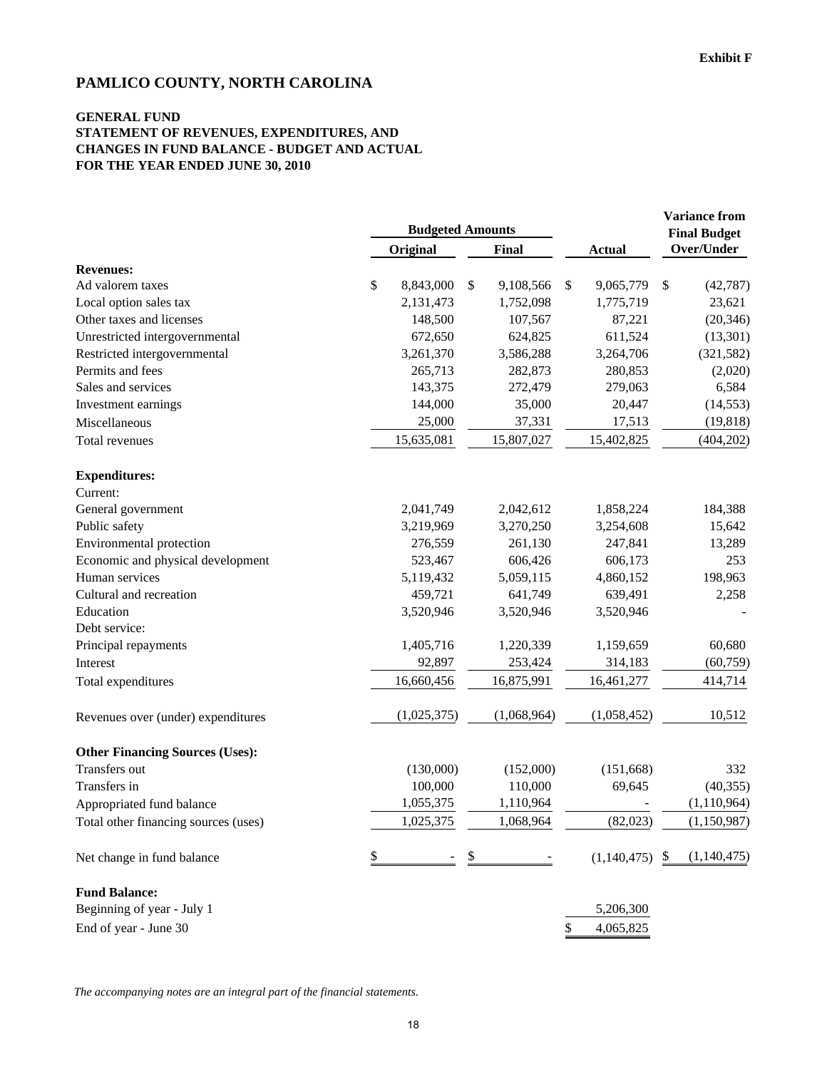**Exhibit F**

# PAMLICO COUNTY, NORTH CAROLINA

## GENERAL FUND
## STATEMENT OF REVENUES, EXPENDITURES, AND CHANGES IN FUND BALANCE - BUDGET AND ACTUAL
## FOR THE YEAR ENDED JUNE 30, 2010

| | Budgeted Amounts | | | Variance from Final Budget |
|---|---|---|---|---|
| | Original | Final | Actual | Over/Under |
| **Revenues:** | | | | |
| Ad valorem taxes | $ 8,843,000 | $ 9,108,566 | $ 9,065,779 | $ (42,787) |
| Local option sales tax | 2,131,473 | 1,752,098 | 1,775,719 | 23,621 |
| Other taxes and licenses | 148,500 | 107,567 | 87,221 | (20,346) |
| Unrestricted intergovernmental | 672,650 | 624,825 | 611,524 | (13,301) |
| Restricted intergovernmental | 3,261,370 | 3,586,288 | 3,264,706 | (321,582) |
| Permits and fees | 265,713 | 282,873 | 280,853 | (2,020) |
| Sales and services | 143,375 | 272,479 | 279,063 | 6,584 |
| Investment earnings | 144,000 | 35,000 | 20,447 | (14,553) |
| Miscellaneous | 25,000 | 37,331 | 17,513 | (19,818) |
| Total revenues | 15,635,081 | 15,807,027 | 15,402,825 | (404,202) |
| **Expenditures:** | | | | |
| Current: | | | | |
| General government | 2,041,749 | 2,042,612 | 1,858,224 | 184,388 |
| Public safety | 3,219,969 | 3,270,250 | 3,254,608 | 15,642 |
| Environmental protection | 276,559 | 261,130 | 247,841 | 13,289 |
| Economic and physical development | 523,467 | 606,426 | 606,173 | 253 |
| Human services | 5,119,432 | 5,059,115 | 4,860,152 | 198,963 |
| Cultural and recreation | 459,721 | 641,749 | 639,491 | 2,258 |
| Education | 3,520,946 | 3,520,946 | 3,520,946 | - |
| Debt service: | | | | |
| Principal repayments | 1,405,716 | 1,220,339 | 1,159,659 | 60,680 |
| Interest | 92,897 | 253,424 | 314,183 | (60,759) |
| Total expenditures | 16,660,456 | 16,875,991 | 16,461,277 | 414,714 |
| Revenues over (under) expenditures | (1,025,375) | (1,068,964) | (1,058,452) | 10,512 |
| **Other Financing Sources (Uses):** | | | | |
| Transfers out | (130,000) | (152,000) | (151,668) | 332 |
| Transfers in | 100,000 | 110,000 | 69,645 | (40,355) |
| Appropriated fund balance | 1,055,375 | 1,110,964 | - | (1,110,964) |
| Total other financing sources (uses) | 1,025,375 | 1,068,964 | (82,023) | (1,150,987) |
| Net change in fund balance | $ - | $ - | (1,140,475) | $ (1,140,475) |
| **Fund Balance:** | | | | |
| Beginning of year - July 1 | | | 5,206,300 | |
| End of year - June 30 | | | $ 4,065,825 | |

*The accompanying notes are an integral part of the financial statements.*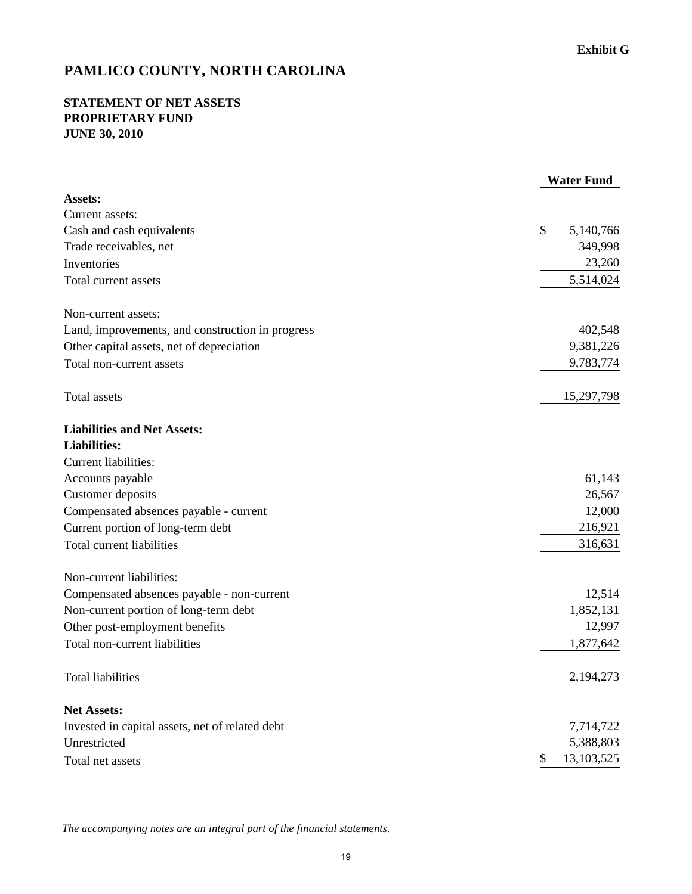Exhibit G

# PAMLICO COUNTY, NORTH CAROLINA

## STATEMENT OF NET ASSETS
## PROPRIETARY FUND
## JUNE 30, 2010

| | Water Fund |
|---|---|
| **Assets:** | |
| Current assets: | |
| Cash and cash equivalents | $ 5,140,766 |
| Trade receivables, net | 349,998 |
| Inventories | 23,260 |
| Total current assets | 5,514,024 |
| | |
| Non-current assets: | |
| Land, improvements, and construction in progress | 402,548 |
| Other capital assets, net of depreciation | 9,381,226 |
| Total non-current assets | 9,783,774 |
| | |
| Total assets | 15,297,798 |
| | |
| **Liabilities and Net Assets:** | |
| **Liabilities:** | |
| Current liabilities: | |
| Accounts payable | 61,143 |
| Customer deposits | 26,567 |
| Compensated absences payable - current | 12,000 |
| Current portion of long-term debt | 216,921 |
| Total current liabilities | 316,631 |
| | |
| Non-current liabilities: | |
| Compensated absences payable - non-current | 12,514 |
| Non-current portion of long-term debt | 1,852,131 |
| Other post-employment benefits | 12,997 |
| Total non-current liabilities | 1,877,642 |
| | |
| Total liabilities | 2,194,273 |
| | |
| **Net Assets:** | |
| Invested in capital assets, net of related debt | 7,714,722 |
| Unrestricted | 5,388,803 |
| Total net assets | $ 13,103,525 |

*The accompanying notes are an integral part of the financial statements.*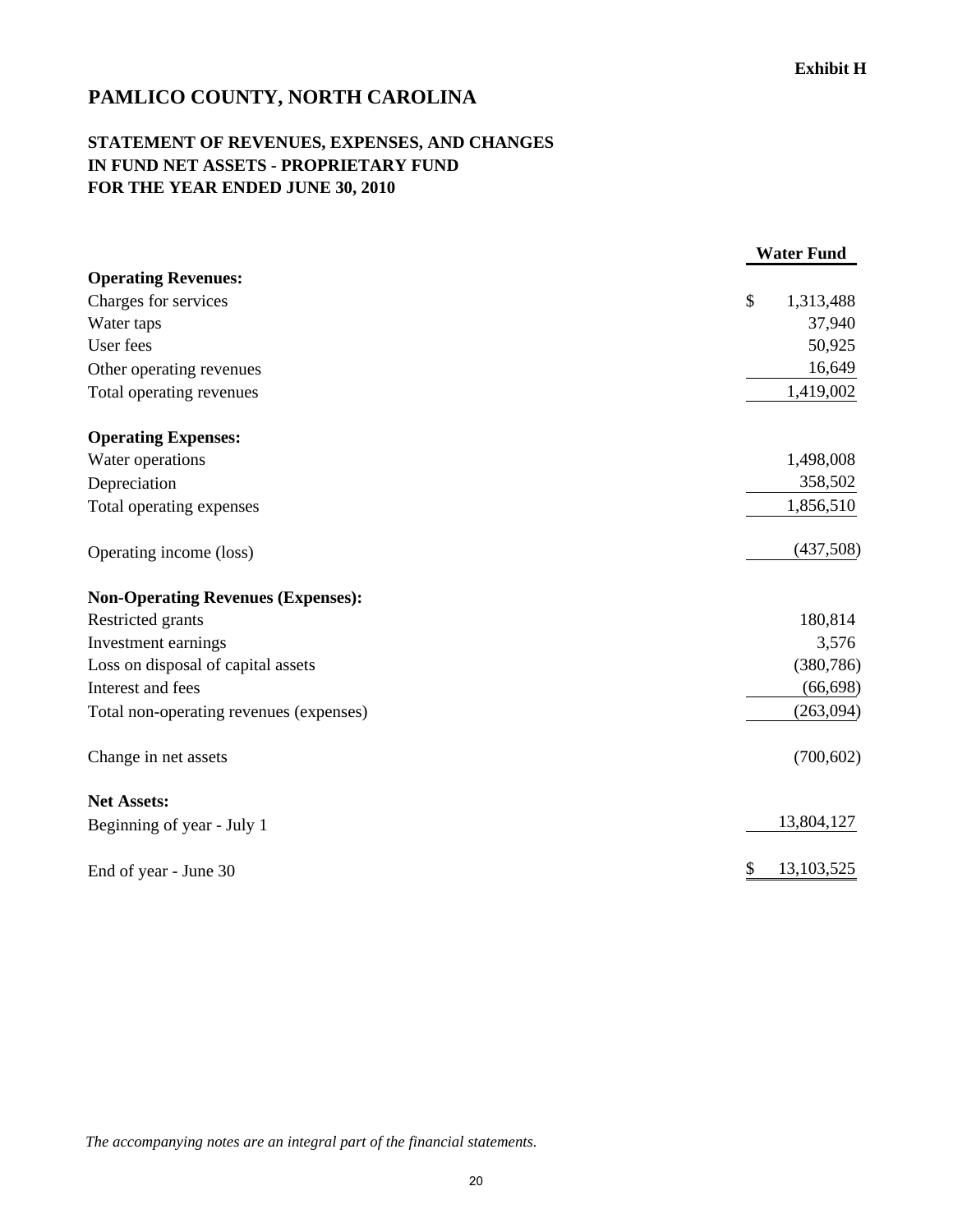Exhibit H

# PAMLICO COUNTY, NORTH CAROLINA

## STATEMENT OF REVENUES, EXPENSES, AND CHANGES IN FUND NET ASSETS - PROPRIETARY FUND FOR THE YEAR ENDED JUNE 30, 2010

| | Water Fund |
|---|---|
| **Operating Revenues:** | |
| Charges for services | $ 1,313,488 |
| Water taps | 37,940 |
| User fees | 50,925 |
| Other operating revenues | 16,649 |
| Total operating revenues | 1,419,002 |
| **Operating Expenses:** | |
| Water operations | 1,498,008 |
| Depreciation | 358,502 |
| Total operating expenses | 1,856,510 |
| Operating income (loss) | (437,508) |
| **Non-Operating Revenues (Expenses):** | |
| Restricted grants | 180,814 |
| Investment earnings | 3,576 |
| Loss on disposal of capital assets | (380,786) |
| Interest and fees | (66,698) |
| Total non-operating revenues (expenses) | (263,094) |
| Change in net assets | (700,602) |
| **Net Assets:** | |
| Beginning of year - July 1 | 13,804,127 |
| End of year - June 30 | $ 13,103,525 |

*The accompanying notes are an integral part of the financial statements.*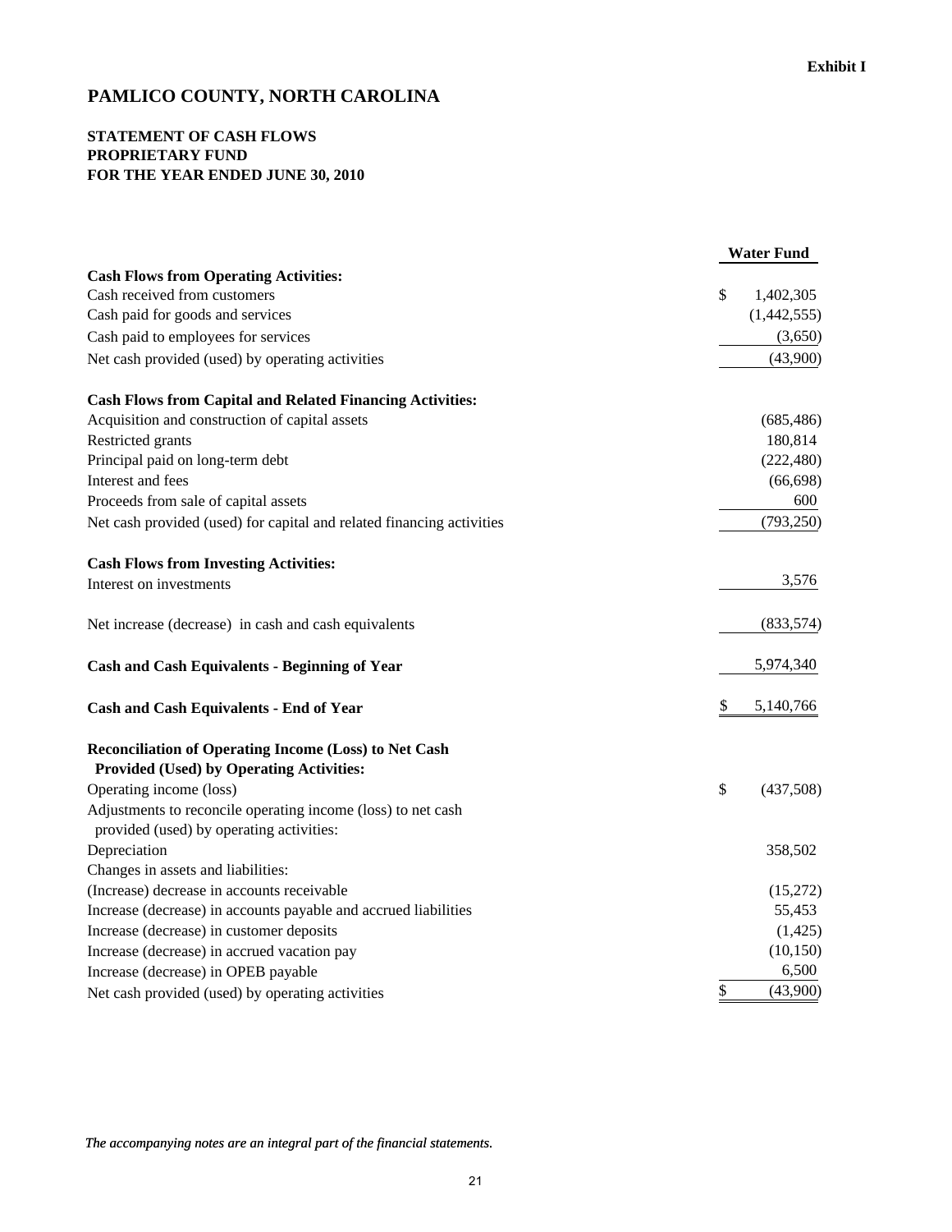Exhibit I

# PAMLICO COUNTY, NORTH CAROLINA

## STATEMENT OF CASH FLOWS
## PROPRIETARY FUND
## FOR THE YEAR ENDED JUNE 30, 2010

| | Water Fund |
|---|---|
| **Cash Flows from Operating Activities:** | |
| Cash received from customers | $ 1,402,305 |
| Cash paid for goods and services | (1,442,555) |
| Cash paid to employees for services | (3,650) |
| Net cash provided (used) by operating activities | (43,900) |
| | |
| **Cash Flows from Capital and Related Financing Activities:** | |
| Acquisition and construction of capital assets | (685,486) |
| Restricted grants | 180,814 |
| Principal paid on long-term debt | (222,480) |
| Interest and fees | (66,698) |
| Proceeds from sale of capital assets | 600 |
| Net cash provided (used) for capital and related financing activities | (793,250) |
| | |
| **Cash Flows from Investing Activities:** | |
| Interest on investments | 3,576 |
| | |
| Net increase (decrease) in cash and cash equivalents | (833,574) |
| | |
| **Cash and Cash Equivalents - Beginning of Year** | 5,974,340 |
| | |
| **Cash and Cash Equivalents - End of Year** | $ 5,140,766 |
| | |
| **Reconciliation of Operating Income (Loss) to Net Cash Provided (Used) by Operating Activities:** | |
| Operating income (loss) | $ (437,508) |
| Adjustments to reconcile operating income (loss) to net cash provided (used) by operating activities: | |
| Depreciation | 358,502 |
| Changes in assets and liabilities: | |
| (Increase) decrease in accounts receivable | (15,272) |
| Increase (decrease) in accounts payable and accrued liabilities | 55,453 |
| Increase (decrease) in customer deposits | (1,425) |
| Increase (decrease) in accrued vacation pay | (10,150) |
| Increase (decrease) in OPEB payable | 6,500 |
| Net cash provided (used) by operating activities | $ (43,900) |

*The accompanying notes are an integral part of the financial statements.*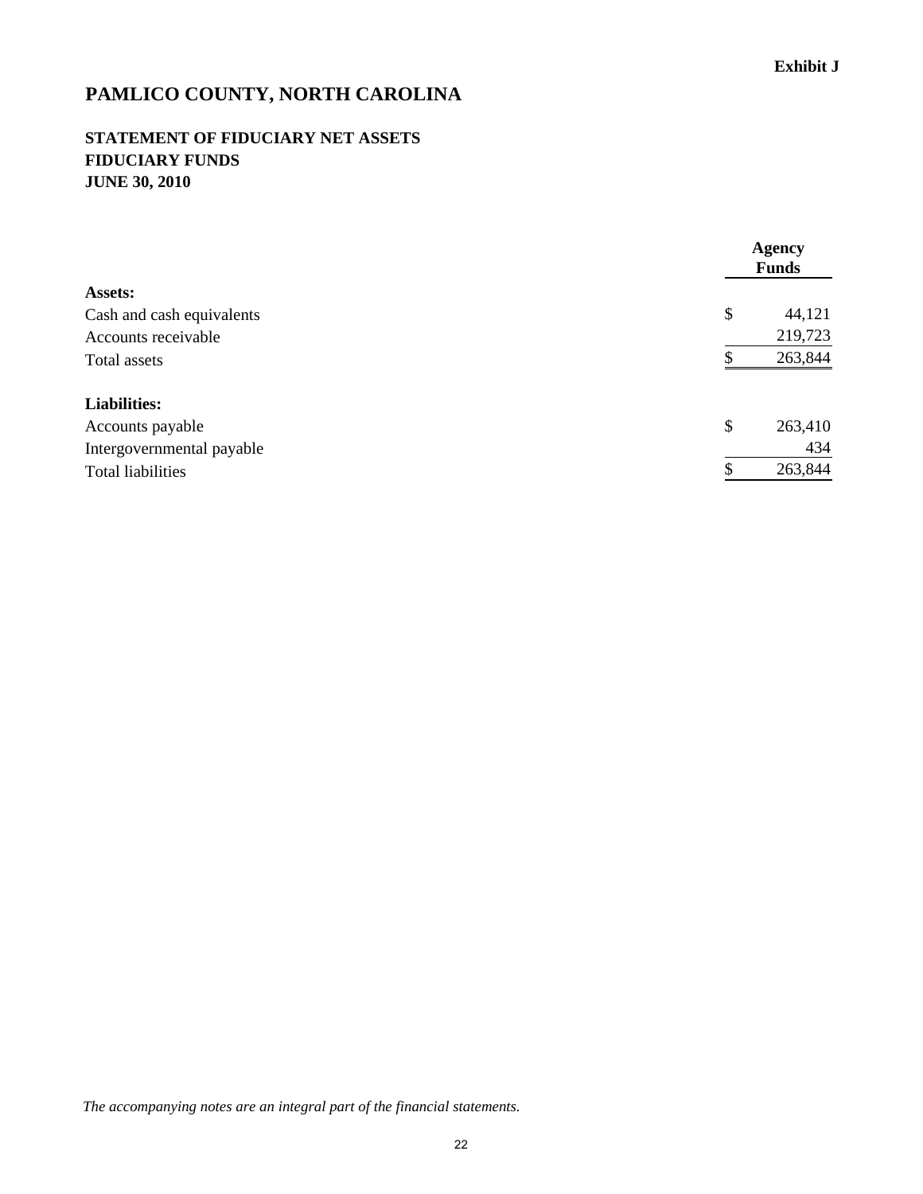Exhibit J

# PAMLICO COUNTY, NORTH CAROLINA

## STATEMENT OF FIDUCIARY NET ASSETS
## FIDUCIARY FUNDS
## JUNE 30, 2010

| | Agency Funds |
|---|---|
| **Assets:** | |
| Cash and cash equivalents | $ 44,121 |
| Accounts receivable | 219,723 |
| Total assets | $ 263,844 |
| | |
| **Liabilities:** | |
| Accounts payable | $ 263,410 |
| Intergovernmental payable | 434 |
| Total liabilities | $ 263,844 |

*The accompanying notes are an integral part of the financial statements.*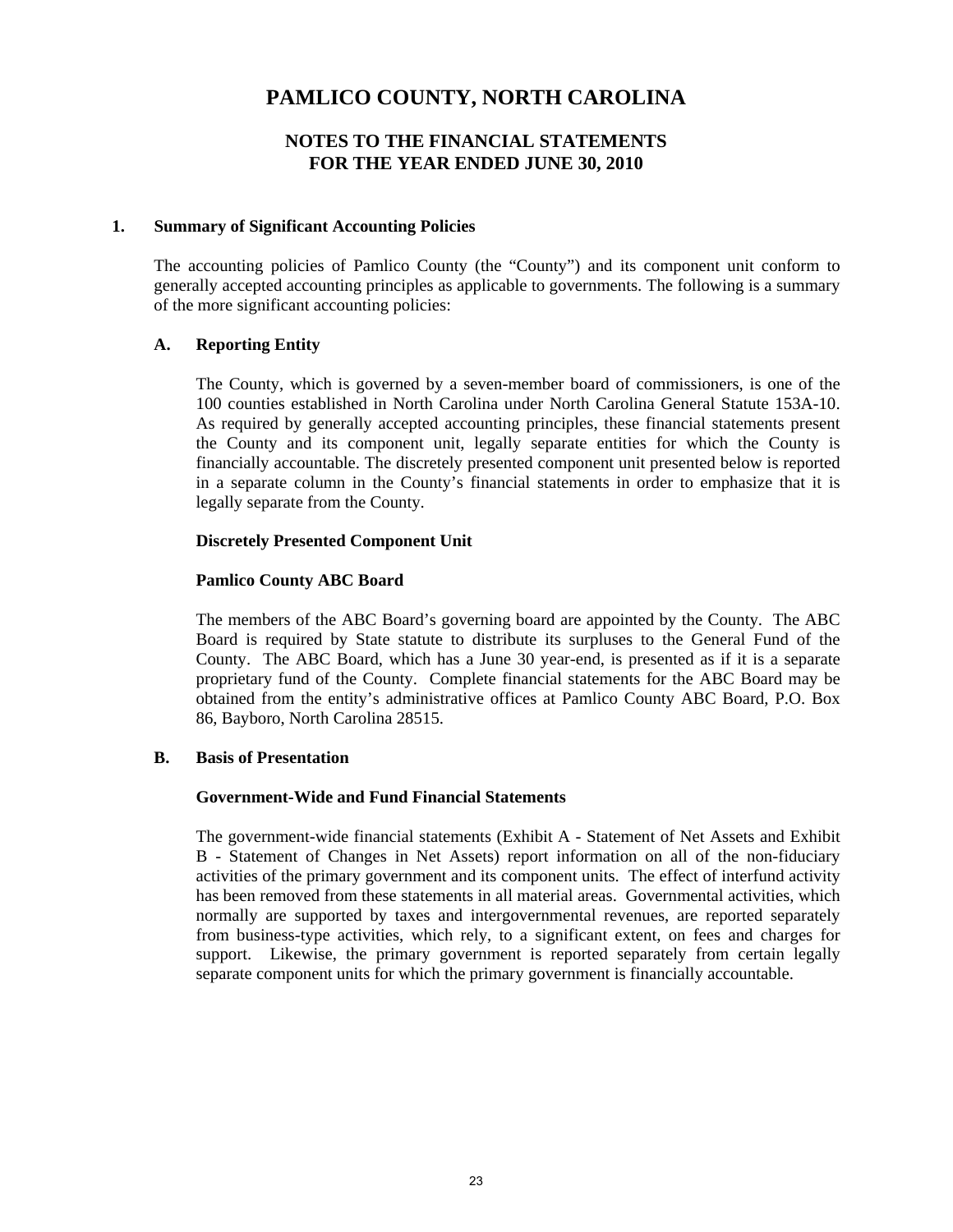# PAMLICO COUNTY, NORTH CAROLINA

## NOTES TO THE FINANCIAL STATEMENTS
## FOR THE YEAR ENDED JUNE 30, 2010

### 1. Summary of Significant Accounting Policies

The accounting policies of Pamlico County (the "County") and its component unit conform to generally accepted accounting principles as applicable to governments. The following is a summary of the more significant accounting policies:

#### A. Reporting Entity

The County, which is governed by a seven-member board of commissioners, is one of the 100 counties established in North Carolina under North Carolina General Statute 153A-10. As required by generally accepted accounting principles, these financial statements present the County and its component unit, legally separate entities for which the County is financially accountable. The discretely presented component unit presented below is reported in a separate column in the County's financial statements in order to emphasize that it is legally separate from the County.

**Discretely Presented Component Unit**

**Pamlico County ABC Board**

The members of the ABC Board's governing board are appointed by the County. The ABC Board is required by State statute to distribute its surpluses to the General Fund of the County. The ABC Board, which has a June 30 year-end, is presented as if it is a separate proprietary fund of the County. Complete financial statements for the ABC Board may be obtained from the entity's administrative offices at Pamlico County ABC Board, P.O. Box 86, Bayboro, North Carolina 28515.

#### B. Basis of Presentation

**Government-Wide and Fund Financial Statements**

The government-wide financial statements (Exhibit A - Statement of Net Assets and Exhibit B - Statement of Changes in Net Assets) report information on all of the non-fiduciary activities of the primary government and its component units. The effect of interfund activity has been removed from these statements in all material areas. Governmental activities, which normally are supported by taxes and intergovernmental revenues, are reported separately from business-type activities, which rely, to a significant extent, on fees and charges for support. Likewise, the primary government is reported separately from certain legally separate component units for which the primary government is financially accountable.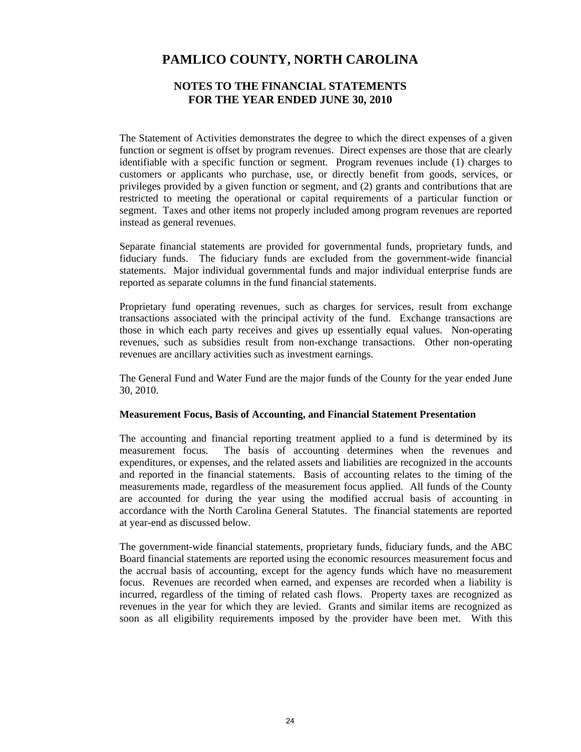The Statement of Activities demonstrates the degree to which the direct expenses of a given function or segment is offset by program revenues. Direct expenses are those that are clearly identifiable with a specific function or segment. Program revenues include (1) charges to customers or applicants who purchase, use, or directly benefit from goods, services, or privileges provided by a given function or segment, and (2) grants and contributions that are restricted to meeting the operational or capital requirements of a particular function or segment. Taxes and other items not properly included among program revenues are reported instead as general revenues.

Separate financial statements are provided for governmental funds, proprietary funds, and fiduciary funds. The fiduciary funds are excluded from the government-wide financial statements. Major individual governmental funds and major individual enterprise funds are reported as separate columns in the fund financial statements.

Proprietary fund operating revenues, such as charges for services, result from exchange transactions associated with the principal activity of the fund. Exchange transactions are those in which each party receives and gives up essentially equal values. Non-operating revenues, such as subsidies result from non-exchange transactions. Other non-operating revenues are ancillary activities such as investment earnings.

The General Fund and Water Fund are the major funds of the County for the year ended June 30, 2010.

**Measurement Focus, Basis of Accounting, and Financial Statement Presentation**

The accounting and financial reporting treatment applied to a fund is determined by its measurement focus. The basis of accounting determines when the revenues and expenditures, or expenses, and the related assets and liabilities are recognized in the accounts and reported in the financial statements. Basis of accounting relates to the timing of the measurements made, regardless of the measurement focus applied. All funds of the County are accounted for during the year using the modified accrual basis of accounting in accordance with the North Carolina General Statutes. The financial statements are reported at year-end as discussed below.

The government-wide financial statements, proprietary funds, fiduciary funds, and the ABC Board financial statements are reported using the economic resources measurement focus and the accrual basis of accounting, except for the agency funds which have no measurement focus. Revenues are recorded when earned, and expenses are recorded when a liability is incurred, regardless of the timing of related cash flows. Property taxes are recognized as revenues in the year for which they are levied. Grants and similar items are recognized as soon as all eligibility requirements imposed by the provider have been met. With this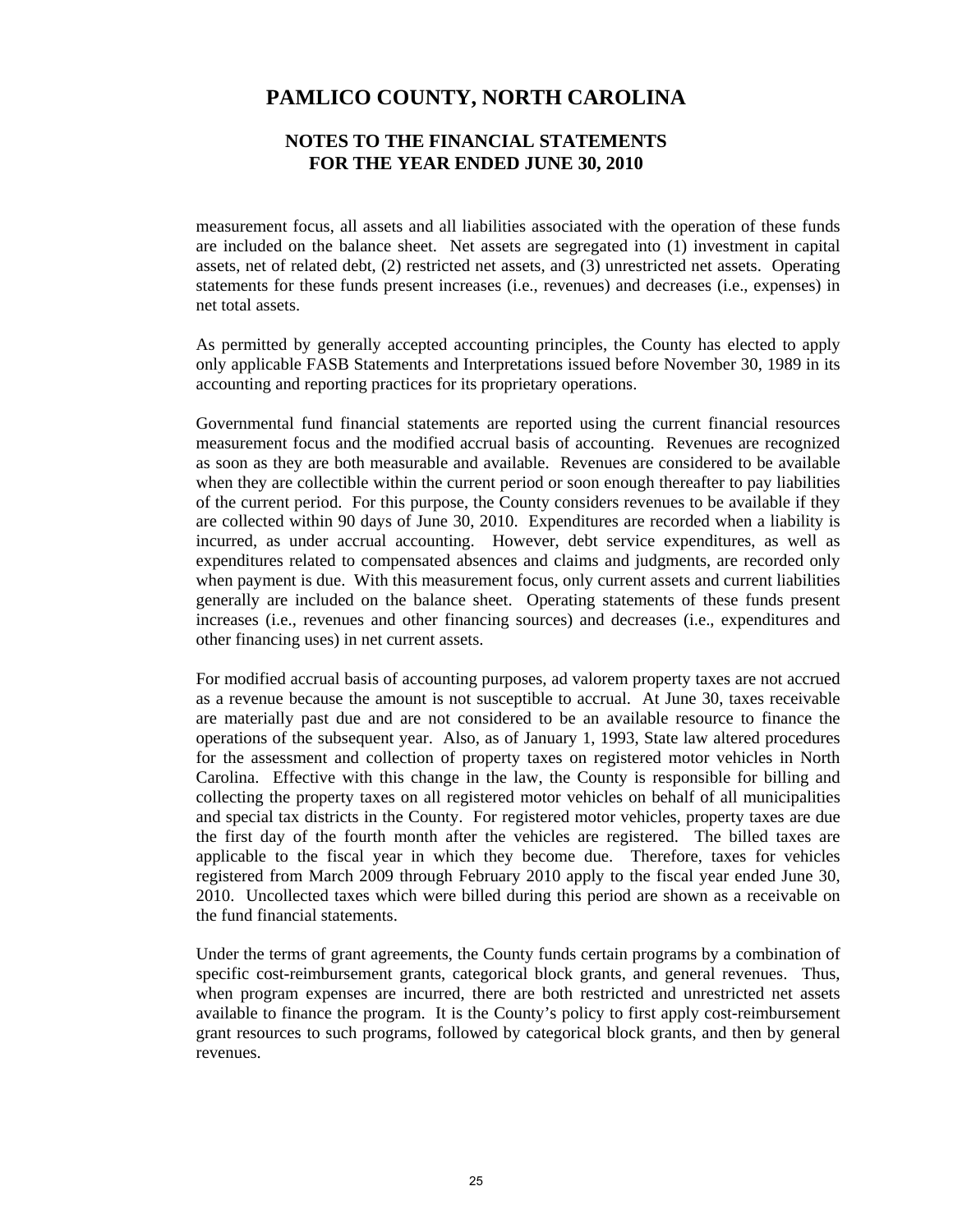measurement focus, all assets and all liabilities associated with the operation of these funds are included on the balance sheet. Net assets are segregated into (1) investment in capital assets, net of related debt, (2) restricted net assets, and (3) unrestricted net assets. Operating statements for these funds present increases (i.e., revenues) and decreases (i.e., expenses) in net total assets.

As permitted by generally accepted accounting principles, the County has elected to apply only applicable FASB Statements and Interpretations issued before November 30, 1989 in its accounting and reporting practices for its proprietary operations.

Governmental fund financial statements are reported using the current financial resources measurement focus and the modified accrual basis of accounting. Revenues are recognized as soon as they are both measurable and available. Revenues are considered to be available when they are collectible within the current period or soon enough thereafter to pay liabilities of the current period. For this purpose, the County considers revenues to be available if they are collected within 90 days of June 30, 2010. Expenditures are recorded when a liability is incurred, as under accrual accounting. However, debt service expenditures, as well as expenditures related to compensated absences and claims and judgments, are recorded only when payment is due. With this measurement focus, only current assets and current liabilities generally are included on the balance sheet. Operating statements of these funds present increases (i.e., revenues and other financing sources) and decreases (i.e., expenditures and other financing uses) in net current assets.

For modified accrual basis of accounting purposes, ad valorem property taxes are not accrued as a revenue because the amount is not susceptible to accrual. At June 30, taxes receivable are materially past due and are not considered to be an available resource to finance the operations of the subsequent year. Also, as of January 1, 1993, State law altered procedures for the assessment and collection of property taxes on registered motor vehicles in North Carolina. Effective with this change in the law, the County is responsible for billing and collecting the property taxes on all registered motor vehicles on behalf of all municipalities and special tax districts in the County. For registered motor vehicles, property taxes are due the first day of the fourth month after the vehicles are registered. The billed taxes are applicable to the fiscal year in which they become due. Therefore, taxes for vehicles registered from March 2009 through February 2010 apply to the fiscal year ended June 30, 2010. Uncollected taxes which were billed during this period are shown as a receivable on the fund financial statements.

Under the terms of grant agreements, the County funds certain programs by a combination of specific cost-reimbursement grants, categorical block grants, and general revenues. Thus, when program expenses are incurred, there are both restricted and unrestricted net assets available to finance the program. It is the County's policy to first apply cost-reimbursement grant resources to such programs, followed by categorical block grants, and then by general revenues.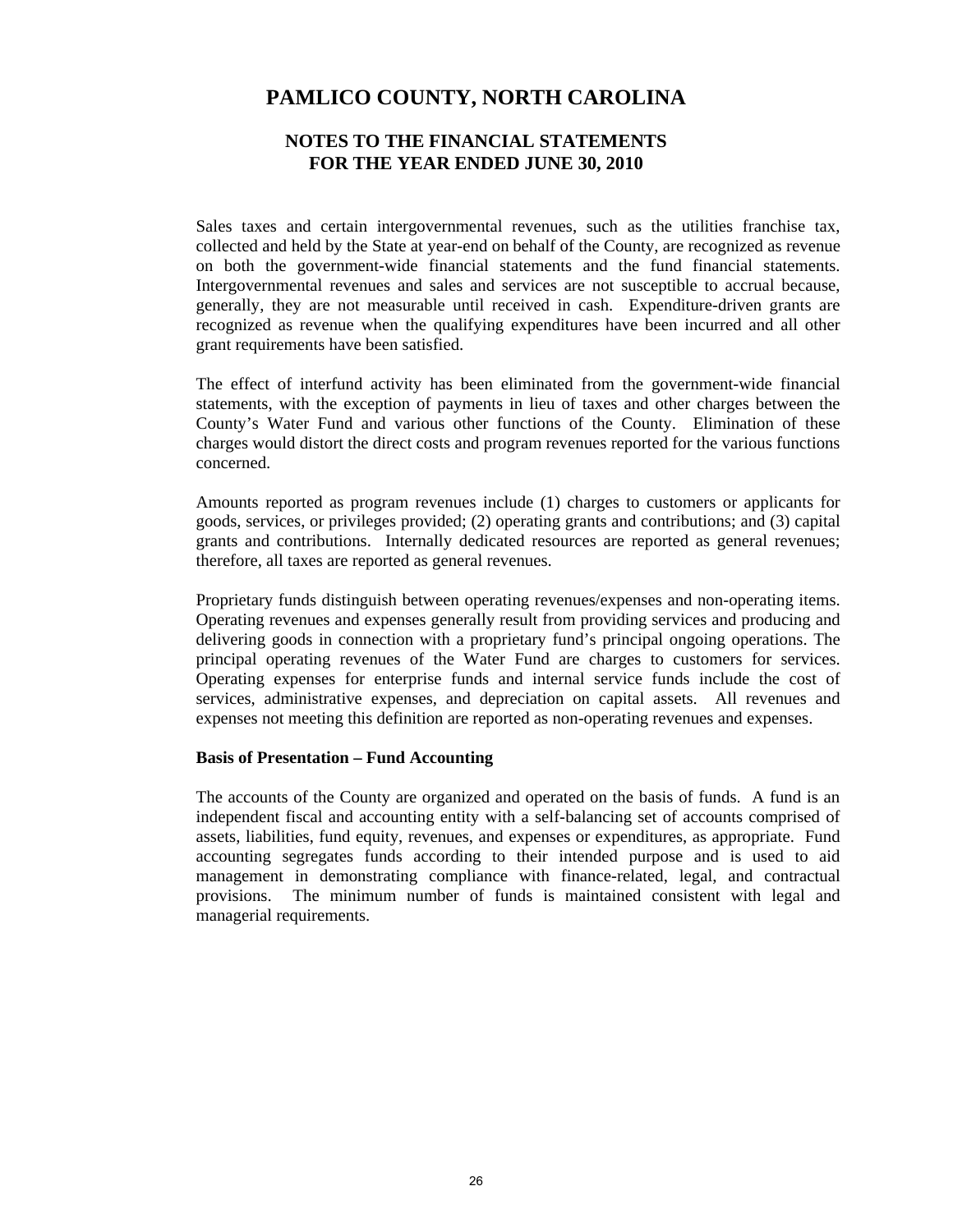Sales taxes and certain intergovernmental revenues, such as the utilities franchise tax, collected and held by the State at year-end on behalf of the County, are recognized as revenue on both the government-wide financial statements and the fund financial statements. Intergovernmental revenues and sales and services are not susceptible to accrual because, generally, they are not measurable until received in cash. Expenditure-driven grants are recognized as revenue when the qualifying expenditures have been incurred and all other grant requirements have been satisfied.

The effect of interfund activity has been eliminated from the government-wide financial statements, with the exception of payments in lieu of taxes and other charges between the County's Water Fund and various other functions of the County. Elimination of these charges would distort the direct costs and program revenues reported for the various functions concerned.

Amounts reported as program revenues include (1) charges to customers or applicants for goods, services, or privileges provided; (2) operating grants and contributions; and (3) capital grants and contributions. Internally dedicated resources are reported as general revenues; therefore, all taxes are reported as general revenues.

Proprietary funds distinguish between operating revenues/expenses and non-operating items. Operating revenues and expenses generally result from providing services and producing and delivering goods in connection with a proprietary fund's principal ongoing operations. The principal operating revenues of the Water Fund are charges to customers for services. Operating expenses for enterprise funds and internal service funds include the cost of services, administrative expenses, and depreciation on capital assets. All revenues and expenses not meeting this definition are reported as non-operating revenues and expenses.

**Basis of Presentation – Fund Accounting**

The accounts of the County are organized and operated on the basis of funds. A fund is an independent fiscal and accounting entity with a self-balancing set of accounts comprised of assets, liabilities, fund equity, revenues, and expenses or expenditures, as appropriate. Fund accounting segregates funds according to their intended purpose and is used to aid management in demonstrating compliance with finance-related, legal, and contractual provisions. The minimum number of funds is maintained consistent with legal and managerial requirements.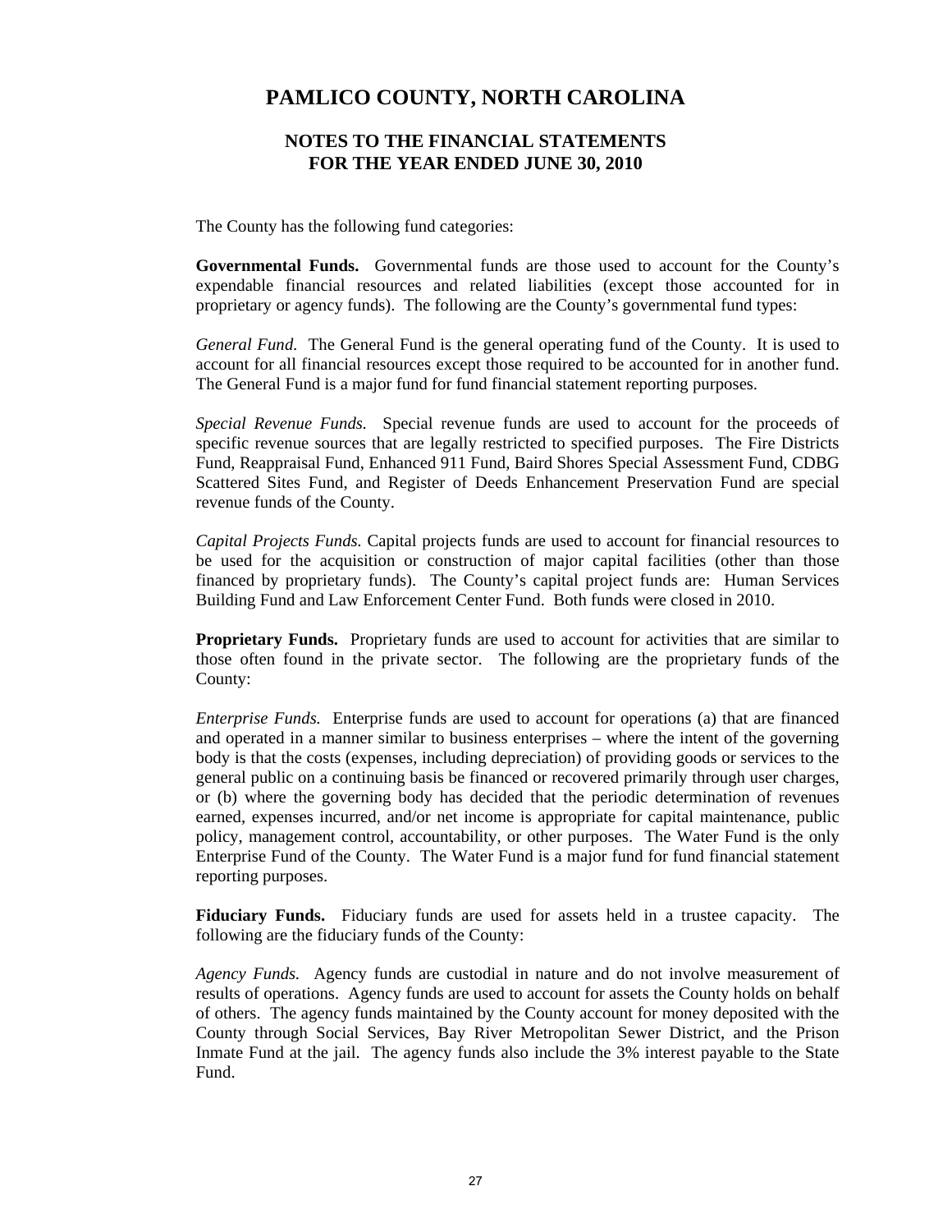# PAMLICO COUNTY, NORTH CAROLINA

## NOTES TO THE FINANCIAL STATEMENTS
## FOR THE YEAR ENDED JUNE 30, 2010

The County has the following fund categories:

**Governmental Funds.** Governmental funds are those used to account for the County's expendable financial resources and related liabilities (except those accounted for in proprietary or agency funds). The following are the County's governmental fund types:

*General Fund.* The General Fund is the general operating fund of the County. It is used to account for all financial resources except those required to be accounted for in another fund. The General Fund is a major fund for fund financial statement reporting purposes.

*Special Revenue Funds.* Special revenue funds are used to account for the proceeds of specific revenue sources that are legally restricted to specified purposes. The Fire Districts Fund, Reappraisal Fund, Enhanced 911 Fund, Baird Shores Special Assessment Fund, CDBG Scattered Sites Fund, and Register of Deeds Enhancement Preservation Fund are special revenue funds of the County.

*Capital Projects Funds.* Capital projects funds are used to account for financial resources to be used for the acquisition or construction of major capital facilities (other than those financed by proprietary funds). The County's capital project funds are: Human Services Building Fund and Law Enforcement Center Fund. Both funds were closed in 2010.

**Proprietary Funds.** Proprietary funds are used to account for activities that are similar to those often found in the private sector. The following are the proprietary funds of the County:

*Enterprise Funds.* Enterprise funds are used to account for operations (a) that are financed and operated in a manner similar to business enterprises – where the intent of the governing body is that the costs (expenses, including depreciation) of providing goods or services to the general public on a continuing basis be financed or recovered primarily through user charges, or (b) where the governing body has decided that the periodic determination of revenues earned, expenses incurred, and/or net income is appropriate for capital maintenance, public policy, management control, accountability, or other purposes. The Water Fund is the only Enterprise Fund of the County. The Water Fund is a major fund for fund financial statement reporting purposes.

**Fiduciary Funds.** Fiduciary funds are used for assets held in a trustee capacity. The following are the fiduciary funds of the County:

*Agency Funds.* Agency funds are custodial in nature and do not involve measurement of results of operations. Agency funds are used to account for assets the County holds on behalf of others. The agency funds maintained by the County account for money deposited with the County through Social Services, Bay River Metropolitan Sewer District, and the Prison Inmate Fund at the jail. The agency funds also include the 3% interest payable to the State Fund.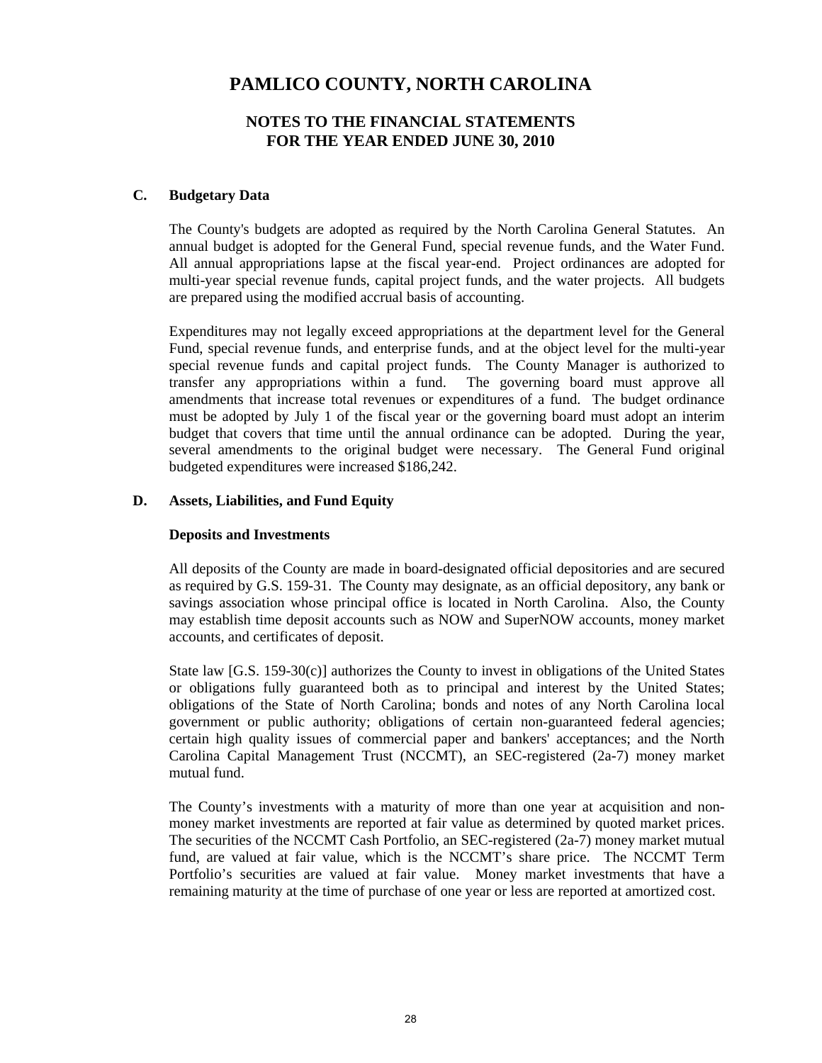# PAMLICO COUNTY, NORTH CAROLINA

## NOTES TO THE FINANCIAL STATEMENTS
## FOR THE YEAR ENDED JUNE 30, 2010

### C. Budgetary Data

The County's budgets are adopted as required by the North Carolina General Statutes. An annual budget is adopted for the General Fund, special revenue funds, and the Water Fund. All annual appropriations lapse at the fiscal year-end. Project ordinances are adopted for multi-year special revenue funds, capital project funds, and the water projects. All budgets are prepared using the modified accrual basis of accounting.

Expenditures may not legally exceed appropriations at the department level for the General Fund, special revenue funds, and enterprise funds, and at the object level for the multi-year special revenue funds and capital project funds. The County Manager is authorized to transfer any appropriations within a fund. The governing board must approve all amendments that increase total revenues or expenditures of a fund. The budget ordinance must be adopted by July 1 of the fiscal year or the governing board must adopt an interim budget that covers that time until the annual ordinance can be adopted. During the year, several amendments to the original budget were necessary. The General Fund original budgeted expenditures were increased $186,242.

### D. Assets, Liabilities, and Fund Equity

**Deposits and Investments**

All deposits of the County are made in board-designated official depositories and are secured as required by G.S. 159-31. The County may designate, as an official depository, any bank or savings association whose principal office is located in North Carolina. Also, the County may establish time deposit accounts such as NOW and SuperNOW accounts, money market accounts, and certificates of deposit.

State law [G.S. 159-30(c)] authorizes the County to invest in obligations of the United States or obligations fully guaranteed both as to principal and interest by the United States; obligations of the State of North Carolina; bonds and notes of any North Carolina local government or public authority; obligations of certain non-guaranteed federal agencies; certain high quality issues of commercial paper and bankers' acceptances; and the North Carolina Capital Management Trust (NCCMT), an SEC-registered (2a-7) money market mutual fund.

The County's investments with a maturity of more than one year at acquisition and non-money market investments are reported at fair value as determined by quoted market prices. The securities of the NCCMT Cash Portfolio, an SEC-registered (2a-7) money market mutual fund, are valued at fair value, which is the NCCMT's share price. The NCCMT Term Portfolio's securities are valued at fair value. Money market investments that have a remaining maturity at the time of purchase of one year or less are reported at amortized cost.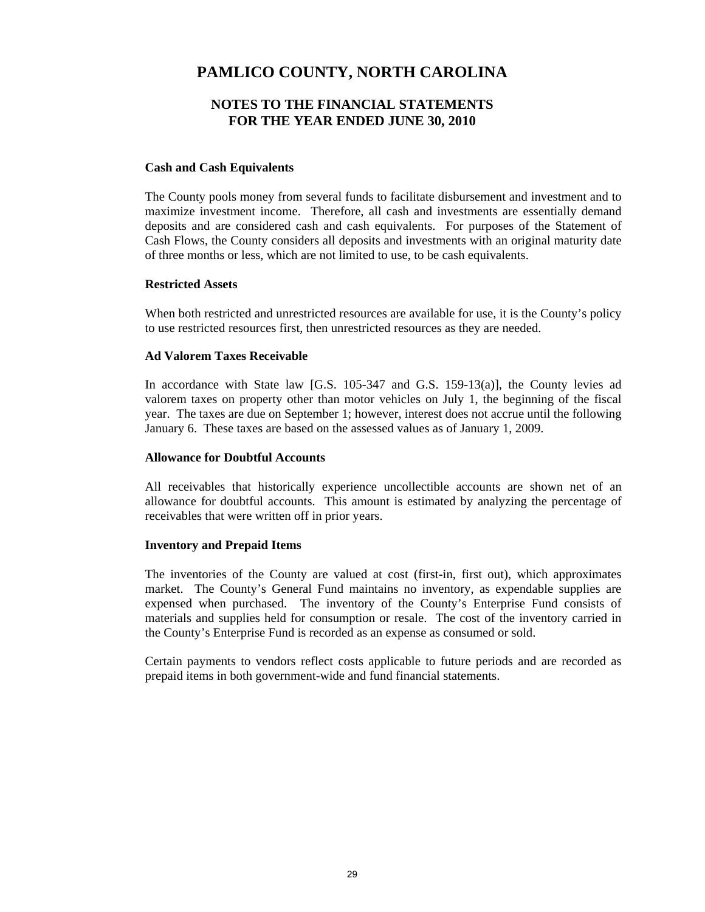### Cash and Cash Equivalents

The County pools money from several funds to facilitate disbursement and investment and to maximize investment income. Therefore, all cash and investments are essentially demand deposits and are considered cash and cash equivalents. For purposes of the Statement of Cash Flows, the County considers all deposits and investments with an original maturity date of three months or less, which are not limited to use, to be cash equivalents.

### Restricted Assets

When both restricted and unrestricted resources are available for use, it is the County's policy to use restricted resources first, then unrestricted resources as they are needed.

### Ad Valorem Taxes Receivable

In accordance with State law [G.S. 105-347 and G.S. 159-13(a)], the County levies ad valorem taxes on property other than motor vehicles on July 1, the beginning of the fiscal year. The taxes are due on September 1; however, interest does not accrue until the following January 6. These taxes are based on the assessed values as of January 1, 2009.

### Allowance for Doubtful Accounts

All receivables that historically experience uncollectible accounts are shown net of an allowance for doubtful accounts. This amount is estimated by analyzing the percentage of receivables that were written off in prior years.

### Inventory and Prepaid Items

The inventories of the County are valued at cost (first-in, first out), which approximates market. The County's General Fund maintains no inventory, as expendable supplies are expensed when purchased. The inventory of the County's Enterprise Fund consists of materials and supplies held for consumption or resale. The cost of the inventory carried in the County's Enterprise Fund is recorded as an expense as consumed or sold.

Certain payments to vendors reflect costs applicable to future periods and are recorded as prepaid items in both government-wide and fund financial statements.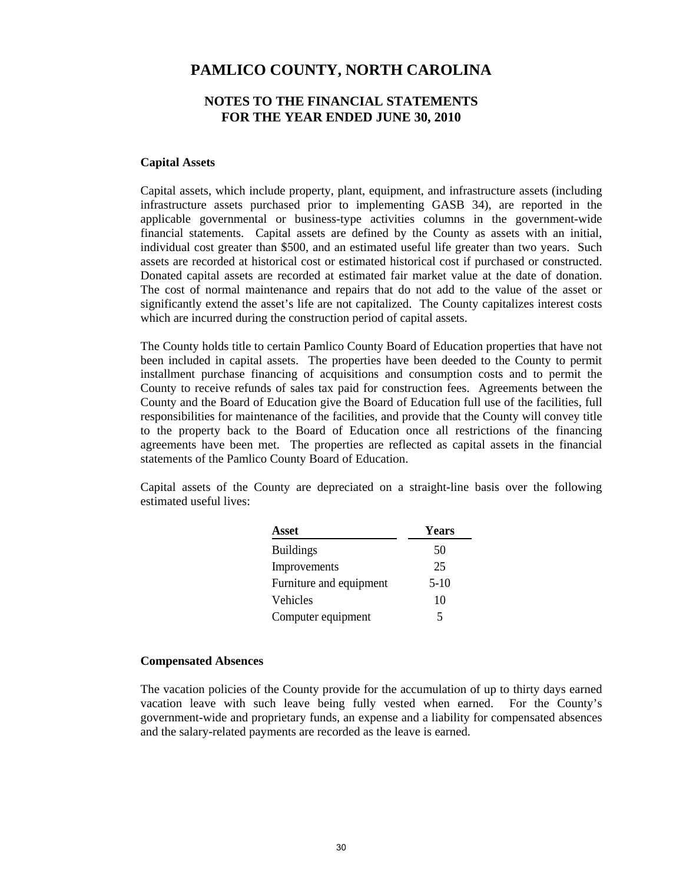### Capital Assets

Capital assets, which include property, plant, equipment, and infrastructure assets (including infrastructure assets purchased prior to implementing GASB 34), are reported in the applicable governmental or business-type activities columns in the government-wide financial statements. Capital assets are defined by the County as assets with an initial, individual cost greater than \$500, and an estimated useful life greater than two years. Such assets are recorded at historical cost or estimated historical cost if purchased or constructed. Donated capital assets are recorded at estimated fair market value at the date of donation. The cost of normal maintenance and repairs that do not add to the value of the asset or significantly extend the asset's life are not capitalized. The County capitalizes interest costs which are incurred during the construction period of capital assets.

The County holds title to certain Pamlico County Board of Education properties that have not been included in capital assets. The properties have been deeded to the County to permit installment purchase financing of acquisitions and consumption costs and to permit the County to receive refunds of sales tax paid for construction fees. Agreements between the County and the Board of Education give the Board of Education full use of the facilities, full responsibilities for maintenance of the facilities, and provide that the County will convey title to the property back to the Board of Education once all restrictions of the financing agreements have been met. The properties are reflected as capital assets in the financial statements of the Pamlico County Board of Education.

Capital assets of the County are depreciated on a straight-line basis over the following estimated useful lives:

| Asset | Years |
|---|---|
| Buildings | 50 |
| Improvements | 25 |
| Furniture and equipment | 5-10 |
| Vehicles | 10 |
| Computer equipment | 5 |

### Compensated Absences

The vacation policies of the County provide for the accumulation of up to thirty days earned vacation leave with such leave being fully vested when earned. For the County's government-wide and proprietary funds, an expense and a liability for compensated absences and the salary-related payments are recorded as the leave is earned.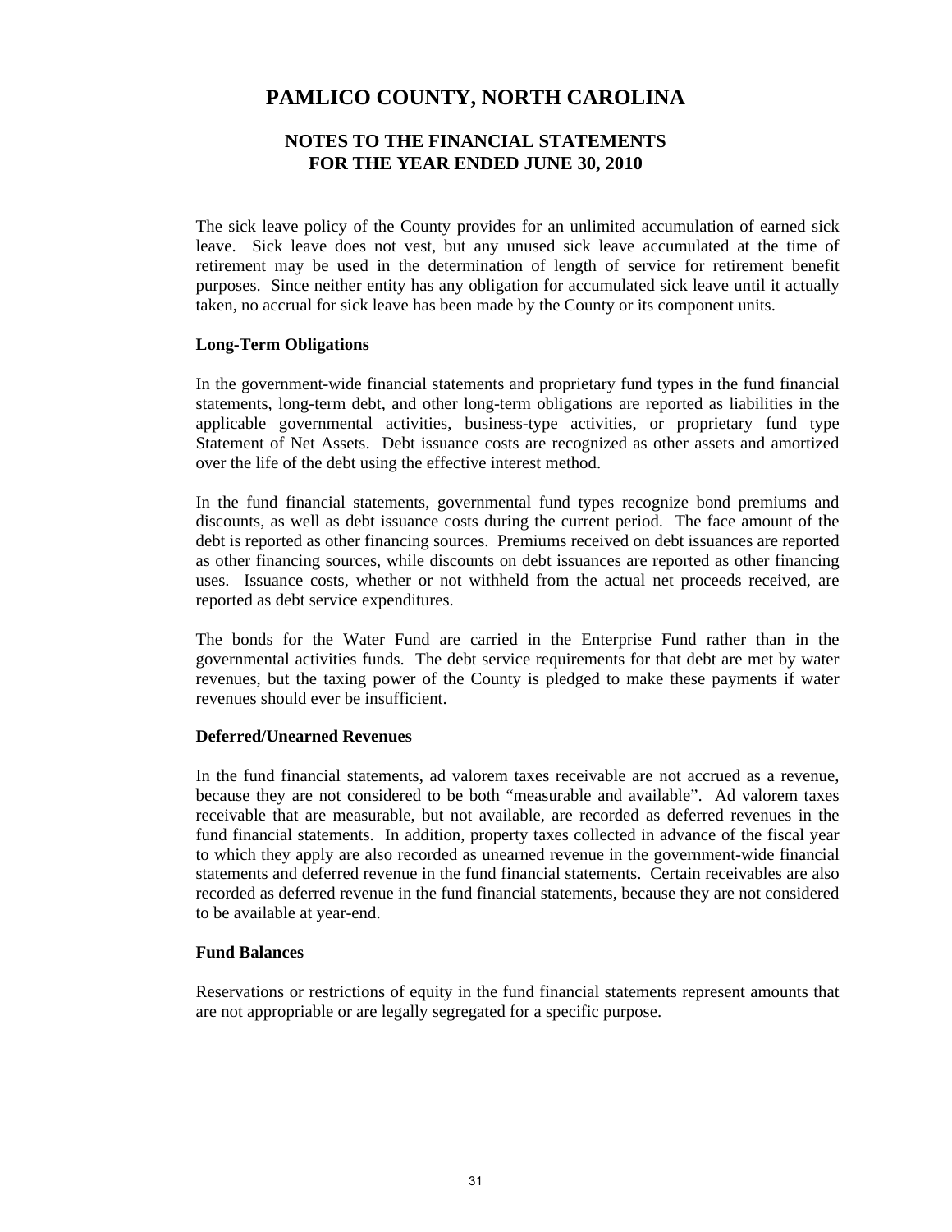# PAMLICO COUNTY, NORTH CAROLINA

## NOTES TO THE FINANCIAL STATEMENTS
## FOR THE YEAR ENDED JUNE 30, 2010

The sick leave policy of the County provides for an unlimited accumulation of earned sick leave. Sick leave does not vest, but any unused sick leave accumulated at the time of retirement may be used in the determination of length of service for retirement benefit purposes. Since neither entity has any obligation for accumulated sick leave until it actually taken, no accrual for sick leave has been made by the County or its component units.

**Long-Term Obligations**

In the government-wide financial statements and proprietary fund types in the fund financial statements, long-term debt, and other long-term obligations are reported as liabilities in the applicable governmental activities, business-type activities, or proprietary fund type Statement of Net Assets. Debt issuance costs are recognized as other assets and amortized over the life of the debt using the effective interest method.

In the fund financial statements, governmental fund types recognize bond premiums and discounts, as well as debt issuance costs during the current period. The face amount of the debt is reported as other financing sources. Premiums received on debt issuances are reported as other financing sources, while discounts on debt issuances are reported as other financing uses. Issuance costs, whether or not withheld from the actual net proceeds received, are reported as debt service expenditures.

The bonds for the Water Fund are carried in the Enterprise Fund rather than in the governmental activities funds. The debt service requirements for that debt are met by water revenues, but the taxing power of the County is pledged to make these payments if water revenues should ever be insufficient.

**Deferred/Unearned Revenues**

In the fund financial statements, ad valorem taxes receivable are not accrued as a revenue, because they are not considered to be both "measurable and available". Ad valorem taxes receivable that are measurable, but not available, are recorded as deferred revenues in the fund financial statements. In addition, property taxes collected in advance of the fiscal year to which they apply are also recorded as unearned revenue in the government-wide financial statements and deferred revenue in the fund financial statements. Certain receivables are also recorded as deferred revenue in the fund financial statements, because they are not considered to be available at year-end.

**Fund Balances**

Reservations or restrictions of equity in the fund financial statements represent amounts that are not appropriable or are legally segregated for a specific purpose.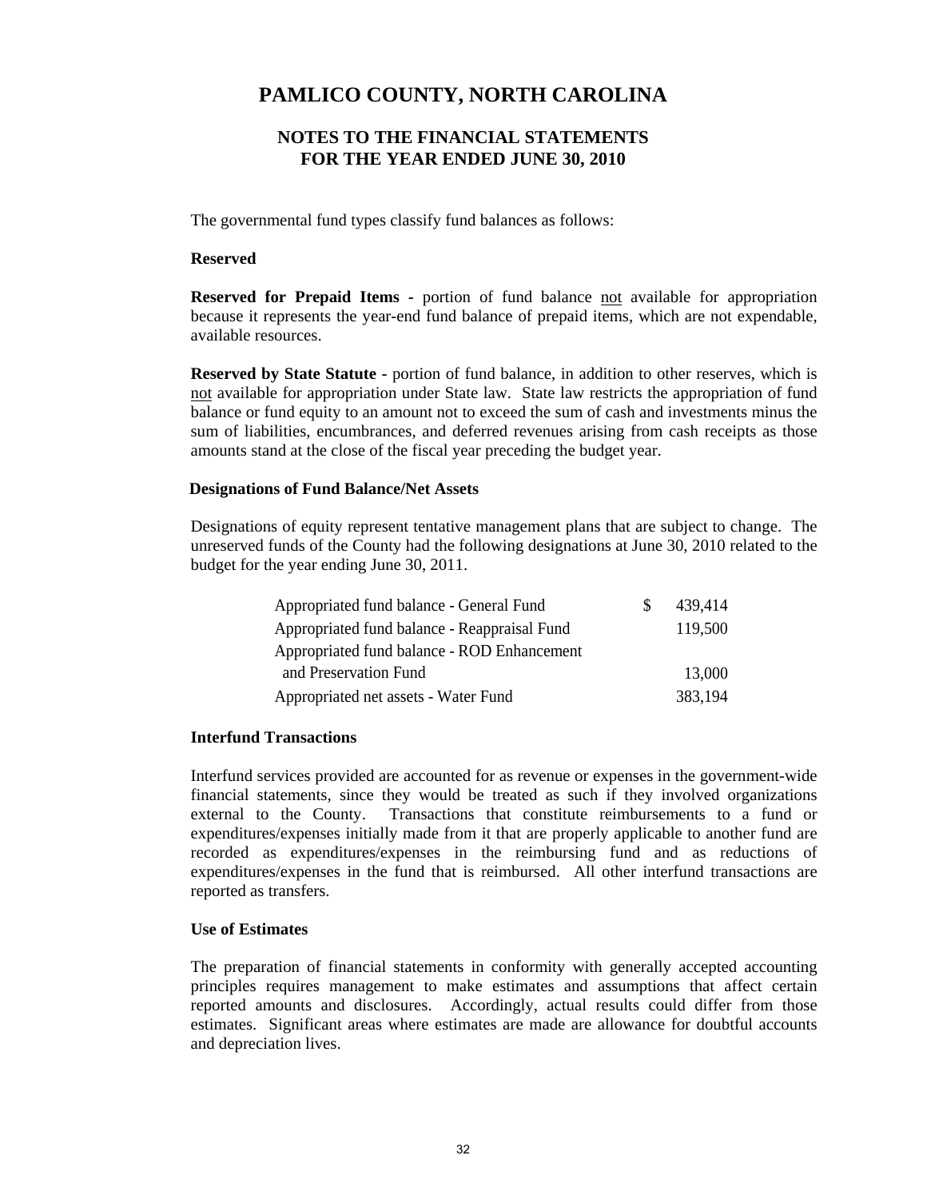# PAMLICO COUNTY, NORTH CAROLINA

## NOTES TO THE FINANCIAL STATEMENTS
## FOR THE YEAR ENDED JUNE 30, 2010

The governmental fund types classify fund balances as follows:

**Reserved**

**Reserved for Prepaid Items -** portion of fund balance not available for appropriation because it represents the year-end fund balance of prepaid items, which are not expendable, available resources.

**Reserved by State Statute -** portion of fund balance, in addition to other reserves, which is not available for appropriation under State law. State law restricts the appropriation of fund balance or fund equity to an amount not to exceed the sum of cash and investments minus the sum of liabilities, encumbrances, and deferred revenues arising from cash receipts as those amounts stand at the close of the fiscal year preceding the budget year.

**Designations of Fund Balance/Net Assets**

Designations of equity represent tentative management plans that are subject to change. The unreserved funds of the County had the following designations at June 30, 2010 related to the budget for the year ending June 30, 2011.

| | |
|---|---|
| Appropriated fund balance - General Fund | $ 439,414 |
| Appropriated fund balance - Reappraisal Fund | 119,500 |
| Appropriated fund balance - ROD Enhancement and Preservation Fund | 13,000 |
| Appropriated net assets - Water Fund | 383,194 |

**Interfund Transactions**

Interfund services provided are accounted for as revenue or expenses in the government-wide financial statements, since they would be treated as such if they involved organizations external to the County. Transactions that constitute reimbursements to a fund or expenditures/expenses initially made from it that are properly applicable to another fund are recorded as expenditures/expenses in the reimbursing fund and as reductions of expenditures/expenses in the fund that is reimbursed. All other interfund transactions are reported as transfers.

**Use of Estimates**

The preparation of financial statements in conformity with generally accepted accounting principles requires management to make estimates and assumptions that affect certain reported amounts and disclosures. Accordingly, actual results could differ from those estimates. Significant areas where estimates are made are allowance for doubtful accounts and depreciation lives.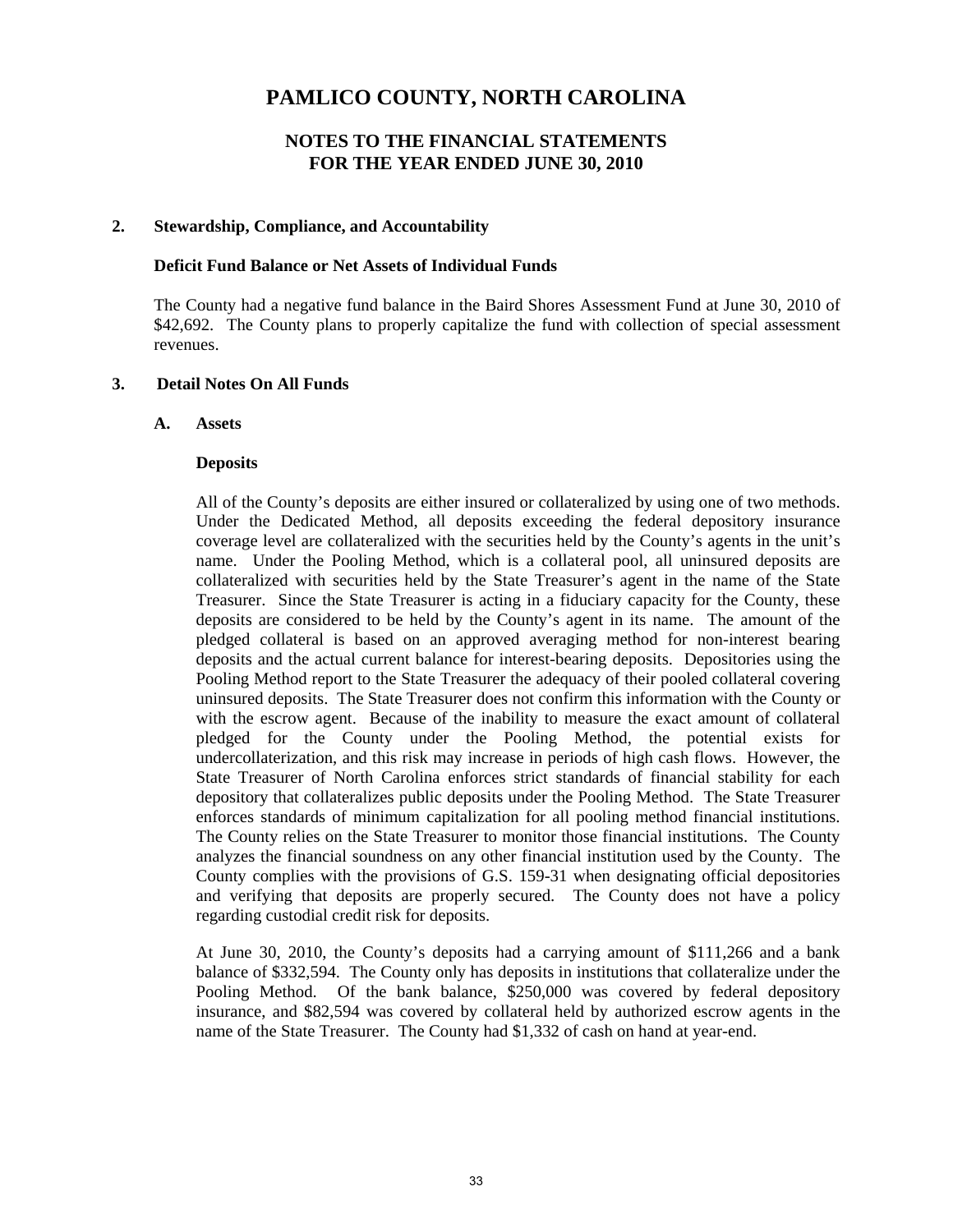# PAMLICO COUNTY, NORTH CAROLINA

## NOTES TO THE FINANCIAL STATEMENTS FOR THE YEAR ENDED JUNE 30, 2010

### 2. Stewardship, Compliance, and Accountability

**Deficit Fund Balance or Net Assets of Individual Funds**

The County had a negative fund balance in the Baird Shores Assessment Fund at June 30, 2010 of $42,692. The County plans to properly capitalize the fund with collection of special assessment revenues.

### 3. Detail Notes On All Funds

#### A. Assets

**Deposits**

All of the County's deposits are either insured or collateralized by using one of two methods. Under the Dedicated Method, all deposits exceeding the federal depository insurance coverage level are collateralized with the securities held by the County's agents in the unit's name. Under the Pooling Method, which is a collateral pool, all uninsured deposits are collateralized with securities held by the State Treasurer's agent in the name of the State Treasurer. Since the State Treasurer is acting in a fiduciary capacity for the County, these deposits are considered to be held by the County's agent in its name. The amount of the pledged collateral is based on an approved averaging method for non-interest bearing deposits and the actual current balance for interest-bearing deposits. Depositories using the Pooling Method report to the State Treasurer the adequacy of their pooled collateral covering uninsured deposits. The State Treasurer does not confirm this information with the County or with the escrow agent. Because of the inability to measure the exact amount of collateral pledged for the County under the Pooling Method, the potential exists for undercollaterization, and this risk may increase in periods of high cash flows. However, the State Treasurer of North Carolina enforces strict standards of financial stability for each depository that collateralizes public deposits under the Pooling Method. The State Treasurer enforces standards of minimum capitalization for all pooling method financial institutions. The County relies on the State Treasurer to monitor those financial institutions. The County analyzes the financial soundness on any other financial institution used by the County. The County complies with the provisions of G.S. 159-31 when designating official depositories and verifying that deposits are properly secured. The County does not have a policy regarding custodial credit risk for deposits.

At June 30, 2010, the County's deposits had a carrying amount of $111,266 and a bank balance of $332,594. The County only has deposits in institutions that collateralize under the Pooling Method. Of the bank balance, $250,000 was covered by federal depository insurance, and $82,594 was covered by collateral held by authorized escrow agents in the name of the State Treasurer. The County had $1,332 of cash on hand at year-end.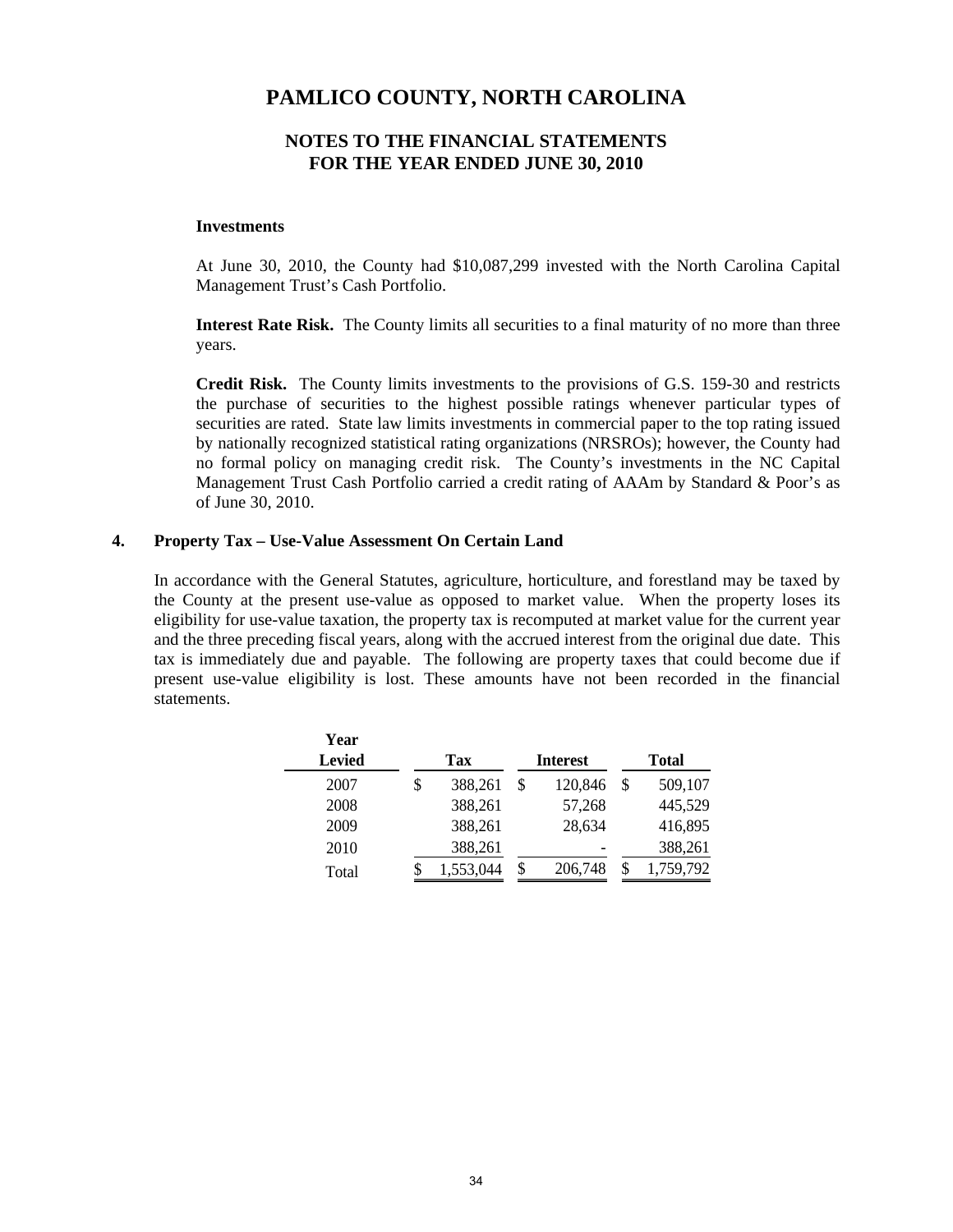# PAMLICO COUNTY, NORTH CAROLINA

## NOTES TO THE FINANCIAL STATEMENTS
## FOR THE YEAR ENDED JUNE 30, 2010

**Investments**

At June 30, 2010, the County had $10,087,299 invested with the North Carolina Capital Management Trust's Cash Portfolio.

**Interest Rate Risk.** The County limits all securities to a final maturity of no more than three years.

**Credit Risk.** The County limits investments to the provisions of G.S. 159-30 and restricts the purchase of securities to the highest possible ratings whenever particular types of securities are rated. State law limits investments in commercial paper to the top rating issued by nationally recognized statistical rating organizations (NRSROs); however, the County had no formal policy on managing credit risk. The County's investments in the NC Capital Management Trust Cash Portfolio carried a credit rating of AAAm by Standard & Poor's as of June 30, 2010.

### 4. Property Tax – Use-Value Assessment On Certain Land

In accordance with the General Statutes, agriculture, horticulture, and forestland may be taxed by the County at the present use-value as opposed to market value. When the property loses its eligibility for use-value taxation, the property tax is recomputed at market value for the current year and the three preceding fiscal years, along with the accrued interest from the original due date. This tax is immediately due and payable. The following are property taxes that could become due if present use-value eligibility is lost. These amounts have not been recorded in the financial statements.

| Year Levied | Tax | Interest | Total |
|---|---|---|---|
| 2007 | $ 388,261 | $ 120,846 | $ 509,107 |
| 2008 | 388,261 | 57,268 | 445,529 |
| 2009 | 388,261 | 28,634 | 416,895 |
| 2010 | 388,261 | - | 388,261 |
| Total | $ 1,553,044 | $ 206,748 | $ 1,759,792 |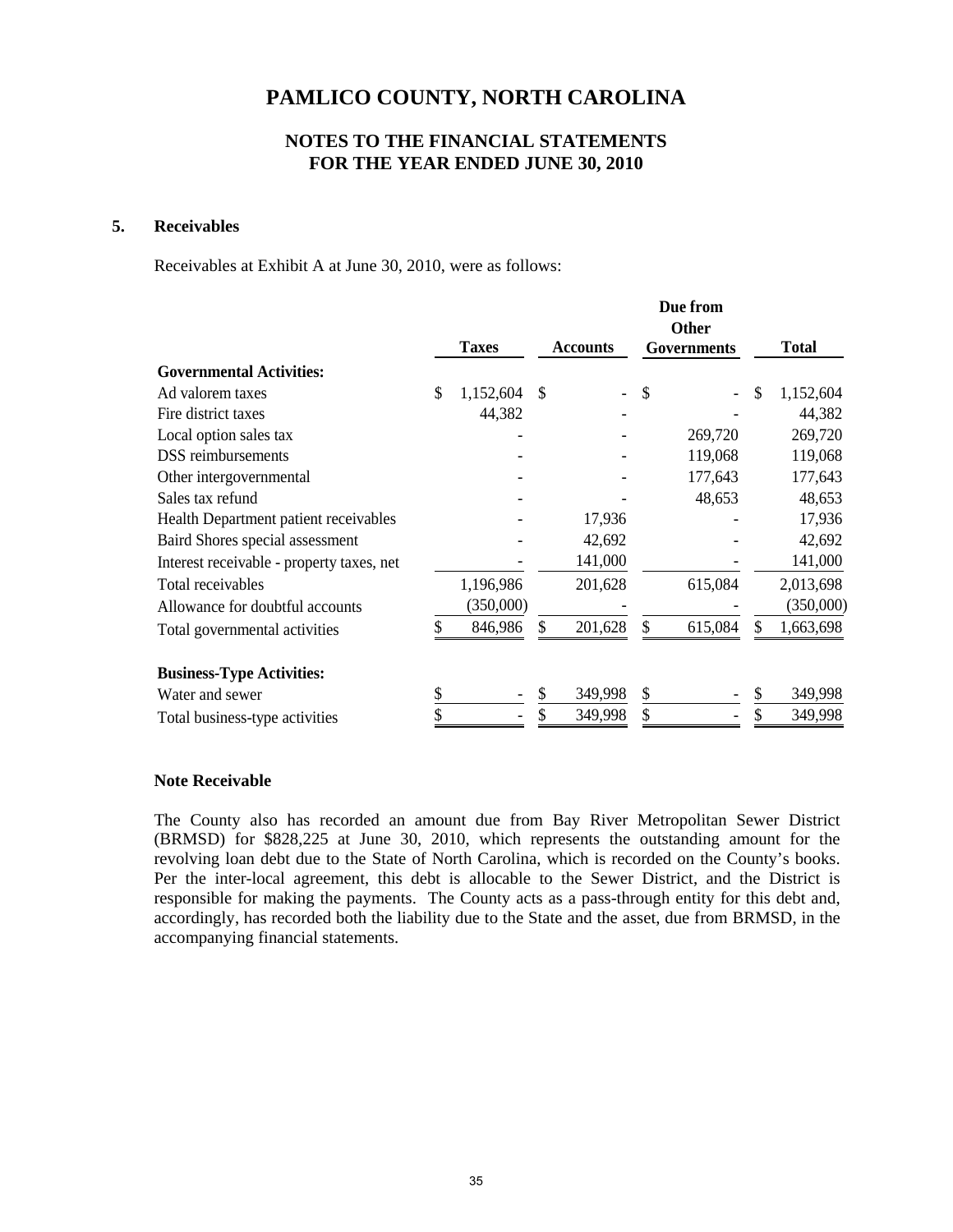# PAMLICO COUNTY, NORTH CAROLINA

## NOTES TO THE FINANCIAL STATEMENTS
## FOR THE YEAR ENDED JUNE 30, 2010

### 5. Receivables

Receivables at Exhibit A at June 30, 2010, were as follows:

| | Taxes | Accounts | Due from Other Governments | Total |
|---|---|---|---|---|
| **Governmental Activities:** | | | | |
| Ad valorem taxes | $ 1,152,604 | $ - | $ - | $ 1,152,604 |
| Fire district taxes | 44,382 | - | - | 44,382 |
| Local option sales tax | - | - | 269,720 | 269,720 |
| DSS reimbursements | - | - | 119,068 | 119,068 |
| Other intergovernmental | - | - | 177,643 | 177,643 |
| Sales tax refund | - | - | 48,653 | 48,653 |
| Health Department patient receivables | - | 17,936 | - | 17,936 |
| Baird Shores special assessment | - | 42,692 | - | 42,692 |
| Interest receivable - property taxes, net | - | 141,000 | - | 141,000 |
| Total receivables | 1,196,986 | 201,628 | 615,084 | 2,013,698 |
| Allowance for doubtful accounts | (350,000) | - | - | (350,000) |
| Total governmental activities | $ 846,986 | $ 201,628 | $ 615,084 | $ 1,663,698 |
| **Business-Type Activities:** | | | | |
| Water and sewer | $ - | $ 349,998 | $ - | $ 349,998 |
| Total business-type activities | $ - | $ 349,998 | $ - | $ 349,998 |

**Note Receivable**

The County also has recorded an amount due from Bay River Metropolitan Sewer District (BRMSD) for $828,225 at June 30, 2010, which represents the outstanding amount for the revolving loan debt due to the State of North Carolina, which is recorded on the County's books. Per the inter-local agreement, this debt is allocable to the Sewer District, and the District is responsible for making the payments. The County acts as a pass-through entity for this debt and, accordingly, has recorded both the liability due to the State and the asset, due from BRMSD, in the accompanying financial statements.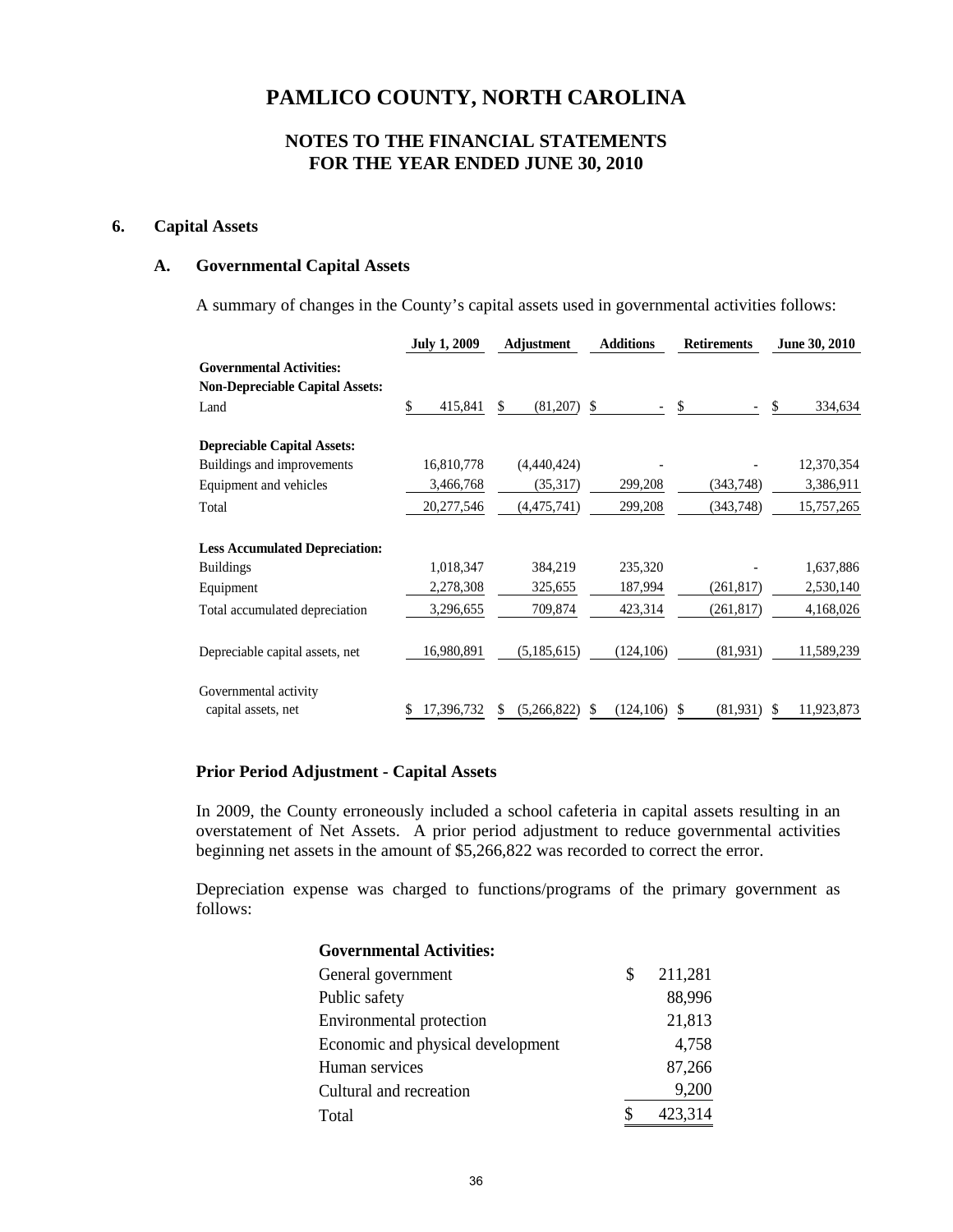# PAMLICO COUNTY, NORTH CAROLINA

## NOTES TO THE FINANCIAL STATEMENTS
## FOR THE YEAR ENDED JUNE 30, 2010

### 6. Capital Assets

#### A. Governmental Capital Assets

A summary of changes in the County's capital assets used in governmental activities follows:

| | July 1, 2009 | Adjustment | Additions | Retirements | June 30, 2010 |
|---|---|---|---|---|---|
| **Governmental Activities:** | | | | | |
| **Non-Depreciable Capital Assets:** | | | | | |
| Land | $ 415,841 | $ (81,207) | $ - | $ - | $ 334,634 |
| **Depreciable Capital Assets:** | | | | | |
| Buildings and improvements | 16,810,778 | (4,440,424) | - | - | 12,370,354 |
| Equipment and vehicles | 3,466,768 | (35,317) | 299,208 | (343,748) | 3,386,911 |
| Total | 20,277,546 | (4,475,741) | 299,208 | (343,748) | 15,757,265 |
| **Less Accumulated Depreciation:** | | | | | |
| Buildings | 1,018,347 | 384,219 | 235,320 | - | 1,637,886 |
| Equipment | 2,278,308 | 325,655 | 187,994 | (261,817) | 2,530,140 |
| Total accumulated depreciation | 3,296,655 | 709,874 | 423,314 | (261,817) | 4,168,026 |
| Depreciable capital assets, net | 16,980,891 | (5,185,615) | (124,106) | (81,931) | 11,589,239 |
| Governmental activity capital assets, net | $ 17,396,732 | $ (5,266,822) | $ (124,106) | $ (81,931) | $ 11,923,873 |

**Prior Period Adjustment - Capital Assets**

In 2009, the County erroneously included a school cafeteria in capital assets resulting in an overstatement of Net Assets. A prior period adjustment to reduce governmental activities beginning net assets in the amount of $5,266,822 was recorded to correct the error.

Depreciation expense was charged to functions/programs of the primary government as follows:

| **Governmental Activities:** | |
|---|---|
| General government | $ 211,281 |
| Public safety | 88,996 |
| Environmental protection | 21,813 |
| Economic and physical development | 4,758 |
| Human services | 87,266 |
| Cultural and recreation | 9,200 |
| Total | $ 423,314 |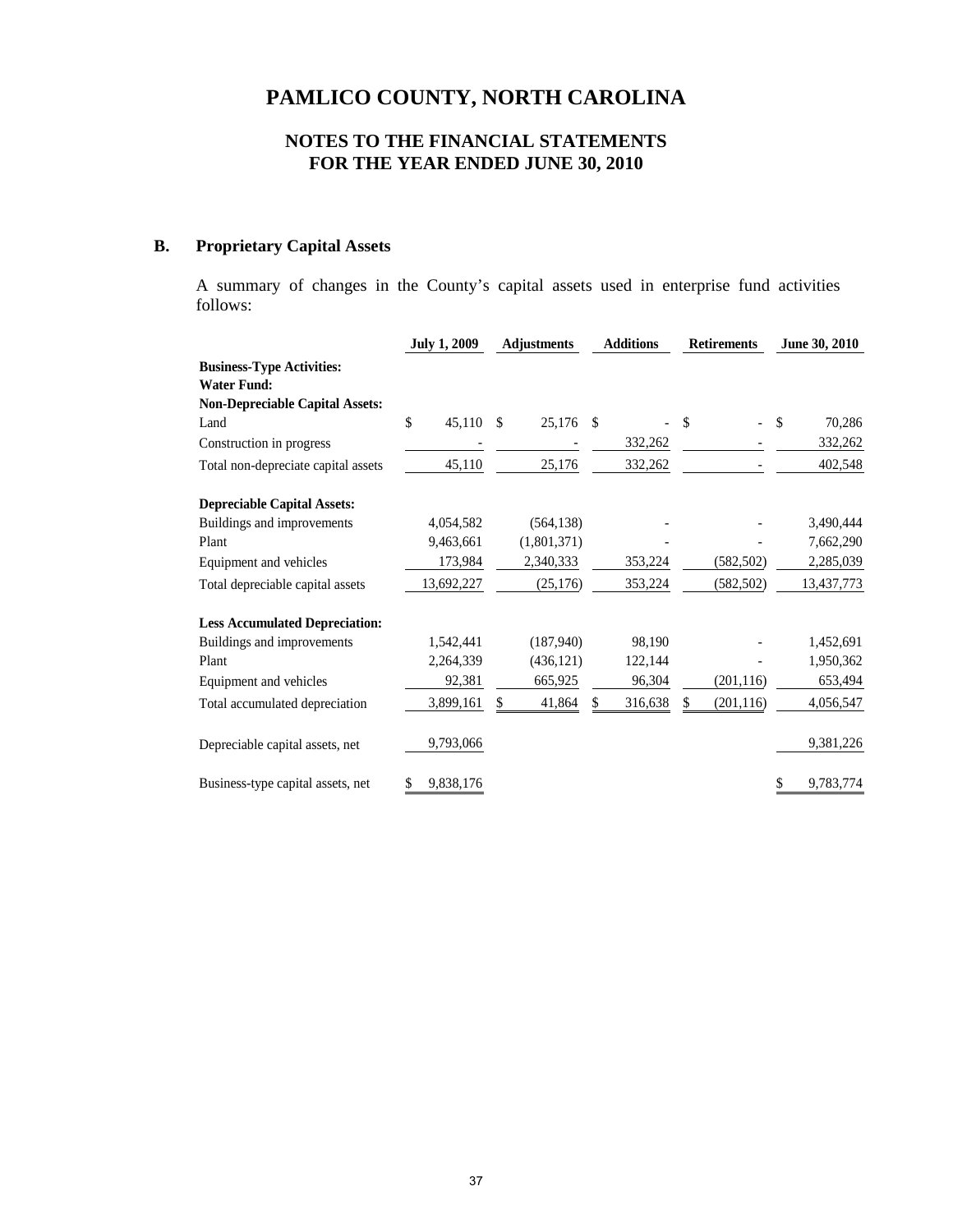# PAMLICO COUNTY, NORTH CAROLINA

## NOTES TO THE FINANCIAL STATEMENTS
## FOR THE YEAR ENDED JUNE 30, 2010

### B. Proprietary Capital Assets

A summary of changes in the County's capital assets used in enterprise fund activities follows:

| | July 1, 2009 | Adjustments | Additions | Retirements | June 30, 2010 |
|---|---|---|---|---|---|
| **Business-Type Activities:** | | | | | |
| **Water Fund:** | | | | | |
| **Non-Depreciable Capital Assets:** | | | | | |
| Land | $ 45,110 | $ 25,176 | $ - | $ - | $ 70,286 |
| Construction in progress | - | - | 332,262 | - | 332,262 |
| Total non-depreciate capital assets | 45,110 | 25,176 | 332,262 | - | 402,548 |
| **Depreciable Capital Assets:** | | | | | |
| Buildings and improvements | 4,054,582 | (564,138) | - | - | 3,490,444 |
| Plant | 9,463,661 | (1,801,371) | - | - | 7,662,290 |
| Equipment and vehicles | 173,984 | 2,340,333 | 353,224 | (582,502) | 2,285,039 |
| Total depreciable capital assets | 13,692,227 | (25,176) | 353,224 | (582,502) | 13,437,773 |
| **Less Accumulated Depreciation:** | | | | | |
| Buildings and improvements | 1,542,441 | (187,940) | 98,190 | - | 1,452,691 |
| Plant | 2,264,339 | (436,121) | 122,144 | - | 1,950,362 |
| Equipment and vehicles | 92,381 | 665,925 | 96,304 | (201,116) | 653,494 |
| Total accumulated depreciation | 3,899,161 | $ 41,864 | $ 316,638 | $ (201,116) | 4,056,547 |
| Depreciable capital assets, net | 9,793,066 | | | | 9,381,226 |
| Business-type capital assets, net | $ 9,838,176 | | | | $ 9,783,774 |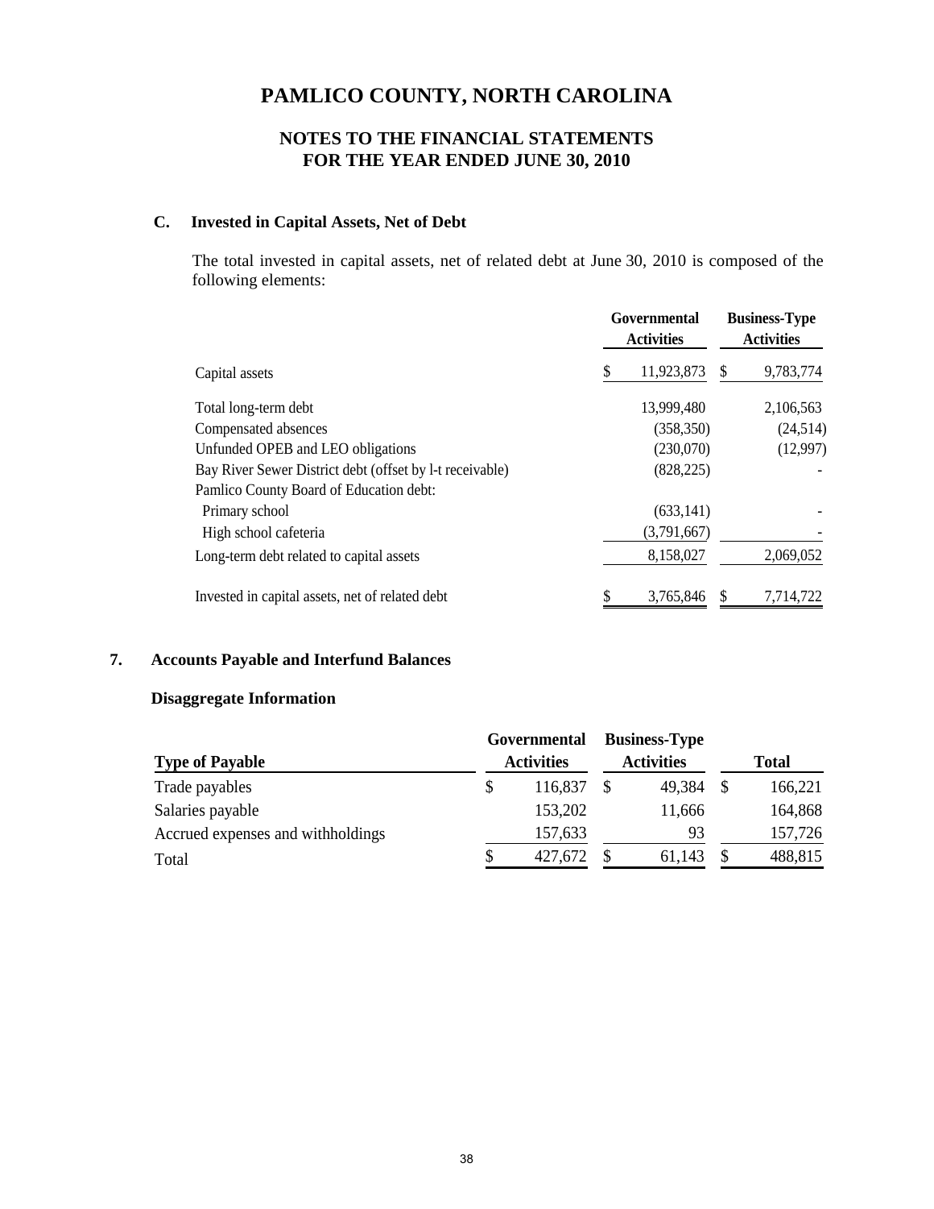# PAMLICO COUNTY, NORTH CAROLINA

## NOTES TO THE FINANCIAL STATEMENTS
## FOR THE YEAR ENDED JUNE 30, 2010

### C. Invested in Capital Assets, Net of Debt

The total invested in capital assets, net of related debt at June 30, 2010 is composed of the following elements:

| | Governmental Activities | Business-Type Activities |
|---|---|---|
| Capital assets | $ 11,923,873 | $ 9,783,774 |
| Total long-term debt | 13,999,480 | 2,106,563 |
| Compensated absences | (358,350) | (24,514) |
| Unfunded OPEB and LEO obligations | (230,070) | (12,997) |
| Bay River Sewer District debt (offset by l-t receivable) | (828,225) | - |
| Pamlico County Board of Education debt: | | |
| Primary school | (633,141) | - |
| High school cafeteria | (3,791,667) | - |
| Long-term debt related to capital assets | 8,158,027 | 2,069,052 |
| Invested in capital assets, net of related debt | $ 3,765,846 | $ 7,714,722 |

## 7. Accounts Payable and Interfund Balances

### Disaggregate Information

| Type of Payable | Governmental Activities | Business-Type Activities | Total |
|---|---|---|---|
| Trade payables | $ 116,837 | $ 49,384 | $ 166,221 |
| Salaries payable | 153,202 | 11,666 | 164,868 |
| Accrued expenses and withholdings | 157,633 | 93 | 157,726 |
| Total | $ 427,672 | $ 61,143 | $ 488,815 |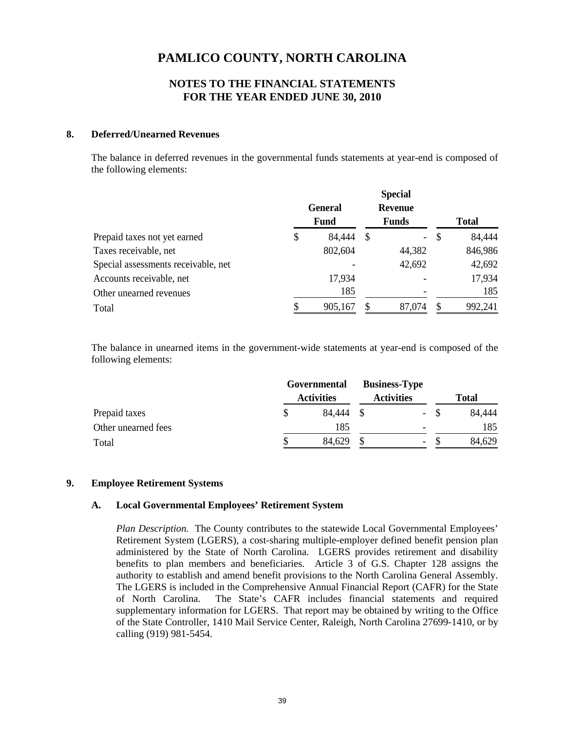# PAMLICO COUNTY, NORTH CAROLINA

## NOTES TO THE FINANCIAL STATEMENTS
## FOR THE YEAR ENDED JUNE 30, 2010

### 8. Deferred/Unearned Revenues

The balance in deferred revenues in the governmental funds statements at year-end is composed of the following elements:

| | General Fund | Special Revenue Funds | Total |
|---|---|---|---|
| Prepaid taxes not yet earned | $ 84,444 | $ - | $ 84,444 |
| Taxes receivable, net | 802,604 | 44,382 | 846,986 |
| Special assessments receivable, net | - | 42,692 | 42,692 |
| Accounts receivable, net | 17,934 | - | 17,934 |
| Other unearned revenues | 185 | - | 185 |
| Total | $ 905,167 | $ 87,074 | $ 992,241 |

The balance in unearned items in the government-wide statements at year-end is composed of the following elements:

| | Governmental Activities | Business-Type Activities | Total |
|---|---|---|---|
| Prepaid taxes | $ 84,444 | $ - | $ 84,444 |
| Other unearned fees | 185 | - | 185 |
| Total | $ 84,629 | $ - | $ 84,629 |

### 9. Employee Retirement Systems

#### A. Local Governmental Employees' Retirement System

*Plan Description.* The County contributes to the statewide Local Governmental Employees' Retirement System (LGERS), a cost-sharing multiple-employer defined benefit pension plan administered by the State of North Carolina. LGERS provides retirement and disability benefits to plan members and beneficiaries. Article 3 of G.S. Chapter 128 assigns the authority to establish and amend benefit provisions to the North Carolina General Assembly. The LGERS is included in the Comprehensive Annual Financial Report (CAFR) for the State of North Carolina. The State's CAFR includes financial statements and required supplementary information for LGERS. That report may be obtained by writing to the Office of the State Controller, 1410 Mail Service Center, Raleigh, North Carolina 27699-1410, or by calling (919) 981-5454.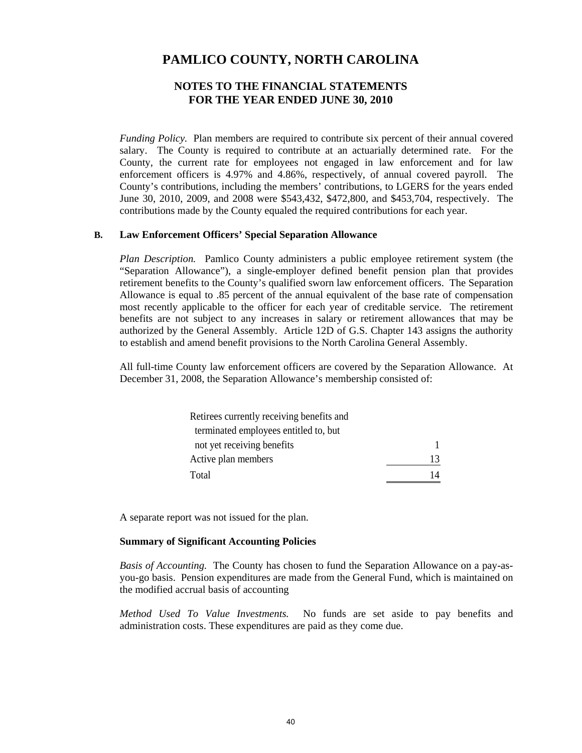*Funding Policy.* Plan members are required to contribute six percent of their annual covered salary. The County is required to contribute at an actuarially determined rate. For the County, the current rate for employees not engaged in law enforcement and for law enforcement officers is 4.97% and 4.86%, respectively, of annual covered payroll. The County's contributions, including the members' contributions, to LGERS for the years ended June 30, 2010, 2009, and 2008 were $543,432, $472,800, and $453,704, respectively. The contributions made by the County equaled the required contributions for each year.

**B. Law Enforcement Officers' Special Separation Allowance**

*Plan Description.* Pamlico County administers a public employee retirement system (the "Separation Allowance"), a single-employer defined benefit pension plan that provides retirement benefits to the County's qualified sworn law enforcement officers. The Separation Allowance is equal to .85 percent of the annual equivalent of the base rate of compensation most recently applicable to the officer for each year of creditable service. The retirement benefits are not subject to any increases in salary or retirement allowances that may be authorized by the General Assembly. Article 12D of G.S. Chapter 143 assigns the authority to establish and amend benefit provisions to the North Carolina General Assembly.

All full-time County law enforcement officers are covered by the Separation Allowance. At December 31, 2008, the Separation Allowance's membership consisted of:

| | |
|---|---|
| Retirees currently receiving benefits and terminated employees entitled to, but not yet receiving benefits | 1 |
| Active plan members | 13 |
| Total | 14 |

A separate report was not issued for the plan.

**Summary of Significant Accounting Policies**

*Basis of Accounting.* The County has chosen to fund the Separation Allowance on a pay-as-you-go basis. Pension expenditures are made from the General Fund, which is maintained on the modified accrual basis of accounting

*Method Used To Value Investments.* No funds are set aside to pay benefits and administration costs. These expenditures are paid as they come due.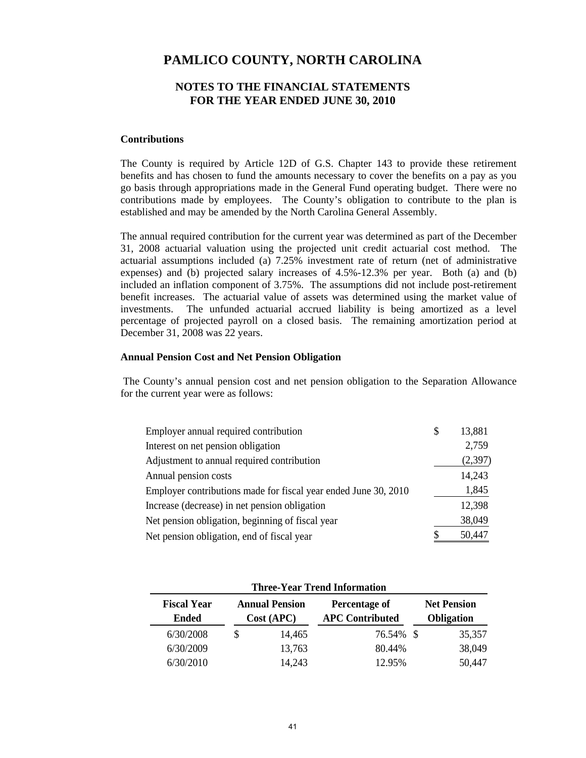# PAMLICO COUNTY, NORTH CAROLINA

## NOTES TO THE FINANCIAL STATEMENTS
## FOR THE YEAR ENDED JUNE 30, 2010

**Contributions**

The County is required by Article 12D of G.S. Chapter 143 to provide these retirement benefits and has chosen to fund the amounts necessary to cover the benefits on a pay as you go basis through appropriations made in the General Fund operating budget. There were no contributions made by employees. The County's obligation to contribute to the plan is established and may be amended by the North Carolina General Assembly.

The annual required contribution for the current year was determined as part of the December 31, 2008 actuarial valuation using the projected unit credit actuarial cost method. The actuarial assumptions included (a) 7.25% investment rate of return (net of administrative expenses) and (b) projected salary increases of 4.5%-12.3% per year. Both (a) and (b) included an inflation component of 3.75%. The assumptions did not include post-retirement benefit increases. The actuarial value of assets was determined using the market value of investments. The unfunded actuarial accrued liability is being amortized as a level percentage of projected payroll on a closed basis. The remaining amortization period at December 31, 2008 was 22 years.

**Annual Pension Cost and Net Pension Obligation**

The County's annual pension cost and net pension obligation to the Separation Allowance for the current year were as follows:

| | |
|---|---|
| Employer annual required contribution | $ 13,881 |
| Interest on net pension obligation | 2,759 |
| Adjustment to annual required contribution | (2,397) |
| Annual pension costs | 14,243 |
| Employer contributions made for fiscal year ended June 30, 2010 | 1,845 |
| Increase (decrease) in net pension obligation | 12,398 |
| Net pension obligation, beginning of fiscal year | 38,049 |
| Net pension obligation, end of fiscal year | $ 50,447 |

**Three-Year Trend Information**

| Fiscal Year Ended | Annual Pension Cost (APC) | Percentage of APC Contributed | Net Pension Obligation |
|---|---|---|---|
| 6/30/2008 | $ 14,465 | 76.54% | $ 35,357 |
| 6/30/2009 | 13,763 | 80.44% | 38,049 |
| 6/30/2010 | 14,243 | 12.95% | 50,447 |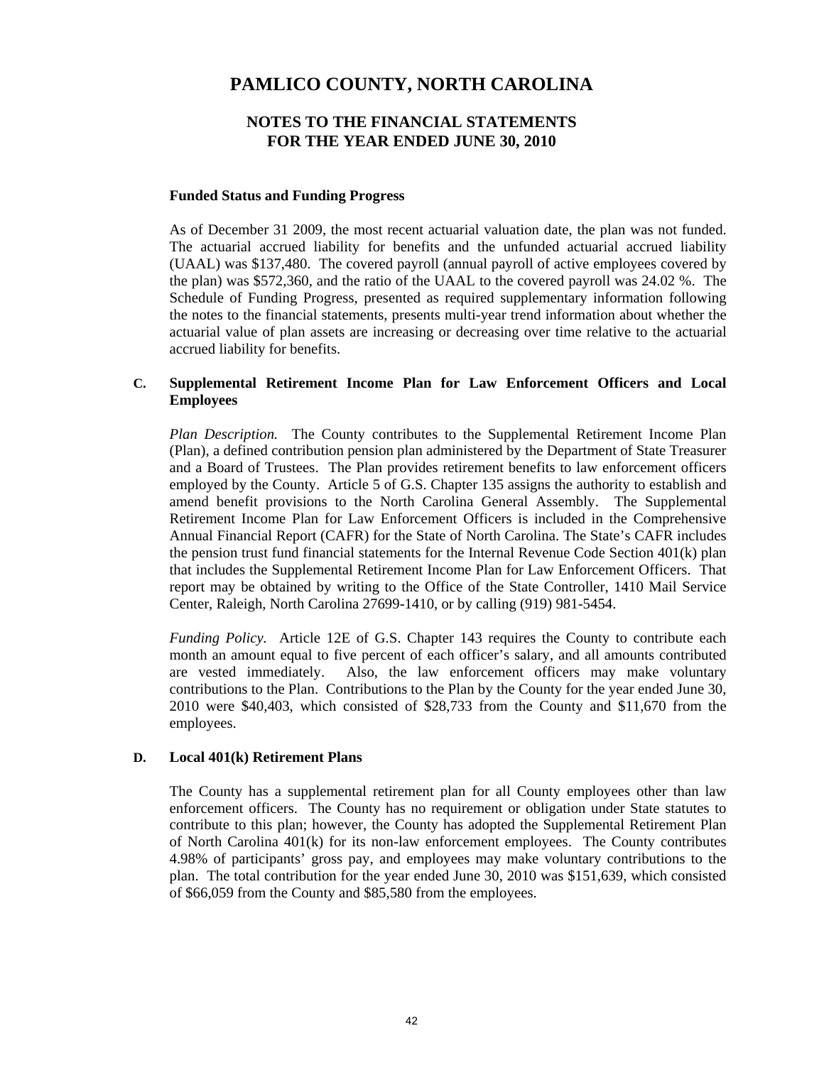# PAMLICO COUNTY, NORTH CAROLINA

## NOTES TO THE FINANCIAL STATEMENTS
## FOR THE YEAR ENDED JUNE 30, 2010

**Funded Status and Funding Progress**

As of December 31 2009, the most recent actuarial valuation date, the plan was not funded. The actuarial accrued liability for benefits and the unfunded actuarial accrued liability (UAAL) was $137,480. The covered payroll (annual payroll of active employees covered by the plan) was $572,360, and the ratio of the UAAL to the covered payroll was 24.02 %. The Schedule of Funding Progress, presented as required supplementary information following the notes to the financial statements, presents multi-year trend information about whether the actuarial value of plan assets are increasing or decreasing over time relative to the actuarial accrued liability for benefits.

### C. Supplemental Retirement Income Plan for Law Enforcement Officers and Local Employees

*Plan Description.* The County contributes to the Supplemental Retirement Income Plan (Plan), a defined contribution pension plan administered by the Department of State Treasurer and a Board of Trustees. The Plan provides retirement benefits to law enforcement officers employed by the County. Article 5 of G.S. Chapter 135 assigns the authority to establish and amend benefit provisions to the North Carolina General Assembly. The Supplemental Retirement Income Plan for Law Enforcement Officers is included in the Comprehensive Annual Financial Report (CAFR) for the State of North Carolina. The State's CAFR includes the pension trust fund financial statements for the Internal Revenue Code Section 401(k) plan that includes the Supplemental Retirement Income Plan for Law Enforcement Officers. That report may be obtained by writing to the Office of the State Controller, 1410 Mail Service Center, Raleigh, North Carolina 27699-1410, or by calling (919) 981-5454.

*Funding Policy.* Article 12E of G.S. Chapter 143 requires the County to contribute each month an amount equal to five percent of each officer's salary, and all amounts contributed are vested immediately. Also, the law enforcement officers may make voluntary contributions to the Plan. Contributions to the Plan by the County for the year ended June 30, 2010 were $40,403, which consisted of $28,733 from the County and $11,670 from the employees.

### D. Local 401(k) Retirement Plans

The County has a supplemental retirement plan for all County employees other than law enforcement officers. The County has no requirement or obligation under State statutes to contribute to this plan; however, the County has adopted the Supplemental Retirement Plan of North Carolina 401(k) for its non-law enforcement employees. The County contributes 4.98% of participants' gross pay, and employees may make voluntary contributions to the plan. The total contribution for the year ended June 30, 2010 was $151,639, which consisted of $66,059 from the County and $85,580 from the employees.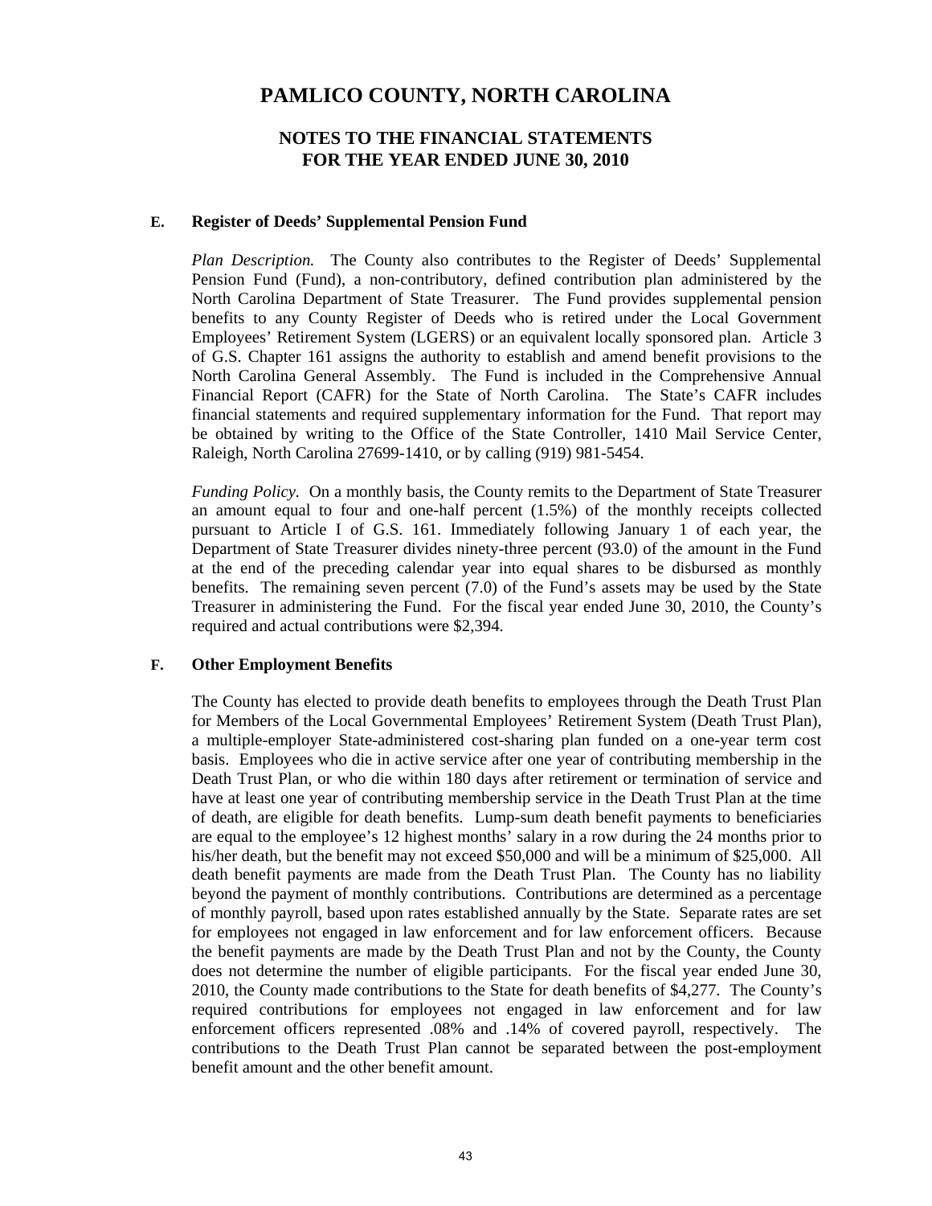# PAMLICO COUNTY, NORTH CAROLINA

## NOTES TO THE FINANCIAL STATEMENTS
## FOR THE YEAR ENDED JUNE 30, 2010

### E. Register of Deeds' Supplemental Pension Fund

*Plan Description.* The County also contributes to the Register of Deeds' Supplemental Pension Fund (Fund), a non-contributory, defined contribution plan administered by the North Carolina Department of State Treasurer. The Fund provides supplemental pension benefits to any County Register of Deeds who is retired under the Local Government Employees' Retirement System (LGERS) or an equivalent locally sponsored plan. Article 3 of G.S. Chapter 161 assigns the authority to establish and amend benefit provisions to the North Carolina General Assembly. The Fund is included in the Comprehensive Annual Financial Report (CAFR) for the State of North Carolina. The State's CAFR includes financial statements and required supplementary information for the Fund. That report may be obtained by writing to the Office of the State Controller, 1410 Mail Service Center, Raleigh, North Carolina 27699-1410, or by calling (919) 981-5454.

*Funding Policy.* On a monthly basis, the County remits to the Department of State Treasurer an amount equal to four and one-half percent (1.5%) of the monthly receipts collected pursuant to Article I of G.S. 161. Immediately following January 1 of each year, the Department of State Treasurer divides ninety-three percent (93.0) of the amount in the Fund at the end of the preceding calendar year into equal shares to be disbursed as monthly benefits. The remaining seven percent (7.0) of the Fund's assets may be used by the State Treasurer in administering the Fund. For the fiscal year ended June 30, 2010, the County's required and actual contributions were $2,394.

### F. Other Employment Benefits

The County has elected to provide death benefits to employees through the Death Trust Plan for Members of the Local Governmental Employees' Retirement System (Death Trust Plan), a multiple-employer State-administered cost-sharing plan funded on a one-year term cost basis. Employees who die in active service after one year of contributing membership in the Death Trust Plan, or who die within 180 days after retirement or termination of service and have at least one year of contributing membership service in the Death Trust Plan at the time of death, are eligible for death benefits. Lump-sum death benefit payments to beneficiaries are equal to the employee's 12 highest months' salary in a row during the 24 months prior to his/her death, but the benefit may not exceed $50,000 and will be a minimum of $25,000. All death benefit payments are made from the Death Trust Plan. The County has no liability beyond the payment of monthly contributions. Contributions are determined as a percentage of monthly payroll, based upon rates established annually by the State. Separate rates are set for employees not engaged in law enforcement and for law enforcement officers. Because the benefit payments are made by the Death Trust Plan and not by the County, the County does not determine the number of eligible participants. For the fiscal year ended June 30, 2010, the County made contributions to the State for death benefits of $4,277. The County's required contributions for employees not engaged in law enforcement and for law enforcement officers represented .08% and .14% of covered payroll, respectively. The contributions to the Death Trust Plan cannot be separated between the post-employment benefit amount and the other benefit amount.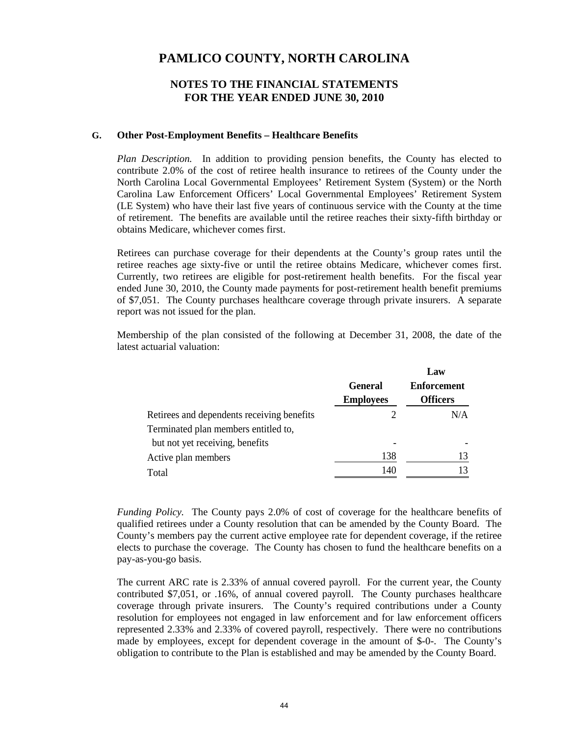# PAMLICO COUNTY, NORTH CAROLINA

## NOTES TO THE FINANCIAL STATEMENTS
## FOR THE YEAR ENDED JUNE 30, 2010

### G. Other Post-Employment Benefits – Healthcare Benefits

*Plan Description.* In addition to providing pension benefits, the County has elected to contribute 2.0% of the cost of retiree health insurance to retirees of the County under the North Carolina Local Governmental Employees' Retirement System (System) or the North Carolina Law Enforcement Officers' Local Governmental Employees' Retirement System (LE System) who have their last five years of continuous service with the County at the time of retirement. The benefits are available until the retiree reaches their sixty-fifth birthday or obtains Medicare, whichever comes first.

Retirees can purchase coverage for their dependents at the County's group rates until the retiree reaches age sixty-five or until the retiree obtains Medicare, whichever comes first. Currently, two retirees are eligible for post-retirement health benefits. For the fiscal year ended June 30, 2010, the County made payments for post-retirement health benefit premiums of $7,051. The County purchases healthcare coverage through private insurers. A separate report was not issued for the plan.

Membership of the plan consisted of the following at December 31, 2008, the date of the latest actuarial valuation:

| | General Employees | Law Enforcement Officers |
|---|---|---|
| Retirees and dependents receiving benefits | 2 | N/A |
| Terminated plan members entitled to, but not yet receiving, benefits | - | - |
| Active plan members | 138 | 13 |
| Total | 140 | 13 |

*Funding Policy.* The County pays 2.0% of cost of coverage for the healthcare benefits of qualified retirees under a County resolution that can be amended by the County Board. The County's members pay the current active employee rate for dependent coverage, if the retiree elects to purchase the coverage. The County has chosen to fund the healthcare benefits on a pay-as-you-go basis.

The current ARC rate is 2.33% of annual covered payroll. For the current year, the County contributed $7,051, or .16%, of annual covered payroll. The County purchases healthcare coverage through private insurers. The County's required contributions under a County resolution for employees not engaged in law enforcement and for law enforcement officers represented 2.33% and 2.33% of covered payroll, respectively. There were no contributions made by employees, except for dependent coverage in the amount of $-0-. The County's obligation to contribute to the Plan is established and may be amended by the County Board.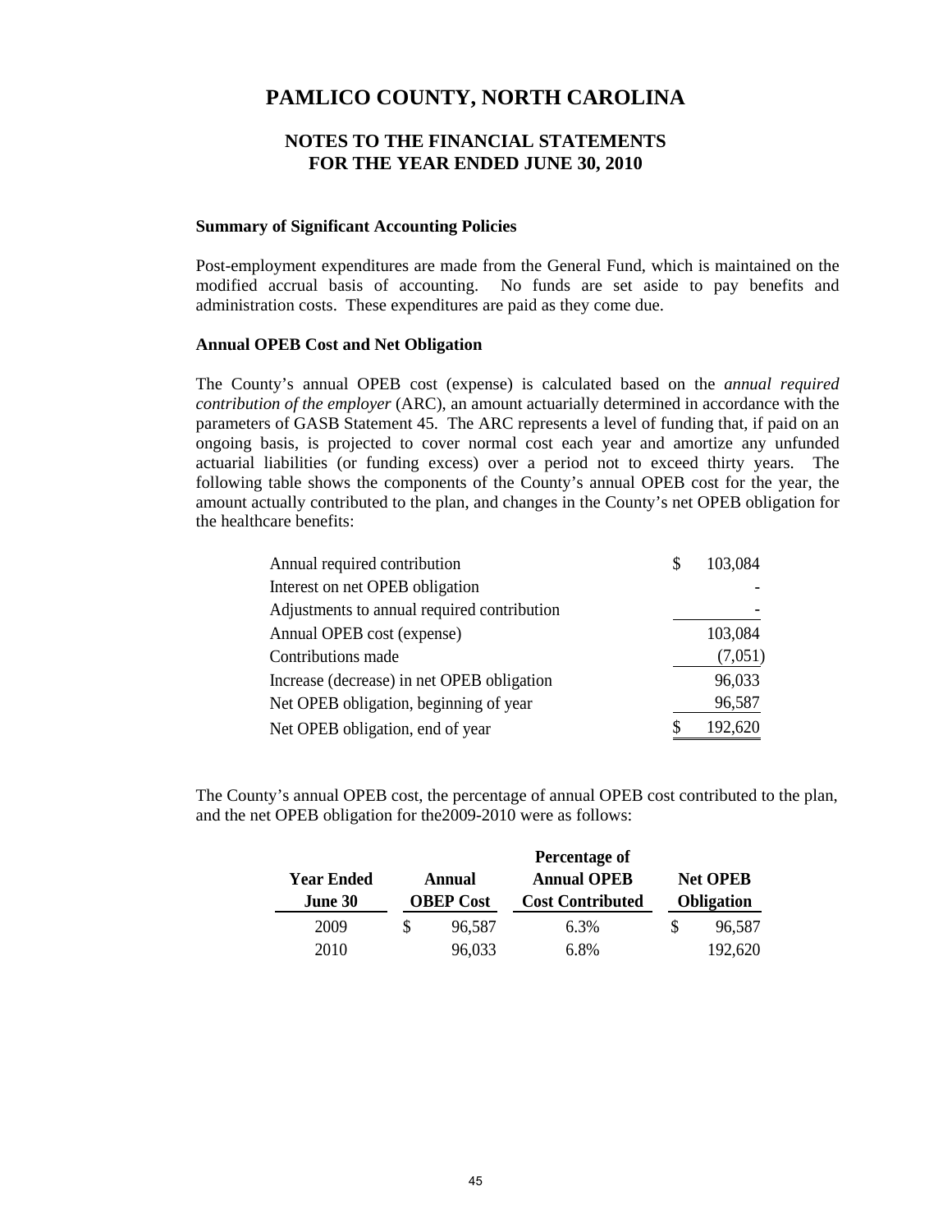# PAMLICO COUNTY, NORTH CAROLINA

## NOTES TO THE FINANCIAL STATEMENTS
## FOR THE YEAR ENDED JUNE 30, 2010

**Summary of Significant Accounting Policies**

Post-employment expenditures are made from the General Fund, which is maintained on the modified accrual basis of accounting. No funds are set aside to pay benefits and administration costs. These expenditures are paid as they come due.

**Annual OPEB Cost and Net Obligation**

The County's annual OPEB cost (expense) is calculated based on the *annual required contribution of the employer* (ARC), an amount actuarially determined in accordance with the parameters of GASB Statement 45. The ARC represents a level of funding that, if paid on an ongoing basis, is projected to cover normal cost each year and amortize any unfunded actuarial liabilities (or funding excess) over a period not to exceed thirty years. The following table shows the components of the County's annual OPEB cost for the year, the amount actually contributed to the plan, and changes in the County's net OPEB obligation for the healthcare benefits:

| | |
|---|---|
| Annual required contribution | $ 103,084 |
| Interest on net OPEB obligation | - |
| Adjustments to annual required contribution | - |
| Annual OPEB cost (expense) | 103,084 |
| Contributions made | (7,051) |
| Increase (decrease) in net OPEB obligation | 96,033 |
| Net OPEB obligation, beginning of year | 96,587 |
| Net OPEB obligation, end of year | $ 192,620 |

The County's annual OPEB cost, the percentage of annual OPEB cost contributed to the plan, and the net OPEB obligation for the2009-2010 were as follows:

| Year Ended June 30 | Annual OBEP Cost | Percentage of Annual OPEB Cost Contributed | Net OPEB Obligation |
|---|---|---|---|
| 2009 | $ 96,587 | 6.3% | $ 96,587 |
| 2010 | 96,033 | 6.8% | 192,620 |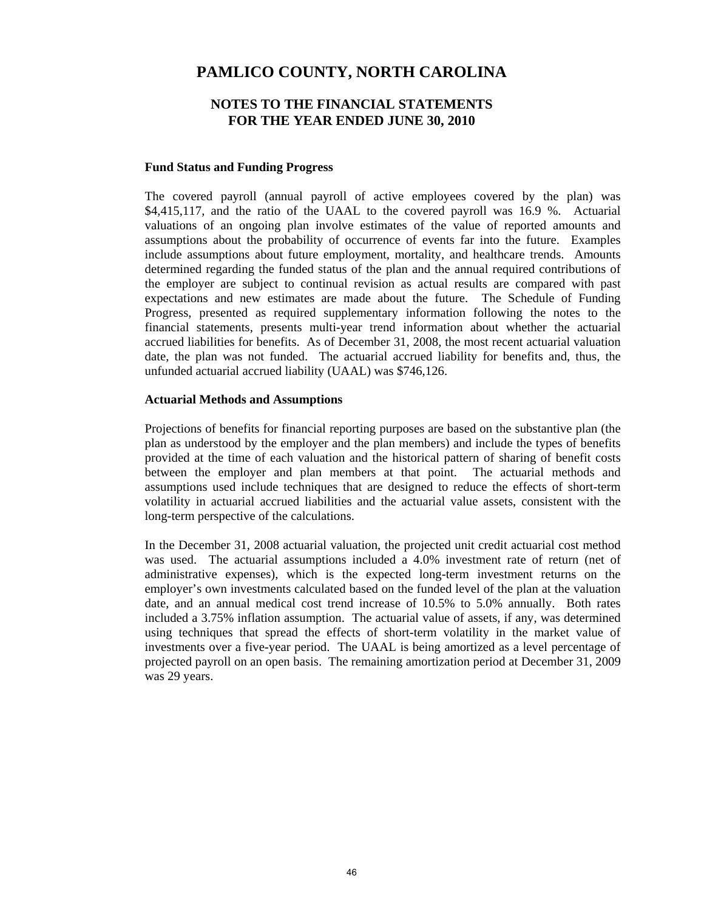# PAMLICO COUNTY, NORTH CAROLINA

## NOTES TO THE FINANCIAL STATEMENTS
## FOR THE YEAR ENDED JUNE 30, 2010

**Fund Status and Funding Progress**

The covered payroll (annual payroll of active employees covered by the plan) was \$4,415,117, and the ratio of the UAAL to the covered payroll was 16.9 %. Actuarial valuations of an ongoing plan involve estimates of the value of reported amounts and assumptions about the probability of occurrence of events far into the future. Examples include assumptions about future employment, mortality, and healthcare trends. Amounts determined regarding the funded status of the plan and the annual required contributions of the employer are subject to continual revision as actual results are compared with past expectations and new estimates are made about the future. The Schedule of Funding Progress, presented as required supplementary information following the notes to the financial statements, presents multi-year trend information about whether the actuarial accrued liabilities for benefits. As of December 31, 2008, the most recent actuarial valuation date, the plan was not funded. The actuarial accrued liability for benefits and, thus, the unfunded actuarial accrued liability (UAAL) was \$746,126.

**Actuarial Methods and Assumptions**

Projections of benefits for financial reporting purposes are based on the substantive plan (the plan as understood by the employer and the plan members) and include the types of benefits provided at the time of each valuation and the historical pattern of sharing of benefit costs between the employer and plan members at that point. The actuarial methods and assumptions used include techniques that are designed to reduce the effects of short-term volatility in actuarial accrued liabilities and the actuarial value assets, consistent with the long-term perspective of the calculations.

In the December 31, 2008 actuarial valuation, the projected unit credit actuarial cost method was used. The actuarial assumptions included a 4.0% investment rate of return (net of administrative expenses), which is the expected long-term investment returns on the employer's own investments calculated based on the funded level of the plan at the valuation date, and an annual medical cost trend increase of 10.5% to 5.0% annually. Both rates included a 3.75% inflation assumption. The actuarial value of assets, if any, was determined using techniques that spread the effects of short-term volatility in the market value of investments over a five-year period. The UAAL is being amortized as a level percentage of projected payroll on an open basis. The remaining amortization period at December 31, 2009 was 29 years.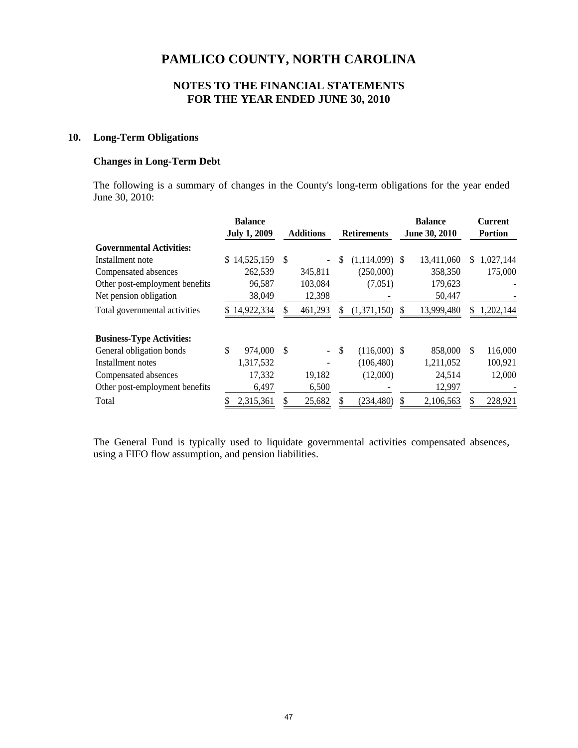# PAMLICO COUNTY, NORTH CAROLINA

## NOTES TO THE FINANCIAL STATEMENTS
## FOR THE YEAR ENDED JUNE 30, 2010

### 10. Long-Term Obligations

#### Changes in Long-Term Debt

The following is a summary of changes in the County's long-term obligations for the year ended June 30, 2010:

| | Balance July 1, 2009 | Additions | Retirements | Balance June 30, 2010 | Current Portion |
|---|---|---|---|---|---|
| **Governmental Activities:** | | | | | |
| Installment note | $ 14,525,159 | $ - | $ (1,114,099) | $ 13,411,060 | $ 1,027,144 |
| Compensated absences | 262,539 | 345,811 | (250,000) | 358,350 | 175,000 |
| Other post-employment benefits | 96,587 | 103,084 | (7,051) | 179,623 | - |
| Net pension obligation | 38,049 | 12,398 | - | 50,447 | - |
| Total governmental activities | $ 14,922,334 | $ 461,293 | $ (1,371,150) | $ 13,999,480 | $ 1,202,144 |
| | | | | | |
| **Business-Type Activities:** | | | | | |
| General obligation bonds | $ 974,000 | $ - | $ (116,000) | $ 858,000 | $ 116,000 |
| Installment notes | 1,317,532 | - | (106,480) | 1,211,052 | 100,921 |
| Compensated absences | 17,332 | 19,182 | (12,000) | 24,514 | 12,000 |
| Other post-employment benefits | 6,497 | 6,500 | - | 12,997 | - |
| Total | $ 2,315,361 | $ 25,682 | $ (234,480) | $ 2,106,563 | $ 228,921 |

The General Fund is typically used to liquidate governmental activities compensated absences, using a FIFO flow assumption, and pension liabilities.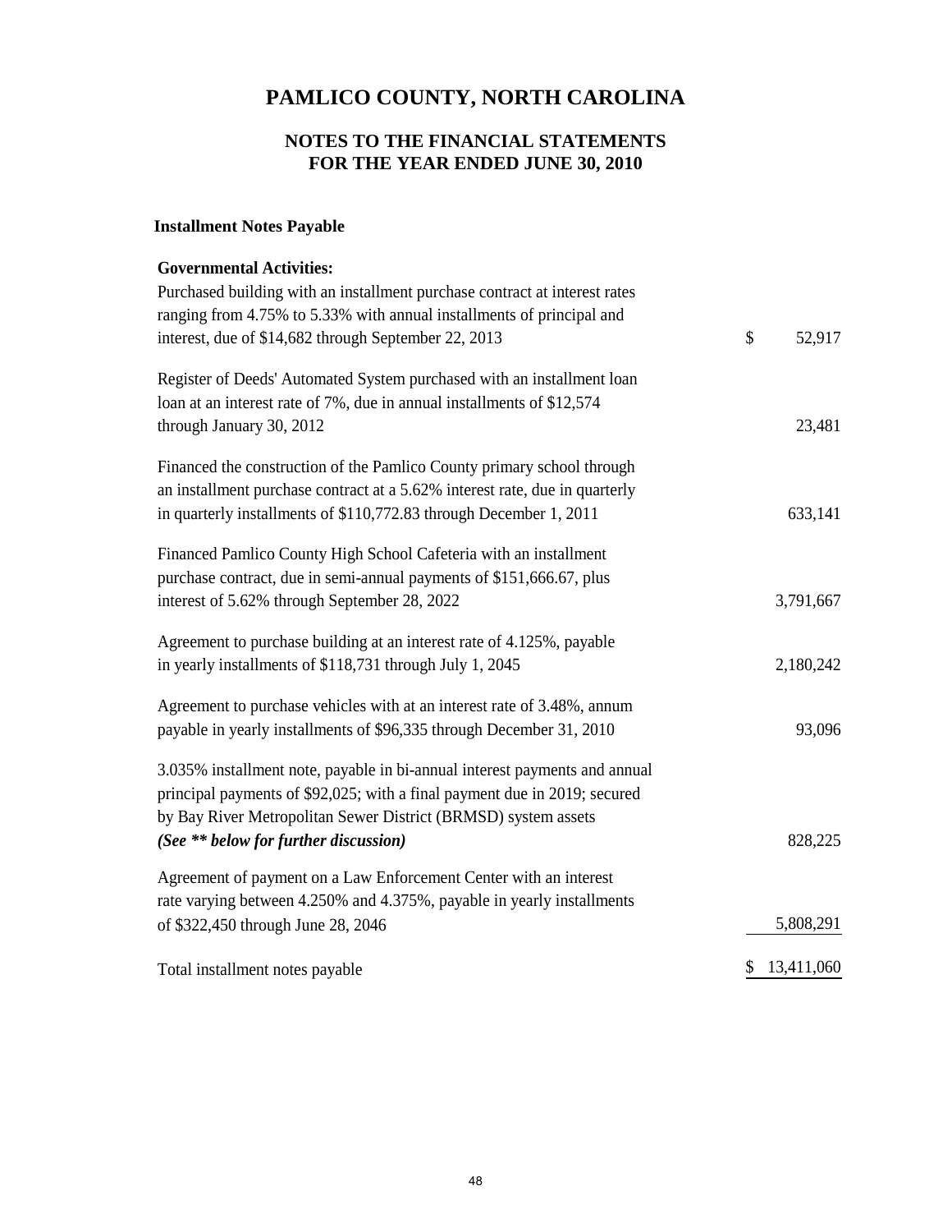# PAMLICO COUNTY, NORTH CAROLINA

## NOTES TO THE FINANCIAL STATEMENTS
## FOR THE YEAR ENDED JUNE 30, 2010

### Installment Notes Payable

| **Governmental Activities:** | |
|---|---|
| Purchased building with an installment purchase contract at interest rates ranging from 4.75% to 5.33% with annual installments of principal and interest, due of $14,682 through September 22, 2013 | $ 52,917 |
| Register of Deeds' Automated System purchased with an installment loan loan at an interest rate of 7%, due in annual installments of $12,574 through January 30, 2012 | 23,481 |
| Financed the construction of the Pamlico County primary school through an installment purchase contract at a 5.62% interest rate, due in quarterly in quarterly installments of $110,772.83 through December 1, 2011 | 633,141 |
| Financed Pamlico County High School Cafeteria with an installment purchase contract, due in semi-annual payments of $151,666.67, plus interest of 5.62% through September 28, 2022 | 3,791,667 |
| Agreement to purchase building at an interest rate of 4.125%, payable in yearly installments of $118,731 through July 1, 2045 | 2,180,242 |
| Agreement to purchase vehicles with at an interest rate of 3.48%, annum payable in yearly installments of $96,335 through December 31, 2010 | 93,096 |
| 3.035% installment note, payable in bi-annual interest payments and annual principal payments of $92,025; with a final payment due in 2019; secured by Bay River Metropolitan Sewer District (BRMSD) system assets ***(See \*\* below for further discussion)*** | 828,225 |
| Agreement of payment on a Law Enforcement Center with an interest rate varying between 4.250% and 4.375%, payable in yearly installments of $322,450 through June 28, 2046 | 5,808,291 |
| Total installment notes payable | $ 13,411,060 |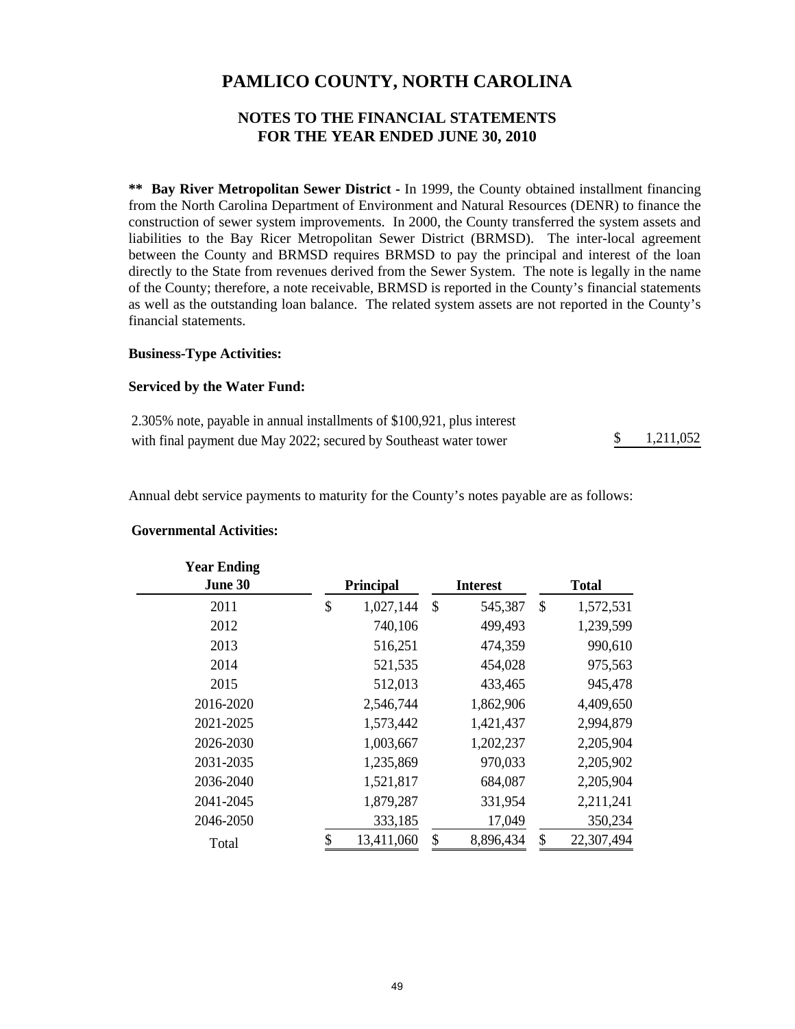# PAMLICO COUNTY, NORTH CAROLINA

## NOTES TO THE FINANCIAL STATEMENTS
## FOR THE YEAR ENDED JUNE 30, 2010

**\*\* Bay River Metropolitan Sewer District -** In 1999, the County obtained installment financing from the North Carolina Department of Environment and Natural Resources (DENR) to finance the construction of sewer system improvements. In 2000, the County transferred the system assets and liabilities to the Bay Ricer Metropolitan Sewer District (BRMSD). The inter-local agreement between the County and BRMSD requires BRMSD to pay the principal and interest of the loan directly to the State from revenues derived from the Sewer System. The note is legally in the name of the County; therefore, a note receivable, BRMSD is reported in the County's financial statements as well as the outstanding loan balance. The related system assets are not reported in the County's financial statements.

**Business-Type Activities:**

**Serviced by the Water Fund:**

| | |
|---|---|
| 2.305% note, payable in annual installments of $100,921, plus interest with final payment due May 2022; secured by Southeast water tower | $ 1,211,052 |

Annual debt service payments to maturity for the County's notes payable are as follows:

**Governmental Activities:**

| Year Ending June 30 | Principal | Interest | Total |
|---|---|---|---|
| 2011 | $ 1,027,144 | $ 545,387 | $ 1,572,531 |
| 2012 | 740,106 | 499,493 | 1,239,599 |
| 2013 | 516,251 | 474,359 | 990,610 |
| 2014 | 521,535 | 454,028 | 975,563 |
| 2015 | 512,013 | 433,465 | 945,478 |
| 2016-2020 | 2,546,744 | 1,862,906 | 4,409,650 |
| 2021-2025 | 1,573,442 | 1,421,437 | 2,994,879 |
| 2026-2030 | 1,003,667 | 1,202,237 | 2,205,904 |
| 2031-2035 | 1,235,869 | 970,033 | 2,205,902 |
| 2036-2040 | 1,521,817 | 684,087 | 2,205,904 |
| 2041-2045 | 1,879,287 | 331,954 | 2,211,241 |
| 2046-2050 | 333,185 | 17,049 | 350,234 |
| Total | $ 13,411,060 | $ 8,896,434 | $ 22,307,494 |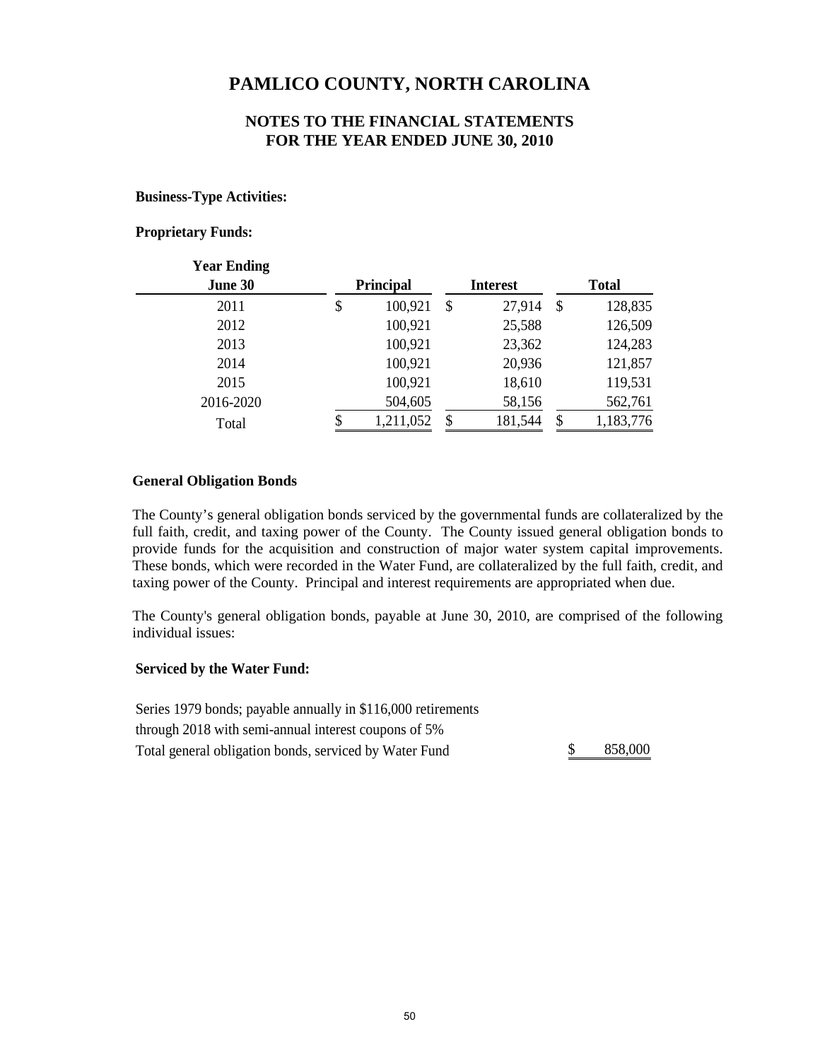# PAMLICO COUNTY, NORTH CAROLINA

## NOTES TO THE FINANCIAL STATEMENTS
## FOR THE YEAR ENDED JUNE 30, 2010

**Business-Type Activities:**

**Proprietary Funds:**

| Year Ending June 30 | Principal | Interest | Total |
|---|---|---|---|
| 2011 | $ 100,921 | $ 27,914 | $ 128,835 |
| 2012 | 100,921 | 25,588 | 126,509 |
| 2013 | 100,921 | 23,362 | 124,283 |
| 2014 | 100,921 | 20,936 | 121,857 |
| 2015 | 100,921 | 18,610 | 119,531 |
| 2016-2020 | 504,605 | 58,156 | 562,761 |
| Total | $ 1,211,052 | $ 181,544 | $ 1,183,776 |

**General Obligation Bonds**

The County's general obligation bonds serviced by the governmental funds are collateralized by the full faith, credit, and taxing power of the County. The County issued general obligation bonds to provide funds for the acquisition and construction of major water system capital improvements. These bonds, which were recorded in the Water Fund, are collateralized by the full faith, credit, and taxing power of the County. Principal and interest requirements are appropriated when due.

The County's general obligation bonds, payable at June 30, 2010, are comprised of the following individual issues:

**Serviced by the Water Fund:**

| | |
|---|---|
| Series 1979 bonds; payable annually in $116,000 retirements through 2018 with semi-annual interest coupons of 5% | |
| Total general obligation bonds, serviced by Water Fund | $ 858,000 |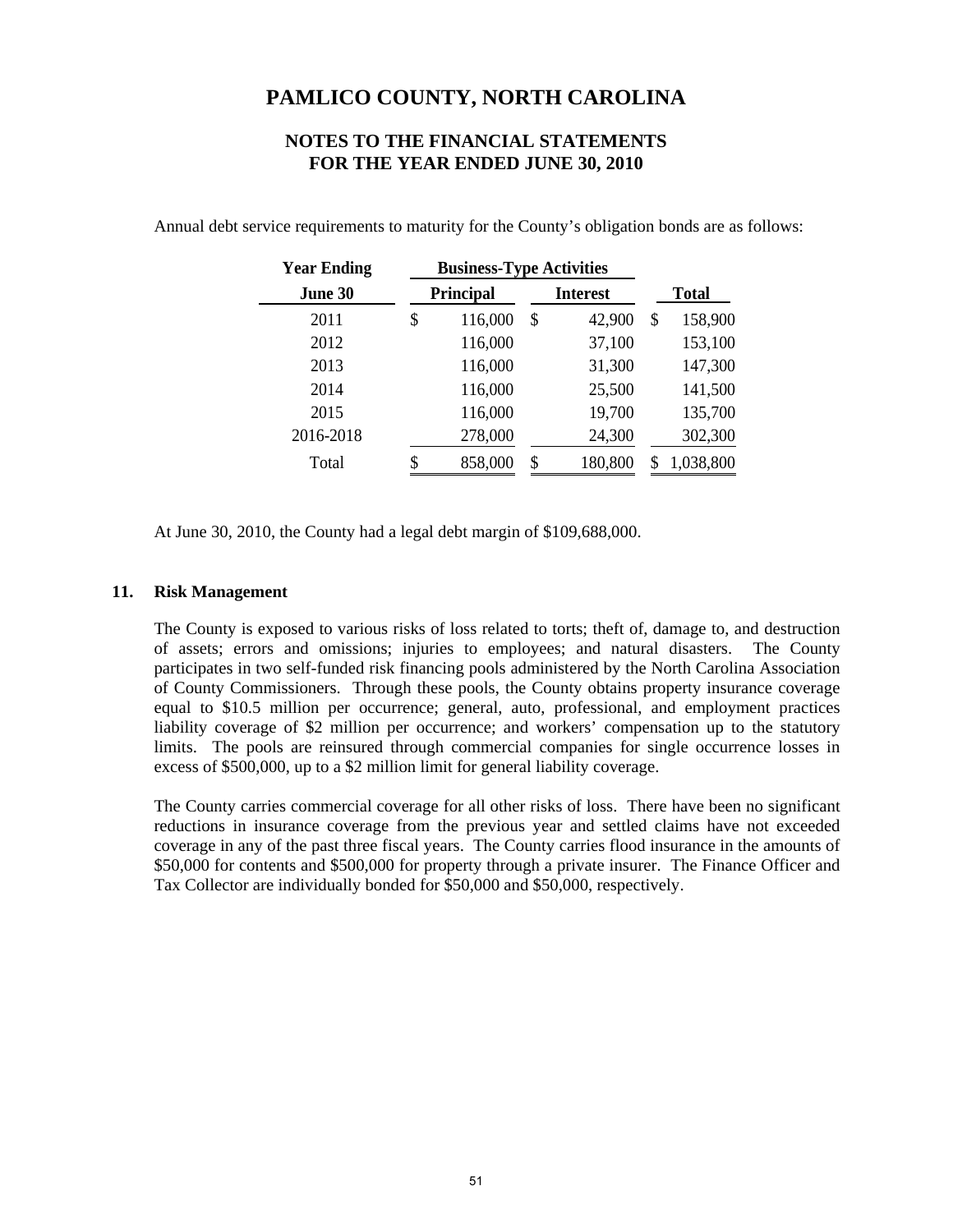# PAMLICO COUNTY, NORTH CAROLINA

## NOTES TO THE FINANCIAL STATEMENTS FOR THE YEAR ENDED JUNE 30, 2010

Annual debt service requirements to maturity for the County's obligation bonds are as follows:

| Year Ending | Business-Type Activities | | |
|---|---|---|---|
| June 30 | Principal | Interest | Total |
| 2011 | $ 116,000 | $ 42,900 | $ 158,900 |
| 2012 | 116,000 | 37,100 | 153,100 |
| 2013 | 116,000 | 31,300 | 147,300 |
| 2014 | 116,000 | 25,500 | 141,500 |
| 2015 | 116,000 | 19,700 | 135,700 |
| 2016-2018 | 278,000 | 24,300 | 302,300 |
| Total | $ 858,000 | $ 180,800 | $ 1,038,800 |

At June 30, 2010, the County had a legal debt margin of $109,688,000.

### 11. Risk Management

The County is exposed to various risks of loss related to torts; theft of, damage to, and destruction of assets; errors and omissions; injuries to employees; and natural disasters. The County participates in two self-funded risk financing pools administered by the North Carolina Association of County Commissioners. Through these pools, the County obtains property insurance coverage equal to $10.5 million per occurrence; general, auto, professional, and employment practices liability coverage of $2 million per occurrence; and workers' compensation up to the statutory limits. The pools are reinsured through commercial companies for single occurrence losses in excess of $500,000, up to a $2 million limit for general liability coverage.

The County carries commercial coverage for all other risks of loss. There have been no significant reductions in insurance coverage from the previous year and settled claims have not exceeded coverage in any of the past three fiscal years. The County carries flood insurance in the amounts of $50,000 for contents and $500,000 for property through a private insurer. The Finance Officer and Tax Collector are individually bonded for $50,000 and $50,000, respectively.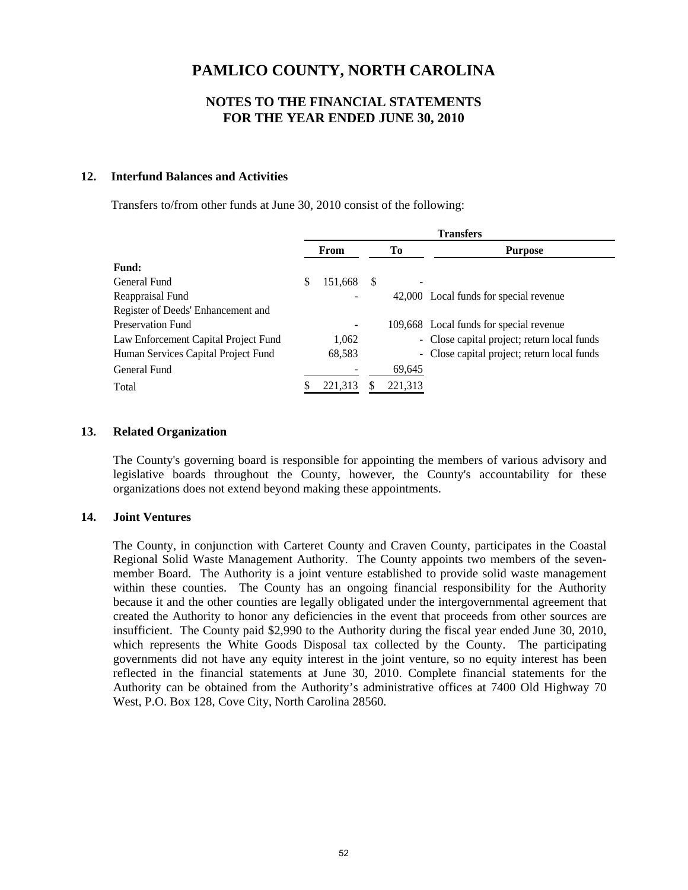# PAMLICO COUNTY, NORTH CAROLINA

## NOTES TO THE FINANCIAL STATEMENTS
## FOR THE YEAR ENDED JUNE 30, 2010

### 12. Interfund Balances and Activities

Transfers to/from other funds at June 30, 2010 consist of the following:

| | Transfers | | |
|---|---|---|---|
| | From | To | Purpose |
| **Fund:** | | | |
| General Fund | $ 151,668 | $ - | |
| Reappraisal Fund | - | 42,000 | Local funds for special revenue |
| Register of Deeds' Enhancement and Preservation Fund | - | 109,668 | Local funds for special revenue |
| Law Enforcement Capital Project Fund | 1,062 | - | Close capital project; return local funds |
| Human Services Capital Project Fund | 68,583 | - | Close capital project; return local funds |
| General Fund | - | 69,645 | |
| Total | $ 221,313 | $ 221,313 | |

### 13. Related Organization

The County's governing board is responsible for appointing the members of various advisory and legislative boards throughout the County, however, the County's accountability for these organizations does not extend beyond making these appointments.

### 14. Joint Ventures

The County, in conjunction with Carteret County and Craven County, participates in the Coastal Regional Solid Waste Management Authority. The County appoints two members of the seven-member Board. The Authority is a joint venture established to provide solid waste management within these counties. The County has an ongoing financial responsibility for the Authority because it and the other counties are legally obligated under the intergovernmental agreement that created the Authority to honor any deficiencies in the event that proceeds from other sources are insufficient. The County paid $2,990 to the Authority during the fiscal year ended June 30, 2010, which represents the White Goods Disposal tax collected by the County. The participating governments did not have any equity interest in the joint venture, so no equity interest has been reflected in the financial statements at June 30, 2010. Complete financial statements for the Authority can be obtained from the Authority's administrative offices at 7400 Old Highway 70 West, P.O. Box 128, Cove City, North Carolina 28560.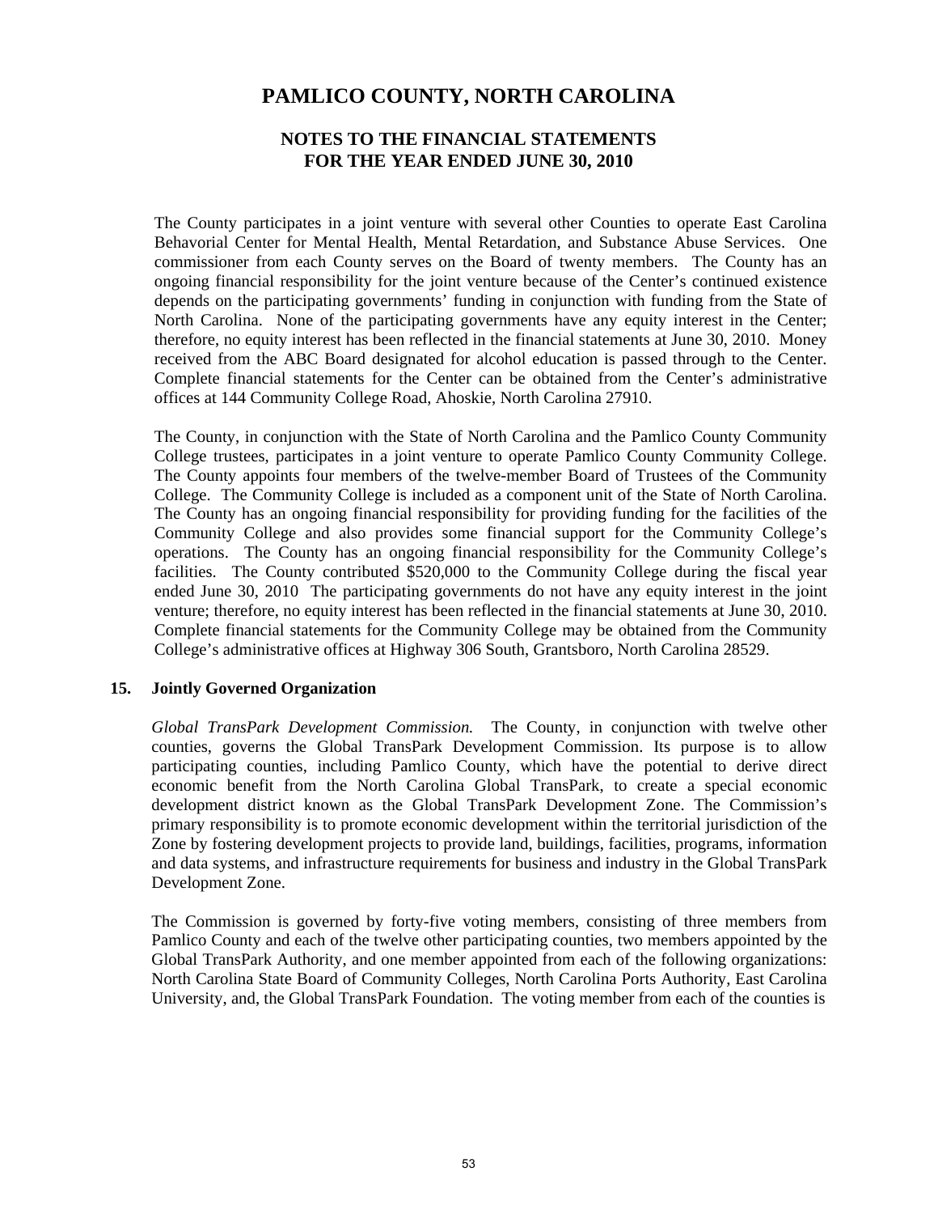The County participates in a joint venture with several other Counties to operate East Carolina Behavorial Center for Mental Health, Mental Retardation, and Substance Abuse Services. One commissioner from each County serves on the Board of twenty members. The County has an ongoing financial responsibility for the joint venture because of the Center's continued existence depends on the participating governments' funding in conjunction with funding from the State of North Carolina. None of the participating governments have any equity interest in the Center; therefore, no equity interest has been reflected in the financial statements at June 30, 2010. Money received from the ABC Board designated for alcohol education is passed through to the Center. Complete financial statements for the Center can be obtained from the Center's administrative offices at 144 Community College Road, Ahoskie, North Carolina 27910.

The County, in conjunction with the State of North Carolina and the Pamlico County Community College trustees, participates in a joint venture to operate Pamlico County Community College. The County appoints four members of the twelve-member Board of Trustees of the Community College. The Community College is included as a component unit of the State of North Carolina. The County has an ongoing financial responsibility for providing funding for the facilities of the Community College and also provides some financial support for the Community College's operations. The County has an ongoing financial responsibility for the Community College's facilities. The County contributed $520,000 to the Community College during the fiscal year ended June 30, 2010 The participating governments do not have any equity interest in the joint venture; therefore, no equity interest has been reflected in the financial statements at June 30, 2010. Complete financial statements for the Community College may be obtained from the Community College's administrative offices at Highway 306 South, Grantsboro, North Carolina 28529.

## 15. Jointly Governed Organization

*Global TransPark Development Commission.* The County, in conjunction with twelve other counties, governs the Global TransPark Development Commission. Its purpose is to allow participating counties, including Pamlico County, which have the potential to derive direct economic benefit from the North Carolina Global TransPark, to create a special economic development district known as the Global TransPark Development Zone. The Commission's primary responsibility is to promote economic development within the territorial jurisdiction of the Zone by fostering development projects to provide land, buildings, facilities, programs, information and data systems, and infrastructure requirements for business and industry in the Global TransPark Development Zone.

The Commission is governed by forty-five voting members, consisting of three members from Pamlico County and each of the twelve other participating counties, two members appointed by the Global TransPark Authority, and one member appointed from each of the following organizations: North Carolina State Board of Community Colleges, North Carolina Ports Authority, East Carolina University, and, the Global TransPark Foundation. The voting member from each of the counties is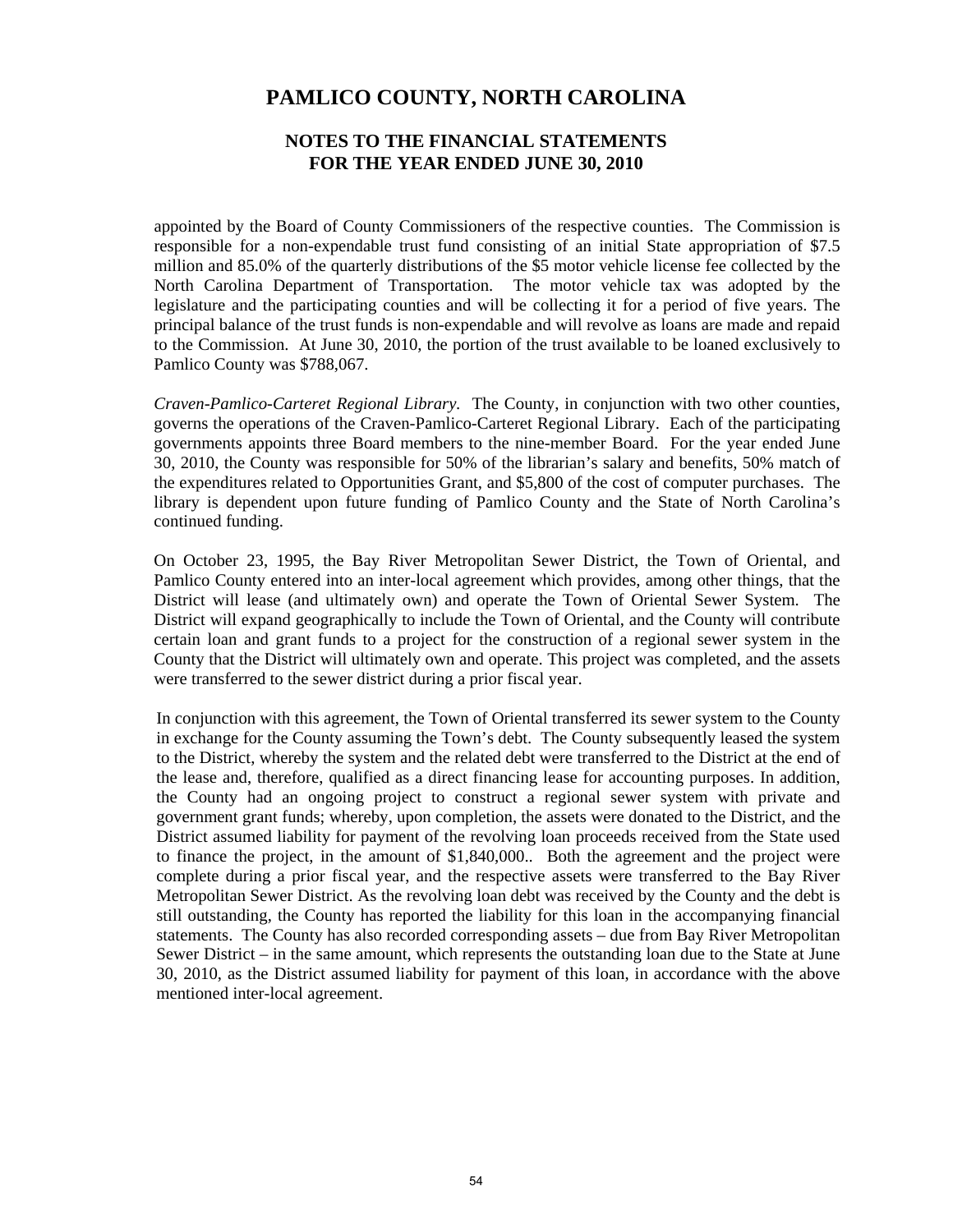appointed by the Board of County Commissioners of the respective counties. The Commission is responsible for a non-expendable trust fund consisting of an initial State appropriation of $7.5 million and 85.0% of the quarterly distributions of the $5 motor vehicle license fee collected by the North Carolina Department of Transportation. The motor vehicle tax was adopted by the legislature and the participating counties and will be collecting it for a period of five years. The principal balance of the trust funds is non-expendable and will revolve as loans are made and repaid to the Commission. At June 30, 2010, the portion of the trust available to be loaned exclusively to Pamlico County was $788,067.

*Craven-Pamlico-Carteret Regional Library.* The County, in conjunction with two other counties, governs the operations of the Craven-Pamlico-Carteret Regional Library. Each of the participating governments appoints three Board members to the nine-member Board. For the year ended June 30, 2010, the County was responsible for 50% of the librarian's salary and benefits, 50% match of the expenditures related to Opportunities Grant, and $5,800 of the cost of computer purchases. The library is dependent upon future funding of Pamlico County and the State of North Carolina's continued funding.

On October 23, 1995, the Bay River Metropolitan Sewer District, the Town of Oriental, and Pamlico County entered into an inter-local agreement which provides, among other things, that the District will lease (and ultimately own) and operate the Town of Oriental Sewer System. The District will expand geographically to include the Town of Oriental, and the County will contribute certain loan and grant funds to a project for the construction of a regional sewer system in the County that the District will ultimately own and operate. This project was completed, and the assets were transferred to the sewer district during a prior fiscal year.

In conjunction with this agreement, the Town of Oriental transferred its sewer system to the County in exchange for the County assuming the Town's debt. The County subsequently leased the system to the District, whereby the system and the related debt were transferred to the District at the end of the lease and, therefore, qualified as a direct financing lease for accounting purposes. In addition, the County had an ongoing project to construct a regional sewer system with private and government grant funds; whereby, upon completion, the assets were donated to the District, and the District assumed liability for payment of the revolving loan proceeds received from the State used to finance the project, in the amount of $1,840,000.. Both the agreement and the project were complete during a prior fiscal year, and the respective assets were transferred to the Bay River Metropolitan Sewer District. As the revolving loan debt was received by the County and the debt is still outstanding, the County has reported the liability for this loan in the accompanying financial statements. The County has also recorded corresponding assets – due from Bay River Metropolitan Sewer District – in the same amount, which represents the outstanding loan due to the State at June 30, 2010, as the District assumed liability for payment of this loan, in accordance with the above mentioned inter-local agreement.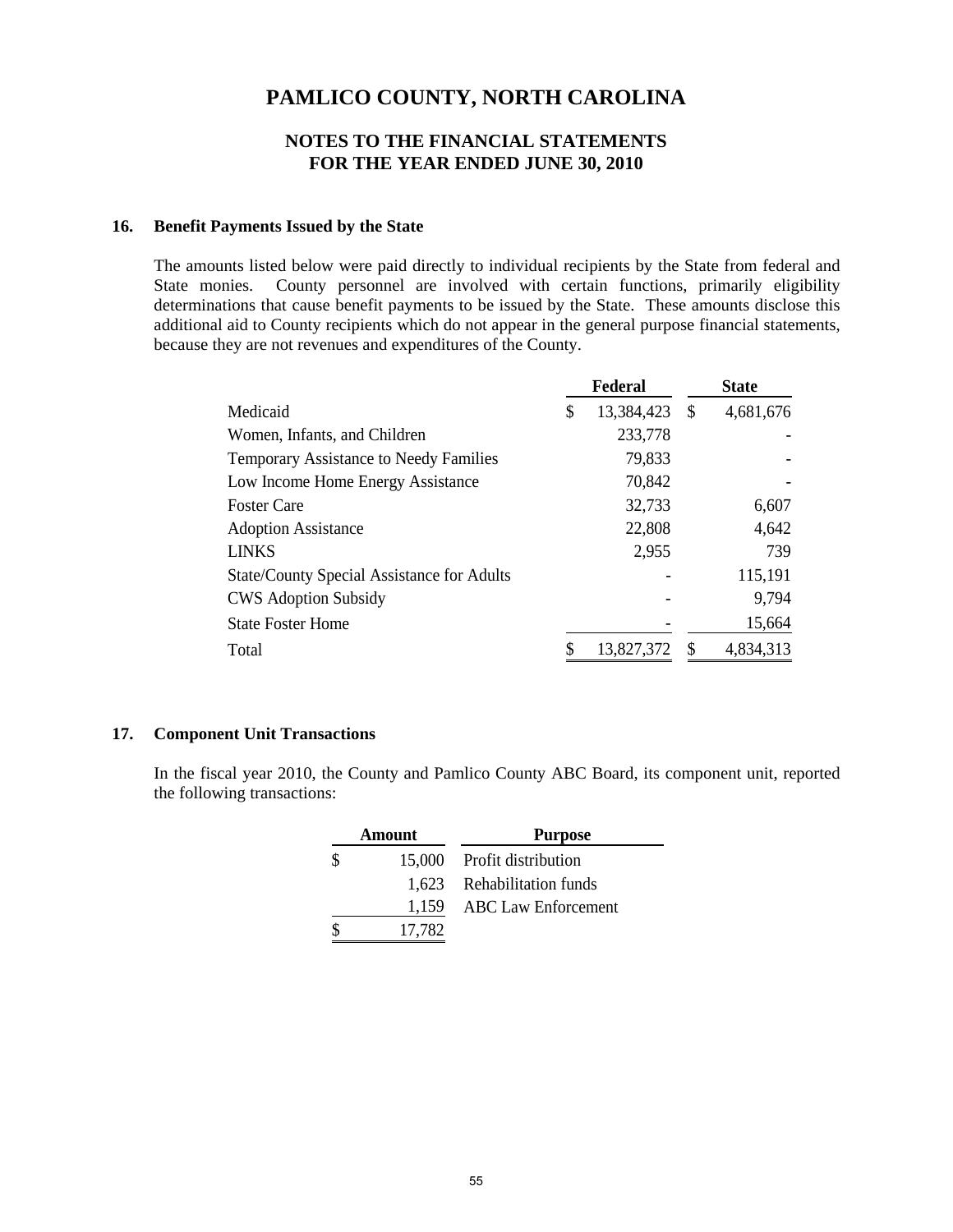# PAMLICO COUNTY, NORTH CAROLINA

## NOTES TO THE FINANCIAL STATEMENTS
## FOR THE YEAR ENDED JUNE 30, 2010

### 16. Benefit Payments Issued by the State

The amounts listed below were paid directly to individual recipients by the State from federal and State monies. County personnel are involved with certain functions, primarily eligibility determinations that cause benefit payments to be issued by the State. These amounts disclose this additional aid to County recipients which do not appear in the general purpose financial statements, because they are not revenues and expenditures of the County.

| | Federal | State |
|---|---|---|
| Medicaid | $ 13,384,423 | $ 4,681,676 |
| Women, Infants, and Children | 233,778 | - |
| Temporary Assistance to Needy Families | 79,833 | - |
| Low Income Home Energy Assistance | 70,842 | - |
| Foster Care | 32,733 | 6,607 |
| Adoption Assistance | 22,808 | 4,642 |
| LINKS | 2,955 | 739 |
| State/County Special Assistance for Adults | - | 115,191 |
| CWS Adoption Subsidy | - | 9,794 |
| State Foster Home | - | 15,664 |
| Total | $ 13,827,372 | $ 4,834,313 |

### 17. Component Unit Transactions

In the fiscal year 2010, the County and Pamlico County ABC Board, its component unit, reported the following transactions:

| Amount | Purpose |
|---|---|
| $ 15,000 | Profit distribution |
| 1,623 | Rehabilitation funds |
| 1,159 | ABC Law Enforcement |
| $ 17,782 | |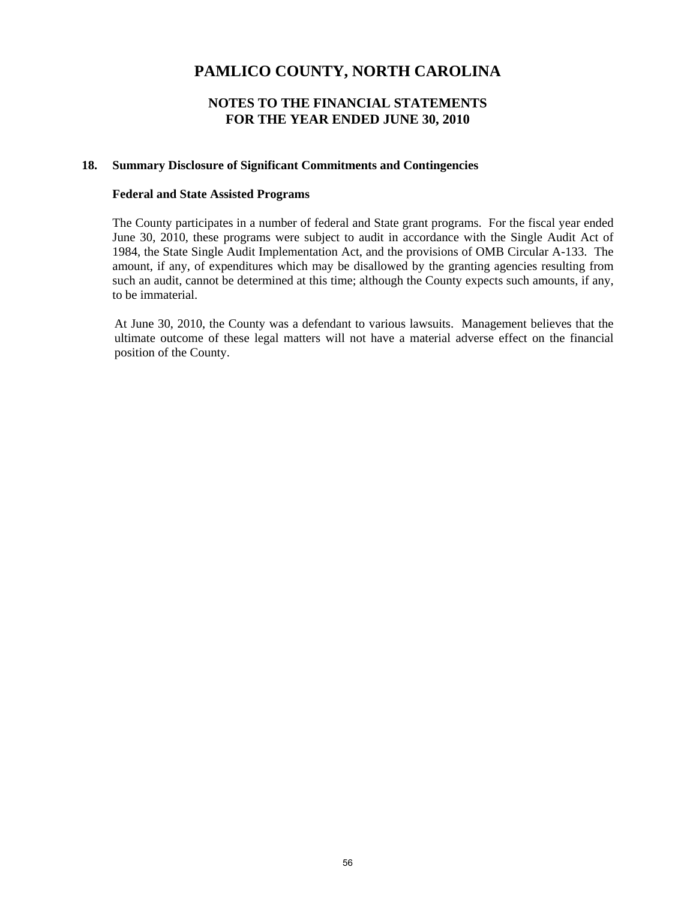# PAMLICO COUNTY, NORTH CAROLINA

## NOTES TO THE FINANCIAL STATEMENTS
## FOR THE YEAR ENDED JUNE 30, 2010

### 18. Summary Disclosure of Significant Commitments and Contingencies

**Federal and State Assisted Programs**

The County participates in a number of federal and State grant programs. For the fiscal year ended June 30, 2010, these programs were subject to audit in accordance with the Single Audit Act of 1984, the State Single Audit Implementation Act, and the provisions of OMB Circular A-133. The amount, if any, of expenditures which may be disallowed by the granting agencies resulting from such an audit, cannot be determined at this time; although the County expects such amounts, if any, to be immaterial.

At June 30, 2010, the County was a defendant to various lawsuits. Management believes that the ultimate outcome of these legal matters will not have a material adverse effect on the financial position of the County.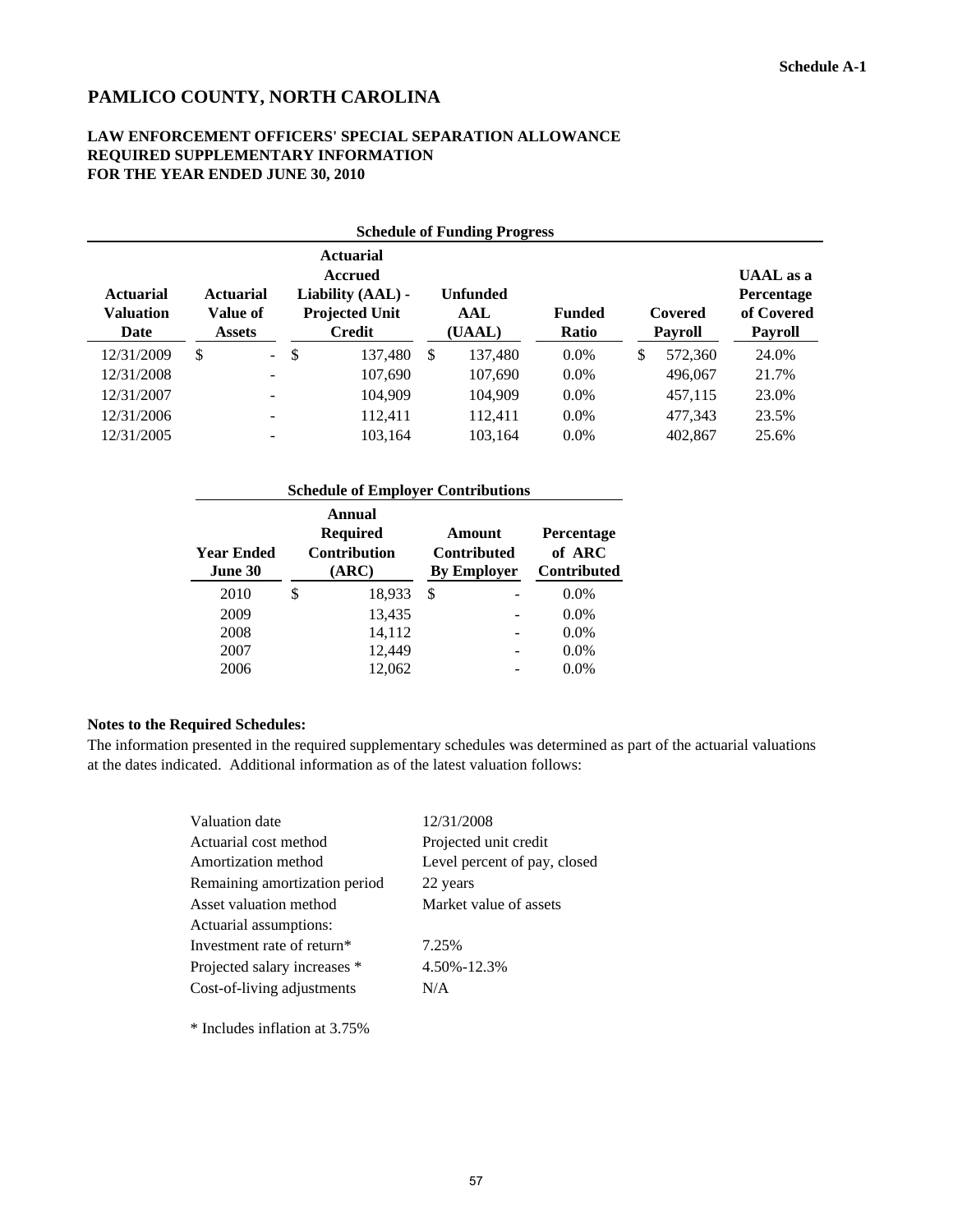Schedule A-1

# PAMLICO COUNTY, NORTH CAROLINA

## LAW ENFORCEMENT OFFICERS' SPECIAL SEPARATION ALLOWANCE
## REQUIRED SUPPLEMENTARY INFORMATION
## FOR THE YEAR ENDED JUNE 30, 2010

**Schedule of Funding Progress**

| Actuarial Valuation Date | Actuarial Value of Assets | Actuarial Accrued Liability (AAL) - Projected Unit Credit | Unfunded AAL (UAAL) | Funded Ratio | Covered Payroll | UAAL as a Percentage of Covered Payroll |
|---|---|---|---|---|---|---|
| 12/31/2009 | $ - | $ 137,480 | $ 137,480 | 0.0% | $ 572,360 | 24.0% |
| 12/31/2008 | - | 107,690 | 107,690 | 0.0% | 496,067 | 21.7% |
| 12/31/2007 | - | 104,909 | 104,909 | 0.0% | 457,115 | 23.0% |
| 12/31/2006 | - | 112,411 | 112,411 | 0.0% | 477,343 | 23.5% |
| 12/31/2005 | - | 103,164 | 103,164 | 0.0% | 402,867 | 25.6% |

**Schedule of Employer Contributions**

| Year Ended June 30 | Annual Required Contribution (ARC) | Amount Contributed By Employer | Percentage of ARC Contributed |
|---|---|---|---|
| 2010 | $ 18,933 | $ - | 0.0% |
| 2009 | 13,435 | - | 0.0% |
| 2008 | 14,112 | - | 0.0% |
| 2007 | 12,449 | - | 0.0% |
| 2006 | 12,062 | - | 0.0% |

**Notes to the Required Schedules:**

The information presented in the required supplementary schedules was determined as part of the actuarial valuations at the dates indicated. Additional information as of the latest valuation follows:

| | |
|---|---|
| Valuation date | 12/31/2008 |
| Actuarial cost method | Projected unit credit |
| Amortization method | Level percent of pay, closed |
| Remaining amortization period | 22 years |
| Asset valuation method | Market value of assets |
| Actuarial assumptions: | |
| Investment rate of return* | 7.25% |
| Projected salary increases * | 4.50%-12.3% |
| Cost-of-living adjustments | N/A |

* Includes inflation at 3.75%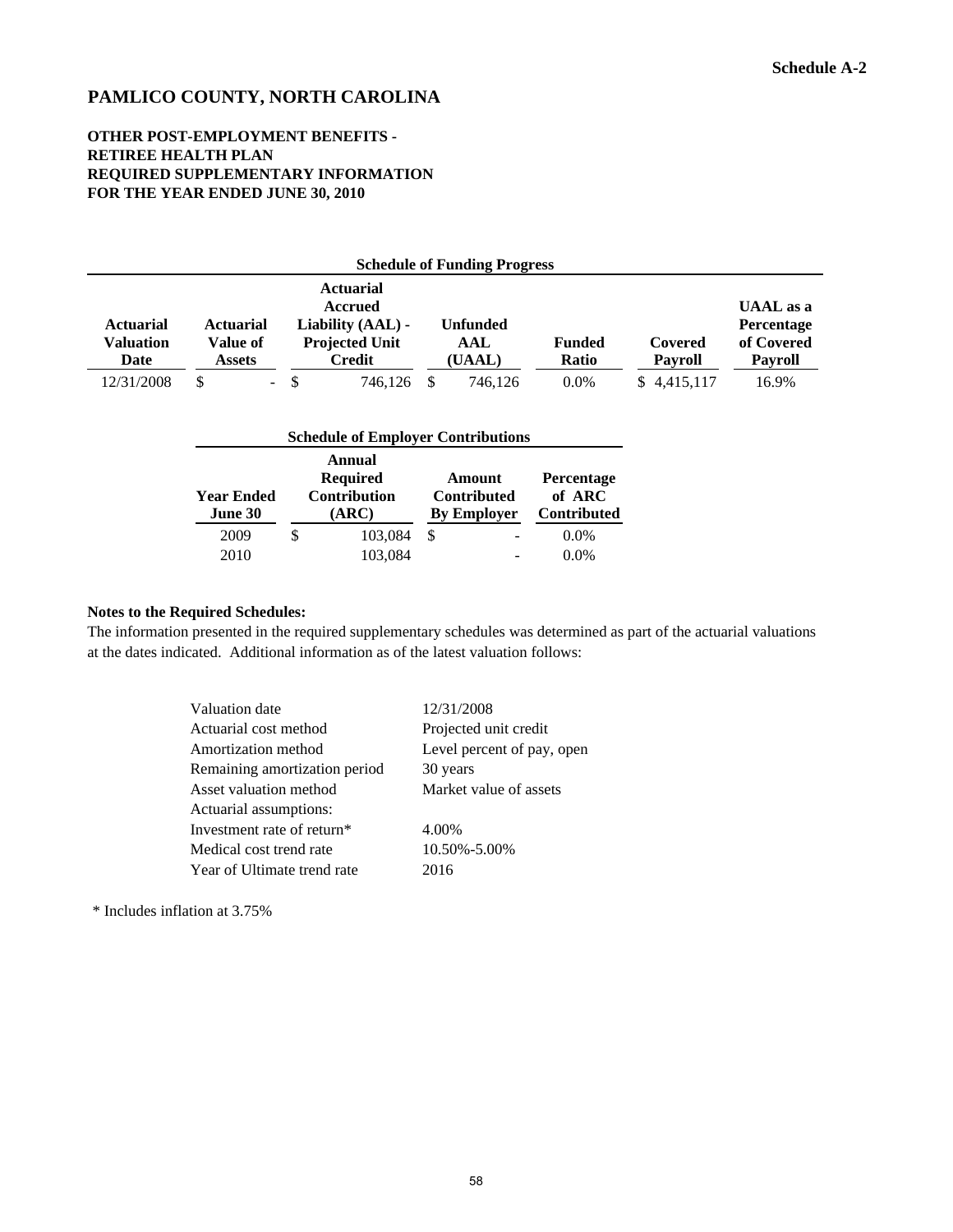Schedule A-2

# PAMLICO COUNTY, NORTH CAROLINA

## OTHER POST-EMPLOYMENT BENEFITS - RETIREE HEALTH PLAN REQUIRED SUPPLEMENTARY INFORMATION FOR THE YEAR ENDED JUNE 30, 2010

**Schedule of Funding Progress**

| Actuarial Valuation Date | Actuarial Value of Assets | Actuarial Accrued Liability (AAL) - Projected Unit Credit | Unfunded AAL (UAAL) | Funded Ratio | Covered Payroll | UAAL as a Percentage of Covered Payroll |
|---|---|---|---|---|---|---|
| 12/31/2008 | $ - | $ 746,126 | $ 746,126 | 0.0% | $ 4,415,117 | 16.9% |

**Schedule of Employer Contributions**

| Year Ended June 30 | Annual Required Contribution (ARC) | Amount Contributed By Employer | Percentage of ARC Contributed |
|---|---|---|---|
| 2009 | $ 103,084 | $ - | 0.0% |
| 2010 | 103,084 | - | 0.0% |

**Notes to the Required Schedules:**

The information presented in the required supplementary schedules was determined as part of the actuarial valuations at the dates indicated. Additional information as of the latest valuation follows:

| | |
|---|---|
| Valuation date | 12/31/2008 |
| Actuarial cost method | Projected unit credit |
| Amortization method | Level percent of pay, open |
| Remaining amortization period | 30 years |
| Asset valuation method | Market value of assets |
| Actuarial assumptions: | |
| Investment rate of return* | 4.00% |
| Medical cost trend rate | 10.50%-5.00% |
| Year of Ultimate trend rate | 2016 |

\* Includes inflation at 3.75%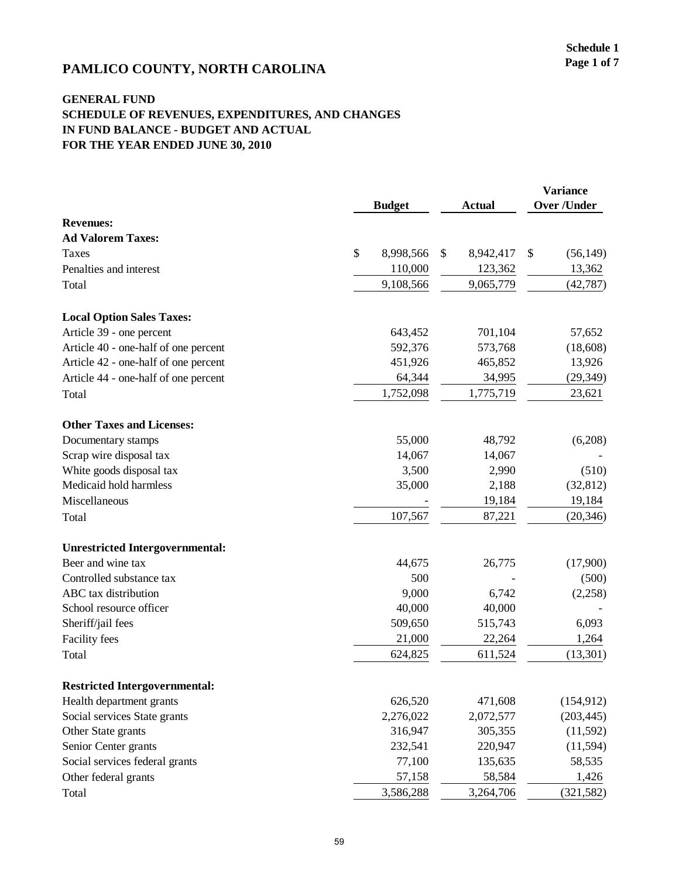**Schedule 1**
**Page 1 of 7**

# PAMLICO COUNTY, NORTH CAROLINA

## GENERAL FUND
## SCHEDULE OF REVENUES, EXPENDITURES, AND CHANGES IN FUND BALANCE - BUDGET AND ACTUAL
## FOR THE YEAR ENDED JUNE 30, 2010

| | Budget | Actual | Variance Over /Under |
|---|---|---|---|
| **Revenues:** | | | |
| **Ad Valorem Taxes:** | | | |
| Taxes | $ 8,998,566 | $ 8,942,417 | $ (56,149) |
| Penalties and interest | 110,000 | 123,362 | 13,362 |
| Total | 9,108,566 | 9,065,779 | (42,787) |
| | | | |
| **Local Option Sales Taxes:** | | | |
| Article 39 - one percent | 643,452 | 701,104 | 57,652 |
| Article 40 - one-half of one percent | 592,376 | 573,768 | (18,608) |
| Article 42 - one-half of one percent | 451,926 | 465,852 | 13,926 |
| Article 44 - one-half of one percent | 64,344 | 34,995 | (29,349) |
| Total | 1,752,098 | 1,775,719 | 23,621 |
| | | | |
| **Other Taxes and Licenses:** | | | |
| Documentary stamps | 55,000 | 48,792 | (6,208) |
| Scrap wire disposal tax | 14,067 | 14,067 | - |
| White goods disposal tax | 3,500 | 2,990 | (510) |
| Medicaid hold harmless | 35,000 | 2,188 | (32,812) |
| Miscellaneous | - | 19,184 | 19,184 |
| Total | 107,567 | 87,221 | (20,346) |
| | | | |
| **Unrestricted Intergovernmental:** | | | |
| Beer and wine tax | 44,675 | 26,775 | (17,900) |
| Controlled substance tax | 500 | - | (500) |
| ABC tax distribution | 9,000 | 6,742 | (2,258) |
| School resource officer | 40,000 | 40,000 | - |
| Sheriff/jail fees | 509,650 | 515,743 | 6,093 |
| Facility fees | 21,000 | 22,264 | 1,264 |
| Total | 624,825 | 611,524 | (13,301) |
| | | | |
| **Restricted Intergovernmental:** | | | |
| Health department grants | 626,520 | 471,608 | (154,912) |
| Social services State grants | 2,276,022 | 2,072,577 | (203,445) |
| Other State grants | 316,947 | 305,355 | (11,592) |
| Senior Center grants | 232,541 | 220,947 | (11,594) |
| Social services federal grants | 77,100 | 135,635 | 58,535 |
| Other federal grants | 57,158 | 58,584 | 1,426 |
| Total | 3,586,288 | 3,264,706 | (321,582) |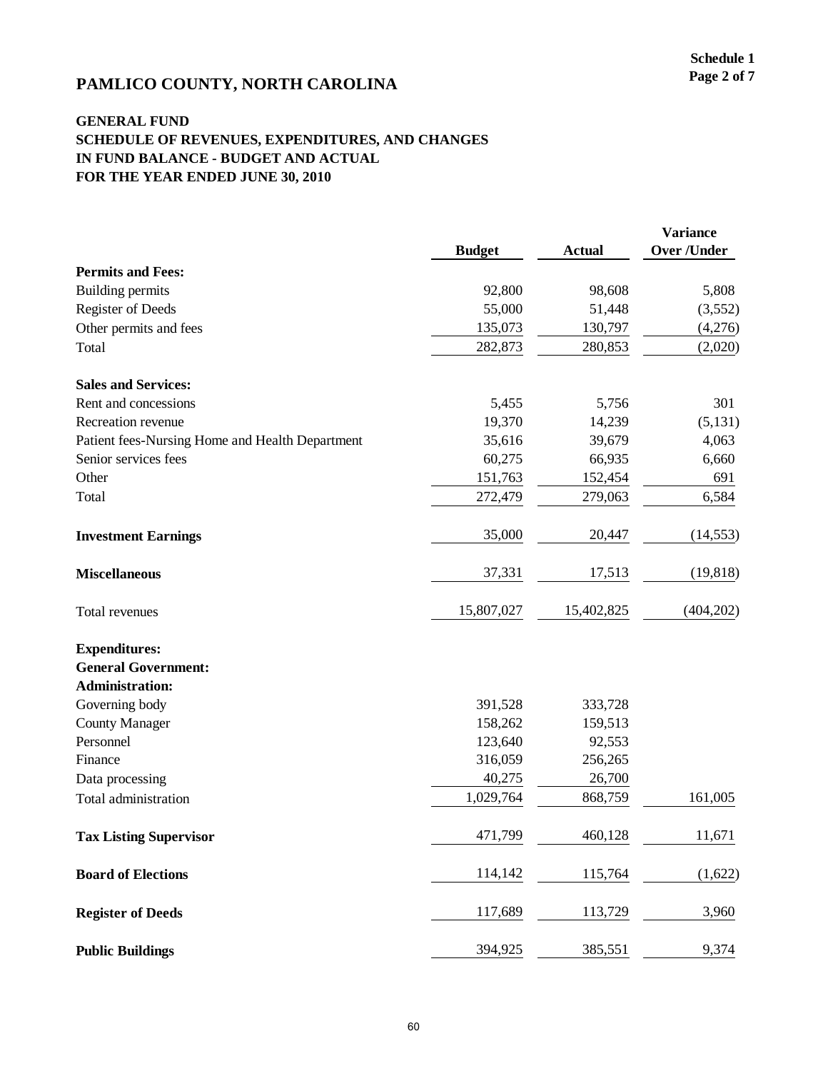# PAMLICO COUNTY, NORTH CAROLINA

Schedule 1
Page 2 of 7

## GENERAL FUND
## SCHEDULE OF REVENUES, EXPENDITURES, AND CHANGES IN FUND BALANCE - BUDGET AND ACTUAL
## FOR THE YEAR ENDED JUNE 30, 2010

| | Budget | Actual | Variance Over /Under |
|---|---|---|---|
| **Permits and Fees:** | | | |
| Building permits | 92,800 | 98,608 | 5,808 |
| Register of Deeds | 55,000 | 51,448 | (3,552) |
| Other permits and fees | 135,073 | 130,797 | (4,276) |
| Total | 282,873 | 280,853 | (2,020) |
| **Sales and Services:** | | | |
| Rent and concessions | 5,455 | 5,756 | 301 |
| Recreation revenue | 19,370 | 14,239 | (5,131) |
| Patient fees-Nursing Home and Health Department | 35,616 | 39,679 | 4,063 |
| Senior services fees | 60,275 | 66,935 | 6,660 |
| Other | 151,763 | 152,454 | 691 |
| Total | 272,479 | 279,063 | 6,584 |
| **Investment Earnings** | 35,000 | 20,447 | (14,553) |
| **Miscellaneous** | 37,331 | 17,513 | (19,818) |
| Total revenues | 15,807,027 | 15,402,825 | (404,202) |
| **Expenditures:** | | | |
| **General Government:** | | | |
| **Administration:** | | | |
| Governing body | 391,528 | 333,728 | |
| County Manager | 158,262 | 159,513 | |
| Personnel | 123,640 | 92,553 | |
| Finance | 316,059 | 256,265 | |
| Data processing | 40,275 | 26,700 | |
| Total administration | 1,029,764 | 868,759 | 161,005 |
| **Tax Listing Supervisor** | 471,799 | 460,128 | 11,671 |
| **Board of Elections** | 114,142 | 115,764 | (1,622) |
| **Register of Deeds** | 117,689 | 113,729 | 3,960 |
| **Public Buildings** | 394,925 | 385,551 | 9,374 |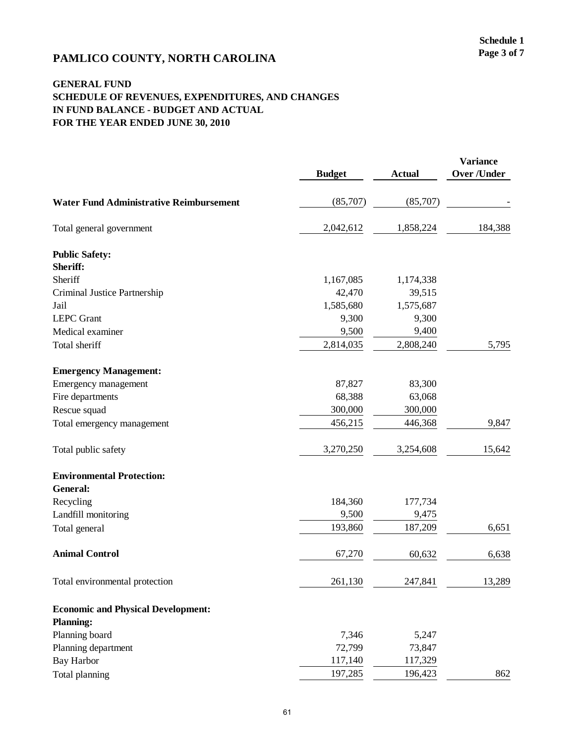# PAMLICO COUNTY, NORTH CAROLINA

## GENERAL FUND
## SCHEDULE OF REVENUES, EXPENDITURES, AND CHANGES IN FUND BALANCE - BUDGET AND ACTUAL
## FOR THE YEAR ENDED JUNE 30, 2010

| | Budget | Actual | Variance Over /Under |
|---|---|---|---|
| **Water Fund Administrative Reimbursement** | (85,707) | (85,707) | - |
| Total general government | 2,042,612 | 1,858,224 | 184,388 |
| **Public Safety:** | | | |
| **Sheriff:** | | | |
| Sheriff | 1,167,085 | 1,174,338 | |
| Criminal Justice Partnership | 42,470 | 39,515 | |
| Jail | 1,585,680 | 1,575,687 | |
| LEPC Grant | 9,300 | 9,300 | |
| Medical examiner | 9,500 | 9,400 | |
| Total sheriff | 2,814,035 | 2,808,240 | 5,795 |
| **Emergency Management:** | | | |
| Emergency management | 87,827 | 83,300 | |
| Fire departments | 68,388 | 63,068 | |
| Rescue squad | 300,000 | 300,000 | |
| Total emergency management | 456,215 | 446,368 | 9,847 |
| Total public safety | 3,270,250 | 3,254,608 | 15,642 |
| **Environmental Protection:** | | | |
| **General:** | | | |
| Recycling | 184,360 | 177,734 | |
| Landfill monitoring | 9,500 | 9,475 | |
| Total general | 193,860 | 187,209 | 6,651 |
| **Animal Control** | 67,270 | 60,632 | 6,638 |
| Total environmental protection | 261,130 | 247,841 | 13,289 |
| **Economic and Physical Development:** | | | |
| **Planning:** | | | |
| Planning board | 7,346 | 5,247 | |
| Planning department | 72,799 | 73,847 | |
| Bay Harbor | 117,140 | 117,329 | |
| Total planning | 197,285 | 196,423 | 862 |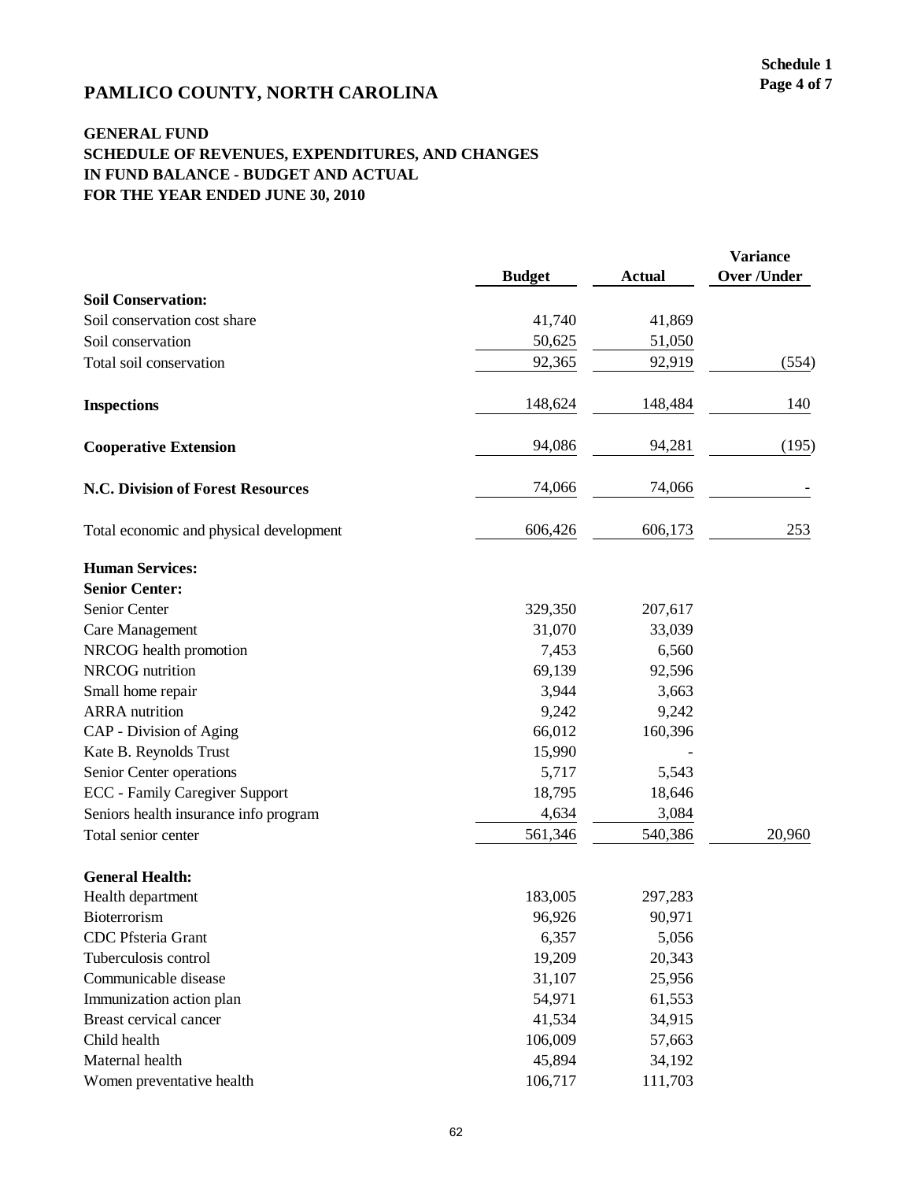Schedule 1
Page 4 of 7

# PAMLICO COUNTY, NORTH CAROLINA

## GENERAL FUND
## SCHEDULE OF REVENUES, EXPENDITURES, AND CHANGES IN FUND BALANCE - BUDGET AND ACTUAL
## FOR THE YEAR ENDED JUNE 30, 2010

| | Budget | Actual | Variance Over /Under |
|---|---|---|---|
| **Soil Conservation:** | | | |
| Soil conservation cost share | 41,740 | 41,869 | |
| Soil conservation | 50,625 | 51,050 | |
| Total soil conservation | 92,365 | 92,919 | (554) |
| **Inspections** | 148,624 | 148,484 | 140 |
| **Cooperative Extension** | 94,086 | 94,281 | (195) |
| **N.C. Division of Forest Resources** | 74,066 | 74,066 | - |
| Total economic and physical development | 606,426 | 606,173 | 253 |
| **Human Services:** | | | |
| **Senior Center:** | | | |
| Senior Center | 329,350 | 207,617 | |
| Care Management | 31,070 | 33,039 | |
| NRCOG health promotion | 7,453 | 6,560 | |
| NRCOG nutrition | 69,139 | 92,596 | |
| Small home repair | 3,944 | 3,663 | |
| ARRA nutrition | 9,242 | 9,242 | |
| CAP - Division of Aging | 66,012 | 160,396 | |
| Kate B. Reynolds Trust | 15,990 | - | |
| Senior Center operations | 5,717 | 5,543 | |
| ECC - Family Caregiver Support | 18,795 | 18,646 | |
| Seniors health insurance info program | 4,634 | 3,084 | |
| Total senior center | 561,346 | 540,386 | 20,960 |
| **General Health:** | | | |
| Health department | 183,005 | 297,283 | |
| Bioterrorism | 96,926 | 90,971 | |
| CDC Pfsteria Grant | 6,357 | 5,056 | |
| Tuberculosis control | 19,209 | 20,343 | |
| Communicable disease | 31,107 | 25,956 | |
| Immunization action plan | 54,971 | 61,553 | |
| Breast cervical cancer | 41,534 | 34,915 | |
| Child health | 106,009 | 57,663 | |
| Maternal health | 45,894 | 34,192 | |
| Women preventative health | 106,717 | 111,703 | |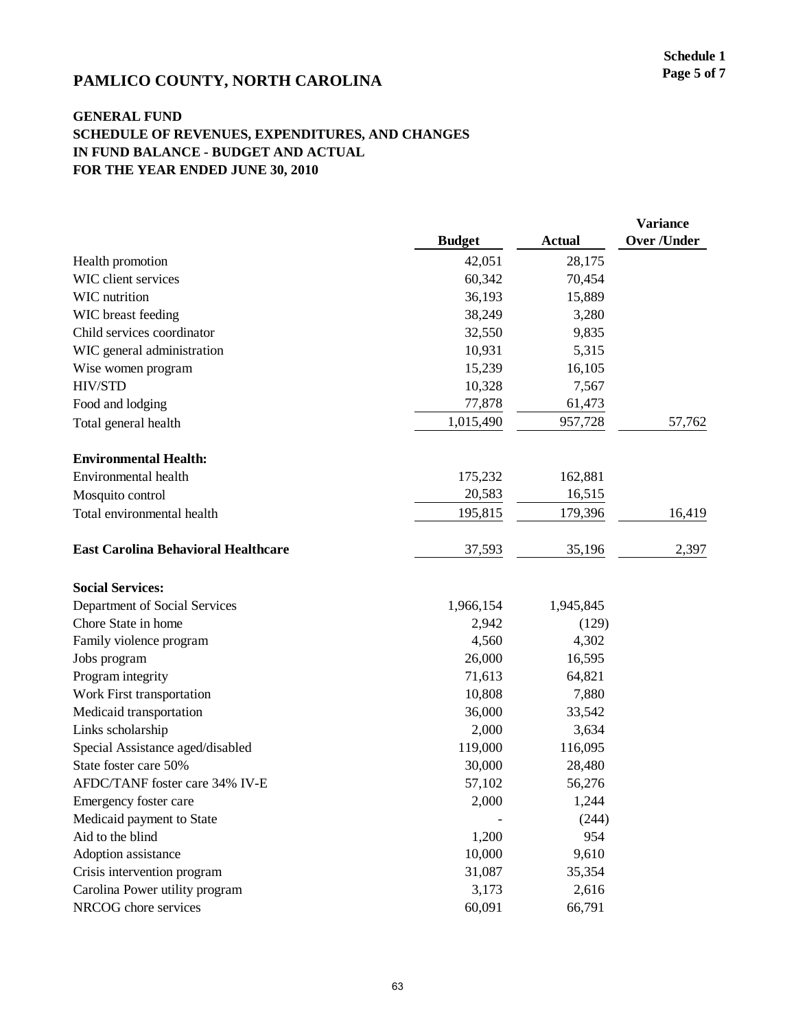# PAMLICO COUNTY, NORTH CAROLINA

Schedule 1
Page 5 of 7

## GENERAL FUND
## SCHEDULE OF REVENUES, EXPENDITURES, AND CHANGES IN FUND BALANCE - BUDGET AND ACTUAL
## FOR THE YEAR ENDED JUNE 30, 2010

| | Budget | Actual | Variance Over /Under |
|---|---|---|---|
| Health promotion | 42,051 | 28,175 | |
| WIC client services | 60,342 | 70,454 | |
| WIC nutrition | 36,193 | 15,889 | |
| WIC breast feeding | 38,249 | 3,280 | |
| Child services coordinator | 32,550 | 9,835 | |
| WIC general administration | 10,931 | 5,315 | |
| Wise women program | 15,239 | 16,105 | |
| HIV/STD | 10,328 | 7,567 | |
| Food and lodging | 77,878 | 61,473 | |
| Total general health | 1,015,490 | 957,728 | 57,762 |
| **Environmental Health:** | | | |
| Environmental health | 175,232 | 162,881 | |
| Mosquito control | 20,583 | 16,515 | |
| Total environmental health | 195,815 | 179,396 | 16,419 |
| **East Carolina Behavioral Healthcare** | 37,593 | 35,196 | 2,397 |
| **Social Services:** | | | |
| Department of Social Services | 1,966,154 | 1,945,845 | |
| Chore State in home | 2,942 | (129) | |
| Family violence program | 4,560 | 4,302 | |
| Jobs program | 26,000 | 16,595 | |
| Program integrity | 71,613 | 64,821 | |
| Work First transportation | 10,808 | 7,880 | |
| Medicaid transportation | 36,000 | 33,542 | |
| Links scholarship | 2,000 | 3,634 | |
| Special Assistance aged/disabled | 119,000 | 116,095 | |
| State foster care 50% | 30,000 | 28,480 | |
| AFDC/TANF foster care 34% IV-E | 57,102 | 56,276 | |
| Emergency foster care | 2,000 | 1,244 | |
| Medicaid payment to State | - | (244) | |
| Aid to the blind | 1,200 | 954 | |
| Adoption assistance | 10,000 | 9,610 | |
| Crisis intervention program | 31,087 | 35,354 | |
| Carolina Power utility program | 3,173 | 2,616 | |
| NRCOG chore services | 60,091 | 66,791 | |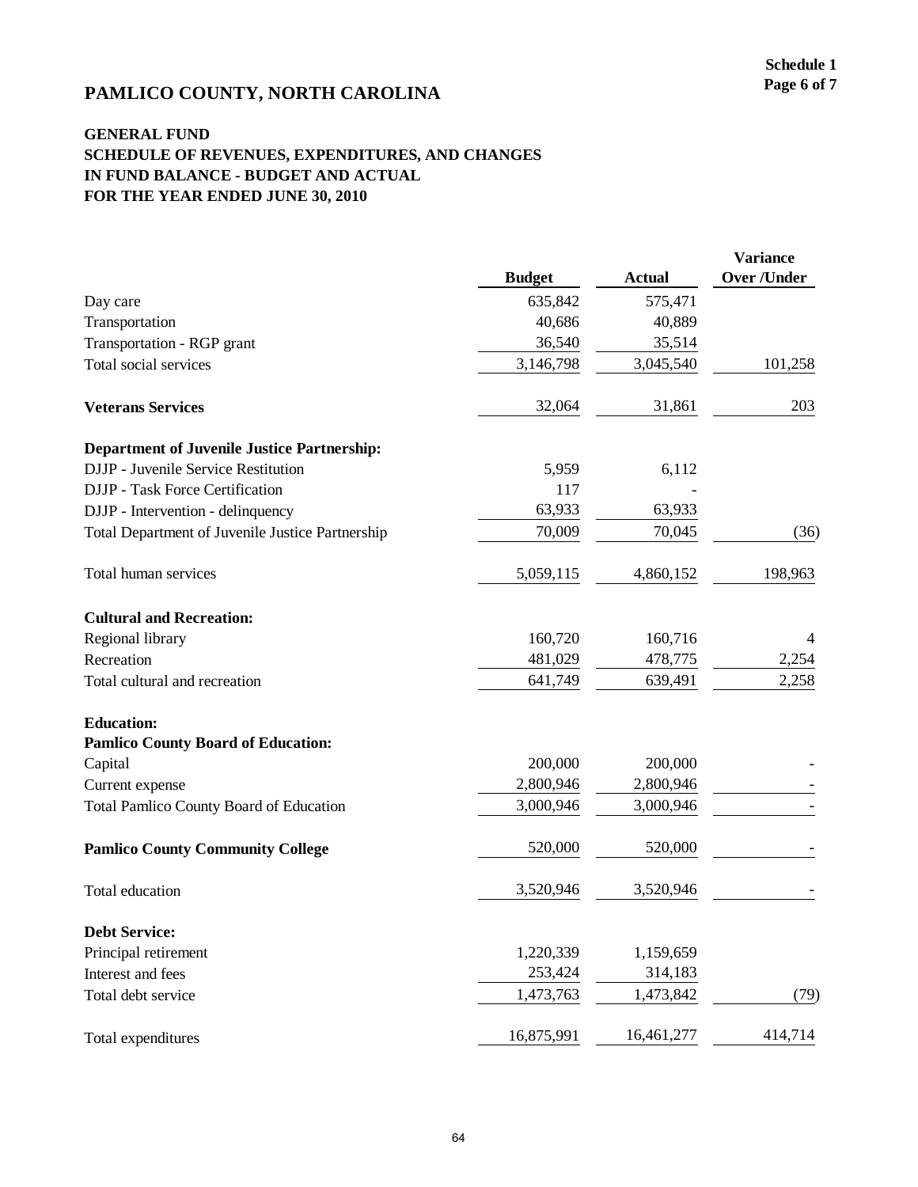# PAMLICO COUNTY, NORTH CAROLINA

Schedule 1
Page 6 of 7

## GENERAL FUND
## SCHEDULE OF REVENUES, EXPENDITURES, AND CHANGES IN FUND BALANCE - BUDGET AND ACTUAL
## FOR THE YEAR ENDED JUNE 30, 2010

| | Budget | Actual | Variance Over /Under |
|---|---|---|---|
| Day care | 635,842 | 575,471 | |
| Transportation | 40,686 | 40,889 | |
| Transportation - RGP grant | 36,540 | 35,514 | |
| Total social services | 3,146,798 | 3,045,540 | 101,258 |
| **Veterans Services** | 32,064 | 31,861 | 203 |
| **Department of Juvenile Justice Partnership:** | | | |
| DJJP - Juvenile Service Restitution | 5,959 | 6,112 | |
| DJJP - Task Force Certification | 117 | - | |
| DJJP - Intervention - delinquency | 63,933 | 63,933 | |
| Total Department of Juvenile Justice Partnership | 70,009 | 70,045 | (36) |
| Total human services | 5,059,115 | 4,860,152 | 198,963 |
| **Cultural and Recreation:** | | | |
| Regional library | 160,720 | 160,716 | 4 |
| Recreation | 481,029 | 478,775 | 2,254 |
| Total cultural and recreation | 641,749 | 639,491 | 2,258 |
| **Education:** | | | |
| **Pamlico County Board of Education:** | | | |
| Capital | 200,000 | 200,000 | - |
| Current expense | 2,800,946 | 2,800,946 | - |
| Total Pamlico County Board of Education | 3,000,946 | 3,000,946 | - |
| **Pamlico County Community College** | 520,000 | 520,000 | - |
| Total education | 3,520,946 | 3,520,946 | - |
| **Debt Service:** | | | |
| Principal retirement | 1,220,339 | 1,159,659 | |
| Interest and fees | 253,424 | 314,183 | |
| Total debt service | 1,473,763 | 1,473,842 | (79) |
| Total expenditures | 16,875,991 | 16,461,277 | 414,714 |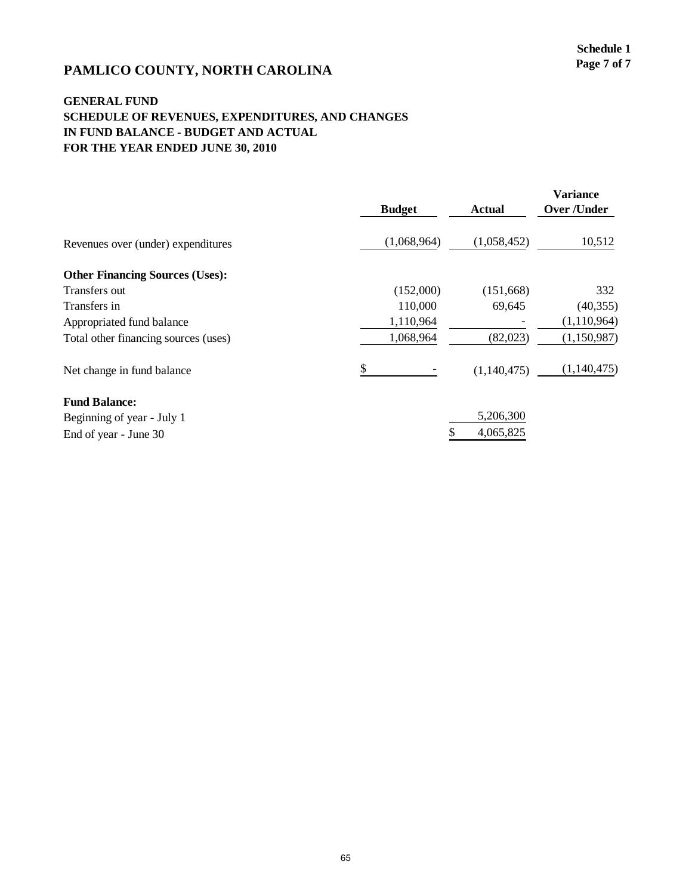Schedule 1

# PAMLICO COUNTY, NORTH CAROLINA

## GENERAL FUND
## SCHEDULE OF REVENUES, EXPENDITURES, AND CHANGES IN FUND BALANCE - BUDGET AND ACTUAL
## FOR THE YEAR ENDED JUNE 30, 2010

| | Budget | Actual | Variance Over /Under |
|---|---|---|---|
| Revenues over (under) expenditures | (1,068,964) | (1,058,452) | 10,512 |
| **Other Financing Sources (Uses):** | | | |
| Transfers out | (152,000) | (151,668) | 332 |
| Transfers in | 110,000 | 69,645 | (40,355) |
| Appropriated fund balance | 1,110,964 | - | (1,110,964) |
| Total other financing sources (uses) | 1,068,964 | (82,023) | (1,150,987) |
| Net change in fund balance | $ - | (1,140,475) | (1,140,475) |
| **Fund Balance:** | | | |
| Beginning of year - July 1 | | 5,206,300 | |
| End of year - June 30 | | $ 4,065,825 | |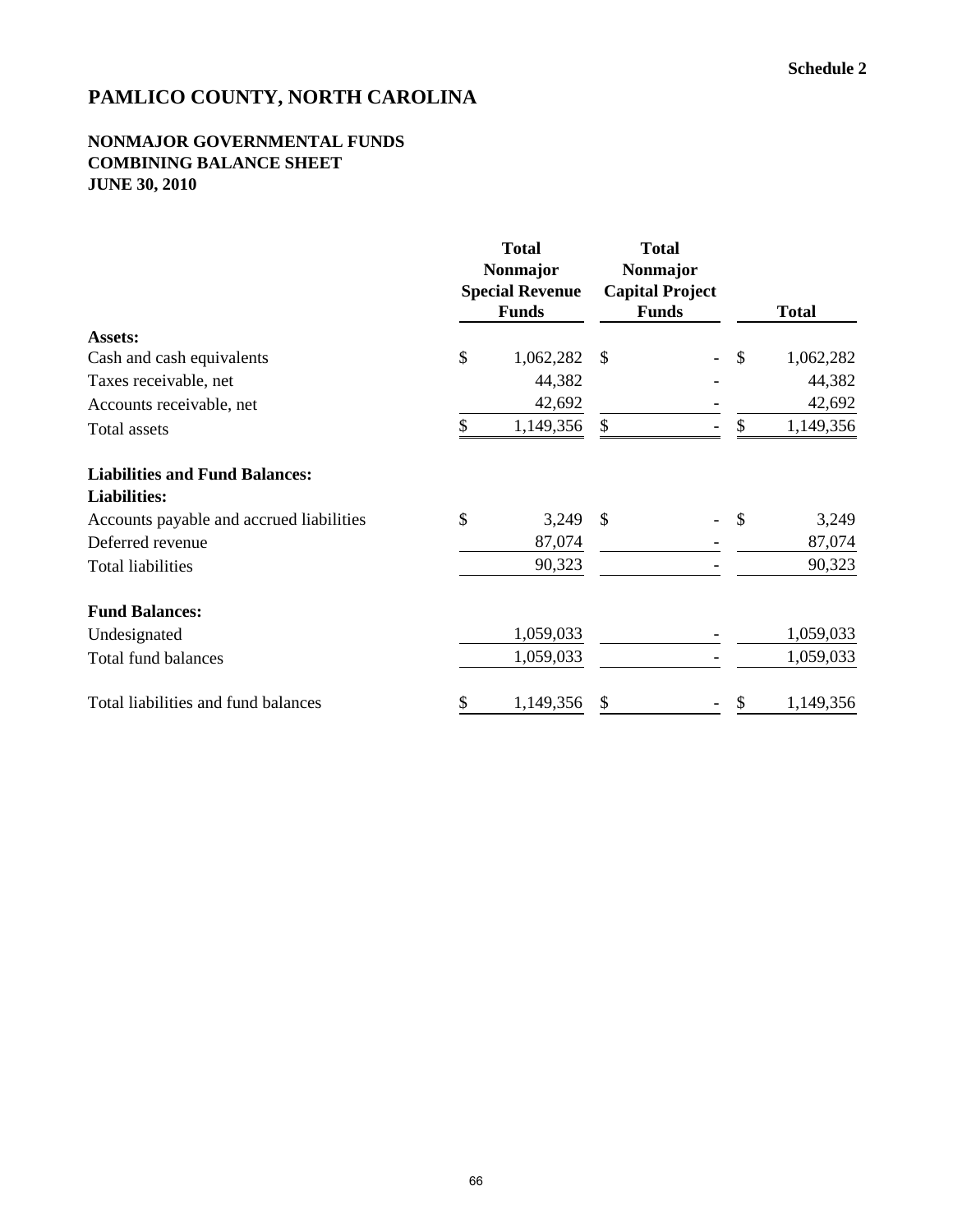Schedule 2

# PAMLICO COUNTY, NORTH CAROLINA

## NONMAJOR GOVERNMENTAL FUNDS
## COMBINING BALANCE SHEET
## JUNE 30, 2010

| | Total Nonmajor Special Revenue Funds | Total Nonmajor Capital Project Funds | Total |
|---|---|---|---|
| **Assets:** | | | |
| Cash and cash equivalents | $ 1,062,282 | $ - | $ 1,062,282 |
| Taxes receivable, net | 44,382 | - | 44,382 |
| Accounts receivable, net | 42,692 | - | 42,692 |
| Total assets | $ 1,149,356 | $ - | $ 1,149,356 |
| **Liabilities and Fund Balances:** | | | |
| **Liabilities:** | | | |
| Accounts payable and accrued liabilities | $ 3,249 | $ - | $ 3,249 |
| Deferred revenue | 87,074 | - | 87,074 |
| Total liabilities | 90,323 | - | 90,323 |
| **Fund Balances:** | | | |
| Undesignated | 1,059,033 | - | 1,059,033 |
| Total fund balances | 1,059,033 | - | 1,059,033 |
| Total liabilities and fund balances | $ 1,149,356 | $ - | $ 1,149,356 |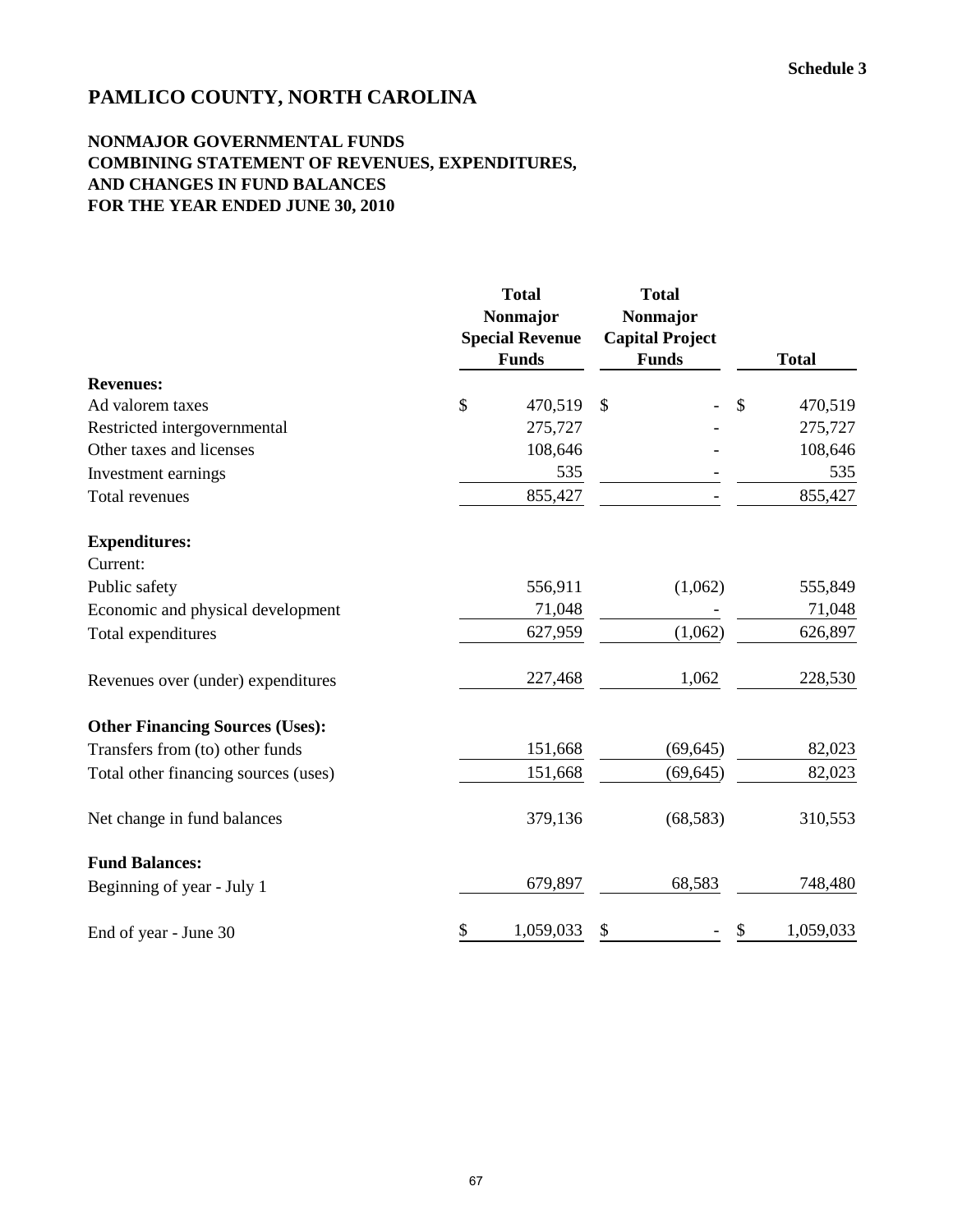Schedule 3

# PAMLICO COUNTY, NORTH CAROLINA

## NONMAJOR GOVERNMENTAL FUNDS
## COMBINING STATEMENT OF REVENUES, EXPENDITURES, AND CHANGES IN FUND BALANCES
## FOR THE YEAR ENDED JUNE 30, 2010

| | Total Nonmajor Special Revenue Funds | Total Nonmajor Capital Project Funds | Total |
|---|---|---|---|
| **Revenues:** | | | |
| Ad valorem taxes | $ 470,519 | $ - | $ 470,519 |
| Restricted intergovernmental | 275,727 | - | 275,727 |
| Other taxes and licenses | 108,646 | - | 108,646 |
| Investment earnings | 535 | - | 535 |
| Total revenues | 855,427 | - | 855,427 |
| **Expenditures:** | | | |
| Current: | | | |
| Public safety | 556,911 | (1,062) | 555,849 |
| Economic and physical development | 71,048 | - | 71,048 |
| Total expenditures | 627,959 | (1,062) | 626,897 |
| Revenues over (under) expenditures | 227,468 | 1,062 | 228,530 |
| **Other Financing Sources (Uses):** | | | |
| Transfers from (to) other funds | 151,668 | (69,645) | 82,023 |
| Total other financing sources (uses) | 151,668 | (69,645) | 82,023 |
| Net change in fund balances | 379,136 | (68,583) | 310,553 |
| **Fund Balances:** | | | |
| Beginning of year - July 1 | 679,897 | 68,583 | 748,480 |
| End of year - June 30 | $ 1,059,033 | $ - | $ 1,059,033 |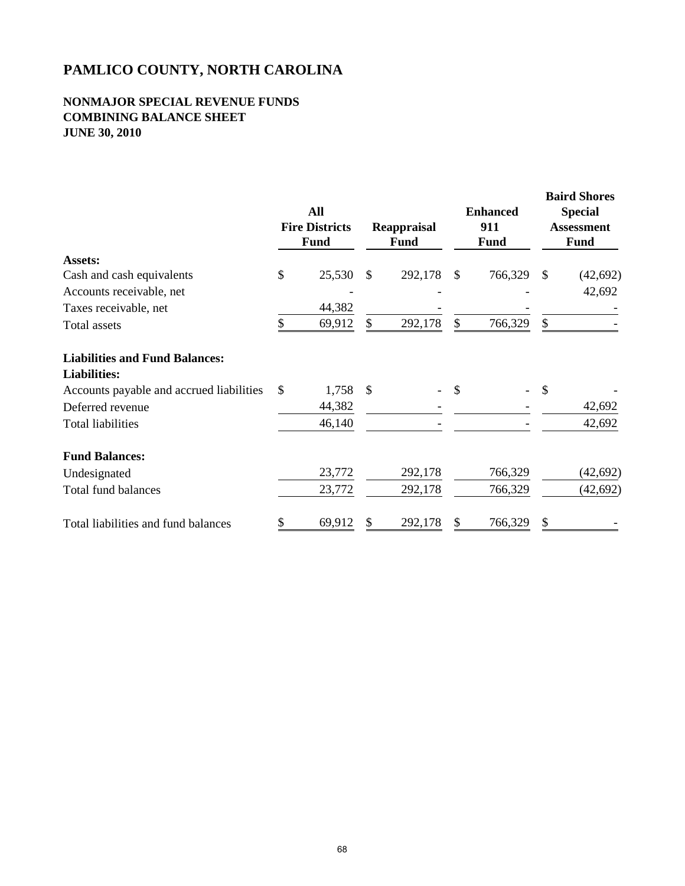# PAMLICO COUNTY, NORTH CAROLINA

## NONMAJOR SPECIAL REVENUE FUNDS
## COMBINING BALANCE SHEET
## JUNE 30, 2010

| | All Fire Districts Fund | Reappraisal Fund | Enhanced 911 Fund | Baird Shores Special Assessment Fund |
|---|---|---|---|---|
| **Assets:** | | | | |
| Cash and cash equivalents | $ 25,530 | $ 292,178 | $ 766,329 | $ (42,692) |
| Accounts receivable, net | - | - | - | 42,692 |
| Taxes receivable, net | 44,382 | - | - | - |
| Total assets | $ 69,912 | $ 292,178 | $ 766,329 | $ - |
| **Liabilities and Fund Balances:** | | | | |
| **Liabilities:** | | | | |
| Accounts payable and accrued liabilities | $ 1,758 | $ - | $ - | $ - |
| Deferred revenue | 44,382 | - | - | 42,692 |
| Total liabilities | 46,140 | - | - | 42,692 |
| **Fund Balances:** | | | | |
| Undesignated | 23,772 | 292,178 | 766,329 | (42,692) |
| Total fund balances | 23,772 | 292,178 | 766,329 | (42,692) |
| Total liabilities and fund balances | $ 69,912 | $ 292,178 | $ 766,329 | $ - |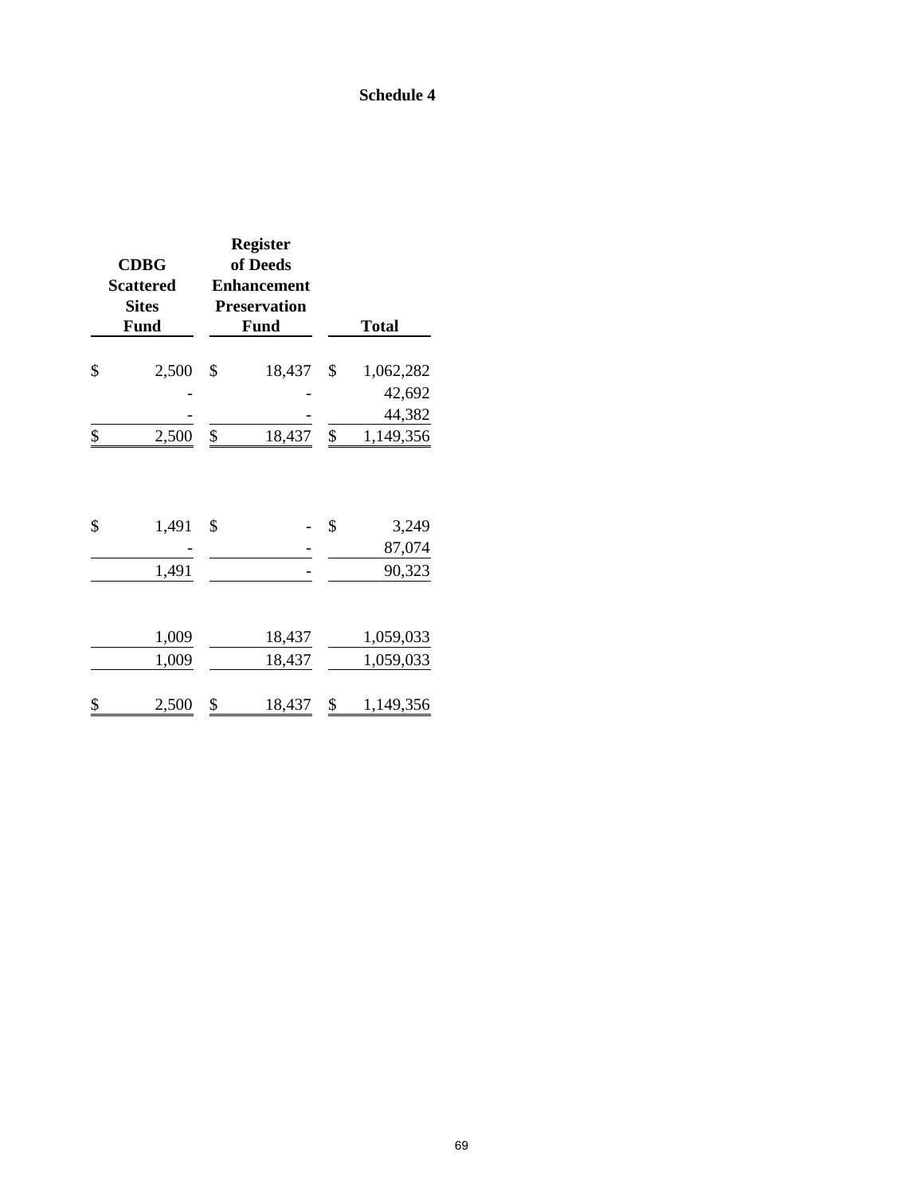**Schedule 4**

| CDBG Scattered Sites Fund | Register of Deeds Enhancement Preservation Fund | Total |
|---|---|---|
| $ 2,500 | $ 18,437 | $ 1,062,282 |
| - | - | 42,692 |
| - | - | 44,382 |
| $ 2,500 | $ 18,437 | $ 1,149,356 |
| | | |
| $ 1,491 | $ - | $ 3,249 |
| - | - | 87,074 |
| 1,491 | - | 90,323 |
| | | |
| 1,009 | 18,437 | 1,059,033 |
| 1,009 | 18,437 | 1,059,033 |
| | | |
| $ 2,500 | $ 18,437 | $ 1,149,356 |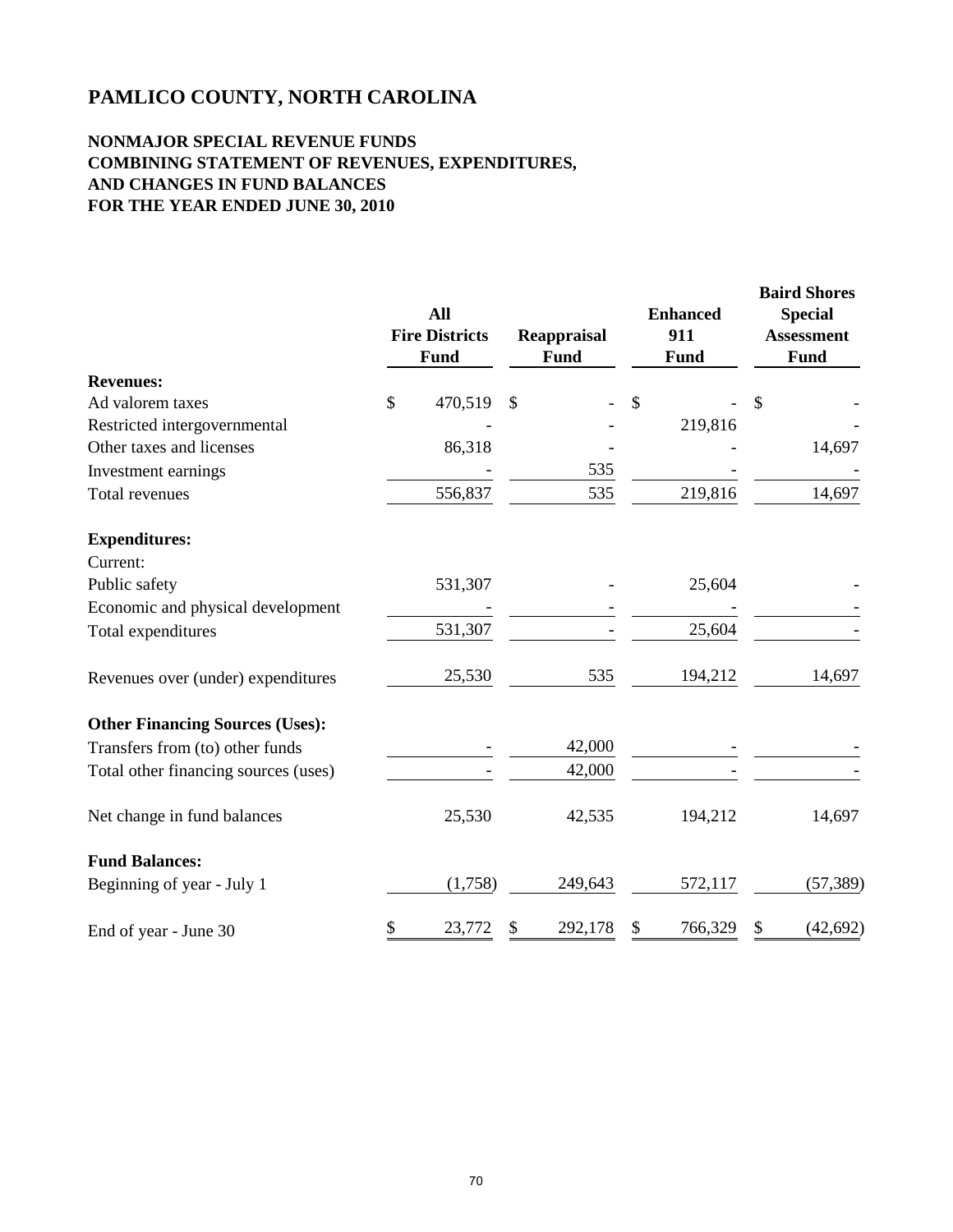# PAMLICO COUNTY, NORTH CAROLINA

## NONMAJOR SPECIAL REVENUE FUNDS
## COMBINING STATEMENT OF REVENUES, EXPENDITURES, AND CHANGES IN FUND BALANCES
## FOR THE YEAR ENDED JUNE 30, 2010

| | All Fire Districts Fund | Reappraisal Fund | Enhanced 911 Fund | Baird Shores Special Assessment Fund |
|---|---|---|---|---|
| **Revenues:** | | | | |
| Ad valorem taxes | $ 470,519 | $ - | $ - | $ - |
| Restricted intergovernmental | - | - | 219,816 | - |
| Other taxes and licenses | 86,318 | - | - | 14,697 |
| Investment earnings | - | 535 | - | - |
| Total revenues | 556,837 | 535 | 219,816 | 14,697 |
| **Expenditures:** | | | | |
| Current: | | | | |
| Public safety | 531,307 | - | 25,604 | - |
| Economic and physical development | - | - | - | - |
| Total expenditures | 531,307 | - | 25,604 | - |
| Revenues over (under) expenditures | 25,530 | 535 | 194,212 | 14,697 |
| **Other Financing Sources (Uses):** | | | | |
| Transfers from (to) other funds | - | 42,000 | - | - |
| Total other financing sources (uses) | - | 42,000 | - | - |
| Net change in fund balances | 25,530 | 42,535 | 194,212 | 14,697 |
| **Fund Balances:** | | | | |
| Beginning of year - July 1 | (1,758) | 249,643 | 572,117 | (57,389) |
| End of year - June 30 | $ 23,772 | $ 292,178 | $ 766,329 | $ (42,692) |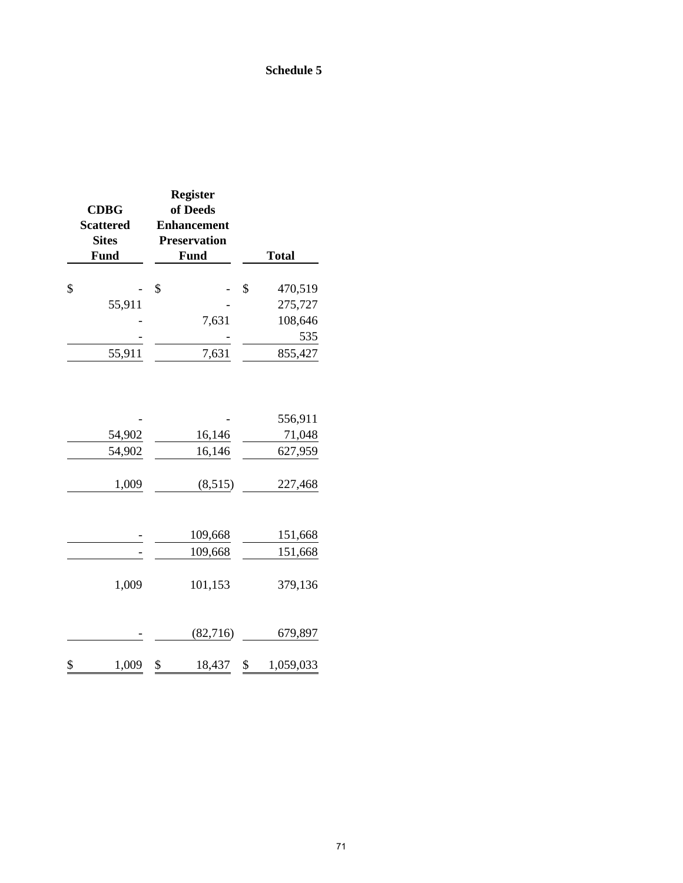**Schedule 5**

| CDBG Scattered Sites Fund | Register of Deeds Enhancement Preservation Fund | Total |
|---|---|---|
| $ - | $ - | $ 470,519 |
| 55,911 | - | 275,727 |
| - | 7,631 | 108,646 |
| - | - | 535 |
| 55,911 | 7,631 | 855,427 |
| | | |
| - | - | 556,911 |
| 54,902 | 16,146 | 71,048 |
| 54,902 | 16,146 | 627,959 |
| | | |
| 1,009 | (8,515) | 227,468 |
| | | |
| - | 109,668 | 151,668 |
| - | 109,668 | 151,668 |
| | | |
| 1,009 | 101,153 | 379,136 |
| | | |
| - | (82,716) | 679,897 |
| | | |
| $ 1,009 | $ 18,437 | $ 1,059,033 |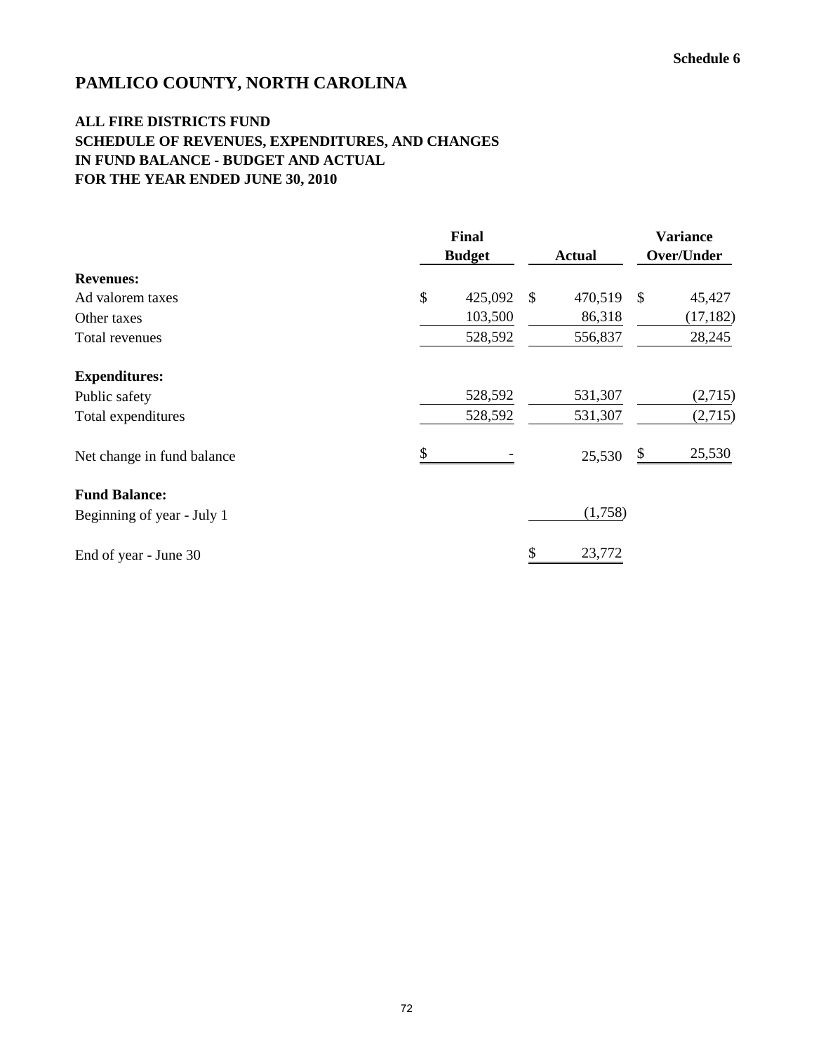Schedule 6

# PAMLICO COUNTY, NORTH CAROLINA

## ALL FIRE DISTRICTS FUND
## SCHEDULE OF REVENUES, EXPENDITURES, AND CHANGES IN FUND BALANCE - BUDGET AND ACTUAL
## FOR THE YEAR ENDED JUNE 30, 2010

| | Final Budget | Actual | Variance Over/Under |
|---|---|---|---|
| **Revenues:** | | | |
| Ad valorem taxes | $ 425,092 | $ 470,519 | $ 45,427 |
| Other taxes | 103,500 | 86,318 | (17,182) |
| Total revenues | 528,592 | 556,837 | 28,245 |
| **Expenditures:** | | | |
| Public safety | 528,592 | 531,307 | (2,715) |
| Total expenditures | 528,592 | 531,307 | (2,715) |
| Net change in fund balance | $ - | 25,530 | $ 25,530 |
| **Fund Balance:** | | | |
| Beginning of year - July 1 | | (1,758) | |
| End of year - June 30 | | $ 23,772 | |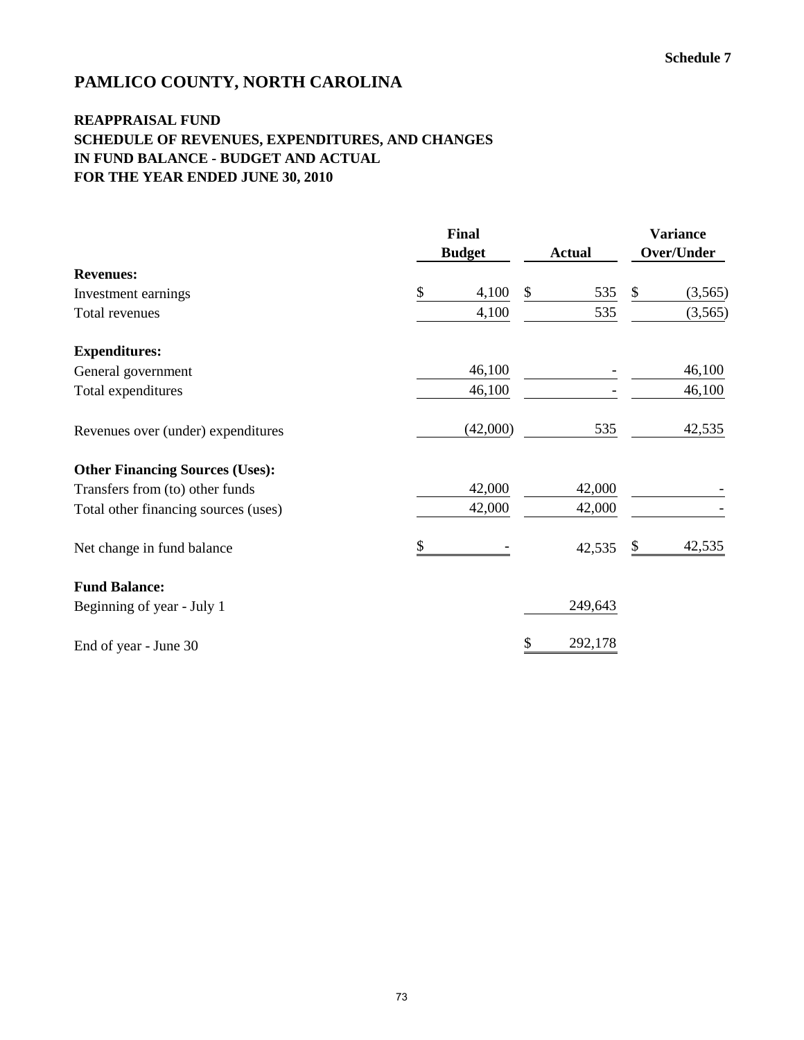Schedule 7

# PAMLICO COUNTY, NORTH CAROLINA

## REAPPRAISAL FUND
## SCHEDULE OF REVENUES, EXPENDITURES, AND CHANGES IN FUND BALANCE - BUDGET AND ACTUAL
## FOR THE YEAR ENDED JUNE 30, 2010

| | Final Budget | Actual | Variance Over/Under |
|---|---|---|---|
| **Revenues:** | | | |
| Investment earnings | $ 4,100 | $ 535 | $ (3,565) |
| Total revenues | 4,100 | 535 | (3,565) |
| **Expenditures:** | | | |
| General government | 46,100 | - | 46,100 |
| Total expenditures | 46,100 | - | 46,100 |
| Revenues over (under) expenditures | (42,000) | 535 | 42,535 |
| **Other Financing Sources (Uses):** | | | |
| Transfers from (to) other funds | 42,000 | 42,000 | - |
| Total other financing sources (uses) | 42,000 | 42,000 | - |
| Net change in fund balance | $ - | 42,535 | $ 42,535 |
| **Fund Balance:** | | | |
| Beginning of year - July 1 | | 249,643 | |
| End of year - June 30 | | $ 292,178 | |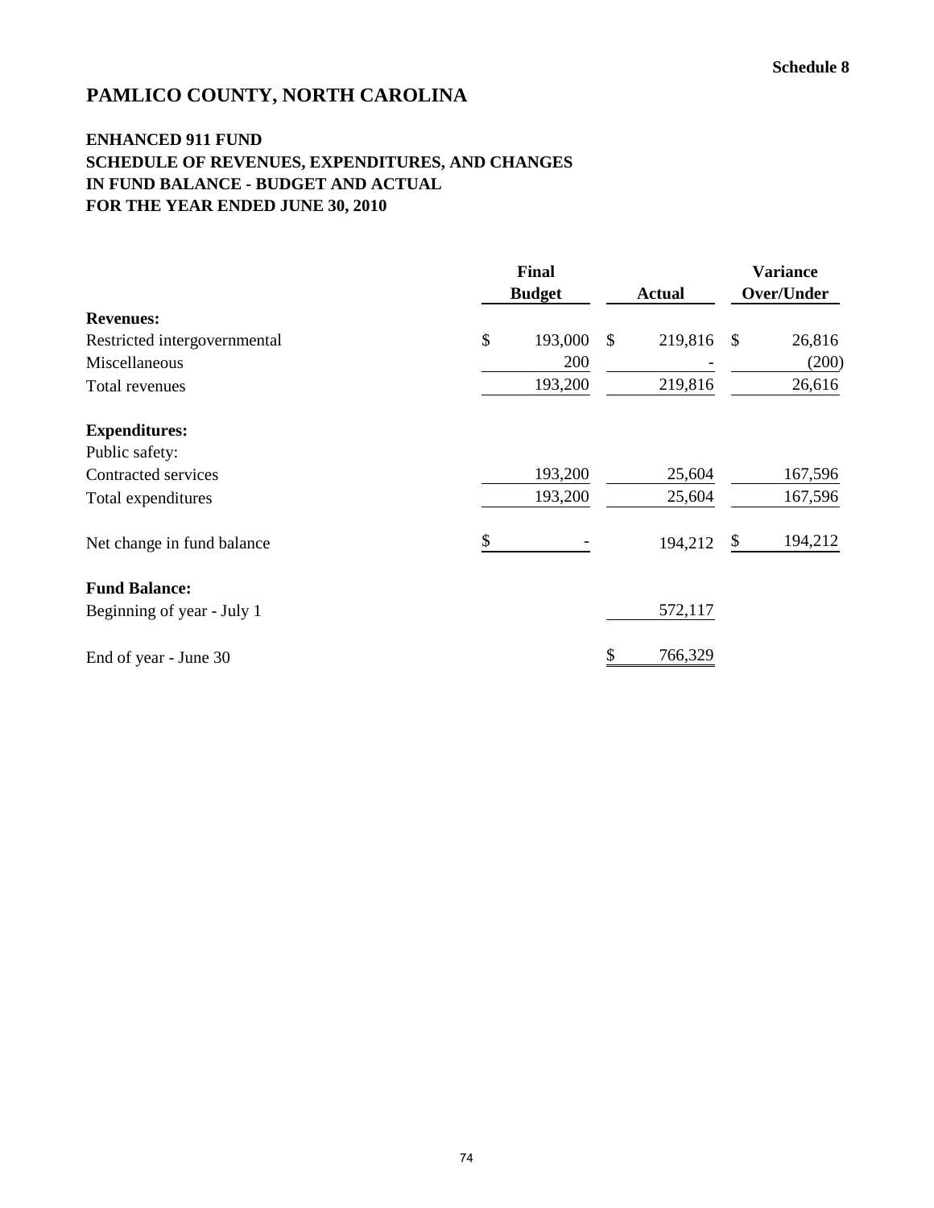Schedule 8

# PAMLICO COUNTY, NORTH CAROLINA

## ENHANCED 911 FUND
## SCHEDULE OF REVENUES, EXPENDITURES, AND CHANGES IN FUND BALANCE - BUDGET AND ACTUAL
## FOR THE YEAR ENDED JUNE 30, 2010

| | Final Budget | Actual | Variance Over/Under |
|---|---|---|---|
| **Revenues:** | | | |
| Restricted intergovernmental | $ 193,000 | $ 219,816 | $ 26,816 |
| Miscellaneous | 200 | - | (200) |
| Total revenues | 193,200 | 219,816 | 26,616 |
| **Expenditures:** | | | |
| Public safety: | | | |
| Contracted services | 193,200 | 25,604 | 167,596 |
| Total expenditures | 193,200 | 25,604 | 167,596 |
| Net change in fund balance | $ - | 194,212 | $ 194,212 |
| **Fund Balance:** | | | |
| Beginning of year - July 1 | | 572,117 | |
| End of year - June 30 | | $ 766,329 | |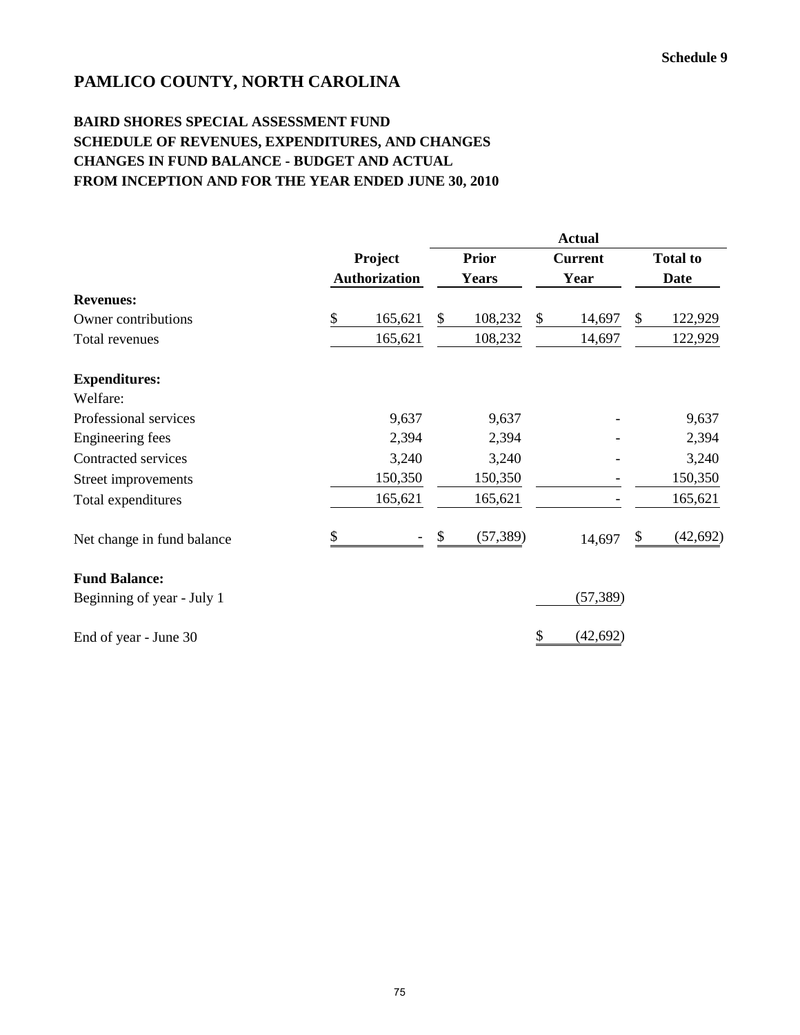**Schedule 9**

# PAMLICO COUNTY, NORTH CAROLINA

## BAIRD SHORES SPECIAL ASSESSMENT FUND
## SCHEDULE OF REVENUES, EXPENDITURES, AND CHANGES
## CHANGES IN FUND BALANCE - BUDGET AND ACTUAL
## FROM INCEPTION AND FOR THE YEAR ENDED JUNE 30, 2010

| | Project Authorization | Actual Prior Years | Actual Current Year | Actual Total to Date |
|---|---|---|---|---|
| **Revenues:** | | | | |
| Owner contributions | $ 165,621 | $ 108,232 | $ 14,697 | $ 122,929 |
| Total revenues | 165,621 | 108,232 | 14,697 | 122,929 |
| **Expenditures:** | | | | |
| Welfare: | | | | |
| Professional services | 9,637 | 9,637 | - | 9,637 |
| Engineering fees | 2,394 | 2,394 | - | 2,394 |
| Contracted services | 3,240 | 3,240 | - | 3,240 |
| Street improvements | 150,350 | 150,350 | - | 150,350 |
| Total expenditures | 165,621 | 165,621 | - | 165,621 |
| Net change in fund balance | $ - | $ (57,389) | 14,697 | $ (42,692) |
| **Fund Balance:** | | | | |
| Beginning of year - July 1 | | | (57,389) | |
| End of year - June 30 | | | $ (42,692) | |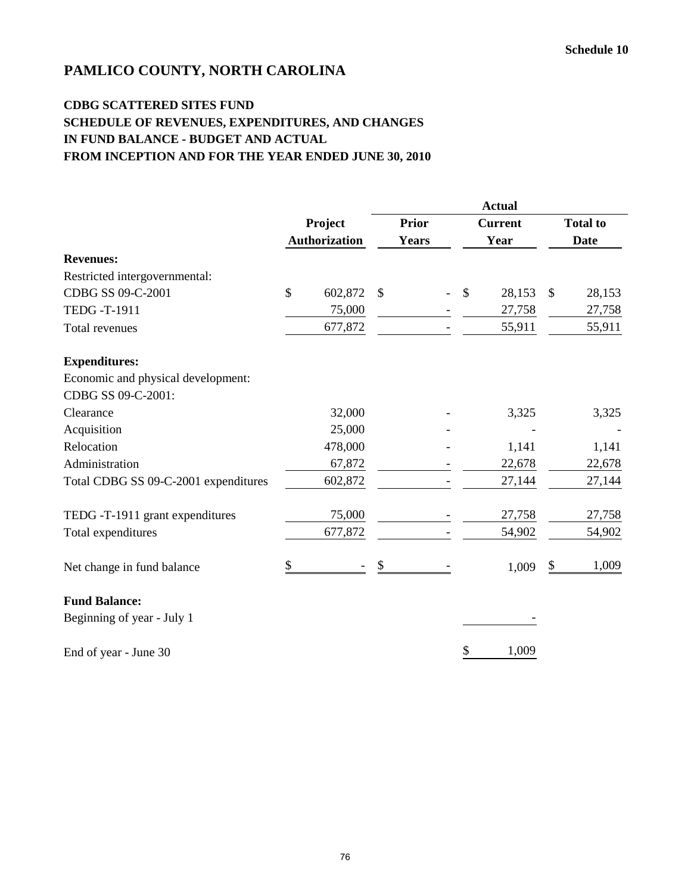Schedule 10

# PAMLICO COUNTY, NORTH CAROLINA

## CDBG SCATTERED SITES FUND
## SCHEDULE OF REVENUES, EXPENDITURES, AND CHANGES IN FUND BALANCE - BUDGET AND ACTUAL
## FROM INCEPTION AND FOR THE YEAR ENDED JUNE 30, 2010

| | Project Authorization | Actual Prior Years | Actual Current Year | Actual Total to Date |
|---|---|---|---|---|
| **Revenues:** | | | | |
| Restricted intergovernmental: | | | | |
| CDBG SS 09-C-2001 | $ 602,872 | $ - | $ 28,153 | $ 28,153 |
| TEDG -T-1911 | 75,000 | - | 27,758 | 27,758 |
| Total revenues | 677,872 | - | 55,911 | 55,911 |
| **Expenditures:** | | | | |
| Economic and physical development: | | | | |
| CDBG SS 09-C-2001: | | | | |
| Clearance | 32,000 | - | 3,325 | 3,325 |
| Acquisition | 25,000 | - | - | - |
| Relocation | 478,000 | - | 1,141 | 1,141 |
| Administration | 67,872 | - | 22,678 | 22,678 |
| Total CDBG SS 09-C-2001 expenditures | 602,872 | - | 27,144 | 27,144 |
| TEDG -T-1911 grant expenditures | 75,000 | - | 27,758 | 27,758 |
| Total expenditures | 677,872 | - | 54,902 | 54,902 |
| Net change in fund balance | $ - | $ - | 1,009 | $ 1,009 |
| **Fund Balance:** | | | | |
| Beginning of year - July 1 | | | - | |
| End of year - June 30 | | | $ 1,009 | |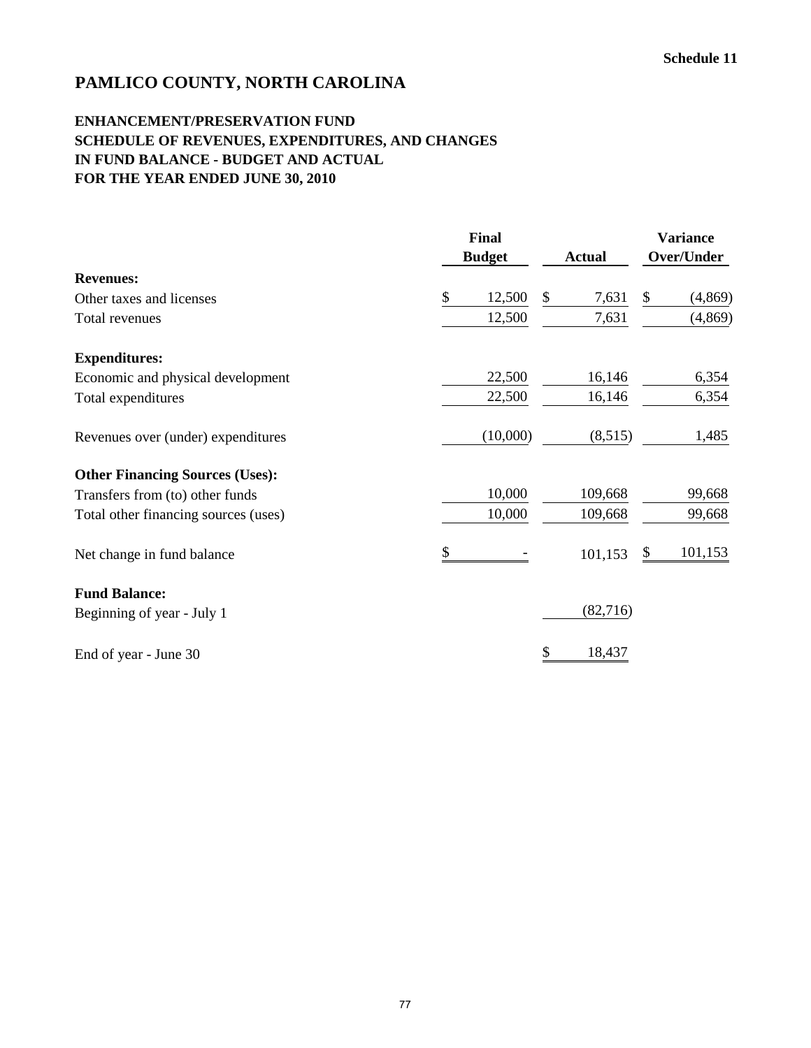Schedule 11

# PAMLICO COUNTY, NORTH CAROLINA

## ENHANCEMENT/PRESERVATION FUND
## SCHEDULE OF REVENUES, EXPENDITURES, AND CHANGES IN FUND BALANCE - BUDGET AND ACTUAL
## FOR THE YEAR ENDED JUNE 30, 2010

| | Final Budget | Actual | Variance Over/Under |
|---|---|---|---|
| **Revenues:** | | | |
| Other taxes and licenses | $ 12,500 | $ 7,631 | $ (4,869) |
| Total revenues | 12,500 | 7,631 | (4,869) |
| **Expenditures:** | | | |
| Economic and physical development | 22,500 | 16,146 | 6,354 |
| Total expenditures | 22,500 | 16,146 | 6,354 |
| Revenues over (under) expenditures | (10,000) | (8,515) | 1,485 |
| **Other Financing Sources (Uses):** | | | |
| Transfers from (to) other funds | 10,000 | 109,668 | 99,668 |
| Total other financing sources (uses) | 10,000 | 109,668 | 99,668 |
| Net change in fund balance | $ - | 101,153 | $ 101,153 |
| **Fund Balance:** | | | |
| Beginning of year - July 1 | | (82,716) | |
| End of year - June 30 | | $ 18,437 | |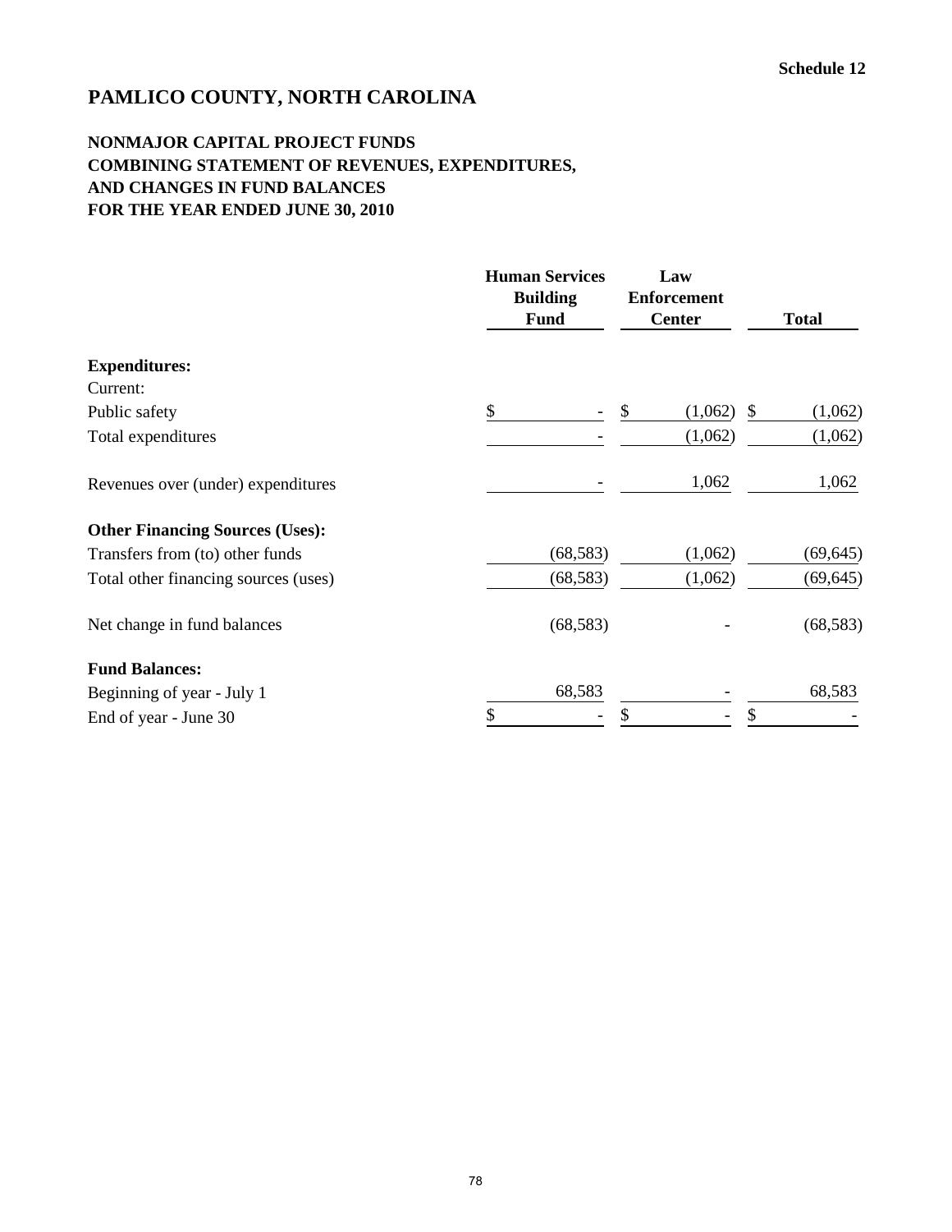Schedule 12

# PAMLICO COUNTY, NORTH CAROLINA

## NONMAJOR CAPITAL PROJECT FUNDS
## COMBINING STATEMENT OF REVENUES, EXPENDITURES, AND CHANGES IN FUND BALANCES
## FOR THE YEAR ENDED JUNE 30, 2010

| | Human Services Building Fund | Law Enforcement Center | Total |
|---|---|---|---|
| **Expenditures:** | | | |
| Current: | | | |
| Public safety | $ - | $ (1,062) | $ (1,062) |
| Total expenditures | - | (1,062) | (1,062) |
| Revenues over (under) expenditures | - | 1,062 | 1,062 |
| **Other Financing Sources (Uses):** | | | |
| Transfers from (to) other funds | (68,583) | (1,062) | (69,645) |
| Total other financing sources (uses) | (68,583) | (1,062) | (69,645) |
| Net change in fund balances | (68,583) | - | (68,583) |
| **Fund Balances:** | | | |
| Beginning of year - July 1 | 68,583 | - | 68,583 |
| End of year - June 30 | $ - | $ - | $ - |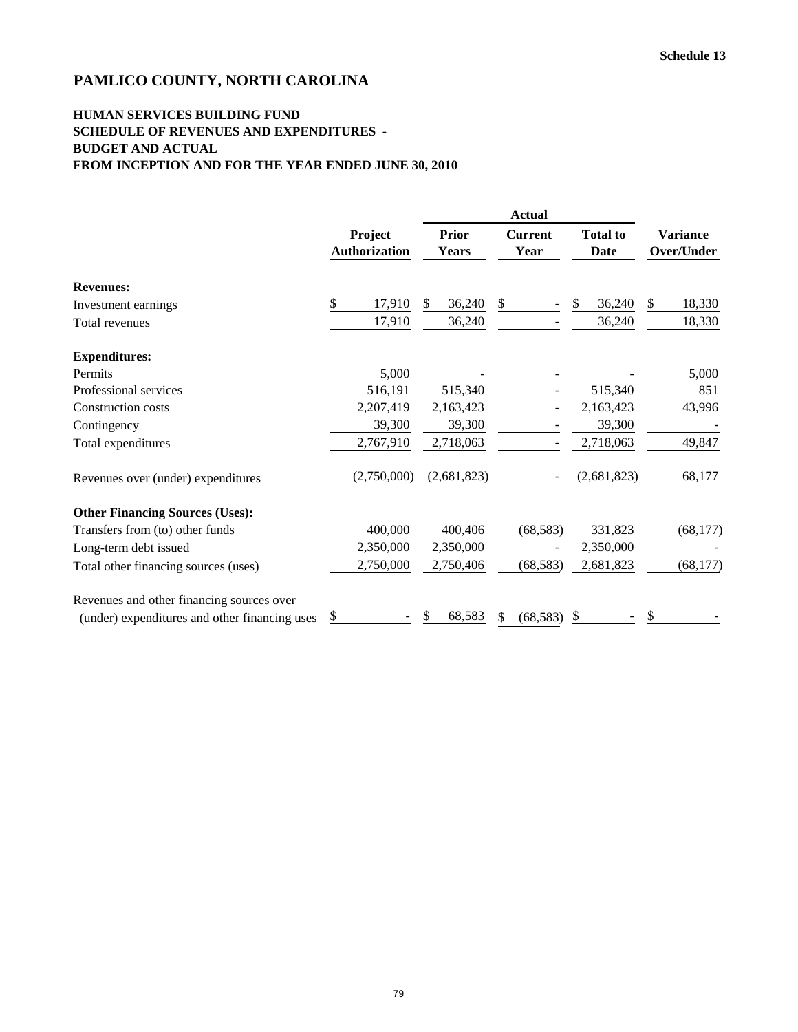Schedule 13

# PAMLICO COUNTY, NORTH CAROLINA

## HUMAN SERVICES BUILDING FUND
## SCHEDULE OF REVENUES AND EXPENDITURES -
## BUDGET AND ACTUAL
## FROM INCEPTION AND FOR THE YEAR ENDED JUNE 30, 2010

| | Project Authorization | Actual | | | Variance Over/Under |
|---|---|---|---|---|---|
| | | Prior Years | Current Year | Total to Date | |
| **Revenues:** | | | | | |
| Investment earnings | $ 17,910 | $ 36,240 | $ - | $ 36,240 | $ 18,330 |
| Total revenues | 17,910 | 36,240 | - | 36,240 | 18,330 |
| **Expenditures:** | | | | | |
| Permits | 5,000 | - | - | - | 5,000 |
| Professional services | 516,191 | 515,340 | - | 515,340 | 851 |
| Construction costs | 2,207,419 | 2,163,423 | - | 2,163,423 | 43,996 |
| Contingency | 39,300 | 39,300 | - | 39,300 | - |
| Total expenditures | 2,767,910 | 2,718,063 | - | 2,718,063 | 49,847 |
| Revenues over (under) expenditures | (2,750,000) | (2,681,823) | - | (2,681,823) | 68,177 |
| **Other Financing Sources (Uses):** | | | | | |
| Transfers from (to) other funds | 400,000 | 400,406 | (68,583) | 331,823 | (68,177) |
| Long-term debt issued | 2,350,000 | 2,350,000 | - | 2,350,000 | - |
| Total other financing sources (uses) | 2,750,000 | 2,750,406 | (68,583) | 2,681,823 | (68,177) |
| Revenues and other financing sources over (under) expenditures and other financing uses | $ - | $ 68,583 | $ (68,583) | $ - | $ - |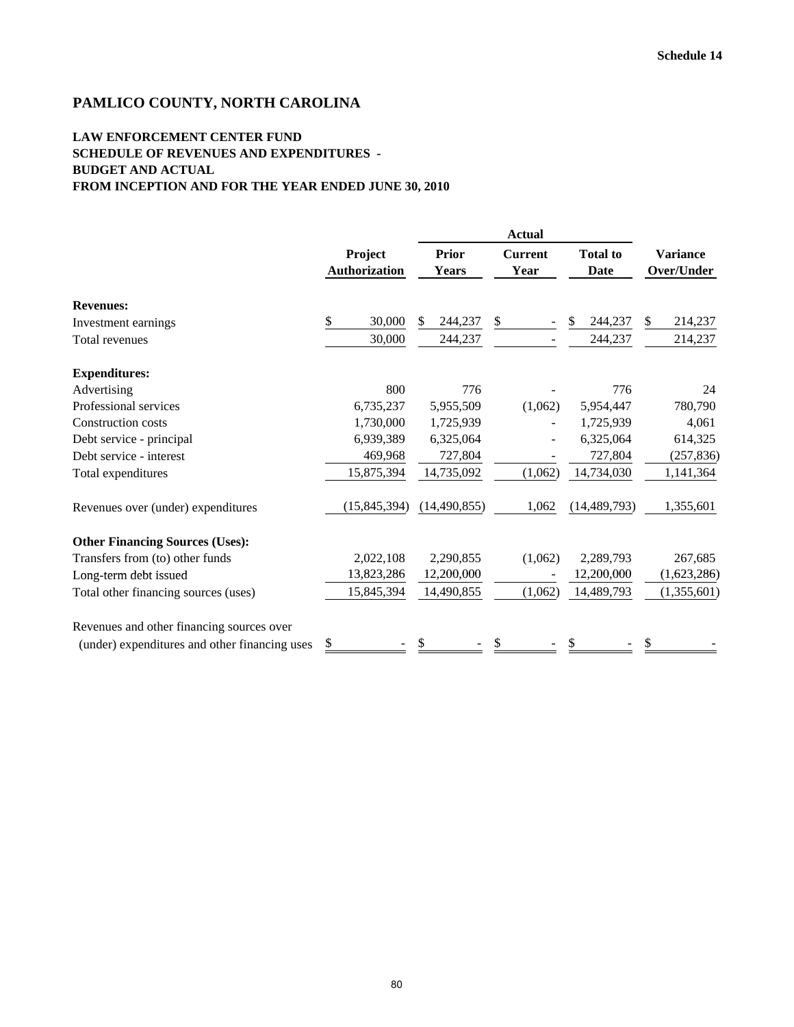Schedule 14

# PAMLICO COUNTY, NORTH CAROLINA

## LAW ENFORCEMENT CENTER FUND
## SCHEDULE OF REVENUES AND EXPENDITURES -
## BUDGET AND ACTUAL
## FROM INCEPTION AND FOR THE YEAR ENDED JUNE 30, 2010

| | Project Authorization | Actual | | | Variance Over/Under |
|---|---|---|---|---|---|
| | | Prior Years | Current Year | Total to Date | |
| **Revenues:** | | | | | |
| Investment earnings | $ 30,000 | $ 244,237 | $ - | $ 244,237 | $ 214,237 |
| Total revenues | 30,000 | 244,237 | - | 244,237 | 214,237 |
| **Expenditures:** | | | | | |
| Advertising | 800 | 776 | - | 776 | 24 |
| Professional services | 6,735,237 | 5,955,509 | (1,062) | 5,954,447 | 780,790 |
| Construction costs | 1,730,000 | 1,725,939 | - | 1,725,939 | 4,061 |
| Debt service - principal | 6,939,389 | 6,325,064 | - | 6,325,064 | 614,325 |
| Debt service - interest | 469,968 | 727,804 | - | 727,804 | (257,836) |
| Total expenditures | 15,875,394 | 14,735,092 | (1,062) | 14,734,030 | 1,141,364 |
| Revenues over (under) expenditures | (15,845,394) | (14,490,855) | 1,062 | (14,489,793) | 1,355,601 |
| **Other Financing Sources (Uses):** | | | | | |
| Transfers from (to) other funds | 2,022,108 | 2,290,855 | (1,062) | 2,289,793 | 267,685 |
| Long-term debt issued | 13,823,286 | 12,200,000 | - | 12,200,000 | (1,623,286) |
| Total other financing sources (uses) | 15,845,394 | 14,490,855 | (1,062) | 14,489,793 | (1,355,601) |
| Revenues and other financing sources over (under) expenditures and other financing uses | $ - | $ - | $ - | $ - | $ - |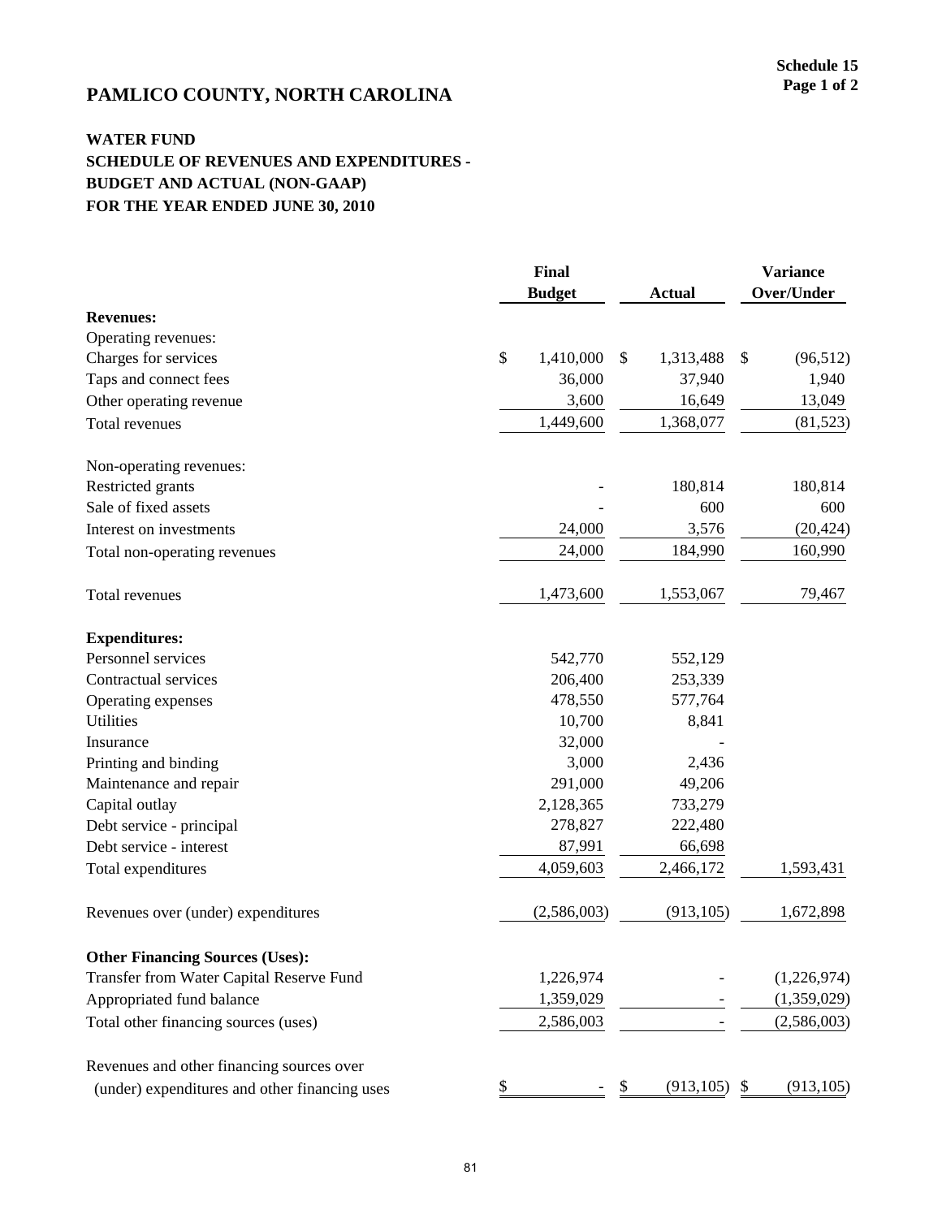Schedule 15
Page 1 of 2

# PAMLICO COUNTY, NORTH CAROLINA

## WATER FUND
## SCHEDULE OF REVENUES AND EXPENDITURES - BUDGET AND ACTUAL (NON-GAAP)
## FOR THE YEAR ENDED JUNE 30, 2010

| | Final Budget | Actual | Variance Over/Under |
|---|---|---|---|
| **Revenues:** | | | |
| Operating revenues: | | | |
| Charges for services | $ 1,410,000 | $ 1,313,488 | $ (96,512) |
| Taps and connect fees | 36,000 | 37,940 | 1,940 |
| Other operating revenue | 3,600 | 16,649 | 13,049 |
| Total revenues | 1,449,600 | 1,368,077 | (81,523) |
| Non-operating revenues: | | | |
| Restricted grants | - | 180,814 | 180,814 |
| Sale of fixed assets | - | 600 | 600 |
| Interest on investments | 24,000 | 3,576 | (20,424) |
| Total non-operating revenues | 24,000 | 184,990 | 160,990 |
| Total revenues | 1,473,600 | 1,553,067 | 79,467 |
| **Expenditures:** | | | |
| Personnel services | 542,770 | 552,129 | |
| Contractual services | 206,400 | 253,339 | |
| Operating expenses | 478,550 | 577,764 | |
| Utilities | 10,700 | 8,841 | |
| Insurance | 32,000 | - | |
| Printing and binding | 3,000 | 2,436 | |
| Maintenance and repair | 291,000 | 49,206 | |
| Capital outlay | 2,128,365 | 733,279 | |
| Debt service - principal | 278,827 | 222,480 | |
| Debt service - interest | 87,991 | 66,698 | |
| Total expenditures | 4,059,603 | 2,466,172 | 1,593,431 |
| Revenues over (under) expenditures | (2,586,003) | (913,105) | 1,672,898 |
| **Other Financing Sources (Uses):** | | | |
| Transfer from Water Capital Reserve Fund | 1,226,974 | - | (1,226,974) |
| Appropriated fund balance | 1,359,029 | - | (1,359,029) |
| Total other financing sources (uses) | 2,586,003 | - | (2,586,003) |
| Revenues and other financing sources over (under) expenditures and other financing uses | $ - | $ (913,105) | $ (913,105) |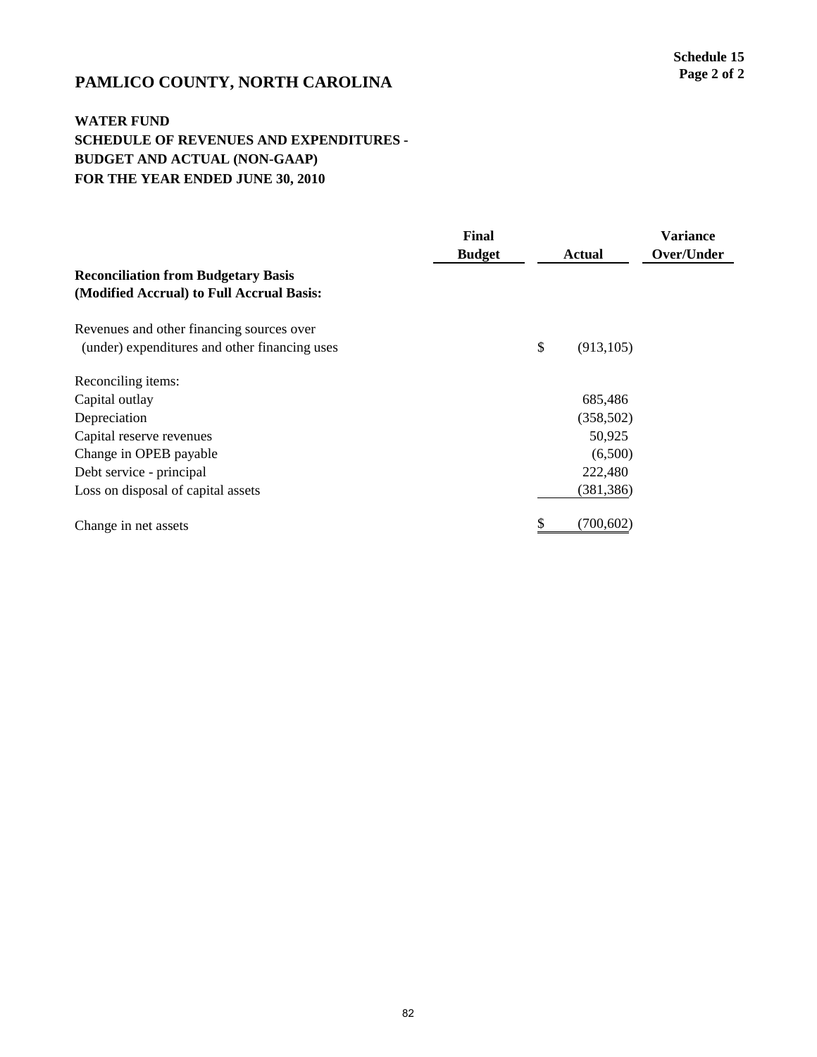**Schedule 15**
**Page 2 of 2**

# PAMLICO COUNTY, NORTH CAROLINA

## WATER FUND
## SCHEDULE OF REVENUES AND EXPENDITURES - BUDGET AND ACTUAL (NON-GAAP)
## FOR THE YEAR ENDED JUNE 30, 2010

| | Final Budget | Actual | Variance Over/Under |
|---|---|---|---|
| **Reconciliation from Budgetary Basis (Modified Accrual) to Full Accrual Basis:** | | | |
| Revenues and other financing sources over (under) expenditures and other financing uses | | $ (913,105) | |
| Reconciling items: | | | |
| Capital outlay | | 685,486 | |
| Depreciation | | (358,502) | |
| Capital reserve revenues | | 50,925 | |
| Change in OPEB payable | | (6,500) | |
| Debt service - principal | | 222,480 | |
| Loss on disposal of capital assets | | (381,386) | |
| Change in net assets | | $ (700,602) | |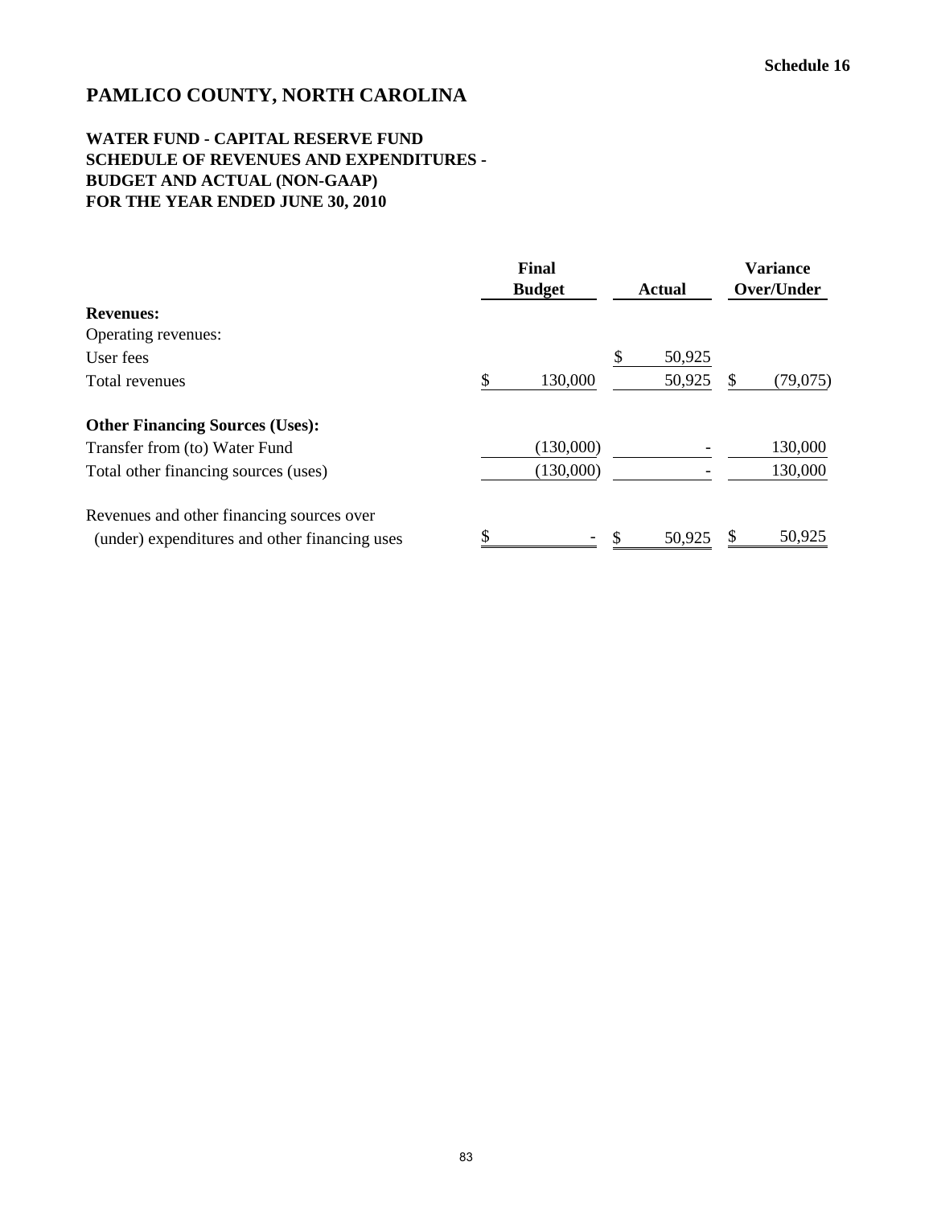Schedule 16

# PAMLICO COUNTY, NORTH CAROLINA

## WATER FUND - CAPITAL RESERVE FUND
## SCHEDULE OF REVENUES AND EXPENDITURES - BUDGET AND ACTUAL (NON-GAAP)
## FOR THE YEAR ENDED JUNE 30, 2010

| | Final Budget | Actual | Variance Over/Under |
|---|---|---|---|
| **Revenues:** | | | |
| Operating revenues: | | | |
| User fees | | $ 50,925 | |
| Total revenues | $ 130,000 | 50,925 | $ (79,075) |
| | | | |
| **Other Financing Sources (Uses):** | | | |
| Transfer from (to) Water Fund | (130,000) | - | 130,000 |
| Total other financing sources (uses) | (130,000) | - | 130,000 |
| | | | |
| Revenues and other financing sources over (under) expenditures and other financing uses | $ - | $ 50,925 | $ 50,925 |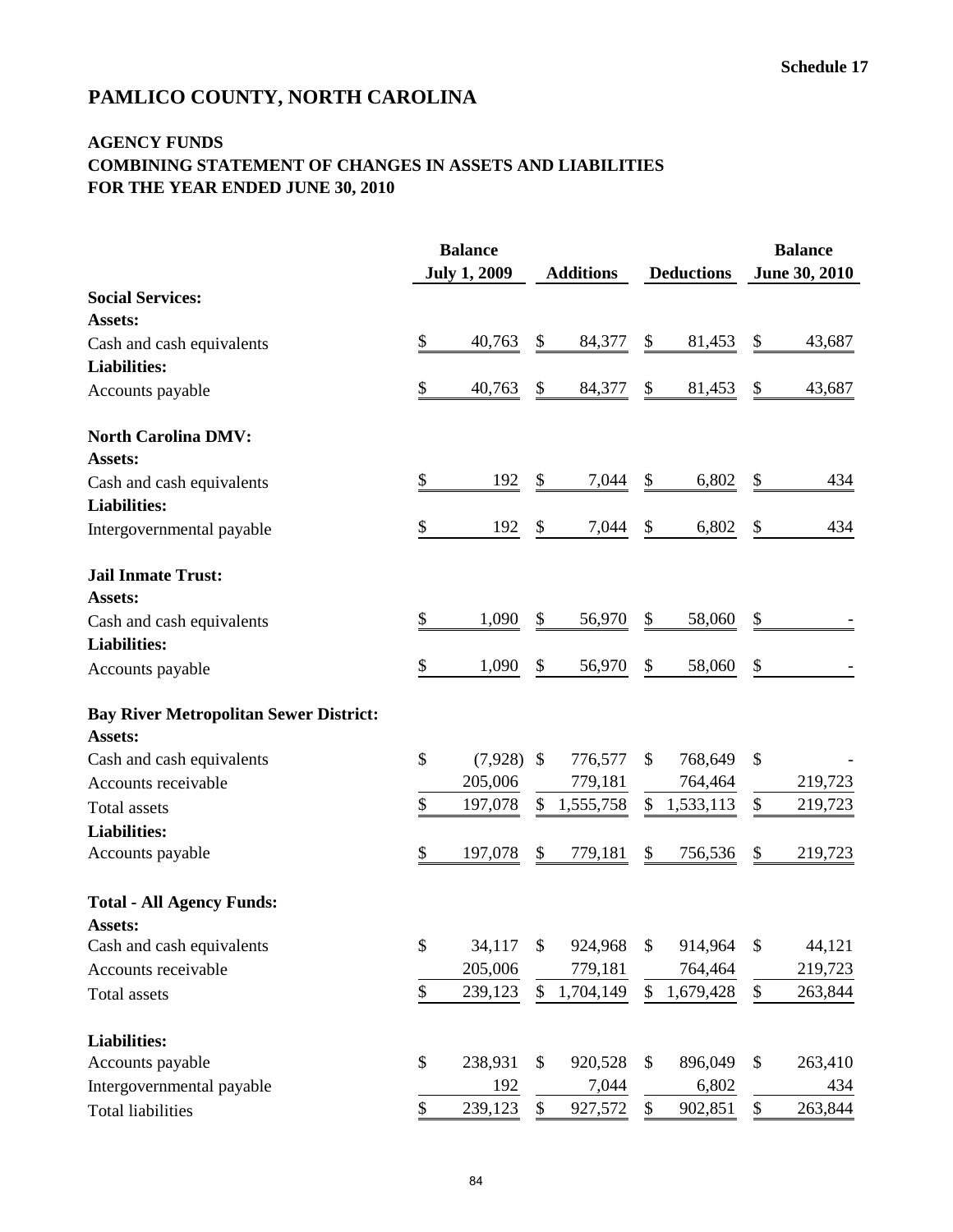Schedule 17

# PAMLICO COUNTY, NORTH CAROLINA

## AGENCY FUNDS
## COMBINING STATEMENT OF CHANGES IN ASSETS AND LIABILITIES
## FOR THE YEAR ENDED JUNE 30, 2010

| | Balance July 1, 2009 | Additions | Deductions | Balance June 30, 2010 |
|---|---|---|---|---|
| **Social Services:** | | | | |
| **Assets:** | | | | |
| Cash and cash equivalents | $ 40,763 | $ 84,377 | $ 81,453 | $ 43,687 |
| **Liabilities:** | | | | |
| Accounts payable | $ 40,763 | $ 84,377 | $ 81,453 | $ 43,687 |
| **North Carolina DMV:** | | | | |
| **Assets:** | | | | |
| Cash and cash equivalents | $ 192 | $ 7,044 | $ 6,802 | $ 434 |
| **Liabilities:** | | | | |
| Intergovernmental payable | $ 192 | $ 7,044 | $ 6,802 | $ 434 |
| **Jail Inmate Trust:** | | | | |
| **Assets:** | | | | |
| Cash and cash equivalents | $ 1,090 | $ 56,970 | $ 58,060 | $ - |
| **Liabilities:** | | | | |
| Accounts payable | $ 1,090 | $ 56,970 | $ 58,060 | $ - |
| **Bay River Metropolitan Sewer District:** | | | | |
| **Assets:** | | | | |
| Cash and cash equivalents | $ (7,928) | $ 776,577 | $ 768,649 | $ - |
| Accounts receivable | 205,006 | 779,181 | 764,464 | 219,723 |
| Total assets | $ 197,078 | $ 1,555,758 | $ 1,533,113 | $ 219,723 |
| **Liabilities:** | | | | |
| Accounts payable | $ 197,078 | $ 779,181 | $ 756,536 | $ 219,723 |
| **Total - All Agency Funds:** | | | | |
| **Assets:** | | | | |
| Cash and cash equivalents | $ 34,117 | $ 924,968 | $ 914,964 | $ 44,121 |
| Accounts receivable | 205,006 | 779,181 | 764,464 | 219,723 |
| Total assets | $ 239,123 | $ 1,704,149 | $ 1,679,428 | $ 263,844 |
| **Liabilities:** | | | | |
| Accounts payable | $ 238,931 | $ 920,528 | $ 896,049 | $ 263,410 |
| Intergovernmental payable | 192 | 7,044 | 6,802 | 434 |
| Total liabilities | $ 239,123 | $ 927,572 | $ 902,851 | $ 263,844 |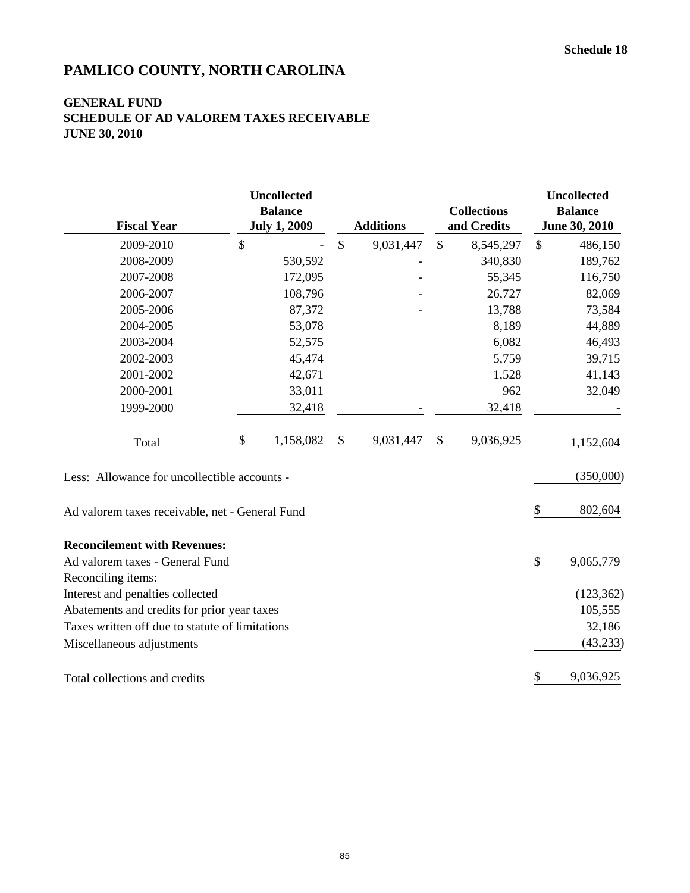Schedule 18

# PAMLICO COUNTY, NORTH CAROLINA

## GENERAL FUND
## SCHEDULE OF AD VALOREM TAXES RECEIVABLE
## JUNE 30, 2010

| Fiscal Year | Uncollected Balance July 1, 2009 | Additions | Collections and Credits | Uncollected Balance June 30, 2010 |
|---|---|---|---|---|
| 2009-2010 | $ - | $ 9,031,447 | $ 8,545,297 | $ 486,150 |
| 2008-2009 | 530,592 | - | 340,830 | 189,762 |
| 2007-2008 | 172,095 | - | 55,345 | 116,750 |
| 2006-2007 | 108,796 | - | 26,727 | 82,069 |
| 2005-2006 | 87,372 | - | 13,788 | 73,584 |
| 2004-2005 | 53,078 | | 8,189 | 44,889 |
| 2003-2004 | 52,575 | | 6,082 | 46,493 |
| 2002-2003 | 45,474 | | 5,759 | 39,715 |
| 2001-2002 | 42,671 | | 1,528 | 41,143 |
| 2000-2001 | 33,011 | | 962 | 32,049 |
| 1999-2000 | 32,418 | - | 32,418 | - |
| Total | $ 1,158,082 | $ 9,031,447 | $ 9,036,925 | 1,152,604 |
| Less: Allowance for uncollectible accounts - | | | | (350,000) |
| Ad valorem taxes receivable, net - General Fund | | | | $ 802,604 |

**Reconcilement with Revenues:**

| | |
|---|---|
| Ad valorem taxes - General Fund | $ 9,065,779 |
| Reconciling items: | |
| Interest and penalties collected | (123,362) |
| Abatements and credits for prior year taxes | 105,555 |
| Taxes written off due to statute of limitations | 32,186 |
| Miscellaneous adjustments | (43,233) |
| Total collections and credits | $ 9,036,925 |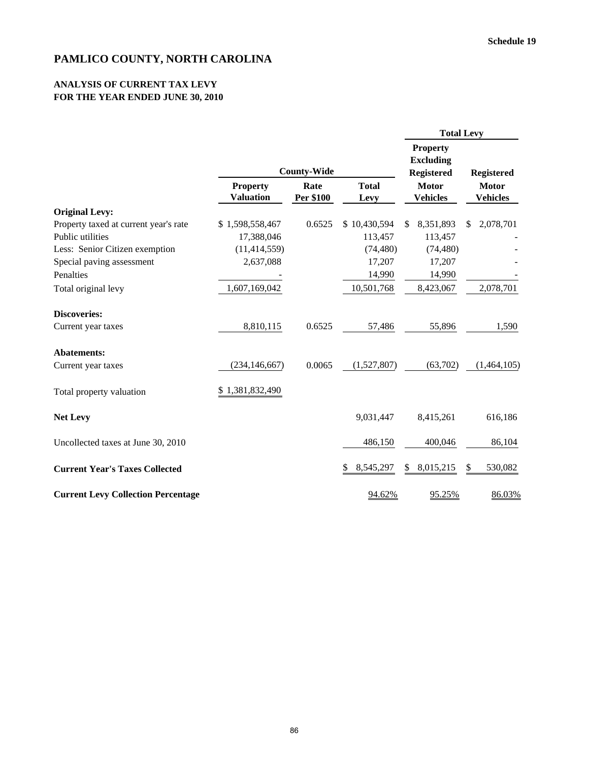Schedule 19

# PAMLICO COUNTY, NORTH CAROLINA

## ANALYSIS OF CURRENT TAX LEVY
## FOR THE YEAR ENDED JUNE 30, 2010

| | County-Wide | | | Total Levy | |
|---|---|---|---|---|---|
| | Property Valuation | Rate Per $100 | Total Levy | Property Excluding Registered Motor Vehicles | Registered Motor Vehicles |
| **Original Levy:** | | | | | |
| Property taxed at current year's rate | $ 1,598,558,467 | 0.6525 | $ 10,430,594 | $ 8,351,893 | $ 2,078,701 |
| Public utilities | 17,388,046 | | 113,457 | 113,457 | - |
| Less: Senior Citizen exemption | (11,414,559) | | (74,480) | (74,480) | - |
| Special paving assessment | 2,637,088 | | 17,207 | 17,207 | - |
| Penalties | - | | 14,990 | 14,990 | - |
| Total original levy | 1,607,169,042 | | 10,501,768 | 8,423,067 | 2,078,701 |
| **Discoveries:** | | | | | |
| Current year taxes | 8,810,115 | 0.6525 | 57,486 | 55,896 | 1,590 |
| **Abatements:** | | | | | |
| Current year taxes | (234,146,667) | 0.0065 | (1,527,807) | (63,702) | (1,464,105) |
| Total property valuation | $ 1,381,832,490 | | | | |
| **Net Levy** | | | 9,031,447 | 8,415,261 | 616,186 |
| Uncollected taxes at June 30, 2010 | | | 486,150 | 400,046 | 86,104 |
| **Current Year's Taxes Collected** | | | $ 8,545,297 | $ 8,015,215 | $ 530,082 |
| **Current Levy Collection Percentage** | | | 94.62% | 95.25% | 86.03% |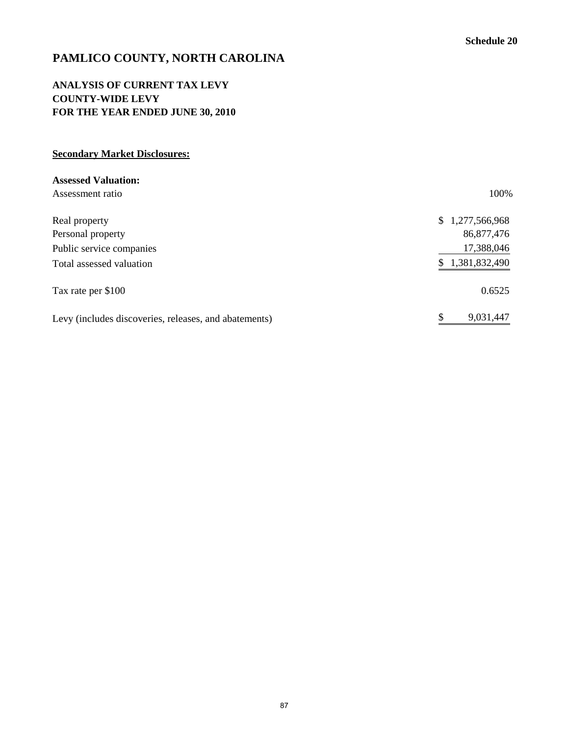Schedule 20

# PAMLICO COUNTY, NORTH CAROLINA

## ANALYSIS OF CURRENT TAX LEVY
## COUNTY-WIDE LEVY
## FOR THE YEAR ENDED JUNE 30, 2010

**Secondary Market Disclosures:**

| **Assessed Valuation:** | |
|---|---|
| Assessment ratio | 100% |
| | |
| Real property | $ 1,277,566,968 |
| Personal property | 86,877,476 |
| Public service companies | 17,388,046 |
| Total assessed valuation | $ 1,381,832,490 |
| | |
| Tax rate per $100 | 0.6525 |
| | |
| Levy (includes discoveries, releases, and abatements) | $ 9,031,447 |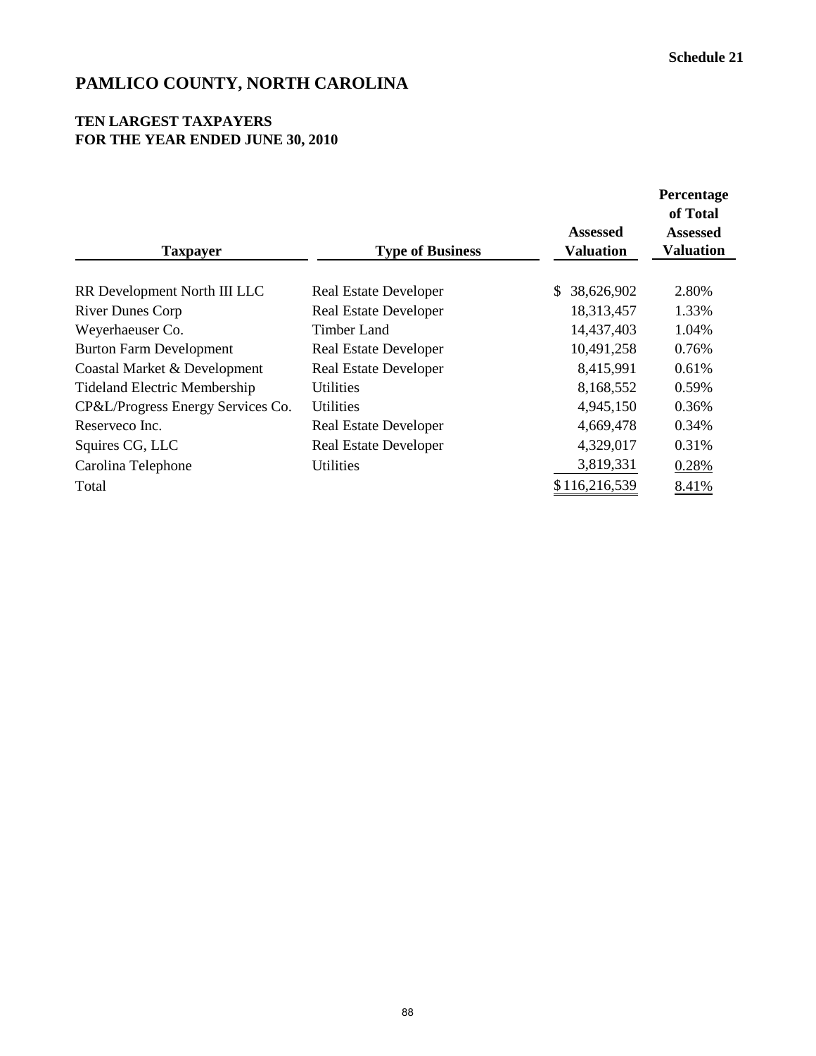Schedule 21

# PAMLICO COUNTY, NORTH CAROLINA

## TEN LARGEST TAXPAYERS
## FOR THE YEAR ENDED JUNE 30, 2010

| Taxpayer | Type of Business | Assessed Valuation | Percentage of Total Assessed Valuation |
|---|---|---|---|
| RR Development North III LLC | Real Estate Developer | $ 38,626,902 | 2.80% |
| River Dunes Corp | Real Estate Developer | 18,313,457 | 1.33% |
| Weyerhaeuser Co. | Timber Land | 14,437,403 | 1.04% |
| Burton Farm Development | Real Estate Developer | 10,491,258 | 0.76% |
| Coastal Market & Development | Real Estate Developer | 8,415,991 | 0.61% |
| Tideland Electric Membership | Utilities | 8,168,552 | 0.59% |
| CP&L/Progress Energy Services Co. | Utilities | 4,945,150 | 0.36% |
| Reserveco Inc. | Real Estate Developer | 4,669,478 | 0.34% |
| Squires CG, LLC | Real Estate Developer | 4,329,017 | 0.31% |
| Carolina Telephone | Utilities | 3,819,331 | 0.28% |
| Total | | $116,216,539 | 8.41% |